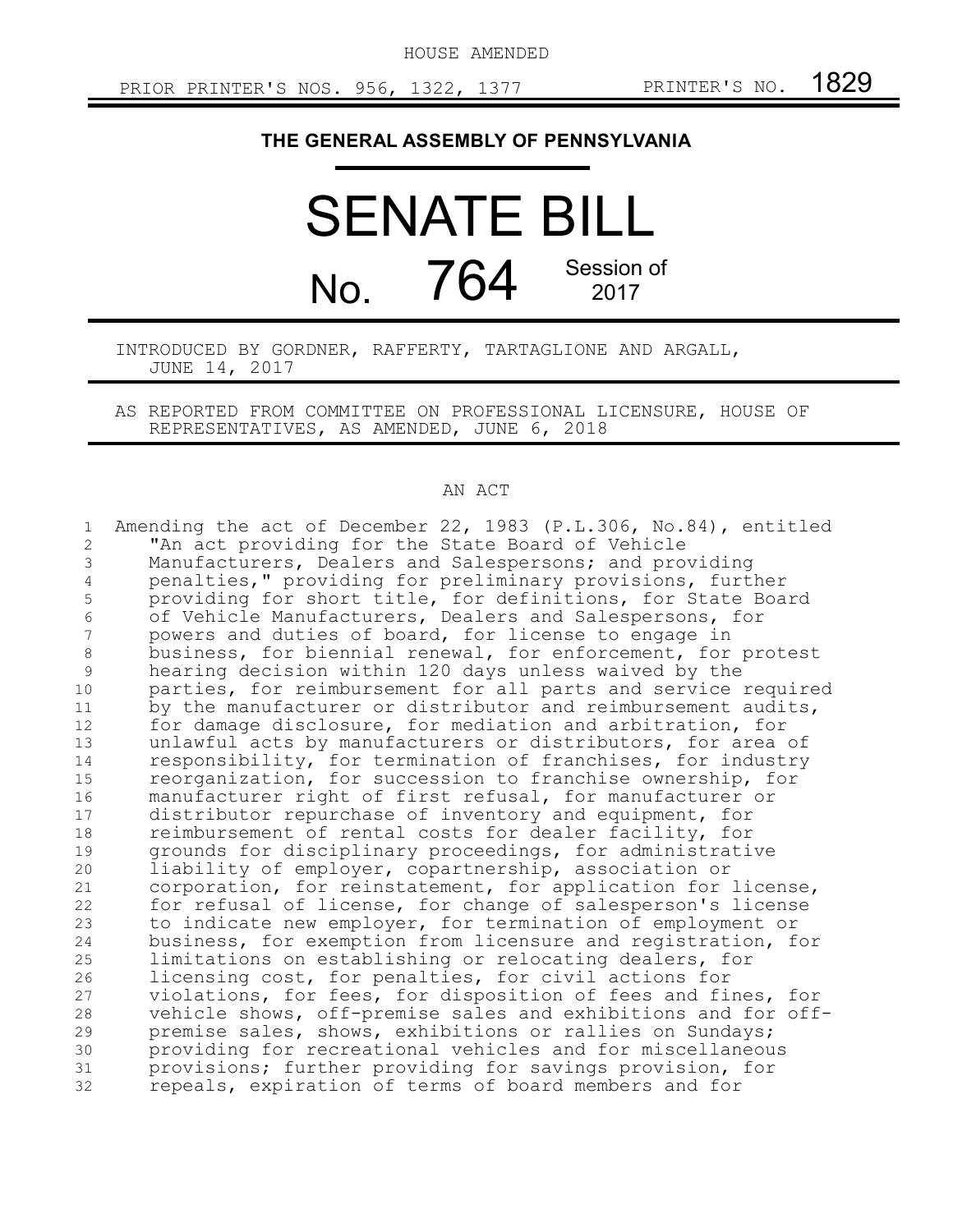HOUSE AMENDED

PRIOR PRINTER'S NOS. 956, 1322, 1377 PRINTER'S NO. 1829

# THE GENERAL ASSEMBLY OF PENNSYLVANIA

# SENATE BILL

# No. 764 Session of 2017

INTRODUCED BY GORDNER, RAFFERTY, TARTAGLIONE AND ARGALL, JUNE 14, 2017

AS REPORTED FROM COMMITTEE ON PROFESSIONAL LICENSURE, HOUSE OF REPRESENTATIVES, AS AMENDED, JUNE 6, 2018

## AN ACT

1 Amending the act of December 22, 1983 (P.L.306, No.84), entitled
2 "An act providing for the State Board of Vehicle
3 Manufacturers, Dealers and Salespersons; and providing
4 penalties," providing for preliminary provisions, further
5 providing for short title, for definitions, for State Board
6 of Vehicle Manufacturers, Dealers and Salespersons, for
7 powers and duties of board, for license to engage in
8 business, for biennial renewal, for enforcement, for protest
9 hearing decision within 120 days unless waived by the
10 parties, for reimbursement for all parts and service required
11 by the manufacturer or distributor and reimbursement audits,
12 for damage disclosure, for mediation and arbitration, for
13 unlawful acts by manufacturers or distributors, for area of
14 responsibility, for termination of franchises, for industry
15 reorganization, for succession to franchise ownership, for
16 manufacturer right of first refusal, for manufacturer or
17 distributor repurchase of inventory and equipment, for
18 reimbursement of rental costs for dealer facility, for
19 grounds for disciplinary proceedings, for administrative
20 liability of employer, copartnership, association or
21 corporation, for reinstatement, for application for license,
22 for refusal of license, for change of salesperson's license
23 to indicate new employer, for termination of employment or
24 business, for exemption from licensure and registration, for
25 limitations on establishing or relocating dealers, for
26 licensing cost, for penalties, for civil actions for
27 violations, for fees, for disposition of fees and fines, for
28 vehicle shows, off-premise sales and exhibitions and for off-
29 premise sales, shows, exhibitions or rallies on Sundays;
30 providing for recreational vehicles and for miscellaneous
31 provisions; further providing for savings provision, for
32 repeals, expiration of terms of board members and for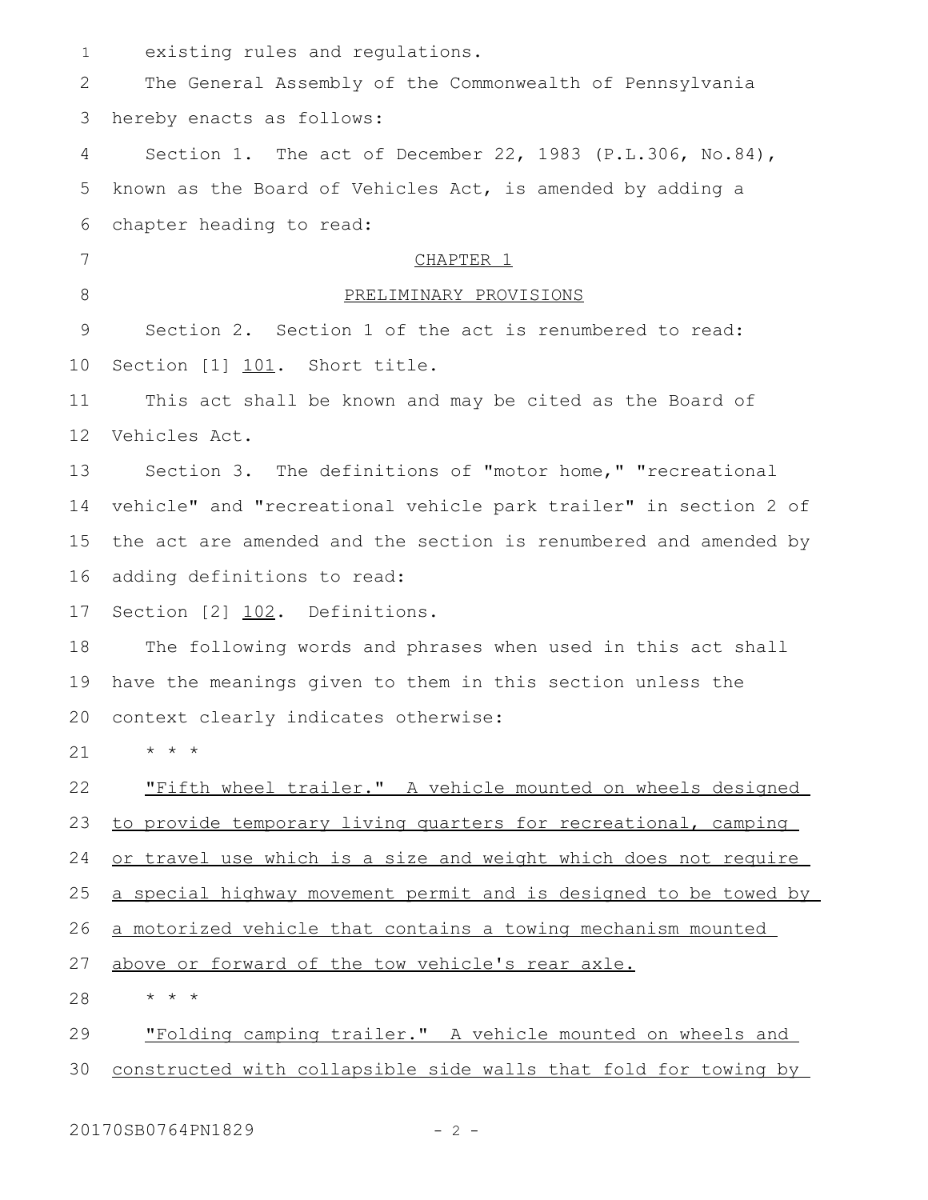existing rules and regulations.

The General Assembly of the Commonwealth of Pennsylvania hereby enacts as follows:

Section 1. The act of December 22, 1983 (P.L.306, No.84), known as the Board of Vehicles Act, is amended by adding a chapter heading to read:

CHAPTER 1

PRELIMINARY PROVISIONS

Section 2. Section 1 of the act is renumbered to read:

Section [1] 101. Short title.

This act shall be known and may be cited as the Board of Vehicles Act.

Section 3. The definitions of "motor home," "recreational vehicle" and "recreational vehicle park trailer" in section 2 of the act are amended and the section is renumbered and amended by adding definitions to read:

Section [2] 102. Definitions.

The following words and phrases when used in this act shall have the meanings given to them in this section unless the context clearly indicates otherwise:

* * *

"Fifth wheel trailer." A vehicle mounted on wheels designed to provide temporary living quarters for recreational, camping or travel use which is a size and weight which does not require a special highway movement permit and is designed to be towed by a motorized vehicle that contains a towing mechanism mounted above or forward of the tow vehicle's rear axle.

* * *

"Folding camping trailer." A vehicle mounted on wheels and constructed with collapsible side walls that fold for towing by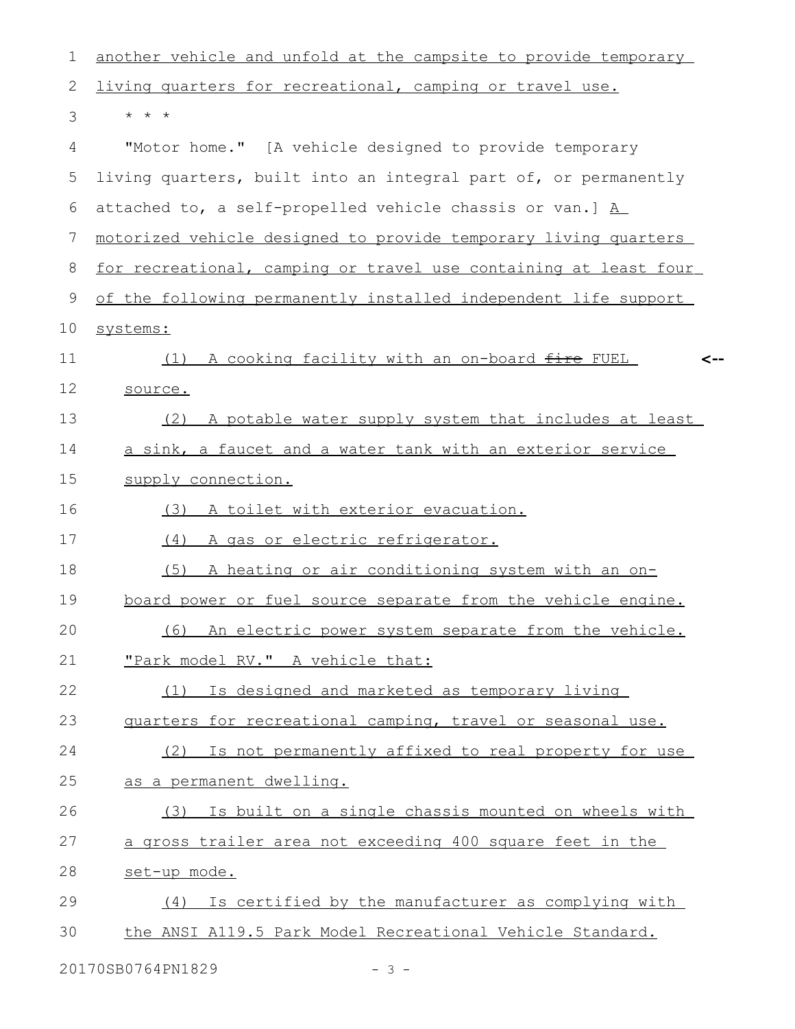another vehicle and unfold at the campsite to provide temporary living quarters for recreational, camping or travel use.

* * *

"Motor home." [A vehicle designed to provide temporary living quarters, built into an integral part of, or permanently attached to, a self-propelled vehicle chassis or van.] A motorized vehicle designed to provide temporary living quarters for recreational, camping or travel use containing at least four of the following permanently installed independent life support systems:

(1) A cooking facility with an on-board ~~fire~~ FUEL source.

(2) A potable water supply system that includes at least a sink, a faucet and a water tank with an exterior service supply connection.

(3) A toilet with exterior evacuation.

(4) A gas or electric refrigerator.

(5) A heating or air conditioning system with an on-board power or fuel source separate from the vehicle engine.

(6) An electric power system separate from the vehicle.

"Park model RV." A vehicle that:

(1) Is designed and marketed as temporary living quarters for recreational camping, travel or seasonal use.

(2) Is not permanently affixed to real property for use as a permanent dwelling.

(3) Is built on a single chassis mounted on wheels with a gross trailer area not exceeding 400 square feet in the set-up mode.

(4) Is certified by the manufacturer as complying with the ANSI A119.5 Park Model Recreational Vehicle Standard.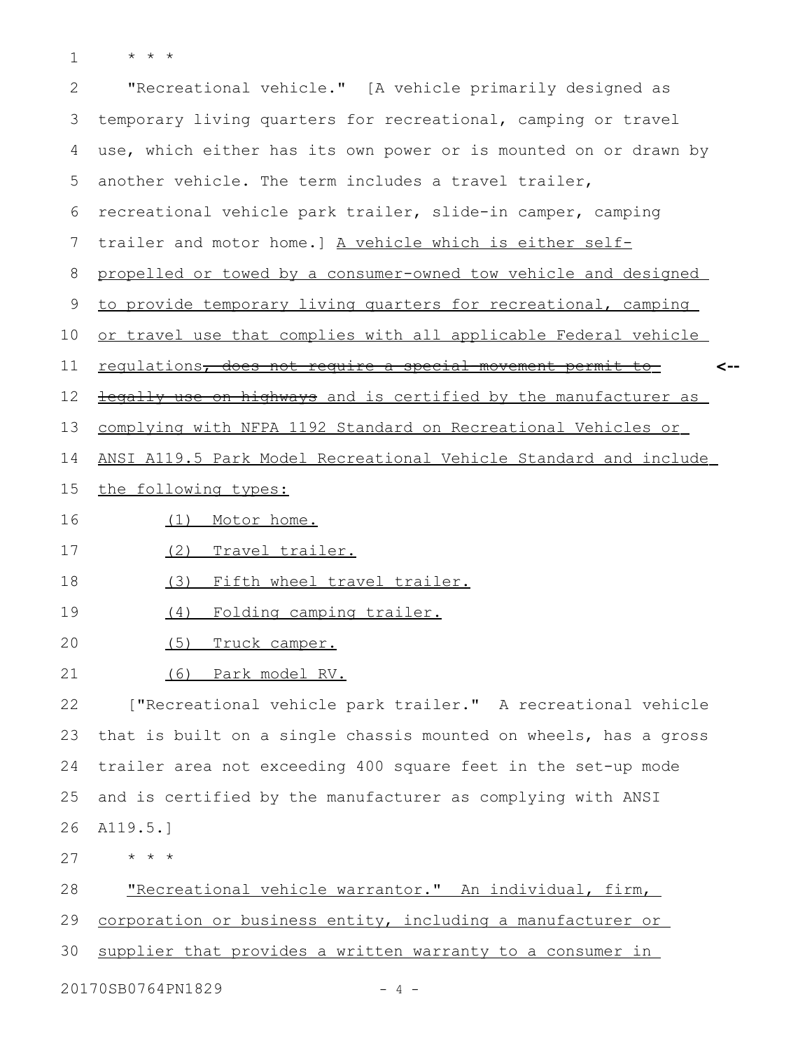* * *

"Recreational vehicle." [A vehicle primarily designed as temporary living quarters for recreational, camping or travel use, which either has its own power or is mounted on or drawn by another vehicle. The term includes a travel trailer, recreational vehicle park trailer, slide-in camper, camping trailer and motor home.] <u>A vehicle which is either self-propelled or towed by a consumer-owned tow vehicle and designed to provide temporary living quarters for recreational, camping or travel use that complies with all applicable Federal vehicle regulations</u><s>, does not require a special movement permit to legally use on highways</s> <u>and is certified by the manufacturer as complying with NFPA 1192 Standard on Recreational Vehicles or ANSI A119.5 Park Model Recreational Vehicle Standard and include the following types:</u> <--

<u>(1) Motor home.</u>

<u>(2) Travel trailer.</u>

<u>(3) Fifth wheel travel trailer.</u>

<u>(4) Folding camping trailer.</u>

<u>(5) Truck camper.</u>

<u>(6) Park model RV.</u>

["Recreational vehicle park trailer." A recreational vehicle that is built on a single chassis mounted on wheels, has a gross trailer area not exceeding 400 square feet in the set-up mode and is certified by the manufacturer as complying with ANSI A119.5.]

* * *

<u>"Recreational vehicle warrantor." An individual, firm, corporation or business entity, including a manufacturer or supplier that provides a written warranty to a consumer in</u>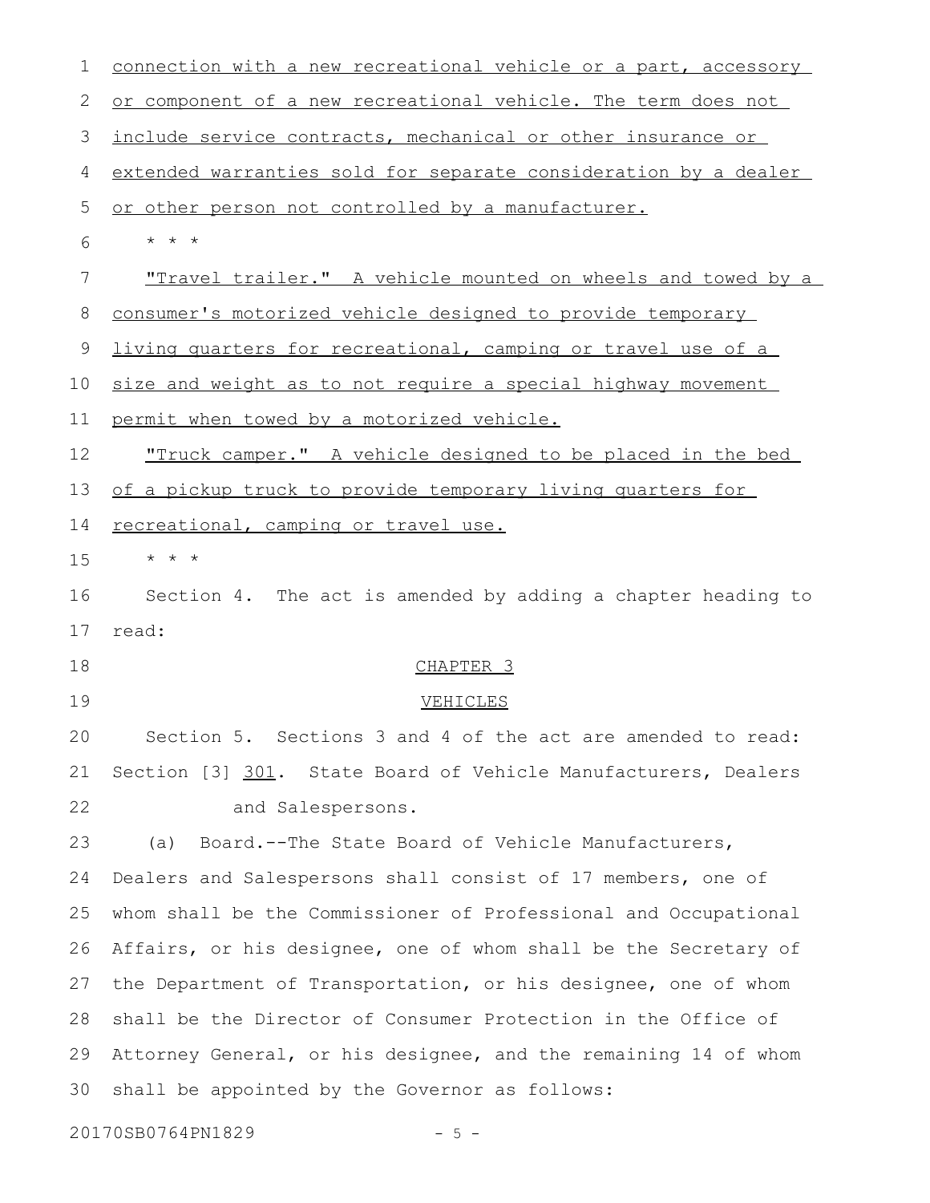connection with a new recreational vehicle or a part, accessory or component of a new recreational vehicle. The term does not include service contracts, mechanical or other insurance or extended warranties sold for separate consideration by a dealer or other person not controlled by a manufacturer.

\* \* \*

"Travel trailer." A vehicle mounted on wheels and towed by a consumer's motorized vehicle designed to provide temporary living quarters for recreational, camping or travel use of a size and weight as to not require a special highway movement permit when towed by a motorized vehicle.

"Truck camper." A vehicle designed to be placed in the bed of a pickup truck to provide temporary living quarters for recreational, camping or travel use.

\* \* \*

Section 4. The act is amended by adding a chapter heading to read:

CHAPTER 3

VEHICLES

Section 5. Sections 3 and 4 of the act are amended to read:

Section [3] 301. State Board of Vehicle Manufacturers, Dealers and Salespersons.

(a) Board.--The State Board of Vehicle Manufacturers, Dealers and Salespersons shall consist of 17 members, one of whom shall be the Commissioner of Professional and Occupational Affairs, or his designee, one of whom shall be the Secretary of the Department of Transportation, or his designee, one of whom shall be the Director of Consumer Protection in the Office of Attorney General, or his designee, and the remaining 14 of whom shall be appointed by the Governor as follows: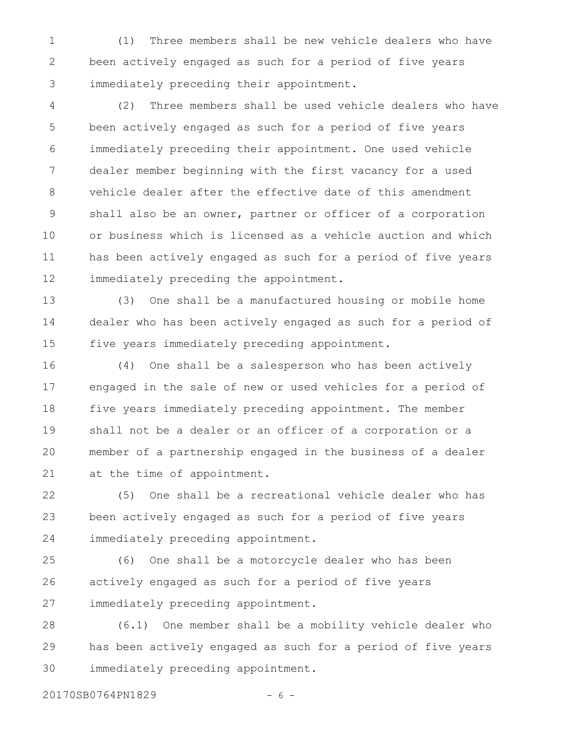(1) Three members shall be new vehicle dealers who have been actively engaged as such for a period of five years immediately preceding their appointment.

(2) Three members shall be used vehicle dealers who have been actively engaged as such for a period of five years immediately preceding their appointment. One used vehicle dealer member beginning with the first vacancy for a used vehicle dealer after the effective date of this amendment shall also be an owner, partner or officer of a corporation or business which is licensed as a vehicle auction and which has been actively engaged as such for a period of five years immediately preceding the appointment.

(3) One shall be a manufactured housing or mobile home dealer who has been actively engaged as such for a period of five years immediately preceding appointment.

(4) One shall be a salesperson who has been actively engaged in the sale of new or used vehicles for a period of five years immediately preceding appointment. The member shall not be a dealer or an officer of a corporation or a member of a partnership engaged in the business of a dealer at the time of appointment.

(5) One shall be a recreational vehicle dealer who has been actively engaged as such for a period of five years immediately preceding appointment.

(6) One shall be a motorcycle dealer who has been actively engaged as such for a period of five years immediately preceding appointment.

(6.1) One member shall be a mobility vehicle dealer who has been actively engaged as such for a period of five years immediately preceding appointment.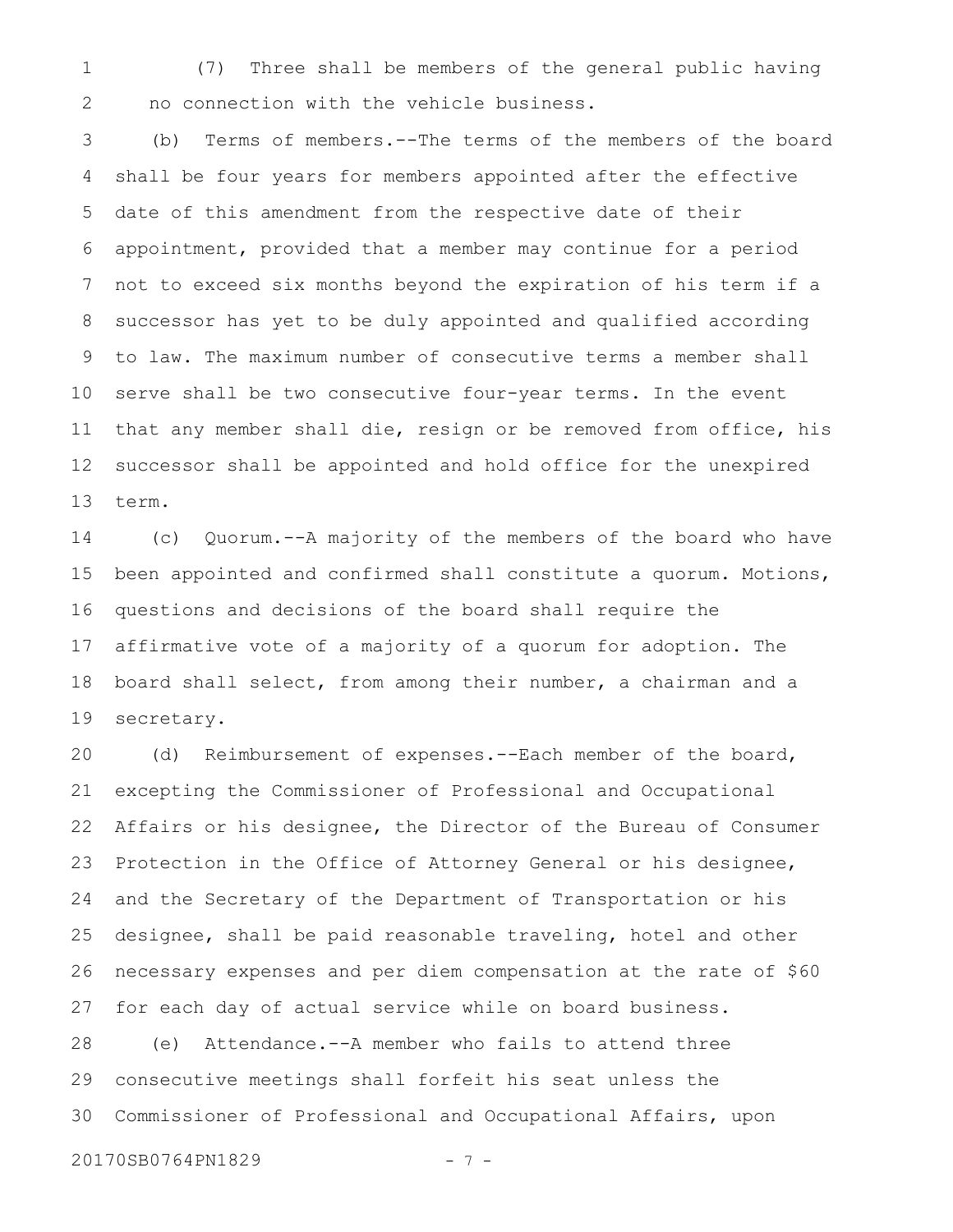(7) Three shall be members of the general public having no connection with the vehicle business.

(b) Terms of members.--The terms of the members of the board shall be four years for members appointed after the effective date of this amendment from the respective date of their appointment, provided that a member may continue for a period not to exceed six months beyond the expiration of his term if a successor has yet to be duly appointed and qualified according to law. The maximum number of consecutive terms a member shall serve shall be two consecutive four-year terms. In the event that any member shall die, resign or be removed from office, his successor shall be appointed and hold office for the unexpired term.

(c) Quorum.--A majority of the members of the board who have been appointed and confirmed shall constitute a quorum. Motions, questions and decisions of the board shall require the affirmative vote of a majority of a quorum for adoption. The board shall select, from among their number, a chairman and a secretary.

(d) Reimbursement of expenses.--Each member of the board, excepting the Commissioner of Professional and Occupational Affairs or his designee, the Director of the Bureau of Consumer Protection in the Office of Attorney General or his designee, and the Secretary of the Department of Transportation or his designee, shall be paid reasonable traveling, hotel and other necessary expenses and per diem compensation at the rate of $60 for each day of actual service while on board business.

(e) Attendance.--A member who fails to attend three consecutive meetings shall forfeit his seat unless the Commissioner of Professional and Occupational Affairs, upon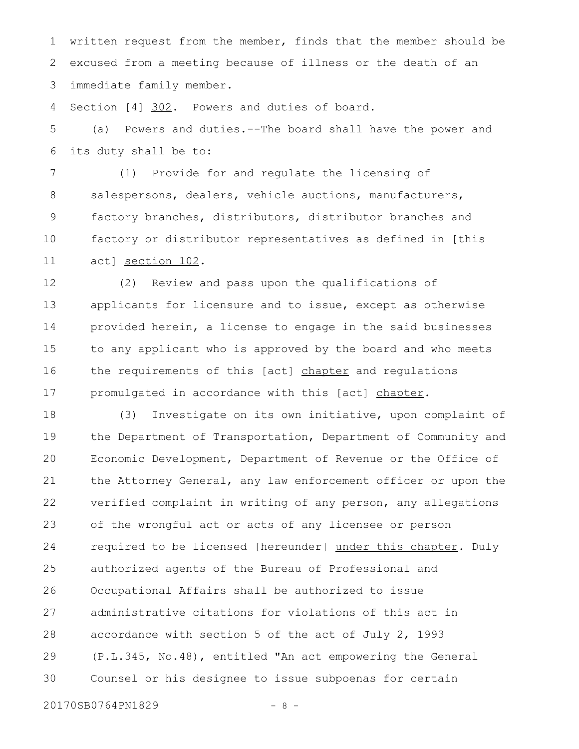written request from the member, finds that the member should be excused from a meeting because of illness or the death of an immediate family member.

Section [4] <u>302</u>. Powers and duties of board.

(a) Powers and duties.--The board shall have the power and its duty shall be to:

(1) Provide for and regulate the licensing of salespersons, dealers, vehicle auctions, manufacturers, factory branches, distributors, distributor branches and factory or distributor representatives as defined in [this act] <u>section 102</u>.

(2) Review and pass upon the qualifications of applicants for licensure and to issue, except as otherwise provided herein, a license to engage in the said businesses to any applicant who is approved by the board and who meets the requirements of this [act] <u>chapter</u> and regulations promulgated in accordance with this [act] <u>chapter</u>.

(3) Investigate on its own initiative, upon complaint of the Department of Transportation, Department of Community and Economic Development, Department of Revenue or the Office of the Attorney General, any law enforcement officer or upon the verified complaint in writing of any person, any allegations of the wrongful act or acts of any licensee or person required to be licensed [hereunder] <u>under this chapter</u>. Duly authorized agents of the Bureau of Professional and Occupational Affairs shall be authorized to issue administrative citations for violations of this act in accordance with section 5 of the act of July 2, 1993 (P.L.345, No.48), entitled "An act empowering the General Counsel or his designee to issue subpoenas for certain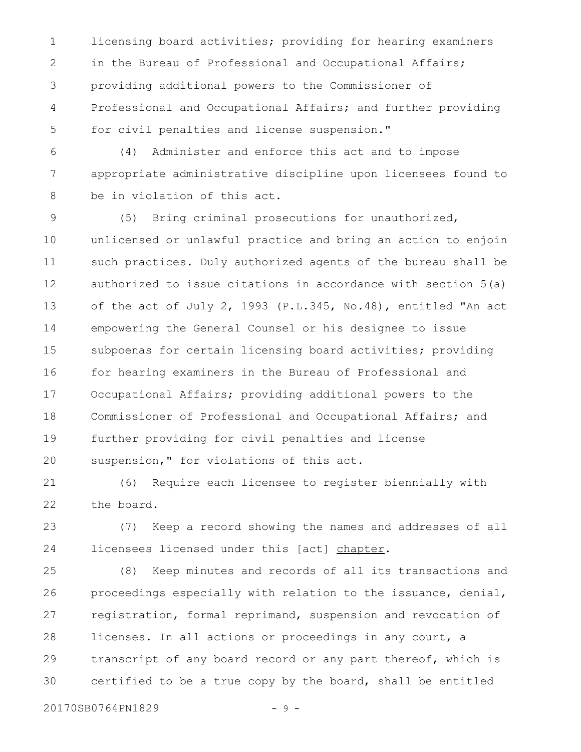licensing board activities; providing for hearing examiners in the Bureau of Professional and Occupational Affairs; providing additional powers to the Commissioner of Professional and Occupational Affairs; and further providing for civil penalties and license suspension."

(4) Administer and enforce this act and to impose appropriate administrative discipline upon licensees found to be in violation of this act.

(5) Bring criminal prosecutions for unauthorized, unlicensed or unlawful practice and bring an action to enjoin such practices. Duly authorized agents of the bureau shall be authorized to issue citations in accordance with section 5(a) of the act of July 2, 1993 (P.L.345, No.48), entitled "An act empowering the General Counsel or his designee to issue subpoenas for certain licensing board activities; providing for hearing examiners in the Bureau of Professional and Occupational Affairs; providing additional powers to the Commissioner of Professional and Occupational Affairs; and further providing for civil penalties and license suspension," for violations of this act.

(6) Require each licensee to register biennially with the board.

(7) Keep a record showing the names and addresses of all licensees licensed under this [act] <u>chapter</u>.

(8) Keep minutes and records of all its transactions and proceedings especially with relation to the issuance, denial, registration, formal reprimand, suspension and revocation of licenses. In all actions or proceedings in any court, a transcript of any board record or any part thereof, which is certified to be a true copy by the board, shall be entitled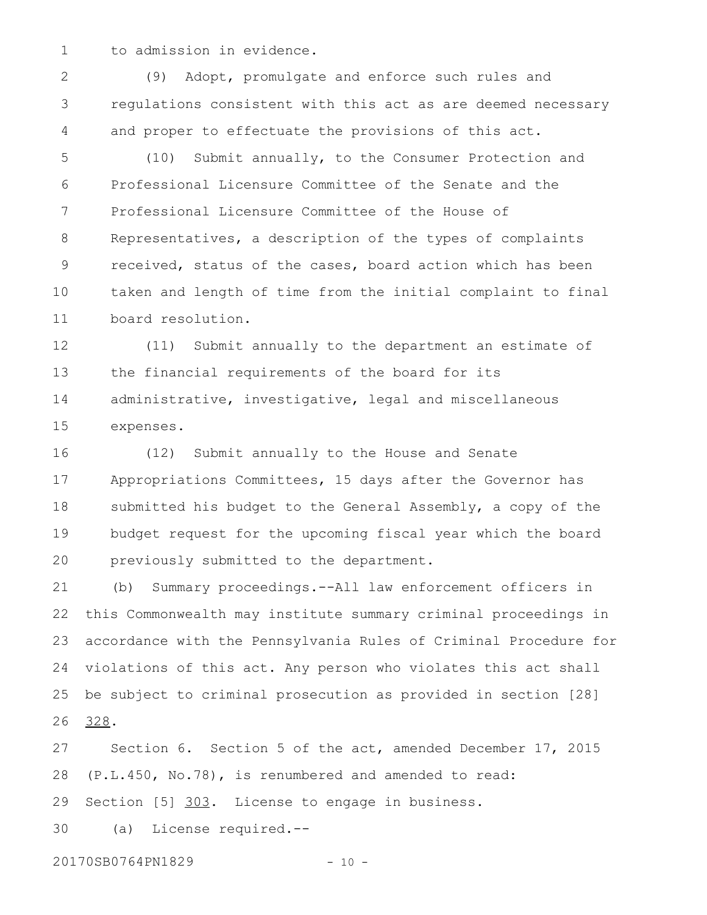to admission in evidence.

(9) Adopt, promulgate and enforce such rules and regulations consistent with this act as are deemed necessary and proper to effectuate the provisions of this act.

(10) Submit annually, to the Consumer Protection and Professional Licensure Committee of the Senate and the Professional Licensure Committee of the House of Representatives, a description of the types of complaints received, status of the cases, board action which has been taken and length of time from the initial complaint to final board resolution.

(11) Submit annually to the department an estimate of the financial requirements of the board for its administrative, investigative, legal and miscellaneous expenses.

(12) Submit annually to the House and Senate Appropriations Committees, 15 days after the Governor has submitted his budget to the General Assembly, a copy of the budget request for the upcoming fiscal year which the board previously submitted to the department.

(b) Summary proceedings.--All law enforcement officers in this Commonwealth may institute summary criminal proceedings in accordance with the Pennsylvania Rules of Criminal Procedure for violations of this act. Any person who violates this act shall be subject to criminal prosecution as provided in section [28] 328.

Section 6. Section 5 of the act, amended December 17, 2015 (P.L.450, No.78), is renumbered and amended to read:

Section [5] 303. License to engage in business.

(a) License required.--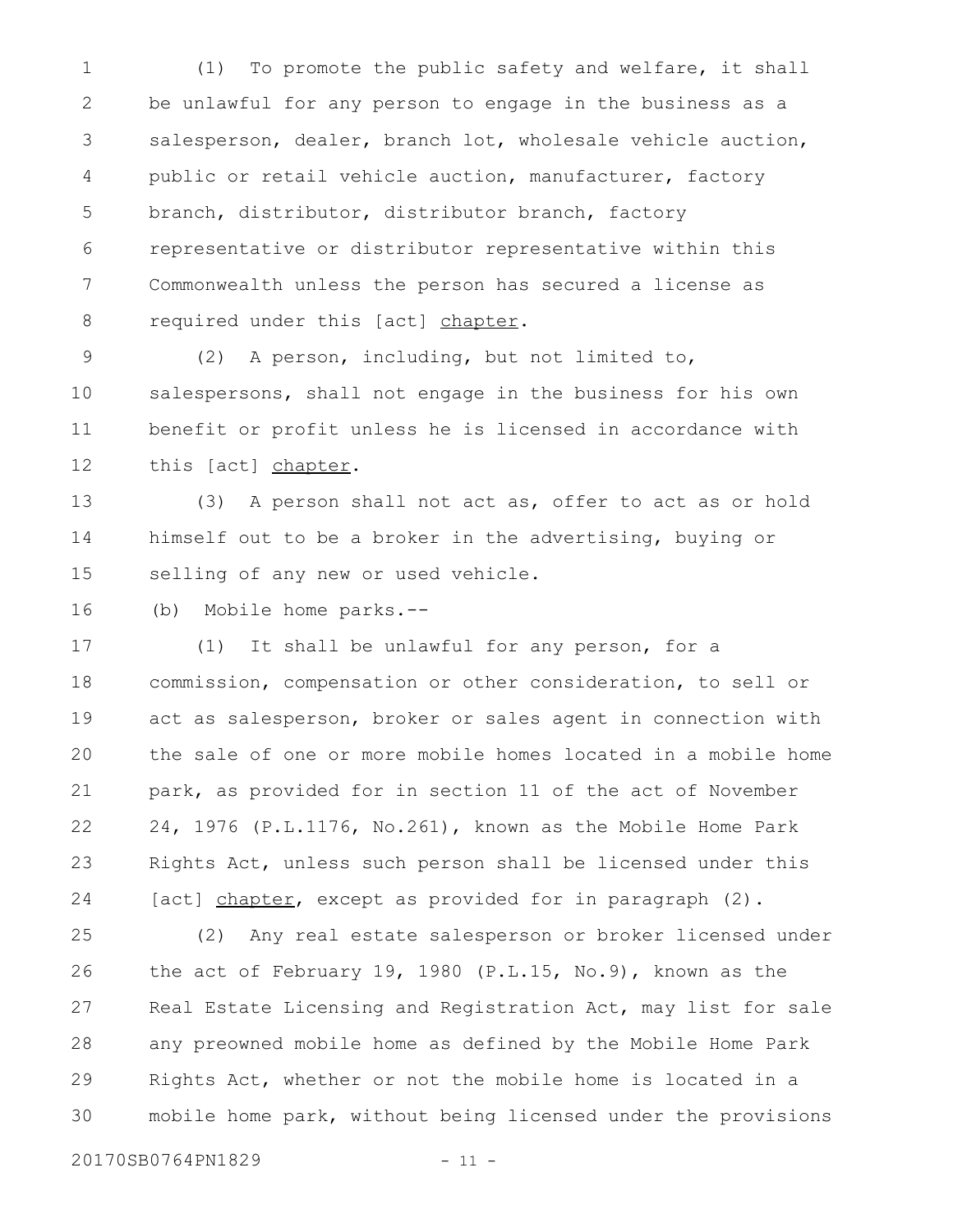(1) To promote the public safety and welfare, it shall be unlawful for any person to engage in the business as a salesperson, dealer, branch lot, wholesale vehicle auction, public or retail vehicle auction, manufacturer, factory branch, distributor, distributor branch, factory representative or distributor representative within this Commonwealth unless the person has secured a license as required under this [act] <u>chapter</u>.

(2) A person, including, but not limited to, salespersons, shall not engage in the business for his own benefit or profit unless he is licensed in accordance with this [act] <u>chapter</u>.

(3) A person shall not act as, offer to act as or hold himself out to be a broker in the advertising, buying or selling of any new or used vehicle.

(b) Mobile home parks.--

(1) It shall be unlawful for any person, for a commission, compensation or other consideration, to sell or act as salesperson, broker or sales agent in connection with the sale of one or more mobile homes located in a mobile home park, as provided for in section 11 of the act of November 24, 1976 (P.L.1176, No.261), known as the Mobile Home Park Rights Act, unless such person shall be licensed under this [act] <u>chapter</u>, except as provided for in paragraph (2).

(2) Any real estate salesperson or broker licensed under the act of February 19, 1980 (P.L.15, No.9), known as the Real Estate Licensing and Registration Act, may list for sale any preowned mobile home as defined by the Mobile Home Park Rights Act, whether or not the mobile home is located in a mobile home park, without being licensed under the provisions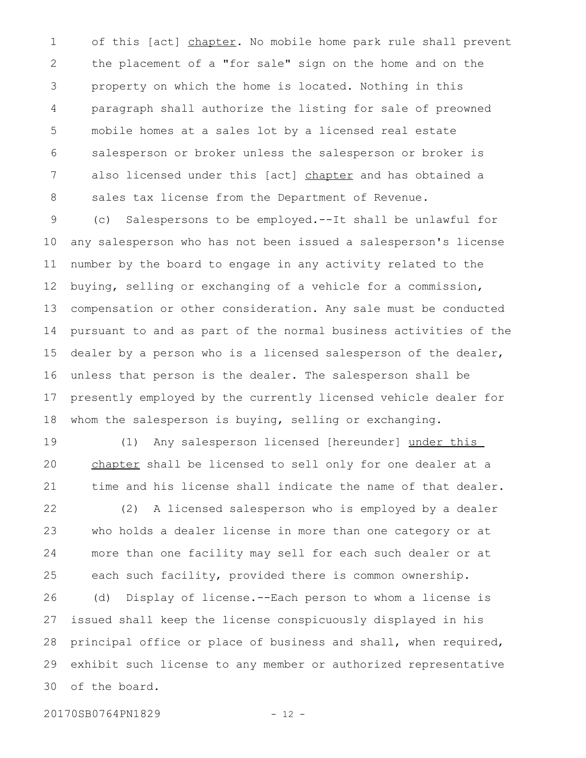of this [act] <u>chapter</u>. No mobile home park rule shall prevent the placement of a "for sale" sign on the home and on the property on which the home is located. Nothing in this paragraph shall authorize the listing for sale of preowned mobile homes at a sales lot by a licensed real estate salesperson or broker unless the salesperson or broker is also licensed under this [act] <u>chapter</u> and has obtained a sales tax license from the Department of Revenue.

(c) Salespersons to be employed.--It shall be unlawful for any salesperson who has not been issued a salesperson's license number by the board to engage in any activity related to the buying, selling or exchanging of a vehicle for a commission, compensation or other consideration. Any sale must be conducted pursuant to and as part of the normal business activities of the dealer by a person who is a licensed salesperson of the dealer, unless that person is the dealer. The salesperson shall be presently employed by the currently licensed vehicle dealer for whom the salesperson is buying, selling or exchanging.

(1) Any salesperson licensed [hereunder] <u>under this chapter</u> shall be licensed to sell only for one dealer at a time and his license shall indicate the name of that dealer.

(2) A licensed salesperson who is employed by a dealer who holds a dealer license in more than one category or at more than one facility may sell for each such dealer or at each such facility, provided there is common ownership.

(d) Display of license.--Each person to whom a license is issued shall keep the license conspicuously displayed in his principal office or place of business and shall, when required, exhibit such license to any member or authorized representative of the board.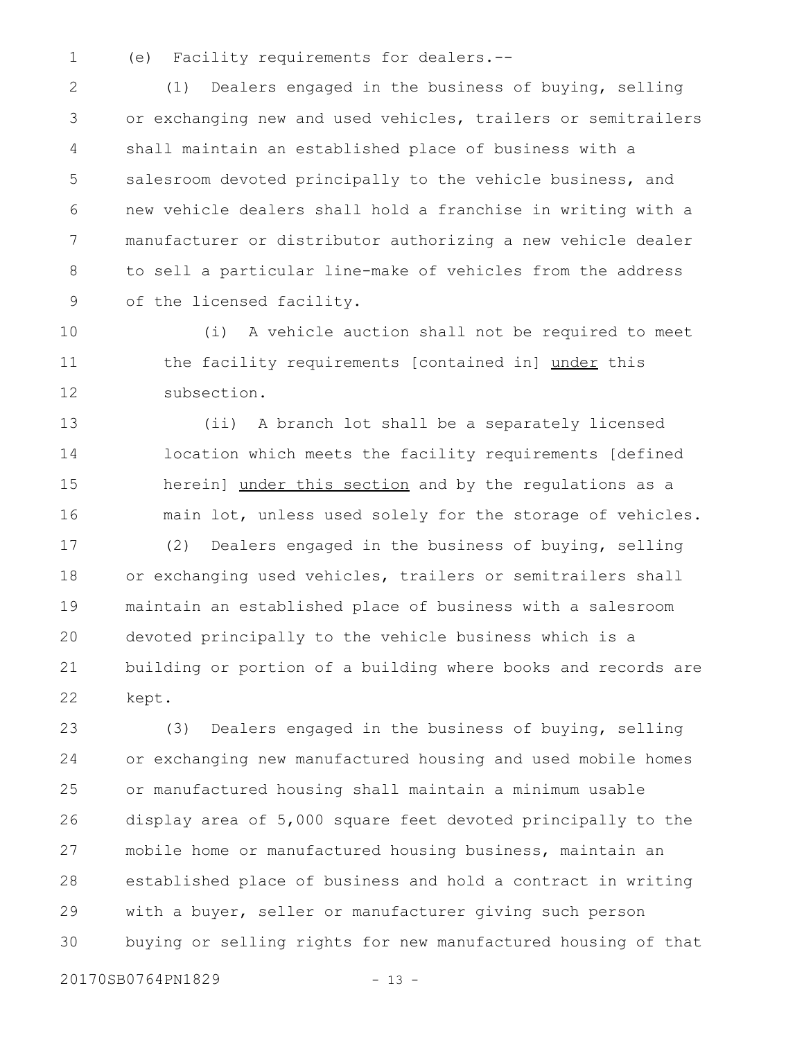(e) Facility requirements for dealers.--

(1) Dealers engaged in the business of buying, selling or exchanging new and used vehicles, trailers or semitrailers shall maintain an established place of business with a salesroom devoted principally to the vehicle business, and new vehicle dealers shall hold a franchise in writing with a manufacturer or distributor authorizing a new vehicle dealer to sell a particular line-make of vehicles from the address of the licensed facility.

(i) A vehicle auction shall not be required to meet the facility requirements [contained in] <u>under</u> this subsection.

(ii) A branch lot shall be a separately licensed location which meets the facility requirements [defined herein] <u>under this section</u> and by the regulations as a main lot, unless used solely for the storage of vehicles.

(2) Dealers engaged in the business of buying, selling or exchanging used vehicles, trailers or semitrailers shall maintain an established place of business with a salesroom devoted principally to the vehicle business which is a building or portion of a building where books and records are kept.

(3) Dealers engaged in the business of buying, selling or exchanging new manufactured housing and used mobile homes or manufactured housing shall maintain a minimum usable display area of 5,000 square feet devoted principally to the mobile home or manufactured housing business, maintain an established place of business and hold a contract in writing with a buyer, seller or manufacturer giving such person buying or selling rights for new manufactured housing of that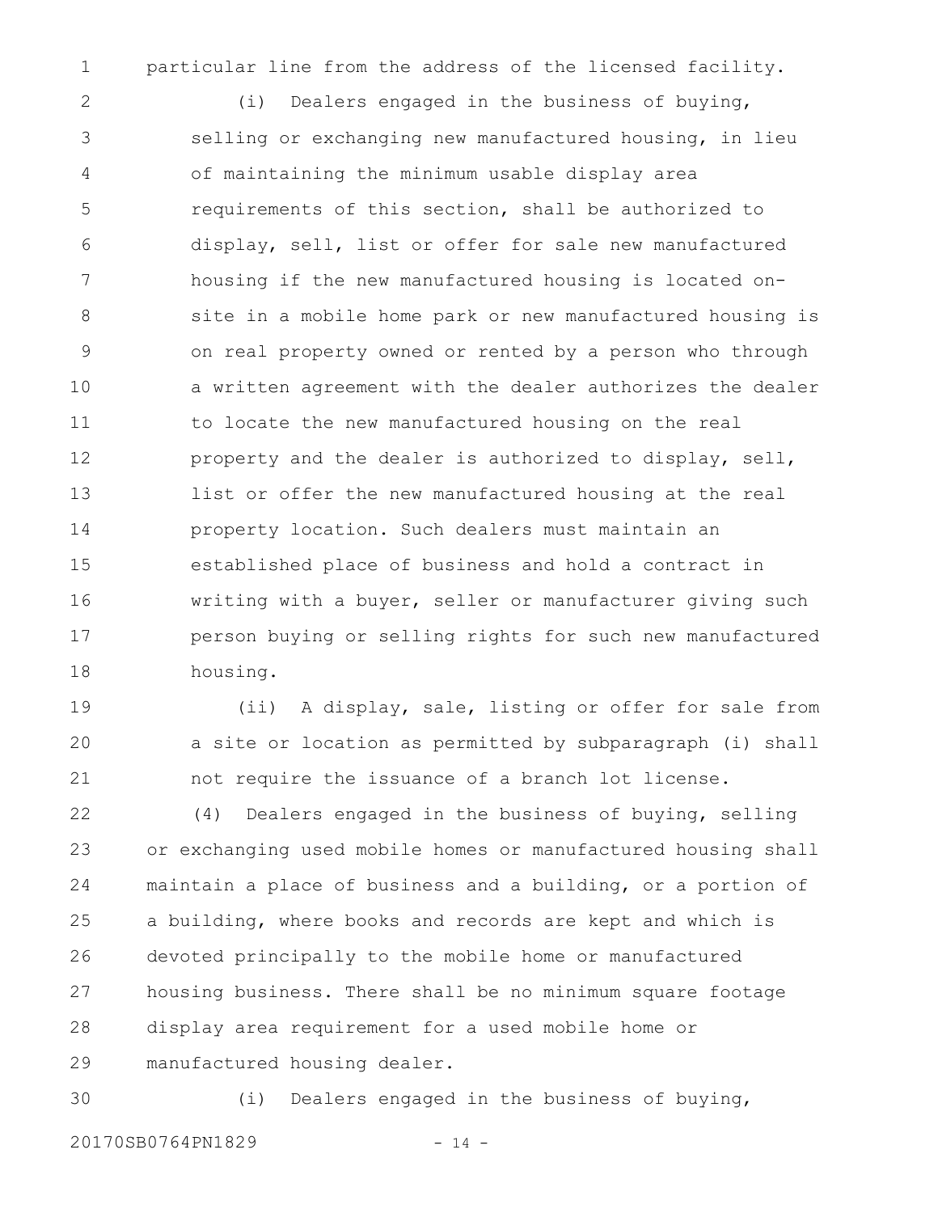particular line from the address of the licensed facility.

(i) Dealers engaged in the business of buying, selling or exchanging new manufactured housing, in lieu of maintaining the minimum usable display area requirements of this section, shall be authorized to display, sell, list or offer for sale new manufactured housing if the new manufactured housing is located on-site in a mobile home park or new manufactured housing is on real property owned or rented by a person who through a written agreement with the dealer authorizes the dealer to locate the new manufactured housing on the real property and the dealer is authorized to display, sell, list or offer the new manufactured housing at the real property location. Such dealers must maintain an established place of business and hold a contract in writing with a buyer, seller or manufacturer giving such person buying or selling rights for such new manufactured housing.

(ii) A display, sale, listing or offer for sale from a site or location as permitted by subparagraph (i) shall not require the issuance of a branch lot license.

(4) Dealers engaged in the business of buying, selling or exchanging used mobile homes or manufactured housing shall maintain a place of business and a building, or a portion of a building, where books and records are kept and which is devoted principally to the mobile home or manufactured housing business. There shall be no minimum square footage display area requirement for a used mobile home or manufactured housing dealer.

(i) Dealers engaged in the business of buying,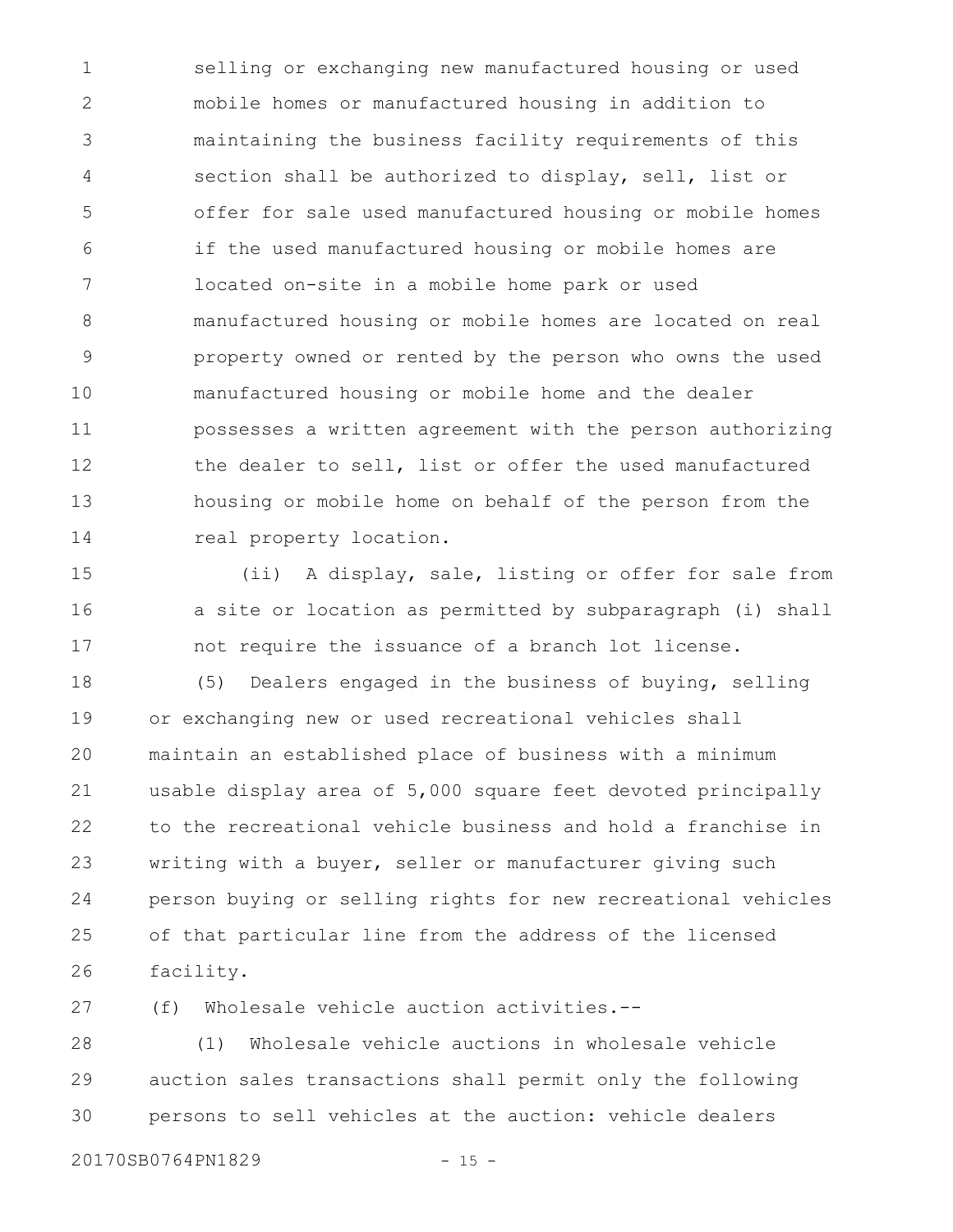selling or exchanging new manufactured housing or used mobile homes or manufactured housing in addition to maintaining the business facility requirements of this section shall be authorized to display, sell, list or offer for sale used manufactured housing or mobile homes if the used manufactured housing or mobile homes are located on-site in a mobile home park or used manufactured housing or mobile homes are located on real property owned or rented by the person who owns the used manufactured housing or mobile home and the dealer possesses a written agreement with the person authorizing the dealer to sell, list or offer the used manufactured housing or mobile home on behalf of the person from the real property location.

(ii) A display, sale, listing or offer for sale from a site or location as permitted by subparagraph (i) shall not require the issuance of a branch lot license.

(5) Dealers engaged in the business of buying, selling or exchanging new or used recreational vehicles shall maintain an established place of business with a minimum usable display area of 5,000 square feet devoted principally to the recreational vehicle business and hold a franchise in writing with a buyer, seller or manufacturer giving such person buying or selling rights for new recreational vehicles of that particular line from the address of the licensed facility.

(f) Wholesale vehicle auction activities.--

(1) Wholesale vehicle auctions in wholesale vehicle auction sales transactions shall permit only the following persons to sell vehicles at the auction: vehicle dealers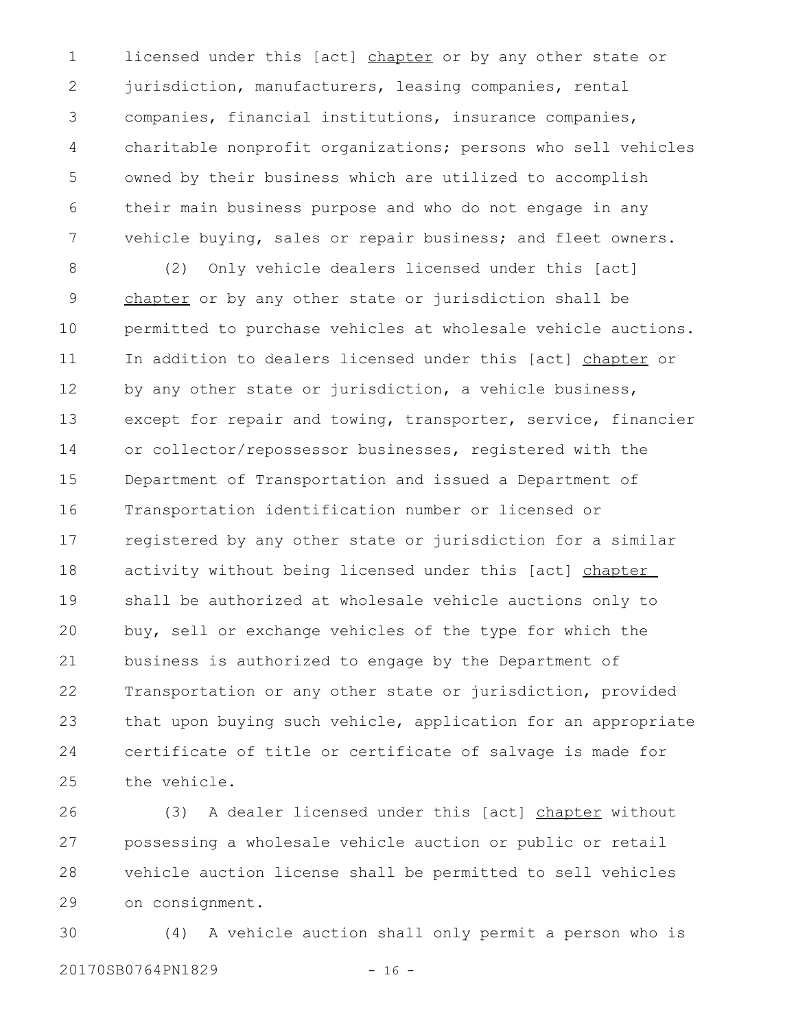licensed under this [act] chapter or by any other state or jurisdiction, manufacturers, leasing companies, rental companies, financial institutions, insurance companies, charitable nonprofit organizations; persons who sell vehicles owned by their business which are utilized to accomplish their main business purpose and who do not engage in any vehicle buying, sales or repair business; and fleet owners.

(2) Only vehicle dealers licensed under this [act] chapter or by any other state or jurisdiction shall be permitted to purchase vehicles at wholesale vehicle auctions. In addition to dealers licensed under this [act] chapter or by any other state or jurisdiction, a vehicle business, except for repair and towing, transporter, service, financier or collector/repossessor businesses, registered with the Department of Transportation and issued a Department of Transportation identification number or licensed or registered by any other state or jurisdiction for a similar activity without being licensed under this [act] chapter shall be authorized at wholesale vehicle auctions only to buy, sell or exchange vehicles of the type for which the business is authorized to engage by the Department of Transportation or any other state or jurisdiction, provided that upon buying such vehicle, application for an appropriate certificate of title or certificate of salvage is made for the vehicle.

(3) A dealer licensed under this [act] chapter without possessing a wholesale vehicle auction or public or retail vehicle auction license shall be permitted to sell vehicles on consignment.

(4) A vehicle auction shall only permit a person who is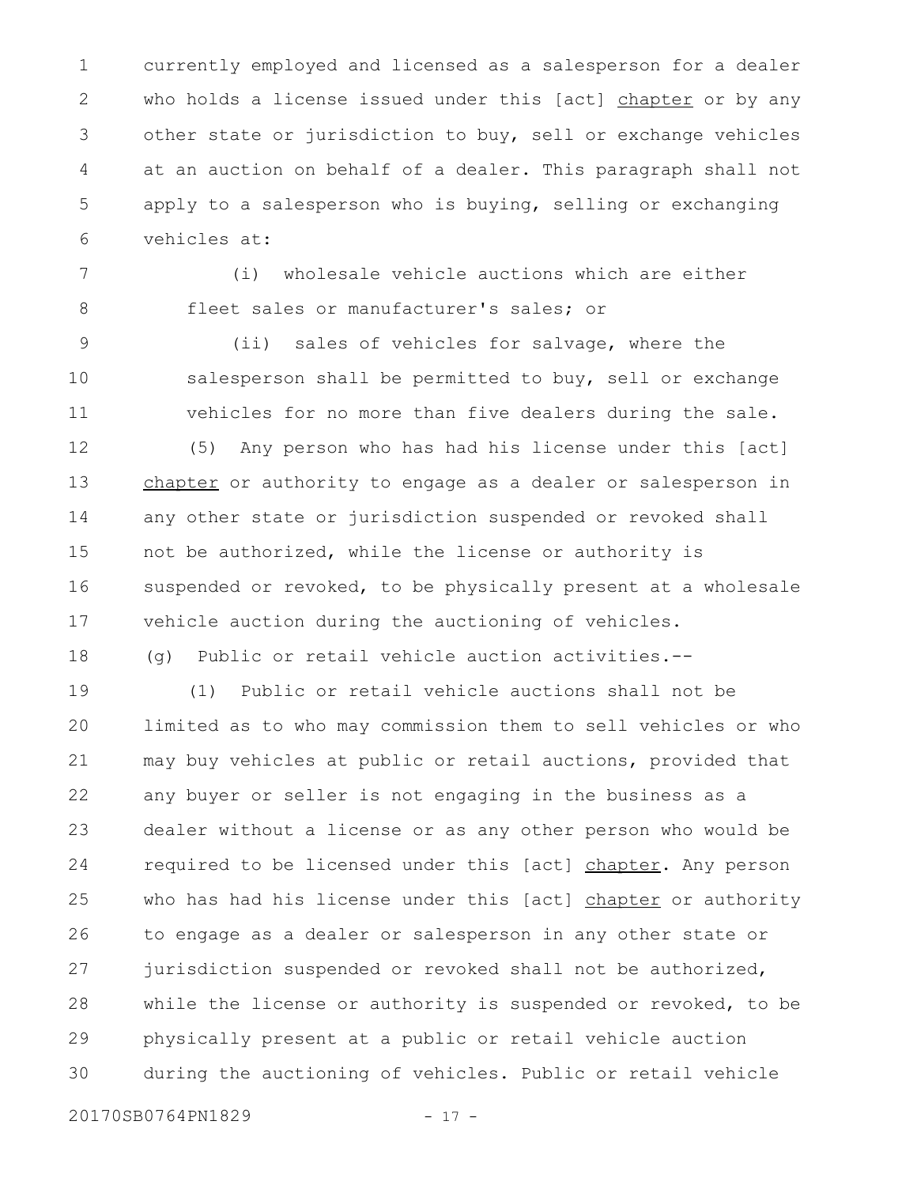currently employed and licensed as a salesperson for a dealer who holds a license issued under this [act] chapter or by any other state or jurisdiction to buy, sell or exchange vehicles at an auction on behalf of a dealer. This paragraph shall not apply to a salesperson who is buying, selling or exchanging vehicles at:

(i) wholesale vehicle auctions which are either fleet sales or manufacturer's sales; or

(ii) sales of vehicles for salvage, where the salesperson shall be permitted to buy, sell or exchange vehicles for no more than five dealers during the sale.

(5) Any person who has had his license under this [act] chapter or authority to engage as a dealer or salesperson in any other state or jurisdiction suspended or revoked shall not be authorized, while the license or authority is suspended or revoked, to be physically present at a wholesale vehicle auction during the auctioning of vehicles.

(g) Public or retail vehicle auction activities.--

(1) Public or retail vehicle auctions shall not be limited as to who may commission them to sell vehicles or who may buy vehicles at public or retail auctions, provided that any buyer or seller is not engaging in the business as a dealer without a license or as any other person who would be required to be licensed under this [act] chapter. Any person who has had his license under this [act] chapter or authority to engage as a dealer or salesperson in any other state or jurisdiction suspended or revoked shall not be authorized, while the license or authority is suspended or revoked, to be physically present at a public or retail vehicle auction during the auctioning of vehicles. Public or retail vehicle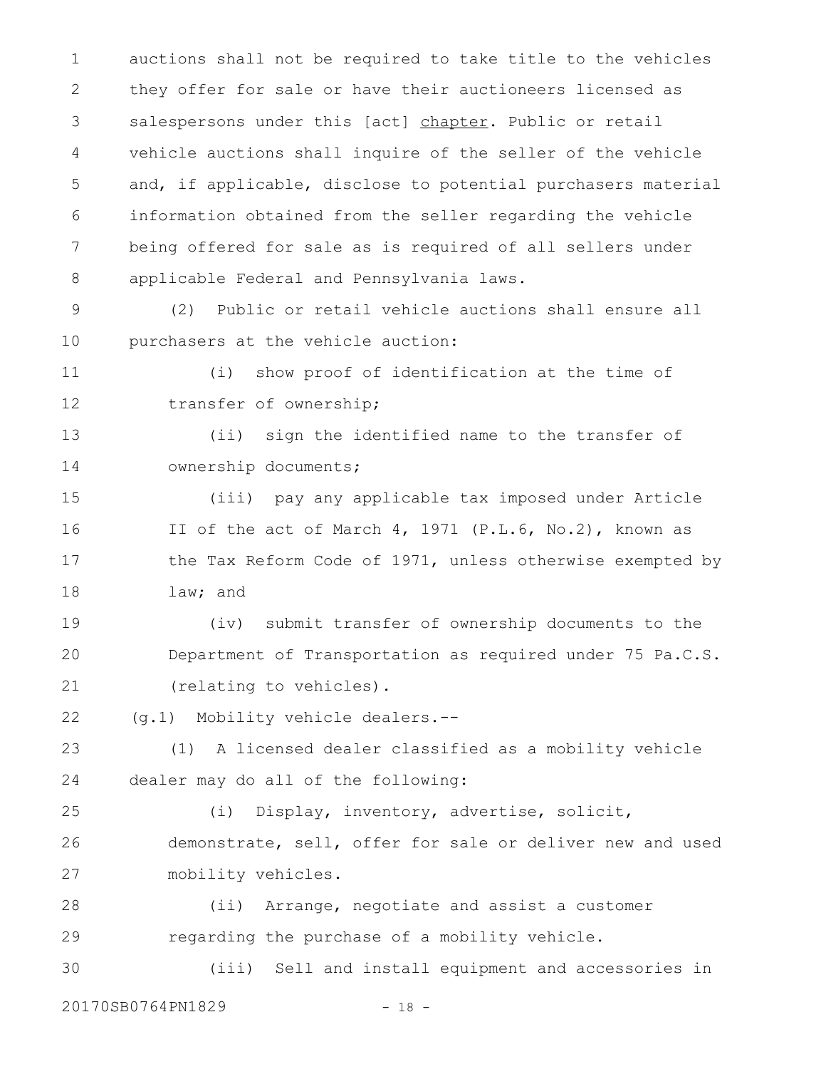auctions shall not be required to take title to the vehicles they offer for sale or have their auctioneers licensed as salespersons under this [act] <u>chapter</u>. Public or retail vehicle auctions shall inquire of the seller of the vehicle and, if applicable, disclose to potential purchasers material information obtained from the seller regarding the vehicle being offered for sale as is required of all sellers under applicable Federal and Pennsylvania laws.

(2) Public or retail vehicle auctions shall ensure all purchasers at the vehicle auction:

(i) show proof of identification at the time of transfer of ownership;

(ii) sign the identified name to the transfer of ownership documents;

(iii) pay any applicable tax imposed under Article II of the act of March 4, 1971 (P.L.6, No.2), known as the Tax Reform Code of 1971, unless otherwise exempted by law; and

(iv) submit transfer of ownership documents to the Department of Transportation as required under 75 Pa.C.S. (relating to vehicles).

(g.1) Mobility vehicle dealers.--

(1) A licensed dealer classified as a mobility vehicle dealer may do all of the following:

(i) Display, inventory, advertise, solicit, demonstrate, sell, offer for sale or deliver new and used mobility vehicles.

(ii) Arrange, negotiate and assist a customer regarding the purchase of a mobility vehicle.

(iii) Sell and install equipment and accessories in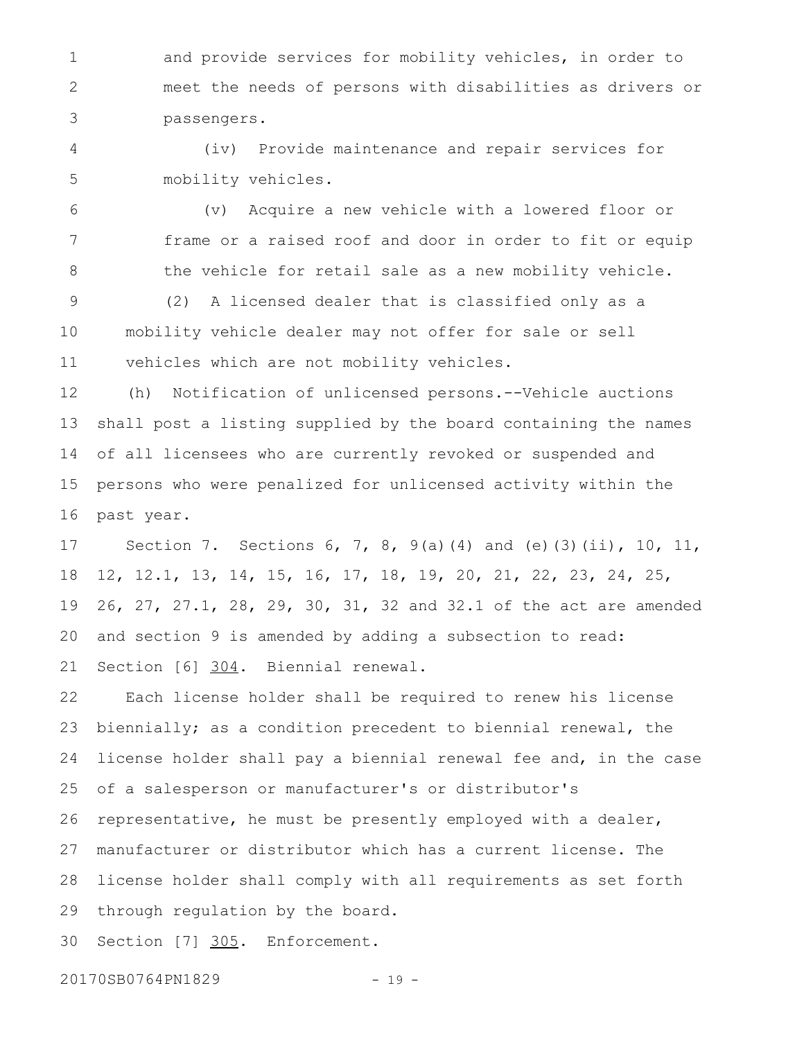and provide services for mobility vehicles, in order to meet the needs of persons with disabilities as drivers or passengers.

(iv) Provide maintenance and repair services for mobility vehicles.

(v) Acquire a new vehicle with a lowered floor or frame or a raised roof and door in order to fit or equip the vehicle for retail sale as a new mobility vehicle.

(2) A licensed dealer that is classified only as a mobility vehicle dealer may not offer for sale or sell vehicles which are not mobility vehicles.

(h) Notification of unlicensed persons.--Vehicle auctions shall post a listing supplied by the board containing the names of all licensees who are currently revoked or suspended and persons who were penalized for unlicensed activity within the past year.

Section 7. Sections 6, 7, 8, 9(a)(4) and (e)(3)(ii), 10, 11, 12, 12.1, 13, 14, 15, 16, 17, 18, 19, 20, 21, 22, 23, 24, 25, 26, 27, 27.1, 28, 29, 30, 31, 32 and 32.1 of the act are amended and section 9 is amended by adding a subsection to read:

Section [6] 304. Biennial renewal.

Each license holder shall be required to renew his license biennially; as a condition precedent to biennial renewal, the license holder shall pay a biennial renewal fee and, in the case of a salesperson or manufacturer's or distributor's representative, he must be presently employed with a dealer, manufacturer or distributor which has a current license. The license holder shall comply with all requirements as set forth through regulation by the board.

Section [7] 305. Enforcement.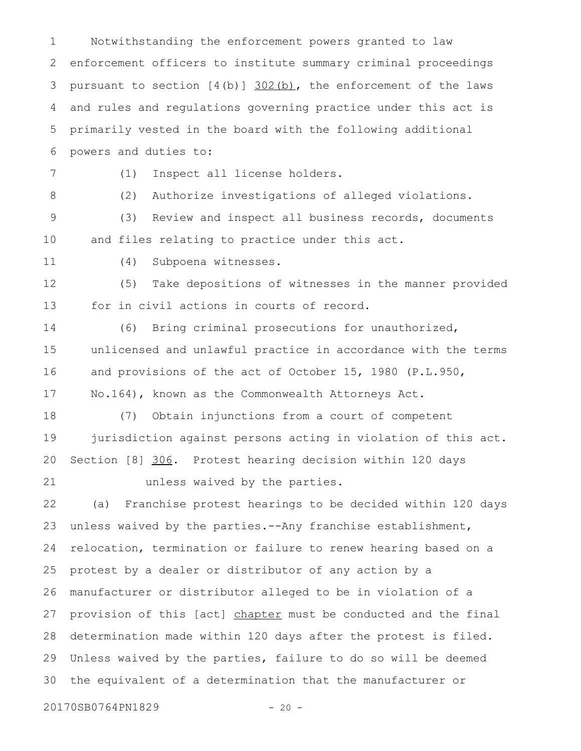Notwithstanding the enforcement powers granted to law enforcement officers to institute summary criminal proceedings pursuant to section [4(b)] 302(b), the enforcement of the laws and rules and regulations governing practice under this act is primarily vested in the board with the following additional powers and duties to:

(1) Inspect all license holders.

(2) Authorize investigations of alleged violations.

(3) Review and inspect all business records, documents and files relating to practice under this act.

(4) Subpoena witnesses.

(5) Take depositions of witnesses in the manner provided for in civil actions in courts of record.

(6) Bring criminal prosecutions for unauthorized, unlicensed and unlawful practice in accordance with the terms and provisions of the act of October 15, 1980 (P.L.950, No.164), known as the Commonwealth Attorneys Act.

(7) Obtain injunctions from a court of competent jurisdiction against persons acting in violation of this act.

Section [8] 306. Protest hearing decision within 120 days unless waived by the parties.

(a) Franchise protest hearings to be decided within 120 days unless waived by the parties.--Any franchise establishment, relocation, termination or failure to renew hearing based on a protest by a dealer or distributor of any action by a manufacturer or distributor alleged to be in violation of a provision of this [act] chapter must be conducted and the final determination made within 120 days after the protest is filed. Unless waived by the parties, failure to do so will be deemed the equivalent of a determination that the manufacturer or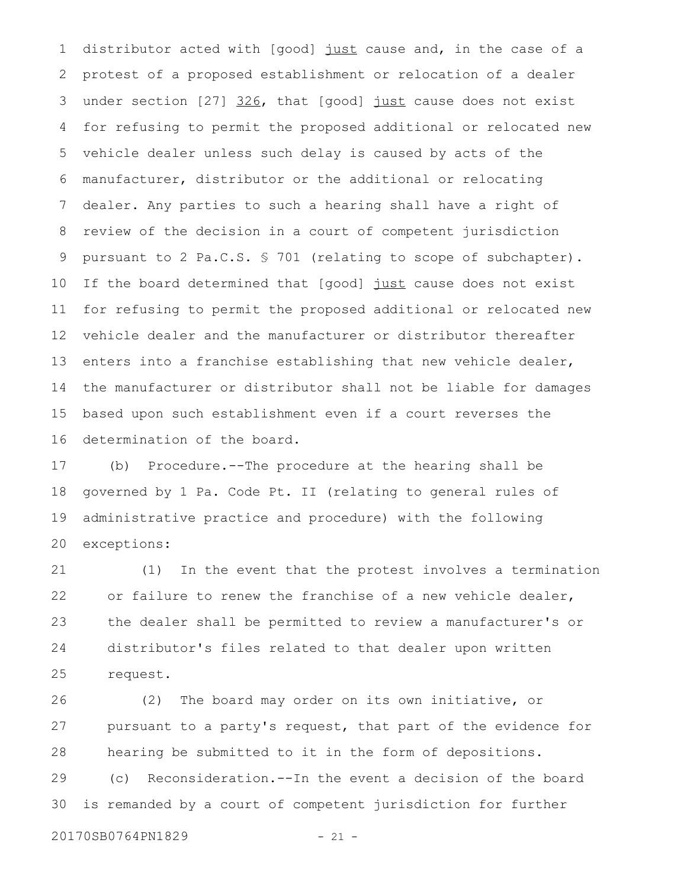distributor acted with [good] <u>just</u> cause and, in the case of a protest of a proposed establishment or relocation of a dealer under section [27] <u>326</u>, that [good] <u>just</u> cause does not exist for refusing to permit the proposed additional or relocated new vehicle dealer unless such delay is caused by acts of the manufacturer, distributor or the additional or relocating dealer. Any parties to such a hearing shall have a right of review of the decision in a court of competent jurisdiction pursuant to 2 Pa.C.S. § 701 (relating to scope of subchapter). If the board determined that [good] <u>just</u> cause does not exist for refusing to permit the proposed additional or relocated new vehicle dealer and the manufacturer or distributor thereafter enters into a franchise establishing that new vehicle dealer, the manufacturer or distributor shall not be liable for damages based upon such establishment even if a court reverses the determination of the board.

(b) Procedure.--The procedure at the hearing shall be governed by 1 Pa. Code Pt. II (relating to general rules of administrative practice and procedure) with the following exceptions:

(1) In the event that the protest involves a termination or failure to renew the franchise of a new vehicle dealer, the dealer shall be permitted to review a manufacturer's or distributor's files related to that dealer upon written request.

(2) The board may order on its own initiative, or pursuant to a party's request, that part of the evidence for hearing be submitted to it in the form of depositions.

(c) Reconsideration.--In the event a decision of the board is remanded by a court of competent jurisdiction for further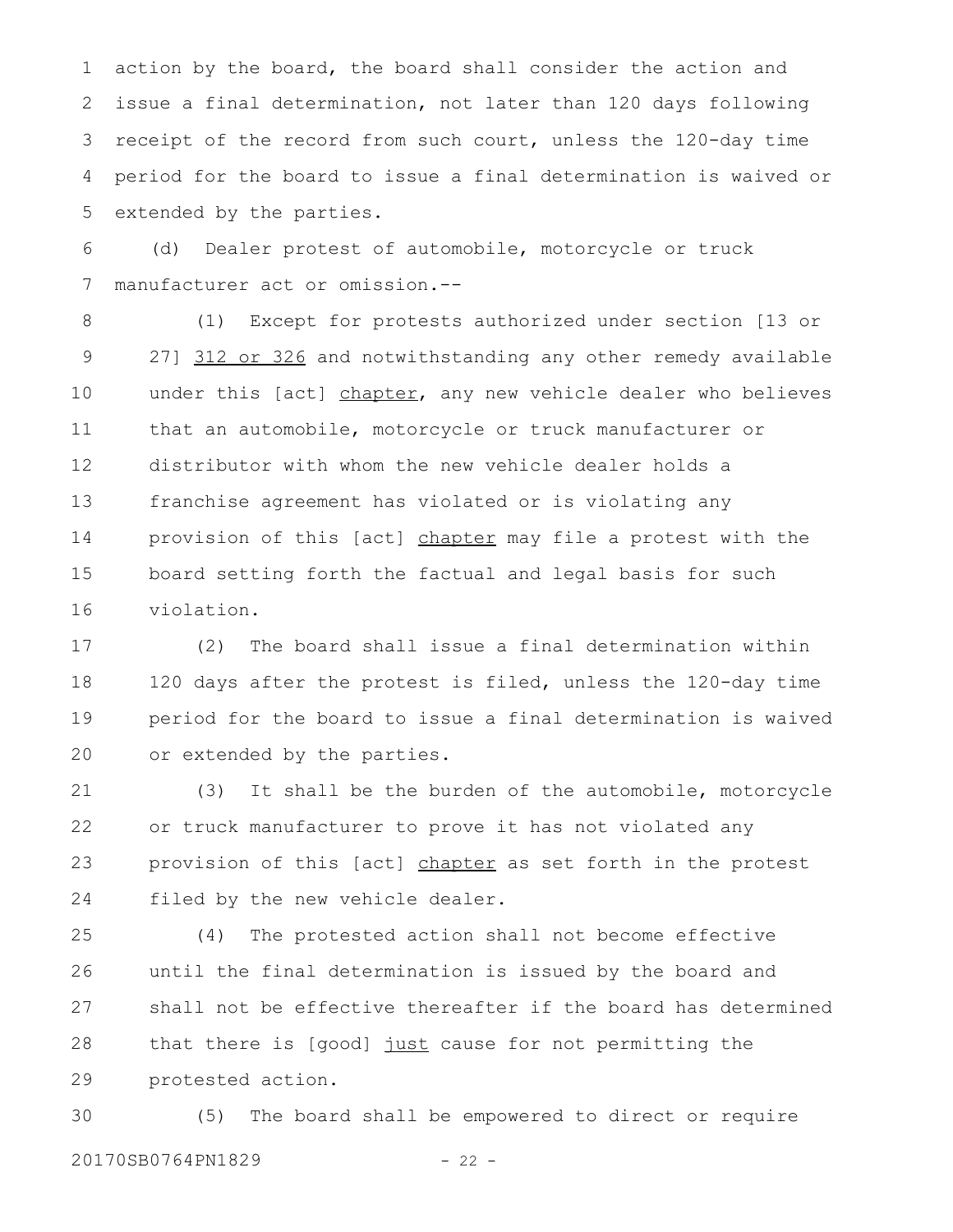action by the board, the board shall consider the action and issue a final determination, not later than 120 days following receipt of the record from such court, unless the 120-day time period for the board to issue a final determination is waived or extended by the parties.

(d) Dealer protest of automobile, motorcycle or truck manufacturer act or omission.--

(1) Except for protests authorized under section [13 or 27] 312 or 326 and notwithstanding any other remedy available under this [act] chapter, any new vehicle dealer who believes that an automobile, motorcycle or truck manufacturer or distributor with whom the new vehicle dealer holds a franchise agreement has violated or is violating any provision of this [act] chapter may file a protest with the board setting forth the factual and legal basis for such violation.

(2) The board shall issue a final determination within 120 days after the protest is filed, unless the 120-day time period for the board to issue a final determination is waived or extended by the parties.

(3) It shall be the burden of the automobile, motorcycle or truck manufacturer to prove it has not violated any provision of this [act] chapter as set forth in the protest filed by the new vehicle dealer.

(4) The protested action shall not become effective until the final determination is issued by the board and shall not be effective thereafter if the board has determined that there is [good] just cause for not permitting the protested action.

(5) The board shall be empowered to direct or require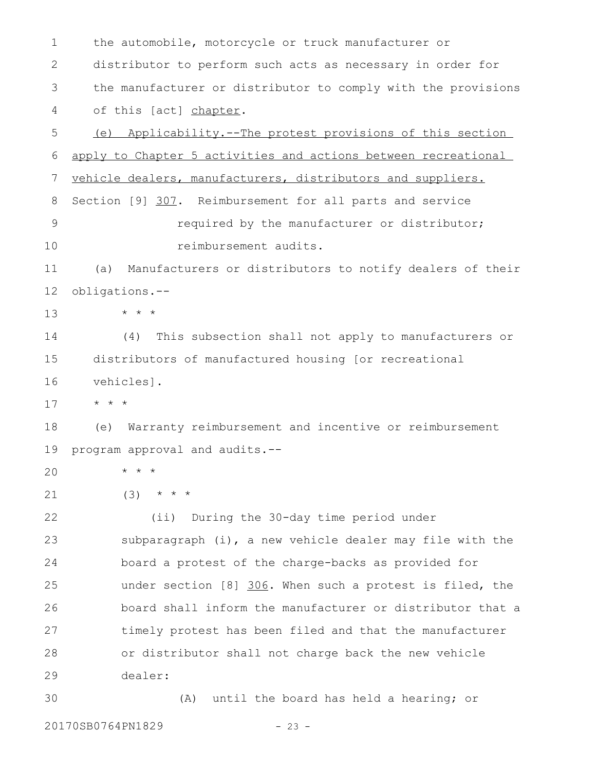the automobile, motorcycle or truck manufacturer or distributor to perform such acts as necessary in order for the manufacturer or distributor to comply with the provisions of this [act] <u>chapter</u>.

<u>(e) Applicability.--The protest provisions of this section apply to Chapter 5 activities and actions between recreational vehicle dealers, manufacturers, distributors and suppliers.</u>

Section [9] <u>307</u>. Reimbursement for all parts and service required by the manufacturer or distributor; reimbursement audits.

(a) Manufacturers or distributors to notify dealers of their obligations.--

* * *

(4) This subsection shall not apply to manufacturers or distributors of manufactured housing [or recreational vehicles].

* * *

(e) Warranty reimbursement and incentive or reimbursement program approval and audits.--

* * *

(3) * * *

(ii) During the 30-day time period under subparagraph (i), a new vehicle dealer may file with the board a protest of the charge-backs as provided for under section [8] <u>306</u>. When such a protest is filed, the board shall inform the manufacturer or distributor that a timely protest has been filed and that the manufacturer or distributor shall not charge back the new vehicle dealer:

(A) until the board has held a hearing; or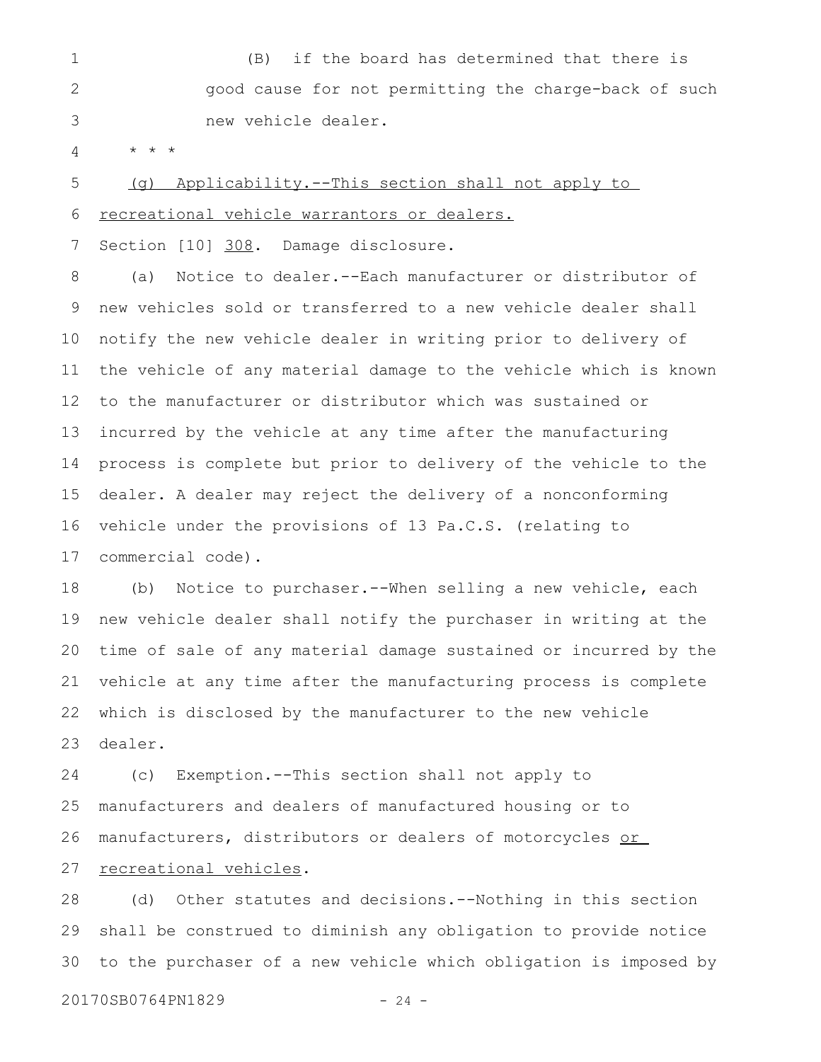(B) if the board has determined that there is good cause for not permitting the charge-back of such new vehicle dealer.

* * *

<u>(g) Applicability.--This section shall not apply to recreational vehicle warrantors or dealers.</u>

Section [10] <u>308</u>. Damage disclosure.

(a) Notice to dealer.--Each manufacturer or distributor of new vehicles sold or transferred to a new vehicle dealer shall notify the new vehicle dealer in writing prior to delivery of the vehicle of any material damage to the vehicle which is known to the manufacturer or distributor which was sustained or incurred by the vehicle at any time after the manufacturing process is complete but prior to delivery of the vehicle to the dealer. A dealer may reject the delivery of a nonconforming vehicle under the provisions of 13 Pa.C.S. (relating to commercial code).

(b) Notice to purchaser.--When selling a new vehicle, each new vehicle dealer shall notify the purchaser in writing at the time of sale of any material damage sustained or incurred by the vehicle at any time after the manufacturing process is complete which is disclosed by the manufacturer to the new vehicle dealer.

(c) Exemption.--This section shall not apply to manufacturers and dealers of manufactured housing or to manufacturers, distributors or dealers of motorcycles <u>or recreational vehicles</u>.

(d) Other statutes and decisions.--Nothing in this section shall be construed to diminish any obligation to provide notice to the purchaser of a new vehicle which obligation is imposed by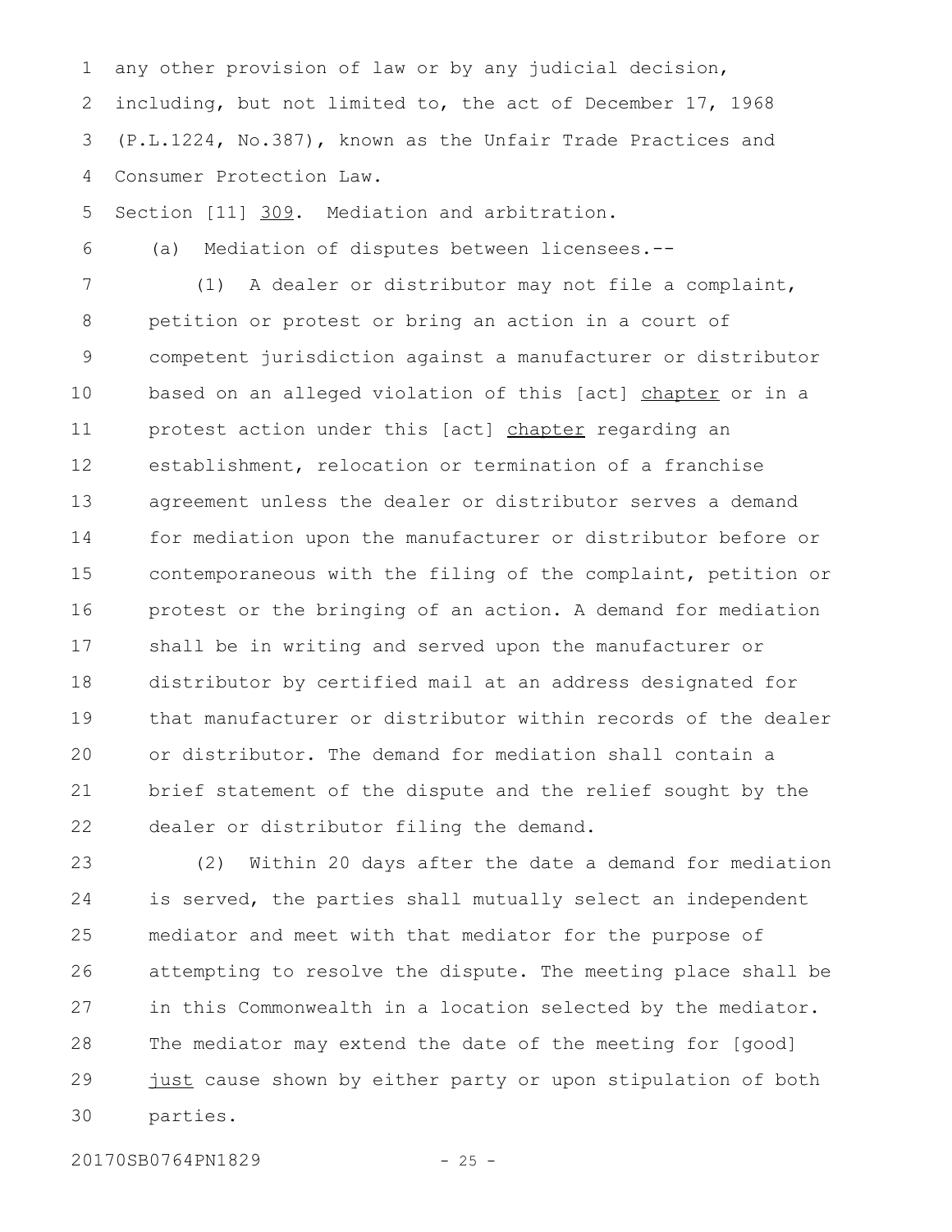any other provision of law or by any judicial decision, including, but not limited to, the act of December 17, 1968 (P.L.1224, No.387), known as the Unfair Trade Practices and Consumer Protection Law.

Section [11] <u>309</u>. Mediation and arbitration.

(a) Mediation of disputes between licensees.--

(1) A dealer or distributor may not file a complaint, petition or protest or bring an action in a court of competent jurisdiction against a manufacturer or distributor based on an alleged violation of this [act] <u>chapter</u> or in a protest action under this [act] <u>chapter</u> regarding an establishment, relocation or termination of a franchise agreement unless the dealer or distributor serves a demand for mediation upon the manufacturer or distributor before or contemporaneous with the filing of the complaint, petition or protest or the bringing of an action. A demand for mediation shall be in writing and served upon the manufacturer or distributor by certified mail at an address designated for that manufacturer or distributor within records of the dealer or distributor. The demand for mediation shall contain a brief statement of the dispute and the relief sought by the dealer or distributor filing the demand.

(2) Within 20 days after the date a demand for mediation is served, the parties shall mutually select an independent mediator and meet with that mediator for the purpose of attempting to resolve the dispute. The meeting place shall be in this Commonwealth in a location selected by the mediator. The mediator may extend the date of the meeting for [good] <u>just</u> cause shown by either party or upon stipulation of both parties.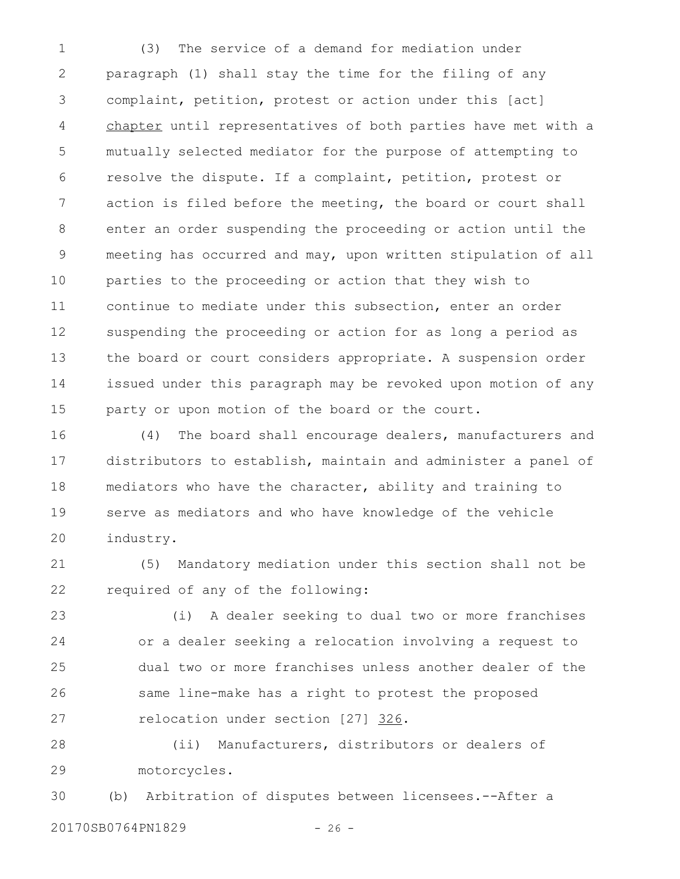(3) The service of a demand for mediation under paragraph (1) shall stay the time for the filing of any complaint, petition, protest or action under this [act] chapter until representatives of both parties have met with a mutually selected mediator for the purpose of attempting to resolve the dispute. If a complaint, petition, protest or action is filed before the meeting, the board or court shall enter an order suspending the proceeding or action until the meeting has occurred and may, upon written stipulation of all parties to the proceeding or action that they wish to continue to mediate under this subsection, enter an order suspending the proceeding or action for as long a period as the board or court considers appropriate. A suspension order issued under this paragraph may be revoked upon motion of any party or upon motion of the board or the court.

(4) The board shall encourage dealers, manufacturers and distributors to establish, maintain and administer a panel of mediators who have the character, ability and training to serve as mediators and who have knowledge of the vehicle industry.

(5) Mandatory mediation under this section shall not be required of any of the following:

(i) A dealer seeking to dual two or more franchises or a dealer seeking a relocation involving a request to dual two or more franchises unless another dealer of the same line-make has a right to protest the proposed relocation under section [27] 326.

(ii) Manufacturers, distributors or dealers of motorcycles.

(b) Arbitration of disputes between licensees.--After a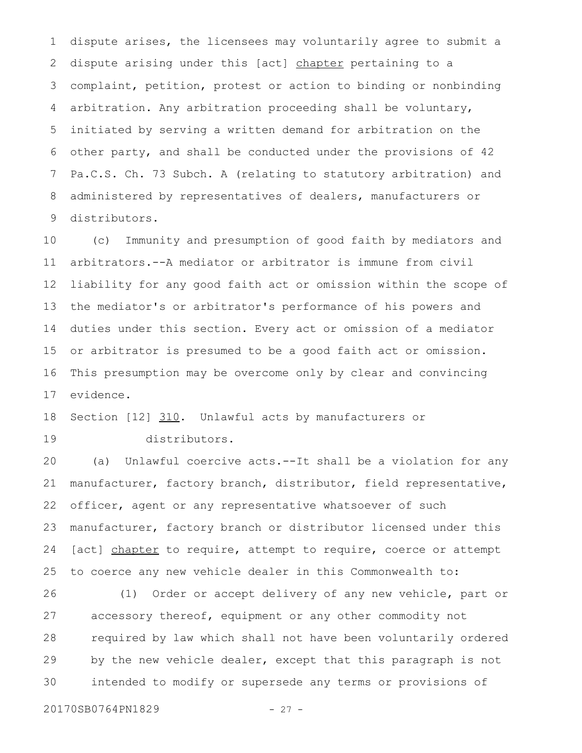dispute arises, the licensees may voluntarily agree to submit a dispute arising under this [act] chapter pertaining to a complaint, petition, protest or action to binding or nonbinding arbitration. Any arbitration proceeding shall be voluntary, initiated by serving a written demand for arbitration on the other party, and shall be conducted under the provisions of 42 Pa.C.S. Ch. 73 Subch. A (relating to statutory arbitration) and administered by representatives of dealers, manufacturers or distributors.

(c) Immunity and presumption of good faith by mediators and arbitrators.--A mediator or arbitrator is immune from civil liability for any good faith act or omission within the scope of the mediator's or arbitrator's performance of his powers and duties under this section. Every act or omission of a mediator or arbitrator is presumed to be a good faith act or omission. This presumption may be overcome only by clear and convincing evidence.

Section [12] 310. Unlawful acts by manufacturers or distributors.

(a) Unlawful coercive acts.--It shall be a violation for any manufacturer, factory branch, distributor, field representative, officer, agent or any representative whatsoever of such manufacturer, factory branch or distributor licensed under this [act] chapter to require, attempt to require, coerce or attempt to coerce any new vehicle dealer in this Commonwealth to:

(1) Order or accept delivery of any new vehicle, part or accessory thereof, equipment or any other commodity not required by law which shall not have been voluntarily ordered by the new vehicle dealer, except that this paragraph is not intended to modify or supersede any terms or provisions of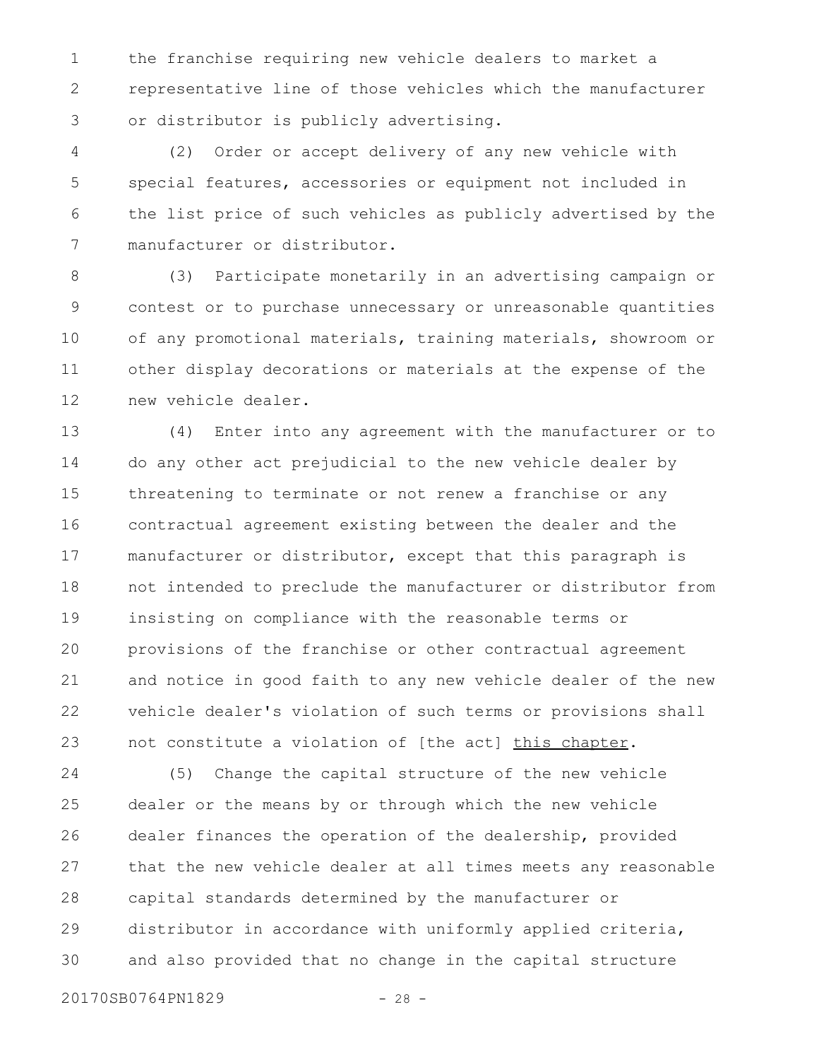the franchise requiring new vehicle dealers to market a representative line of those vehicles which the manufacturer or distributor is publicly advertising.

(2) Order or accept delivery of any new vehicle with special features, accessories or equipment not included in the list price of such vehicles as publicly advertised by the manufacturer or distributor.

(3) Participate monetarily in an advertising campaign or contest or to purchase unnecessary or unreasonable quantities of any promotional materials, training materials, showroom or other display decorations or materials at the expense of the new vehicle dealer.

(4) Enter into any agreement with the manufacturer or to do any other act prejudicial to the new vehicle dealer by threatening to terminate or not renew a franchise or any contractual agreement existing between the dealer and the manufacturer or distributor, except that this paragraph is not intended to preclude the manufacturer or distributor from insisting on compliance with the reasonable terms or provisions of the franchise or other contractual agreement and notice in good faith to any new vehicle dealer of the new vehicle dealer's violation of such terms or provisions shall not constitute a violation of [the act] <u>this chapter</u>.

(5) Change the capital structure of the new vehicle dealer or the means by or through which the new vehicle dealer finances the operation of the dealership, provided that the new vehicle dealer at all times meets any reasonable capital standards determined by the manufacturer or distributor in accordance with uniformly applied criteria, and also provided that no change in the capital structure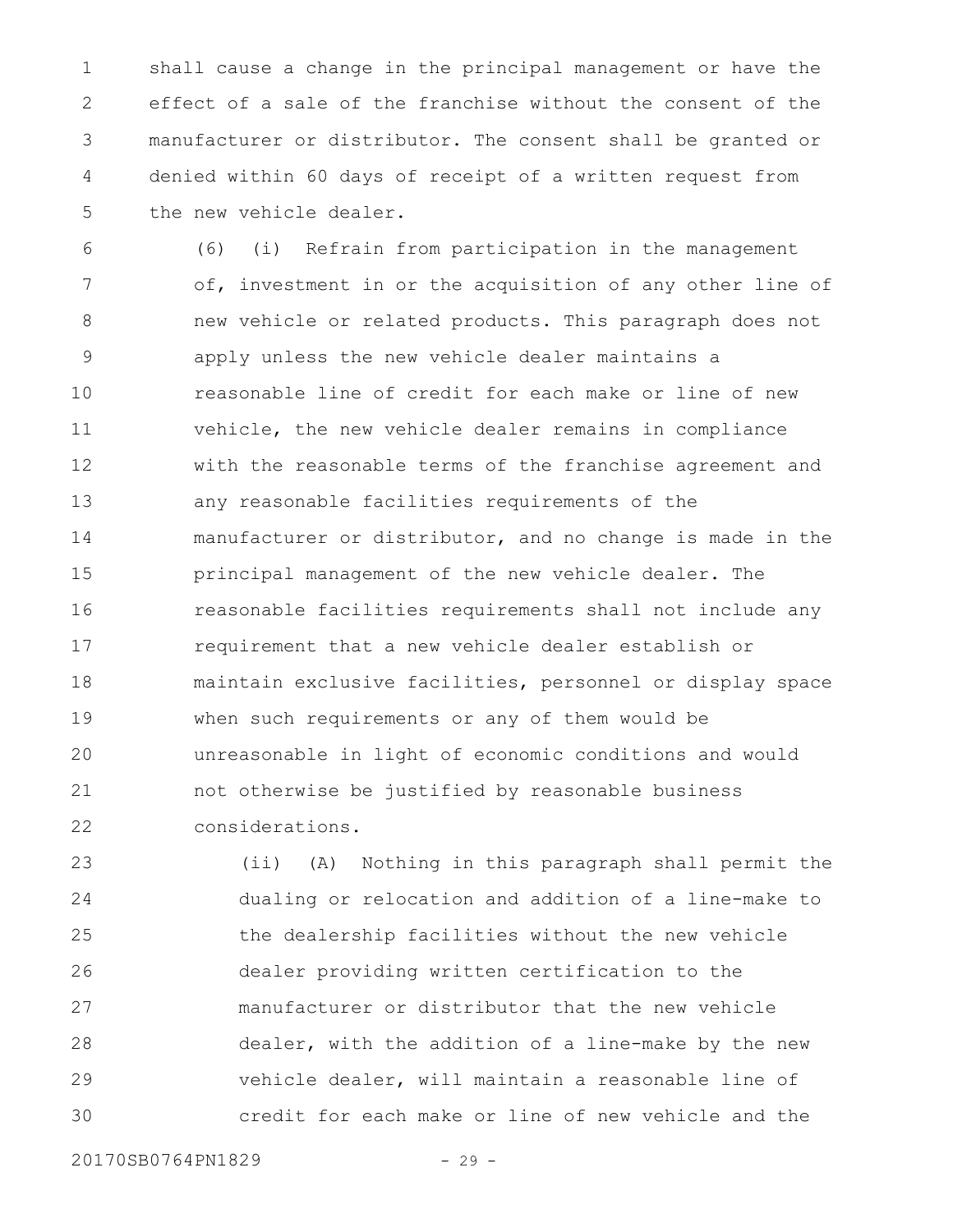shall cause a change in the principal management or have the effect of a sale of the franchise without the consent of the manufacturer or distributor. The consent shall be granted or denied within 60 days of receipt of a written request from the new vehicle dealer.

(6) (i) Refrain from participation in the management of, investment in or the acquisition of any other line of new vehicle or related products. This paragraph does not apply unless the new vehicle dealer maintains a reasonable line of credit for each make or line of new vehicle, the new vehicle dealer remains in compliance with the reasonable terms of the franchise agreement and any reasonable facilities requirements of the manufacturer or distributor, and no change is made in the principal management of the new vehicle dealer. The reasonable facilities requirements shall not include any requirement that a new vehicle dealer establish or maintain exclusive facilities, personnel or display space when such requirements or any of them would be unreasonable in light of economic conditions and would not otherwise be justified by reasonable business considerations.

(ii) (A) Nothing in this paragraph shall permit the dualing or relocation and addition of a line-make to the dealership facilities without the new vehicle dealer providing written certification to the manufacturer or distributor that the new vehicle dealer, with the addition of a line-make by the new vehicle dealer, will maintain a reasonable line of credit for each make or line of new vehicle and the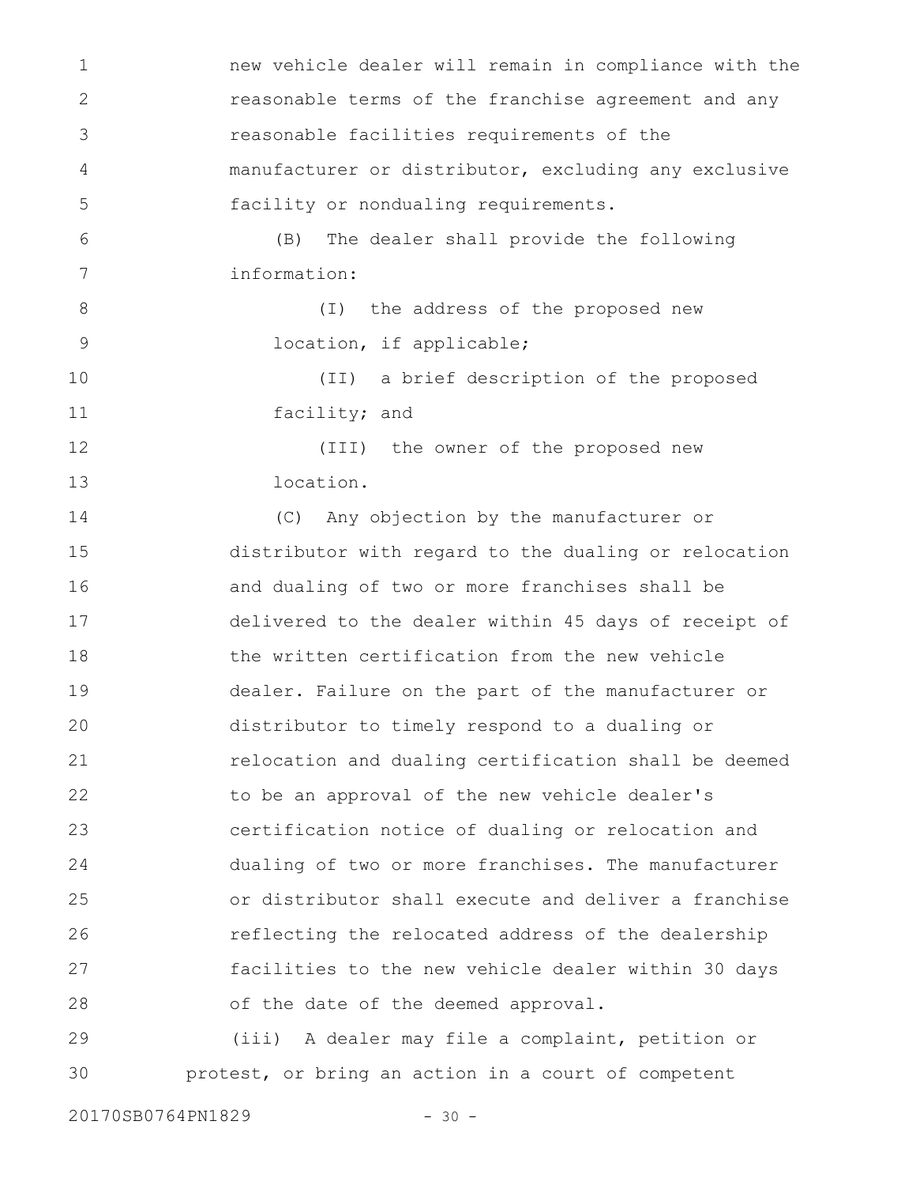new vehicle dealer will remain in compliance with the reasonable terms of the franchise agreement and any reasonable facilities requirements of the manufacturer or distributor, excluding any exclusive facility or nondualing requirements.

(B) The dealer shall provide the following information:

(I) the address of the proposed new location, if applicable;

(II) a brief description of the proposed facility; and

(III) the owner of the proposed new location.

(C) Any objection by the manufacturer or distributor with regard to the dualing or relocation and dualing of two or more franchises shall be delivered to the dealer within 45 days of receipt of the written certification from the new vehicle dealer. Failure on the part of the manufacturer or distributor to timely respond to a dualing or relocation and dualing certification shall be deemed to be an approval of the new vehicle dealer's certification notice of dualing or relocation and dualing of two or more franchises. The manufacturer or distributor shall execute and deliver a franchise reflecting the relocated address of the dealership facilities to the new vehicle dealer within 30 days of the date of the deemed approval.

(iii) A dealer may file a complaint, petition or protest, or bring an action in a court of competent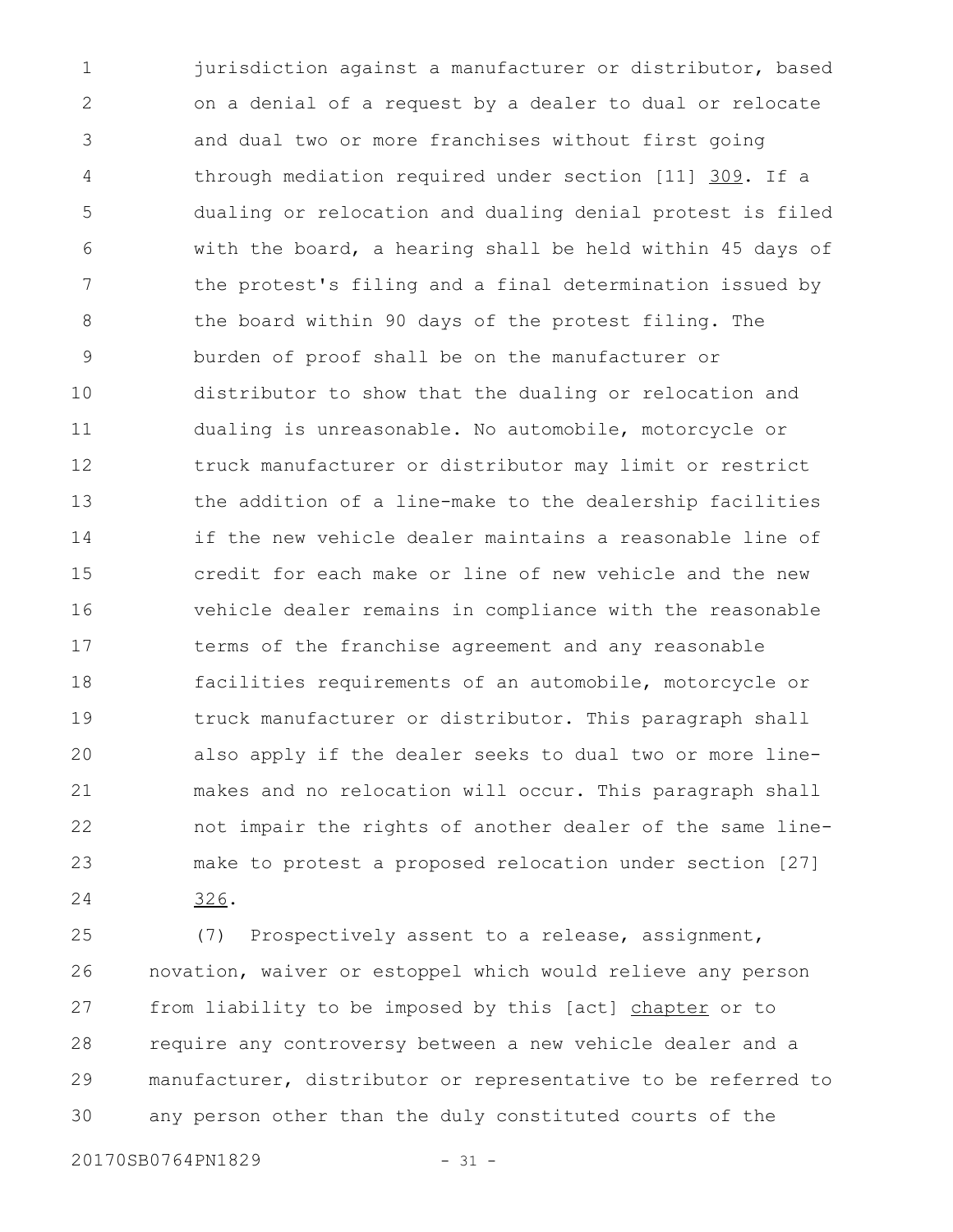jurisdiction against a manufacturer or distributor, based on a denial of a request by a dealer to dual or relocate and dual two or more franchises without first going through mediation required under section [11] 309. If a dualing or relocation and dualing denial protest is filed with the board, a hearing shall be held within 45 days of the protest's filing and a final determination issued by the board within 90 days of the protest filing. The burden of proof shall be on the manufacturer or distributor to show that the dualing or relocation and dualing is unreasonable. No automobile, motorcycle or truck manufacturer or distributor may limit or restrict the addition of a line-make to the dealership facilities if the new vehicle dealer maintains a reasonable line of credit for each make or line of new vehicle and the new vehicle dealer remains in compliance with the reasonable terms of the franchise agreement and any reasonable facilities requirements of an automobile, motorcycle or truck manufacturer or distributor. This paragraph shall also apply if the dealer seeks to dual two or more line-makes and no relocation will occur. This paragraph shall not impair the rights of another dealer of the same line-make to protest a proposed relocation under section [27] 326.

(7) Prospectively assent to a release, assignment, novation, waiver or estoppel which would relieve any person from liability to be imposed by this [act] chapter or to require any controversy between a new vehicle dealer and a manufacturer, distributor or representative to be referred to any person other than the duly constituted courts of the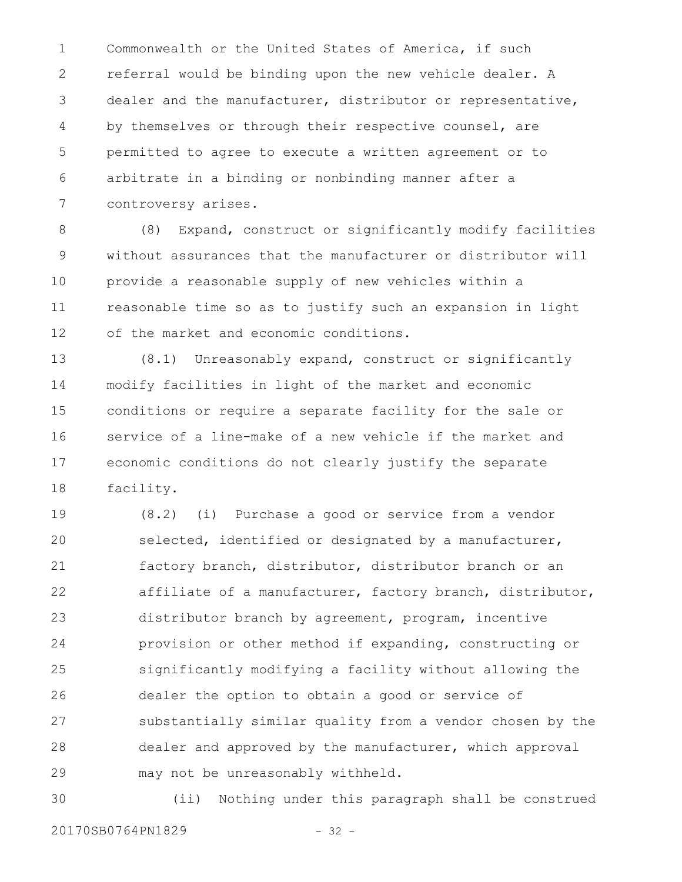Commonwealth or the United States of America, if such referral would be binding upon the new vehicle dealer. A dealer and the manufacturer, distributor or representative, by themselves or through their respective counsel, are permitted to agree to execute a written agreement or to arbitrate in a binding or nonbinding manner after a controversy arises.

(8) Expand, construct or significantly modify facilities without assurances that the manufacturer or distributor will provide a reasonable supply of new vehicles within a reasonable time so as to justify such an expansion in light of the market and economic conditions.

(8.1) Unreasonably expand, construct or significantly modify facilities in light of the market and economic conditions or require a separate facility for the sale or service of a line-make of a new vehicle if the market and economic conditions do not clearly justify the separate facility.

(8.2) (i) Purchase a good or service from a vendor selected, identified or designated by a manufacturer, factory branch, distributor, distributor branch or an affiliate of a manufacturer, factory branch, distributor, distributor branch by agreement, program, incentive provision or other method if expanding, constructing or significantly modifying a facility without allowing the dealer the option to obtain a good or service of substantially similar quality from a vendor chosen by the dealer and approved by the manufacturer, which approval may not be unreasonably withheld.

(ii) Nothing under this paragraph shall be construed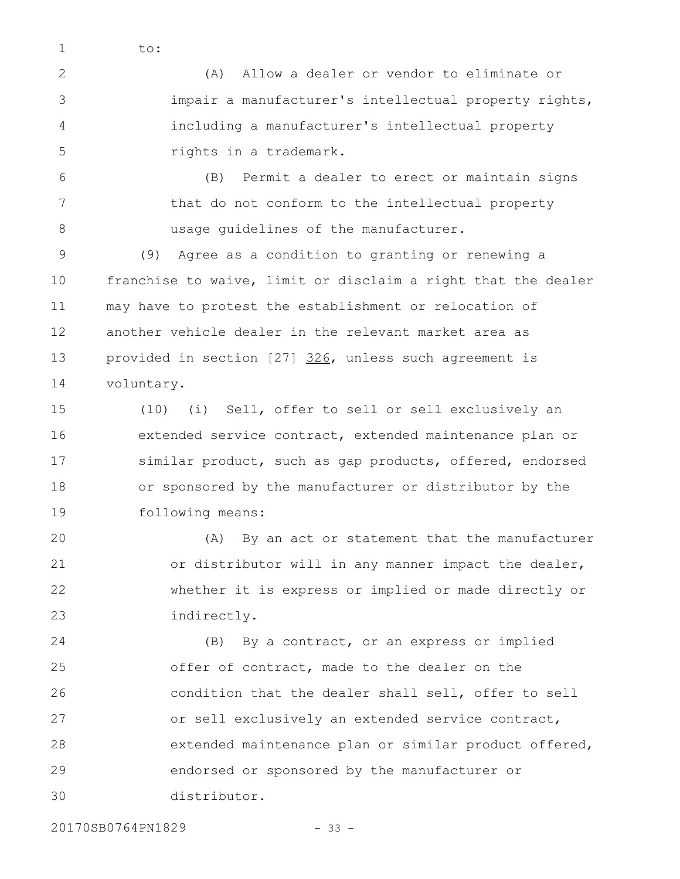to:

(A) Allow a dealer or vendor to eliminate or impair a manufacturer's intellectual property rights, including a manufacturer's intellectual property rights in a trademark.

(B) Permit a dealer to erect or maintain signs that do not conform to the intellectual property usage guidelines of the manufacturer.

(9) Agree as a condition to granting or renewing a franchise to waive, limit or disclaim a right that the dealer may have to protest the establishment or relocation of another vehicle dealer in the relevant market area as provided in section [27] <u>326</u>, unless such agreement is voluntary.

(10) (i) Sell, offer to sell or sell exclusively an extended service contract, extended maintenance plan or similar product, such as gap products, offered, endorsed or sponsored by the manufacturer or distributor by the following means:

(A) By an act or statement that the manufacturer or distributor will in any manner impact the dealer, whether it is express or implied or made directly or indirectly.

(B) By a contract, or an express or implied offer of contract, made to the dealer on the condition that the dealer shall sell, offer to sell or sell exclusively an extended service contract, extended maintenance plan or similar product offered, endorsed or sponsored by the manufacturer or distributor.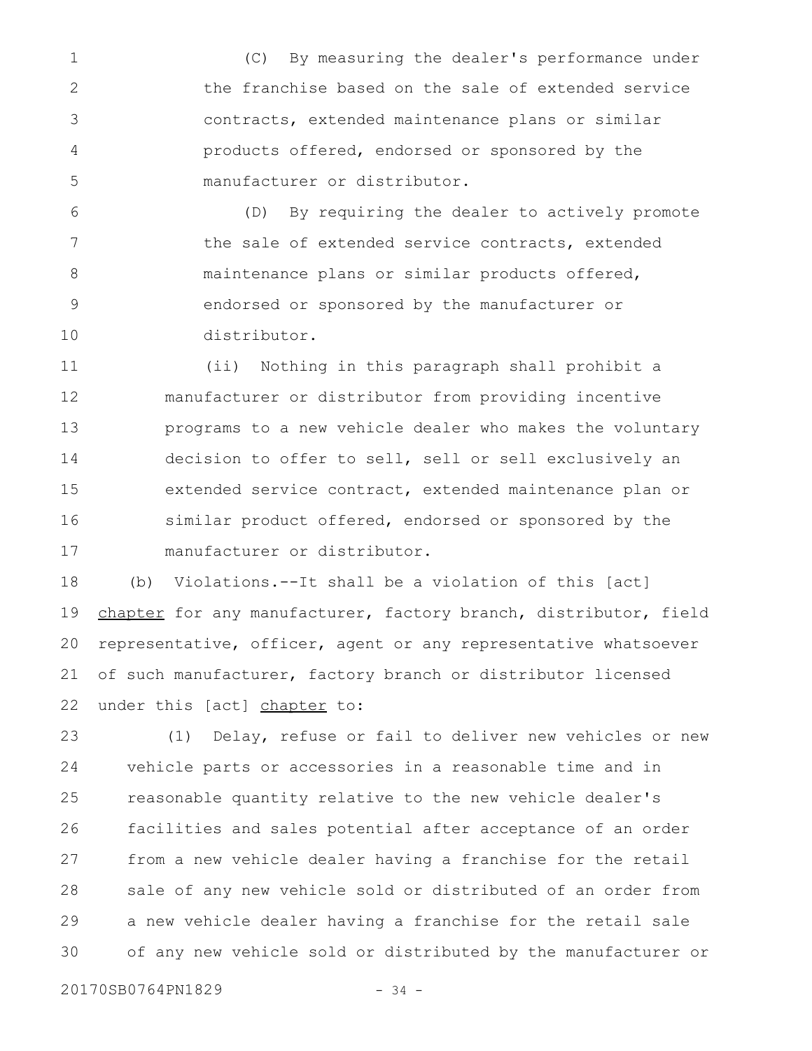(C) By measuring the dealer's performance under the franchise based on the sale of extended service contracts, extended maintenance plans or similar products offered, endorsed or sponsored by the manufacturer or distributor.

(D) By requiring the dealer to actively promote the sale of extended service contracts, extended maintenance plans or similar products offered, endorsed or sponsored by the manufacturer or distributor.

(ii) Nothing in this paragraph shall prohibit a manufacturer or distributor from providing incentive programs to a new vehicle dealer who makes the voluntary decision to offer to sell, sell or sell exclusively an extended service contract, extended maintenance plan or similar product offered, endorsed or sponsored by the manufacturer or distributor.

(b) Violations.--It shall be a violation of this [act] chapter for any manufacturer, factory branch, distributor, field representative, officer, agent or any representative whatsoever of such manufacturer, factory branch or distributor licensed under this [act] chapter to:

(1) Delay, refuse or fail to deliver new vehicles or new vehicle parts or accessories in a reasonable time and in reasonable quantity relative to the new vehicle dealer's facilities and sales potential after acceptance of an order from a new vehicle dealer having a franchise for the retail sale of any new vehicle sold or distributed of an order from a new vehicle dealer having a franchise for the retail sale of any new vehicle sold or distributed by the manufacturer or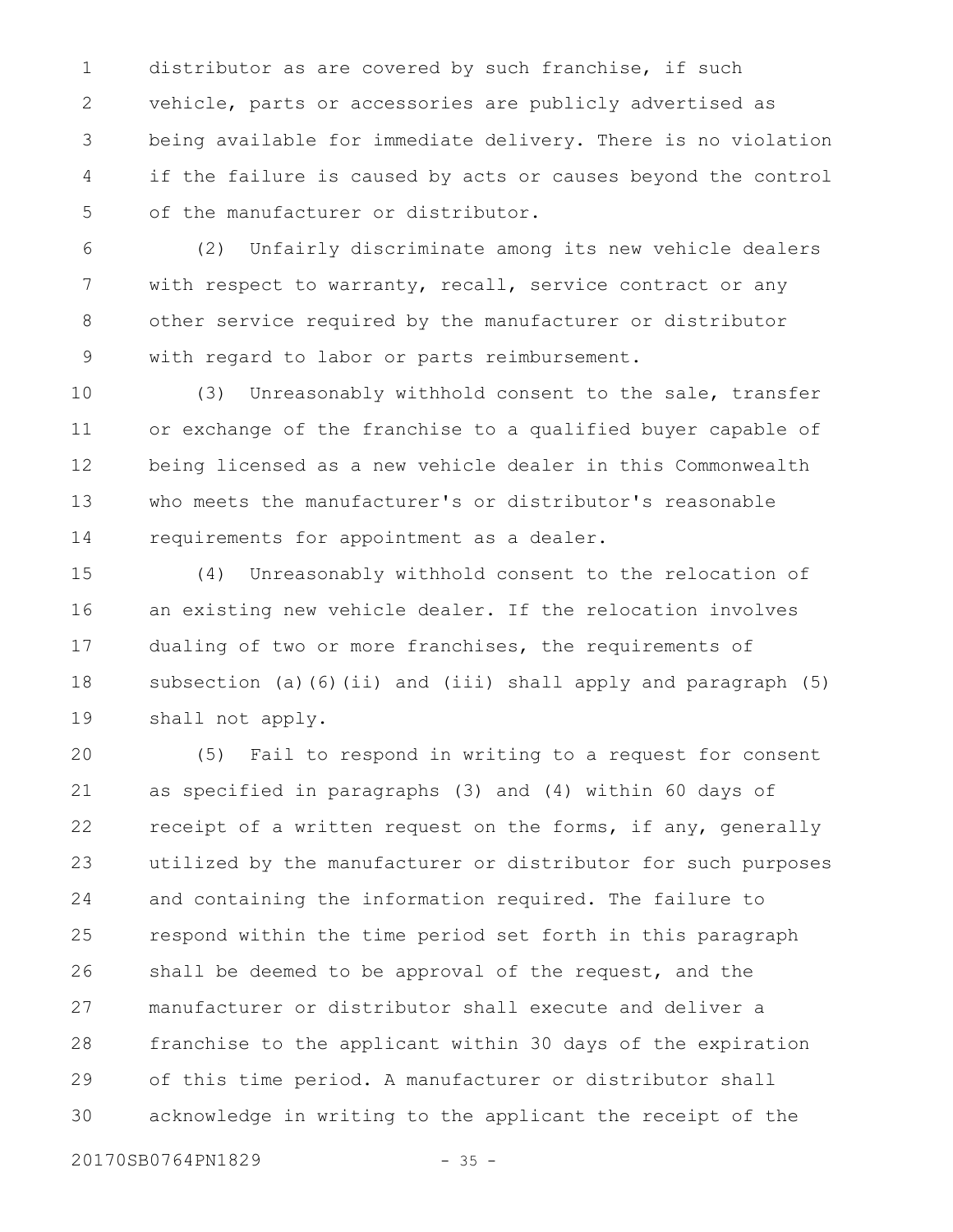distributor as are covered by such franchise, if such vehicle, parts or accessories are publicly advertised as being available for immediate delivery. There is no violation if the failure is caused by acts or causes beyond the control of the manufacturer or distributor.

(2) Unfairly discriminate among its new vehicle dealers with respect to warranty, recall, service contract or any other service required by the manufacturer or distributor with regard to labor or parts reimbursement.

(3) Unreasonably withhold consent to the sale, transfer or exchange of the franchise to a qualified buyer capable of being licensed as a new vehicle dealer in this Commonwealth who meets the manufacturer's or distributor's reasonable requirements for appointment as a dealer.

(4) Unreasonably withhold consent to the relocation of an existing new vehicle dealer. If the relocation involves dualing of two or more franchises, the requirements of subsection (a)(6)(ii) and (iii) shall apply and paragraph (5) shall not apply.

(5) Fail to respond in writing to a request for consent as specified in paragraphs (3) and (4) within 60 days of receipt of a written request on the forms, if any, generally utilized by the manufacturer or distributor for such purposes and containing the information required. The failure to respond within the time period set forth in this paragraph shall be deemed to be approval of the request, and the manufacturer or distributor shall execute and deliver a franchise to the applicant within 30 days of the expiration of this time period. A manufacturer or distributor shall acknowledge in writing to the applicant the receipt of the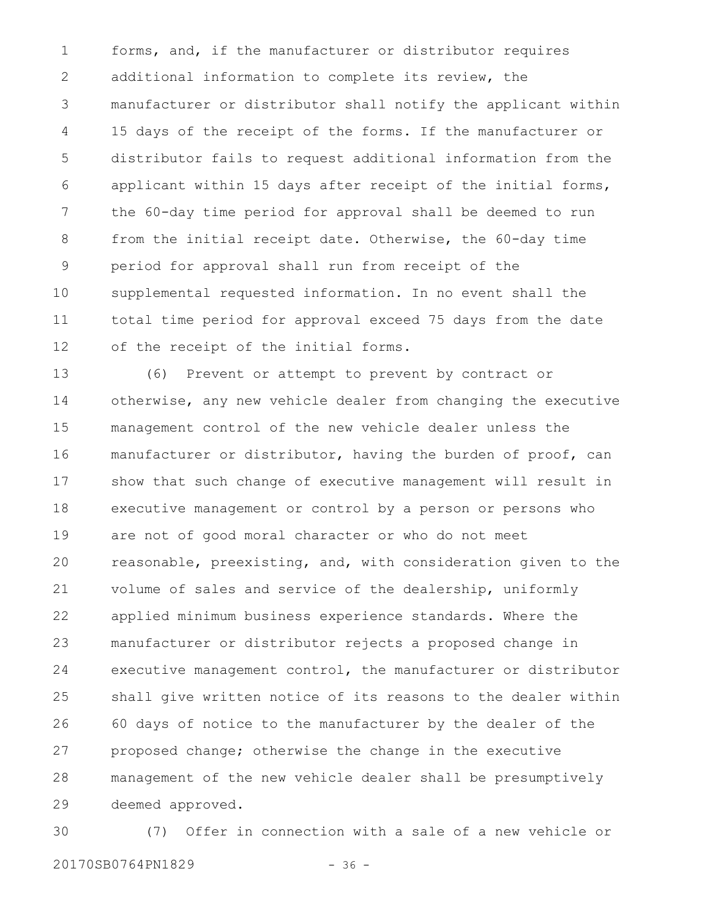forms, and, if the manufacturer or distributor requires additional information to complete its review, the manufacturer or distributor shall notify the applicant within 15 days of the receipt of the forms. If the manufacturer or distributor fails to request additional information from the applicant within 15 days after receipt of the initial forms, the 60-day time period for approval shall be deemed to run from the initial receipt date. Otherwise, the 60-day time period for approval shall run from receipt of the supplemental requested information. In no event shall the total time period for approval exceed 75 days from the date of the receipt of the initial forms.

(6) Prevent or attempt to prevent by contract or otherwise, any new vehicle dealer from changing the executive management control of the new vehicle dealer unless the manufacturer or distributor, having the burden of proof, can show that such change of executive management will result in executive management or control by a person or persons who are not of good moral character or who do not meet reasonable, preexisting, and, with consideration given to the volume of sales and service of the dealership, uniformly applied minimum business experience standards. Where the manufacturer or distributor rejects a proposed change in executive management control, the manufacturer or distributor shall give written notice of its reasons to the dealer within 60 days of notice to the manufacturer by the dealer of the proposed change; otherwise the change in the executive management of the new vehicle dealer shall be presumptively deemed approved.

(7) Offer in connection with a sale of a new vehicle or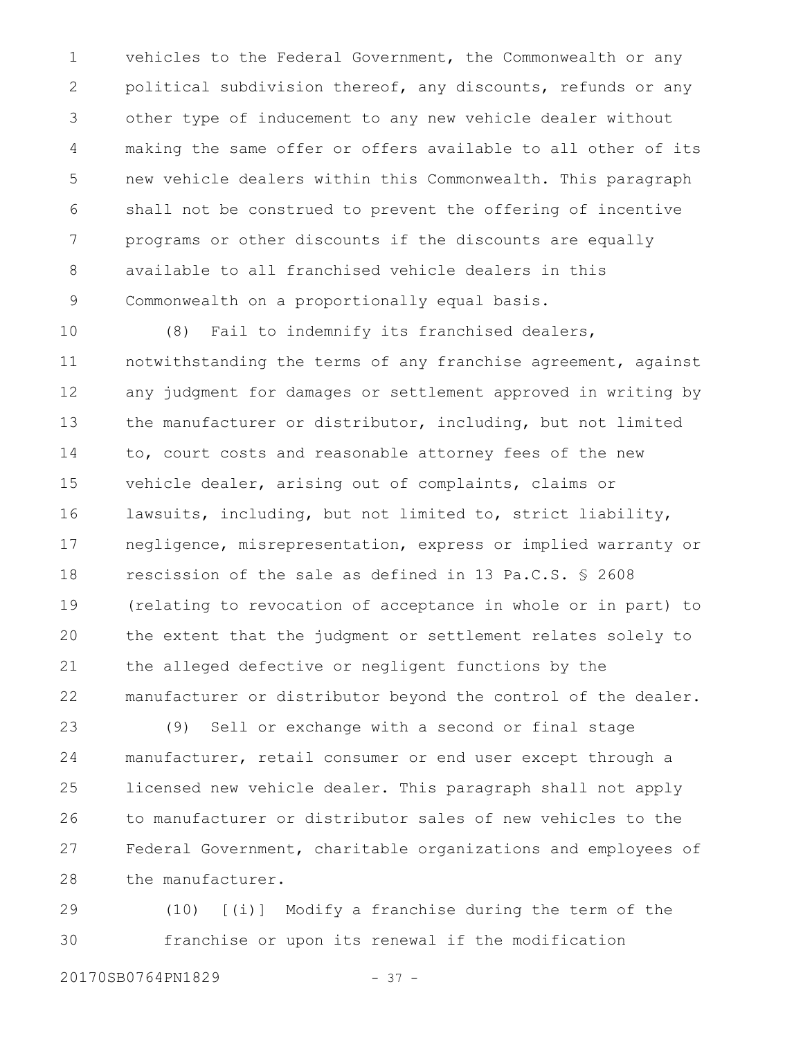vehicles to the Federal Government, the Commonwealth or any political subdivision thereof, any discounts, refunds or any other type of inducement to any new vehicle dealer without making the same offer or offers available to all other of its new vehicle dealers within this Commonwealth. This paragraph shall not be construed to prevent the offering of incentive programs or other discounts if the discounts are equally available to all franchised vehicle dealers in this Commonwealth on a proportionally equal basis.

(8) Fail to indemnify its franchised dealers, notwithstanding the terms of any franchise agreement, against any judgment for damages or settlement approved in writing by the manufacturer or distributor, including, but not limited to, court costs and reasonable attorney fees of the new vehicle dealer, arising out of complaints, claims or lawsuits, including, but not limited to, strict liability, negligence, misrepresentation, express or implied warranty or rescission of the sale as defined in 13 Pa.C.S. § 2608 (relating to revocation of acceptance in whole or in part) to the extent that the judgment or settlement relates solely to the alleged defective or negligent functions by the manufacturer or distributor beyond the control of the dealer.

(9) Sell or exchange with a second or final stage manufacturer, retail consumer or end user except through a licensed new vehicle dealer. This paragraph shall not apply to manufacturer or distributor sales of new vehicles to the Federal Government, charitable organizations and employees of the manufacturer.

(10) [(i)] Modify a franchise during the term of the franchise or upon its renewal if the modification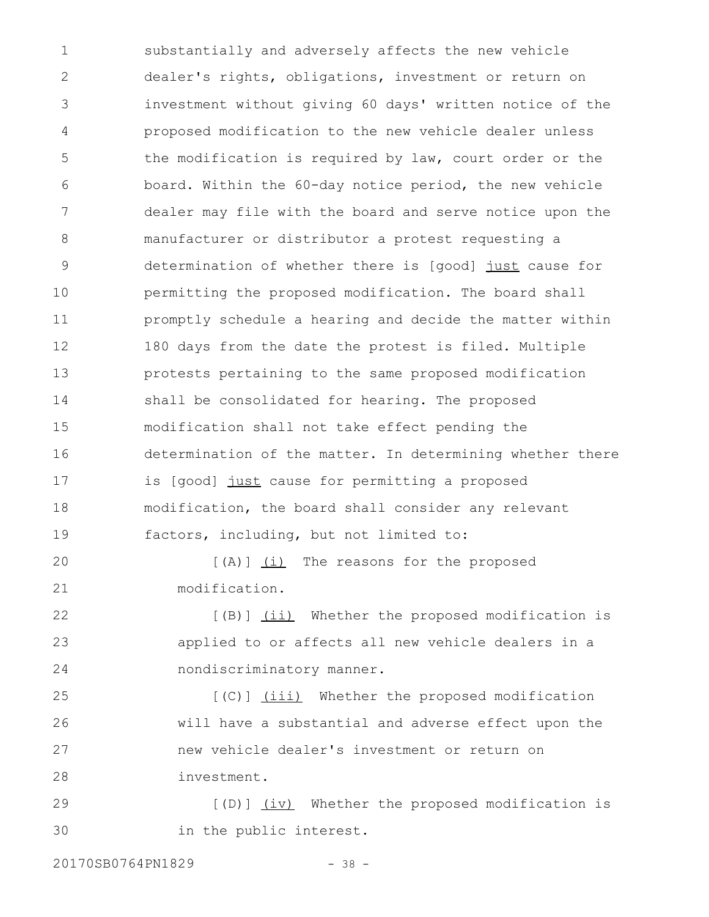substantially and adversely affects the new vehicle dealer's rights, obligations, investment or return on investment without giving 60 days' written notice of the proposed modification to the new vehicle dealer unless the modification is required by law, court order or the board. Within the 60-day notice period, the new vehicle dealer may file with the board and serve notice upon the manufacturer or distributor a protest requesting a determination of whether there is [good] <u>just</u> cause for permitting the proposed modification. The board shall promptly schedule a hearing and decide the matter within 180 days from the date the protest is filed. Multiple protests pertaining to the same proposed modification shall be consolidated for hearing. The proposed modification shall not take effect pending the determination of the matter. In determining whether there is [good] <u>just</u> cause for permitting a proposed modification, the board shall consider any relevant factors, including, but not limited to:

[(A)] <u>(i)</u> The reasons for the proposed modification.

[(B)] <u>(ii)</u> Whether the proposed modification is applied to or affects all new vehicle dealers in a nondiscriminatory manner.

[(C)] <u>(iii)</u> Whether the proposed modification will have a substantial and adverse effect upon the new vehicle dealer's investment or return on investment.

[(D)] <u>(iv)</u> Whether the proposed modification is in the public interest.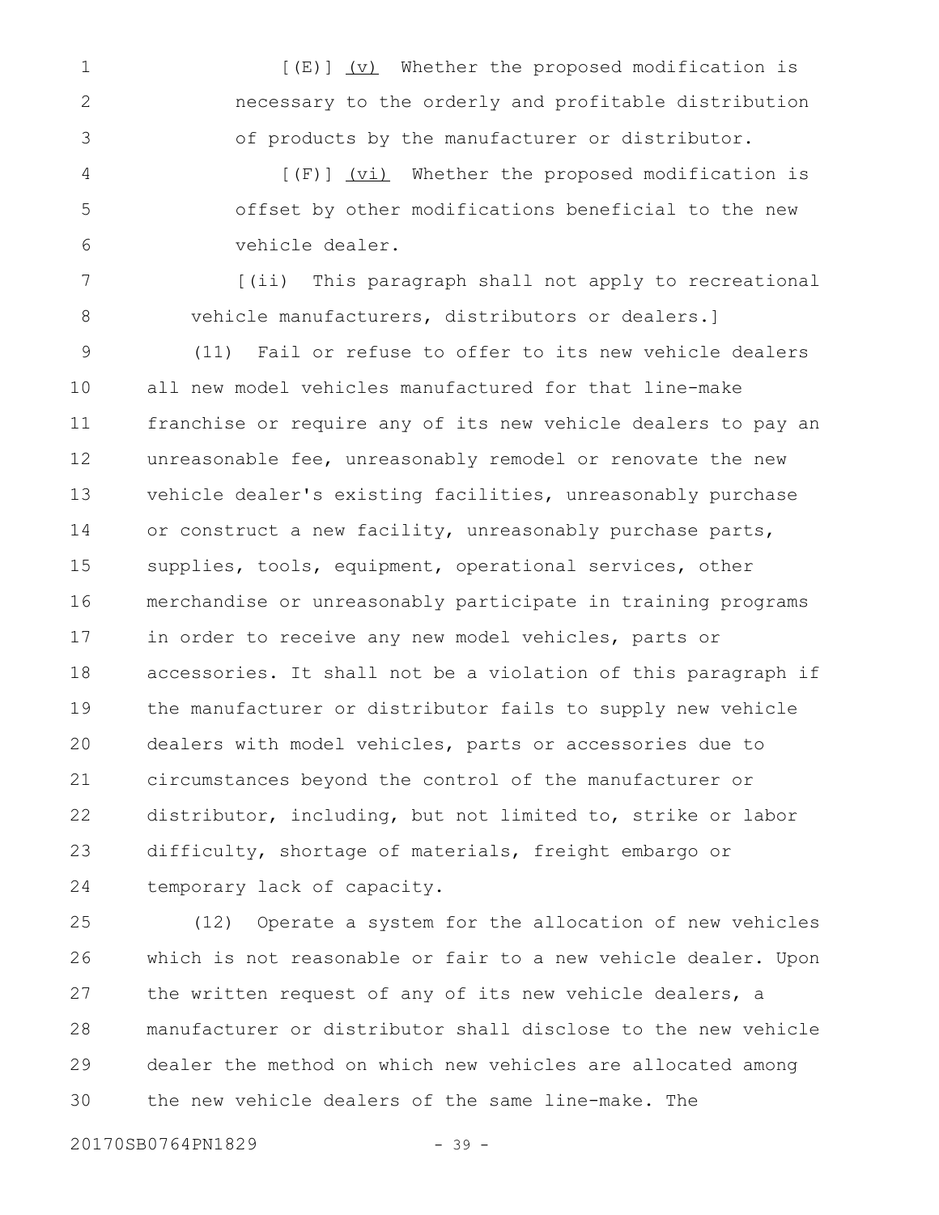[(E)] (v) Whether the proposed modification is necessary to the orderly and profitable distribution of products by the manufacturer or distributor.

[(F)] (vi) Whether the proposed modification is offset by other modifications beneficial to the new vehicle dealer.

[(ii) This paragraph shall not apply to recreational vehicle manufacturers, distributors or dealers.]

(11) Fail or refuse to offer to its new vehicle dealers all new model vehicles manufactured for that line-make franchise or require any of its new vehicle dealers to pay an unreasonable fee, unreasonably remodel or renovate the new vehicle dealer's existing facilities, unreasonably purchase or construct a new facility, unreasonably purchase parts, supplies, tools, equipment, operational services, other merchandise or unreasonably participate in training programs in order to receive any new model vehicles, parts or accessories. It shall not be a violation of this paragraph if the manufacturer or distributor fails to supply new vehicle dealers with model vehicles, parts or accessories due to circumstances beyond the control of the manufacturer or distributor, including, but not limited to, strike or labor difficulty, shortage of materials, freight embargo or temporary lack of capacity.

(12) Operate a system for the allocation of new vehicles which is not reasonable or fair to a new vehicle dealer. Upon the written request of any of its new vehicle dealers, a manufacturer or distributor shall disclose to the new vehicle dealer the method on which new vehicles are allocated among the new vehicle dealers of the same line-make. The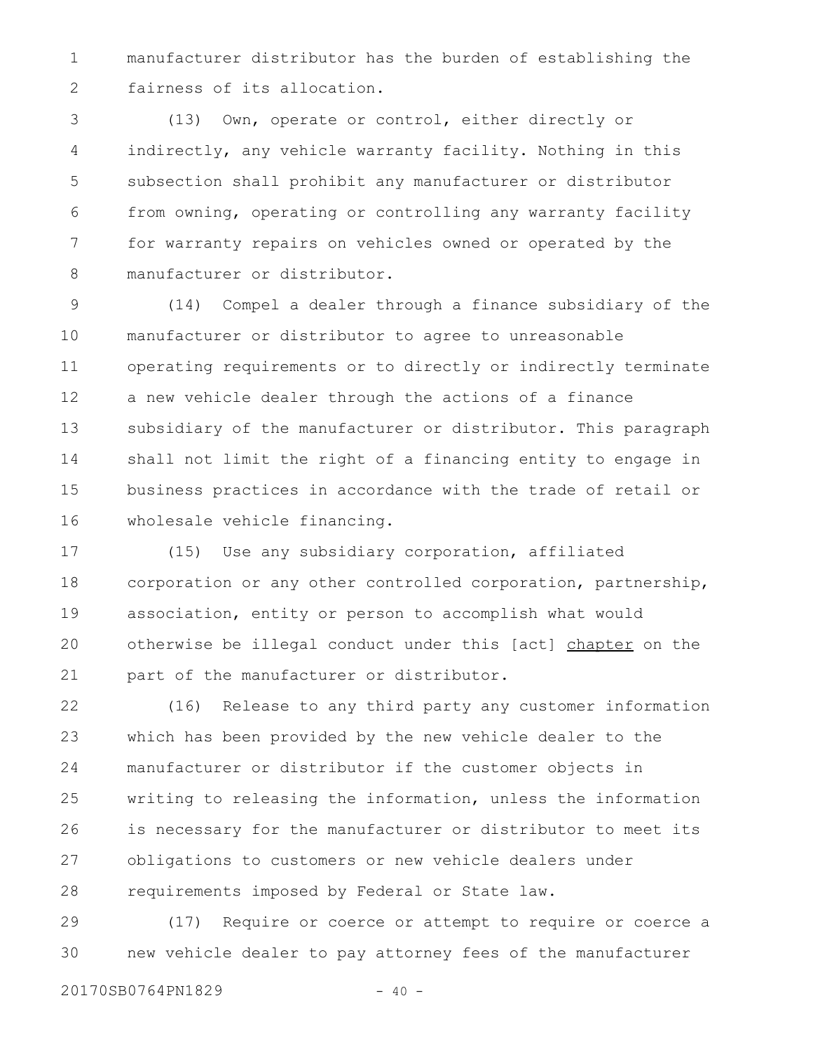manufacturer distributor has the burden of establishing the fairness of its allocation.

(13) Own, operate or control, either directly or indirectly, any vehicle warranty facility. Nothing in this subsection shall prohibit any manufacturer or distributor from owning, operating or controlling any warranty facility for warranty repairs on vehicles owned or operated by the manufacturer or distributor.

(14) Compel a dealer through a finance subsidiary of the manufacturer or distributor to agree to unreasonable operating requirements or to directly or indirectly terminate a new vehicle dealer through the actions of a finance subsidiary of the manufacturer or distributor. This paragraph shall not limit the right of a financing entity to engage in business practices in accordance with the trade of retail or wholesale vehicle financing.

(15) Use any subsidiary corporation, affiliated corporation or any other controlled corporation, partnership, association, entity or person to accomplish what would otherwise be illegal conduct under this [act] <u>chapter</u> on the part of the manufacturer or distributor.

(16) Release to any third party any customer information which has been provided by the new vehicle dealer to the manufacturer or distributor if the customer objects in writing to releasing the information, unless the information is necessary for the manufacturer or distributor to meet its obligations to customers or new vehicle dealers under requirements imposed by Federal or State law.

(17) Require or coerce or attempt to require or coerce a new vehicle dealer to pay attorney fees of the manufacturer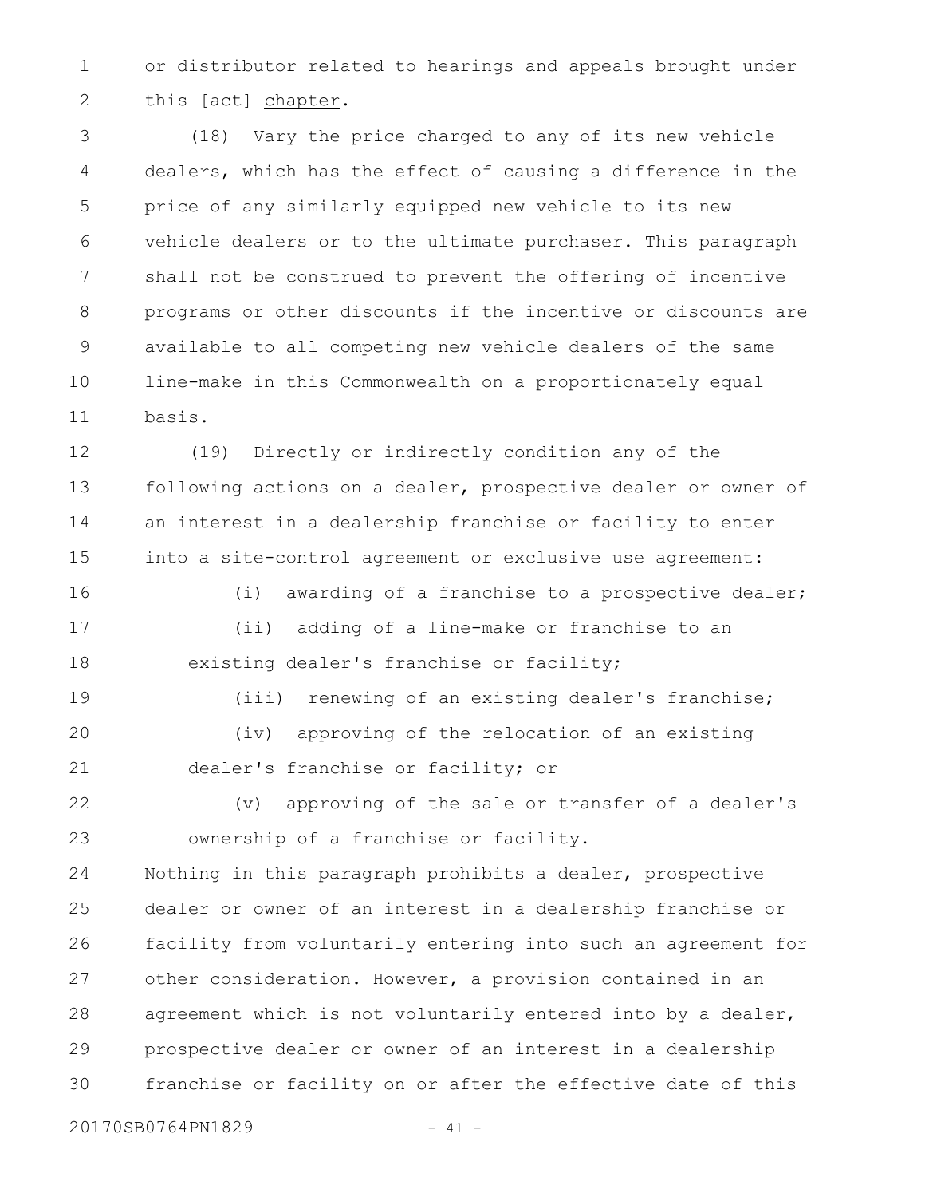or distributor related to hearings and appeals brought under this [act] chapter.

(18) Vary the price charged to any of its new vehicle dealers, which has the effect of causing a difference in the price of any similarly equipped new vehicle to its new vehicle dealers or to the ultimate purchaser. This paragraph shall not be construed to prevent the offering of incentive programs or other discounts if the incentive or discounts are available to all competing new vehicle dealers of the same line-make in this Commonwealth on a proportionately equal basis.

(19) Directly or indirectly condition any of the following actions on a dealer, prospective dealer or owner of an interest in a dealership franchise or facility to enter into a site-control agreement or exclusive use agreement:

(i) awarding of a franchise to a prospective dealer;

(ii) adding of a line-make or franchise to an existing dealer's franchise or facility;

(iii) renewing of an existing dealer's franchise;

(iv) approving of the relocation of an existing dealer's franchise or facility; or

(v) approving of the sale or transfer of a dealer's ownership of a franchise or facility.

Nothing in this paragraph prohibits a dealer, prospective dealer or owner of an interest in a dealership franchise or facility from voluntarily entering into such an agreement for other consideration. However, a provision contained in an agreement which is not voluntarily entered into by a dealer, prospective dealer or owner of an interest in a dealership franchise or facility on or after the effective date of this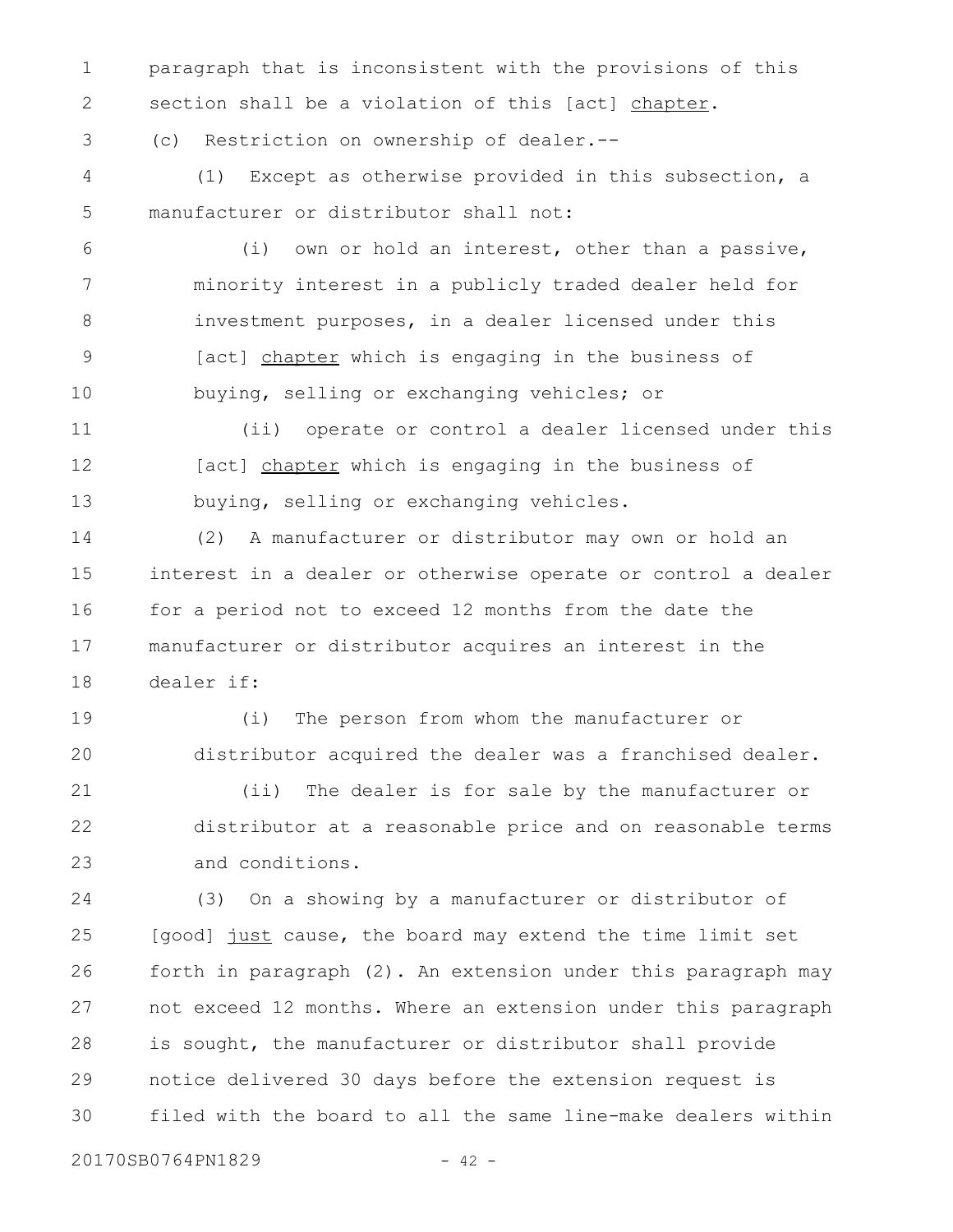paragraph that is inconsistent with the provisions of this section shall be a violation of this [act] chapter.

(c) Restriction on ownership of dealer.--

(1) Except as otherwise provided in this subsection, a manufacturer or distributor shall not:

(i) own or hold an interest, other than a passive, minority interest in a publicly traded dealer held for investment purposes, in a dealer licensed under this [act] chapter which is engaging in the business of buying, selling or exchanging vehicles; or

(ii) operate or control a dealer licensed under this [act] chapter which is engaging in the business of buying, selling or exchanging vehicles.

(2) A manufacturer or distributor may own or hold an interest in a dealer or otherwise operate or control a dealer for a period not to exceed 12 months from the date the manufacturer or distributor acquires an interest in the dealer if:

(i) The person from whom the manufacturer or distributor acquired the dealer was a franchised dealer.

(ii) The dealer is for sale by the manufacturer or distributor at a reasonable price and on reasonable terms and conditions.

(3) On a showing by a manufacturer or distributor of [good] just cause, the board may extend the time limit set forth in paragraph (2). An extension under this paragraph may not exceed 12 months. Where an extension under this paragraph is sought, the manufacturer or distributor shall provide notice delivered 30 days before the extension request is filed with the board to all the same line-make dealers within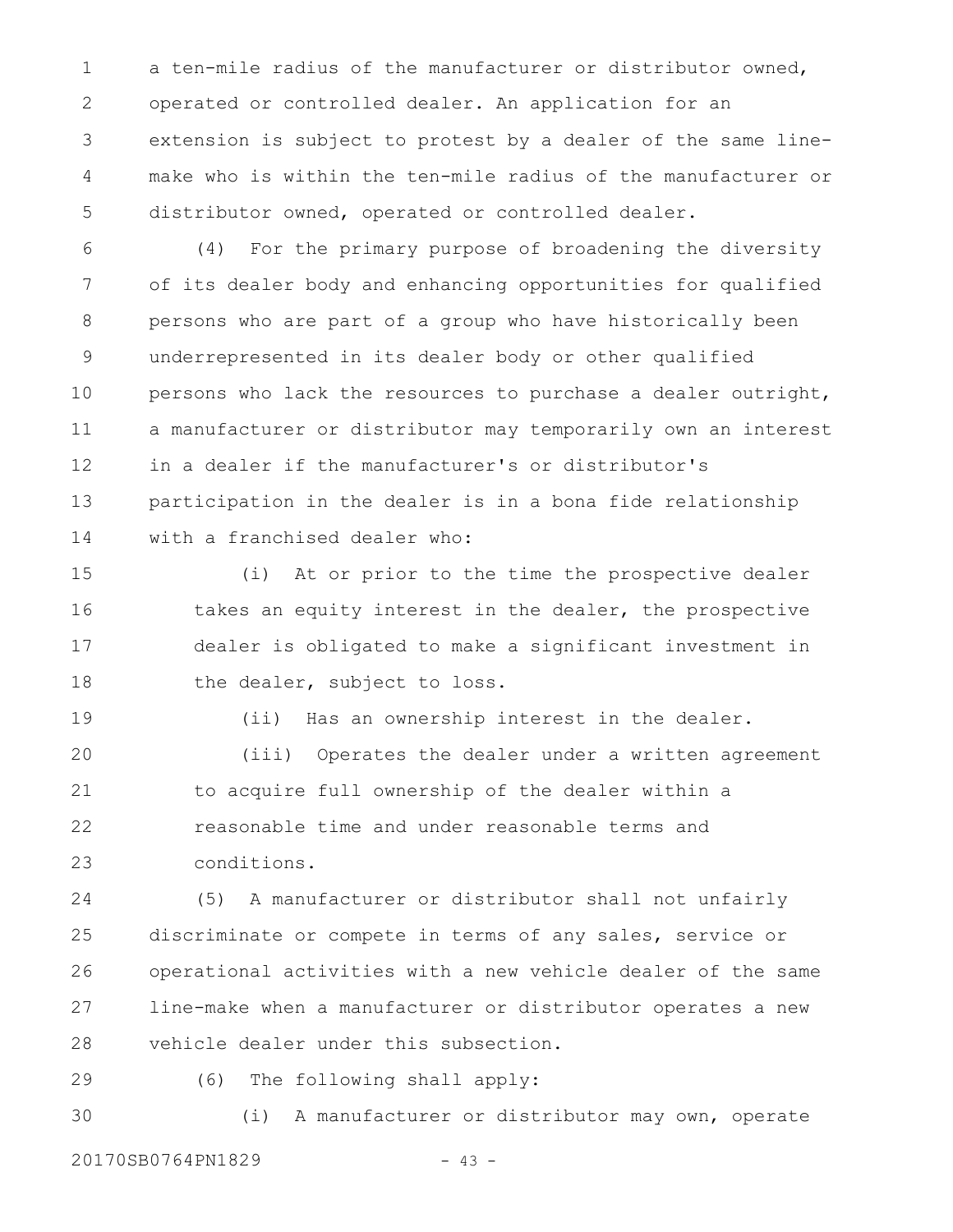a ten-mile radius of the manufacturer or distributor owned, operated or controlled dealer. An application for an extension is subject to protest by a dealer of the same line-make who is within the ten-mile radius of the manufacturer or distributor owned, operated or controlled dealer.

(4) For the primary purpose of broadening the diversity of its dealer body and enhancing opportunities for qualified persons who are part of a group who have historically been underrepresented in its dealer body or other qualified persons who lack the resources to purchase a dealer outright, a manufacturer or distributor may temporarily own an interest in a dealer if the manufacturer's or distributor's participation in the dealer is in a bona fide relationship with a franchised dealer who:

(i) At or prior to the time the prospective dealer takes an equity interest in the dealer, the prospective dealer is obligated to make a significant investment in the dealer, subject to loss.

(ii) Has an ownership interest in the dealer.

(iii) Operates the dealer under a written agreement to acquire full ownership of the dealer within a reasonable time and under reasonable terms and conditions.

(5) A manufacturer or distributor shall not unfairly discriminate or compete in terms of any sales, service or operational activities with a new vehicle dealer of the same line-make when a manufacturer or distributor operates a new vehicle dealer under this subsection.

(6) The following shall apply:

(i) A manufacturer or distributor may own, operate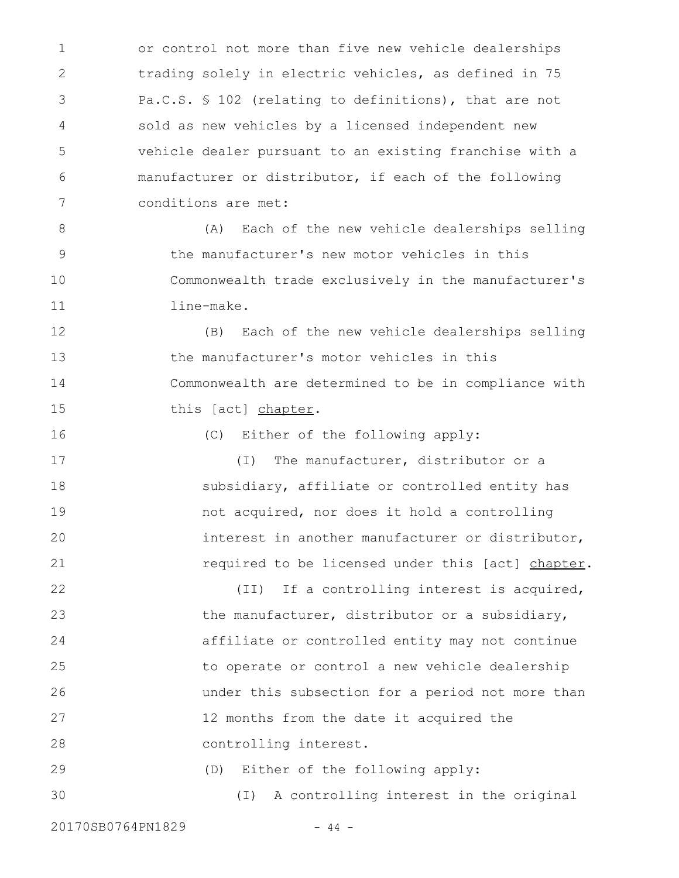or control not more than five new vehicle dealerships trading solely in electric vehicles, as defined in 75 Pa.C.S. § 102 (relating to definitions), that are not sold as new vehicles by a licensed independent new vehicle dealer pursuant to an existing franchise with a manufacturer or distributor, if each of the following conditions are met:

(A) Each of the new vehicle dealerships selling the manufacturer's new motor vehicles in this Commonwealth trade exclusively in the manufacturer's line-make.

(B) Each of the new vehicle dealerships selling the manufacturer's motor vehicles in this Commonwealth are determined to be in compliance with this [act] <u>chapter</u>.

(C) Either of the following apply:

(I) The manufacturer, distributor or a subsidiary, affiliate or controlled entity has not acquired, nor does it hold a controlling interest in another manufacturer or distributor, required to be licensed under this [act] <u>chapter</u>.

(II) If a controlling interest is acquired, the manufacturer, distributor or a subsidiary, affiliate or controlled entity may not continue to operate or control a new vehicle dealership under this subsection for a period not more than 12 months from the date it acquired the controlling interest.

(D) Either of the following apply:

(I) A controlling interest in the original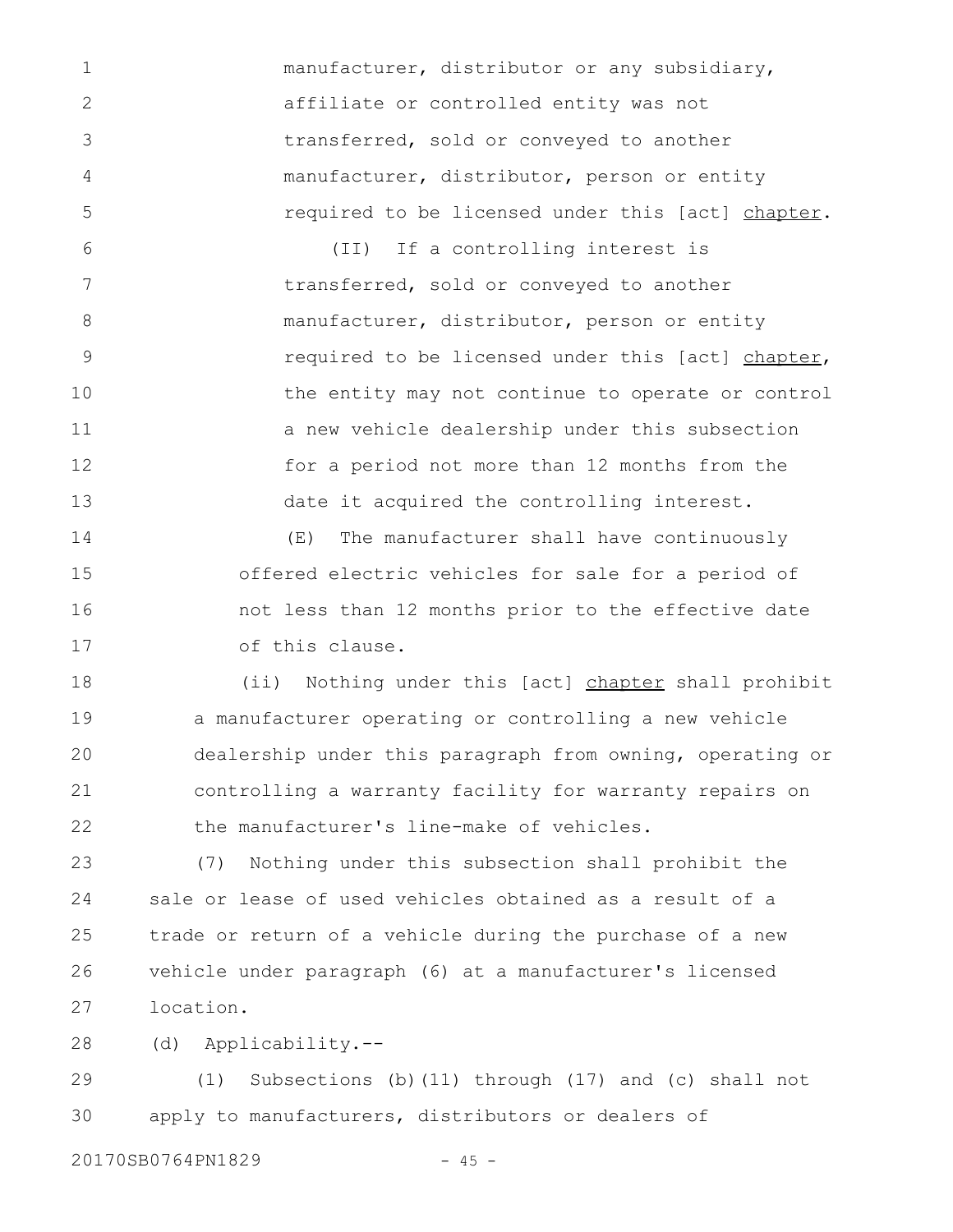manufacturer, distributor or any subsidiary, affiliate or controlled entity was not transferred, sold or conveyed to another manufacturer, distributor, person or entity required to be licensed under this [act] <u>chapter</u>.

(II) If a controlling interest is transferred, sold or conveyed to another manufacturer, distributor, person or entity required to be licensed under this [act] <u>chapter</u>, the entity may not continue to operate or control a new vehicle dealership under this subsection for a period not more than 12 months from the date it acquired the controlling interest.

(E) The manufacturer shall have continuously offered electric vehicles for sale for a period of not less than 12 months prior to the effective date of this clause.

(ii) Nothing under this [act] <u>chapter</u> shall prohibit a manufacturer operating or controlling a new vehicle dealership under this paragraph from owning, operating or controlling a warranty facility for warranty repairs on the manufacturer's line-make of vehicles.

(7) Nothing under this subsection shall prohibit the sale or lease of used vehicles obtained as a result of a trade or return of a vehicle during the purchase of a new vehicle under paragraph (6) at a manufacturer's licensed location.

(d) Applicability.--

(1) Subsections (b)(11) through (17) and (c) shall not apply to manufacturers, distributors or dealers of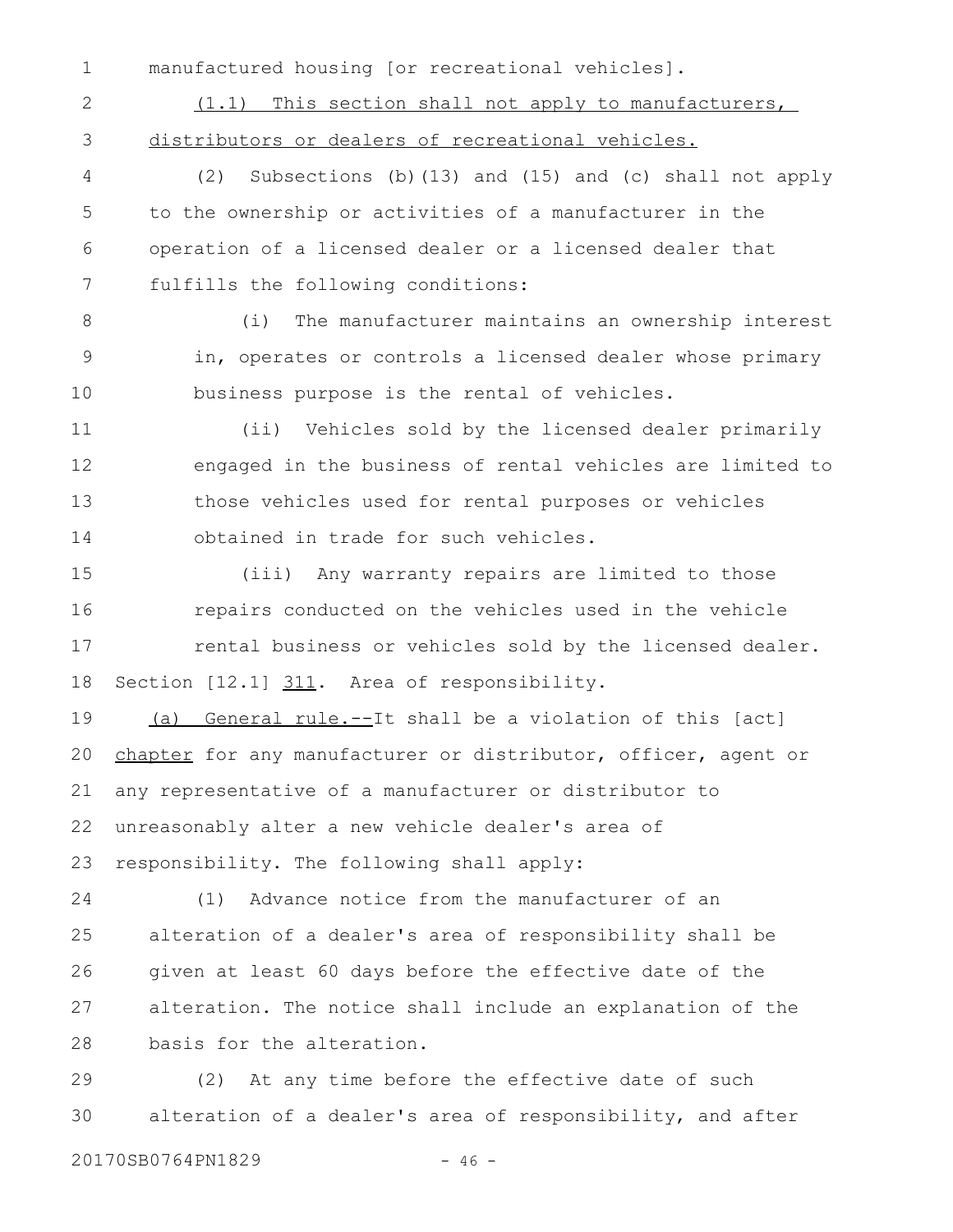manufactured housing [or recreational vehicles].

(1.1) This section shall not apply to manufacturers, distributors or dealers of recreational vehicles.

(2) Subsections (b)(13) and (15) and (c) shall not apply to the ownership or activities of a manufacturer in the operation of a licensed dealer or a licensed dealer that fulfills the following conditions:

(i) The manufacturer maintains an ownership interest in, operates or controls a licensed dealer whose primary business purpose is the rental of vehicles.

(ii) Vehicles sold by the licensed dealer primarily engaged in the business of rental vehicles are limited to those vehicles used for rental purposes or vehicles obtained in trade for such vehicles.

(iii) Any warranty repairs are limited to those repairs conducted on the vehicles used in the vehicle rental business or vehicles sold by the licensed dealer.

Section [12.1] 311. Area of responsibility.

(a) General rule.--It shall be a violation of this [act] chapter for any manufacturer or distributor, officer, agent or any representative of a manufacturer or distributor to unreasonably alter a new vehicle dealer's area of responsibility. The following shall apply:

(1) Advance notice from the manufacturer of an alteration of a dealer's area of responsibility shall be given at least 60 days before the effective date of the alteration. The notice shall include an explanation of the basis for the alteration.

(2) At any time before the effective date of such alteration of a dealer's area of responsibility, and after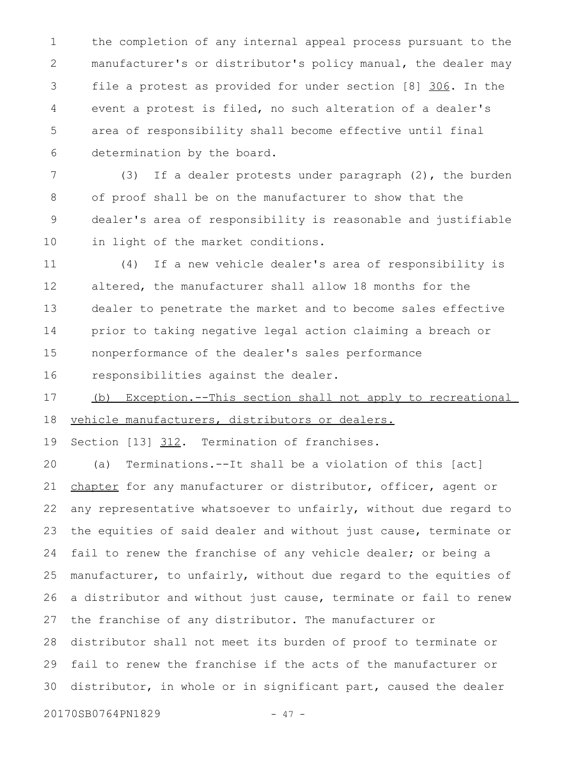the completion of any internal appeal process pursuant to the manufacturer's or distributor's policy manual, the dealer may file a protest as provided for under section [8] 306. In the event a protest is filed, no such alteration of a dealer's area of responsibility shall become effective until final determination by the board.

(3) If a dealer protests under paragraph (2), the burden of proof shall be on the manufacturer to show that the dealer's area of responsibility is reasonable and justifiable in light of the market conditions.

(4) If a new vehicle dealer's area of responsibility is altered, the manufacturer shall allow 18 months for the dealer to penetrate the market and to become sales effective prior to taking negative legal action claiming a breach or nonperformance of the dealer's sales performance responsibilities against the dealer.

(b) Exception.--This section shall not apply to recreational vehicle manufacturers, distributors or dealers.

Section [13] 312. Termination of franchises.

(a) Terminations.--It shall be a violation of this [act] chapter for any manufacturer or distributor, officer, agent or any representative whatsoever to unfairly, without due regard to the equities of said dealer and without just cause, terminate or fail to renew the franchise of any vehicle dealer; or being a manufacturer, to unfairly, without due regard to the equities of a distributor and without just cause, terminate or fail to renew the franchise of any distributor. The manufacturer or distributor shall not meet its burden of proof to terminate or fail to renew the franchise if the acts of the manufacturer or distributor, in whole or in significant part, caused the dealer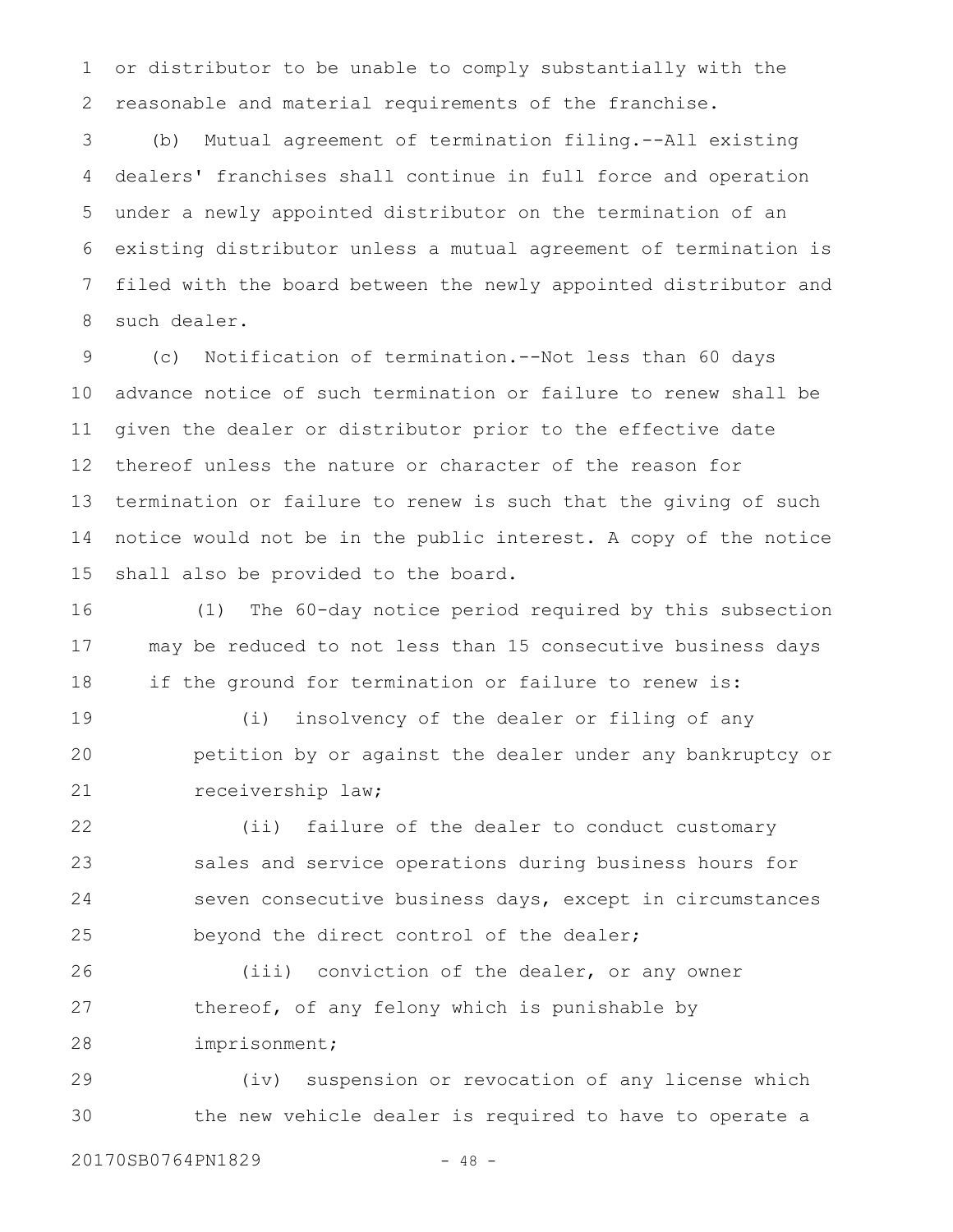or distributor to be unable to comply substantially with the reasonable and material requirements of the franchise.

(b) Mutual agreement of termination filing.--All existing dealers' franchises shall continue in full force and operation under a newly appointed distributor on the termination of an existing distributor unless a mutual agreement of termination is filed with the board between the newly appointed distributor and such dealer.

(c) Notification of termination.--Not less than 60 days advance notice of such termination or failure to renew shall be given the dealer or distributor prior to the effective date thereof unless the nature or character of the reason for termination or failure to renew is such that the giving of such notice would not be in the public interest. A copy of the notice shall also be provided to the board.

(1) The 60-day notice period required by this subsection may be reduced to not less than 15 consecutive business days if the ground for termination or failure to renew is:

(i) insolvency of the dealer or filing of any petition by or against the dealer under any bankruptcy or receivership law;

(ii) failure of the dealer to conduct customary sales and service operations during business hours for seven consecutive business days, except in circumstances beyond the direct control of the dealer;

(iii) conviction of the dealer, or any owner thereof, of any felony which is punishable by imprisonment;

(iv) suspension or revocation of any license which the new vehicle dealer is required to have to operate a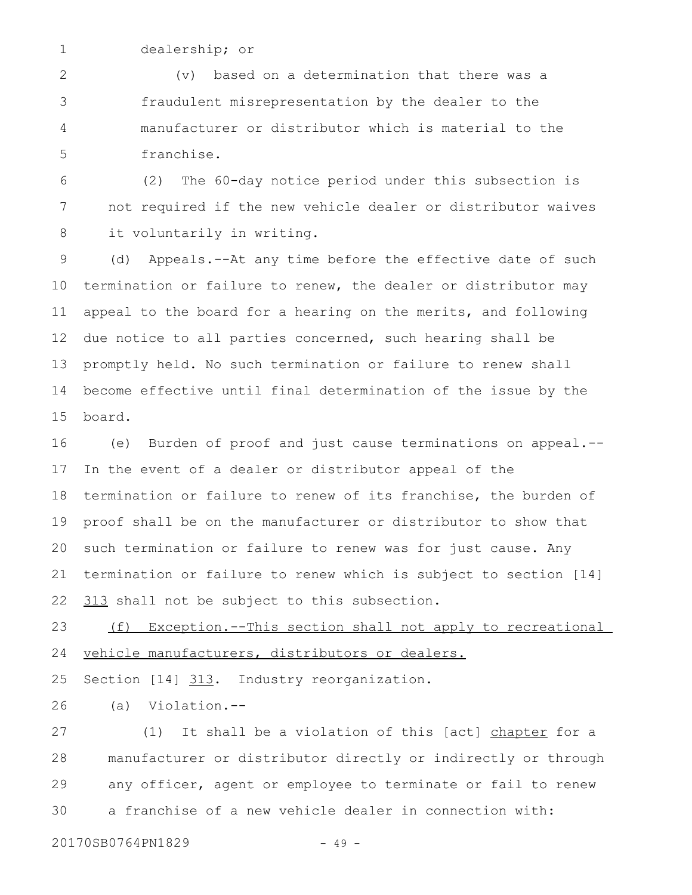dealership; or

(v) based on a determination that there was a fraudulent misrepresentation by the dealer to the manufacturer or distributor which is material to the franchise.

(2) The 60-day notice period under this subsection is not required if the new vehicle dealer or distributor waives it voluntarily in writing.

(d) Appeals.--At any time before the effective date of such termination or failure to renew, the dealer or distributor may appeal to the board for a hearing on the merits, and following due notice to all parties concerned, such hearing shall be promptly held. No such termination or failure to renew shall become effective until final determination of the issue by the board.

(e) Burden of proof and just cause terminations on appeal.--In the event of a dealer or distributor appeal of the termination or failure to renew of its franchise, the burden of proof shall be on the manufacturer or distributor to show that such termination or failure to renew was for just cause. Any termination or failure to renew which is subject to section [14] <u>313</u> shall not be subject to this subsection.

<u>(f) Exception.--This section shall not apply to recreational vehicle manufacturers, distributors or dealers.</u>

Section [14] <u>313</u>. Industry reorganization.

(a) Violation.--

(1) It shall be a violation of this [act] <u>chapter</u> for a manufacturer or distributor directly or indirectly or through any officer, agent or employee to terminate or fail to renew a franchise of a new vehicle dealer in connection with: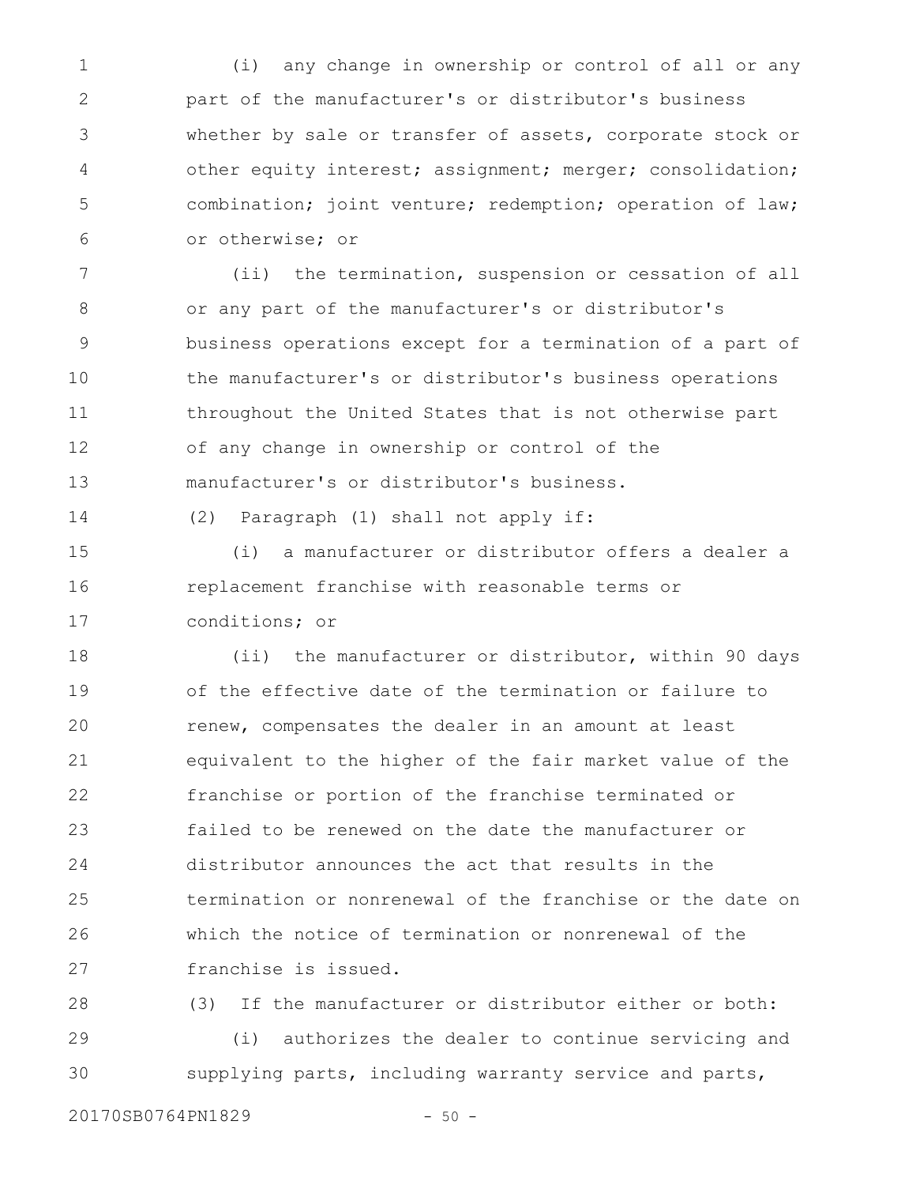(i) any change in ownership or control of all or any part of the manufacturer's or distributor's business whether by sale or transfer of assets, corporate stock or other equity interest; assignment; merger; consolidation; combination; joint venture; redemption; operation of law; or otherwise; or

(ii) the termination, suspension or cessation of all or any part of the manufacturer's or distributor's business operations except for a termination of a part of the manufacturer's or distributor's business operations throughout the United States that is not otherwise part of any change in ownership or control of the manufacturer's or distributor's business.

(2) Paragraph (1) shall not apply if:

(i) a manufacturer or distributor offers a dealer a replacement franchise with reasonable terms or conditions; or

(ii) the manufacturer or distributor, within 90 days of the effective date of the termination or failure to renew, compensates the dealer in an amount at least equivalent to the higher of the fair market value of the franchise or portion of the franchise terminated or failed to be renewed on the date the manufacturer or distributor announces the act that results in the termination or nonrenewal of the franchise or the date on which the notice of termination or nonrenewal of the franchise is issued.

(3) If the manufacturer or distributor either or both:

(i) authorizes the dealer to continue servicing and supplying parts, including warranty service and parts,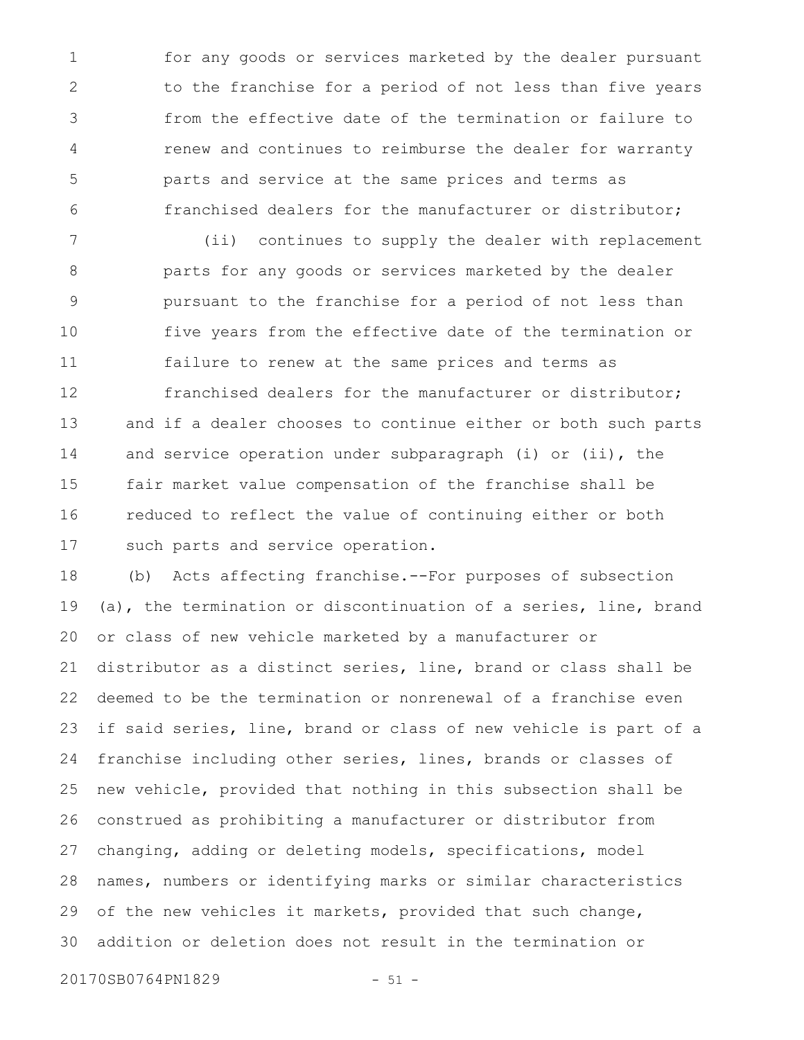for any goods or services marketed by the dealer pursuant to the franchise for a period of not less than five years from the effective date of the termination or failure to renew and continues to reimburse the dealer for warranty parts and service at the same prices and terms as franchised dealers for the manufacturer or distributor;

(ii) continues to supply the dealer with replacement parts for any goods or services marketed by the dealer pursuant to the franchise for a period of not less than five years from the effective date of the termination or failure to renew at the same prices and terms as franchised dealers for the manufacturer or distributor;

and if a dealer chooses to continue either or both such parts and service operation under subparagraph (i) or (ii), the fair market value compensation of the franchise shall be reduced to reflect the value of continuing either or both such parts and service operation.

(b) Acts affecting franchise.--For purposes of subsection (a), the termination or discontinuation of a series, line, brand or class of new vehicle marketed by a manufacturer or distributor as a distinct series, line, brand or class shall be deemed to be the termination or nonrenewal of a franchise even if said series, line, brand or class of new vehicle is part of a franchise including other series, lines, brands or classes of new vehicle, provided that nothing in this subsection shall be construed as prohibiting a manufacturer or distributor from changing, adding or deleting models, specifications, model names, numbers or identifying marks or similar characteristics of the new vehicles it markets, provided that such change, addition or deletion does not result in the termination or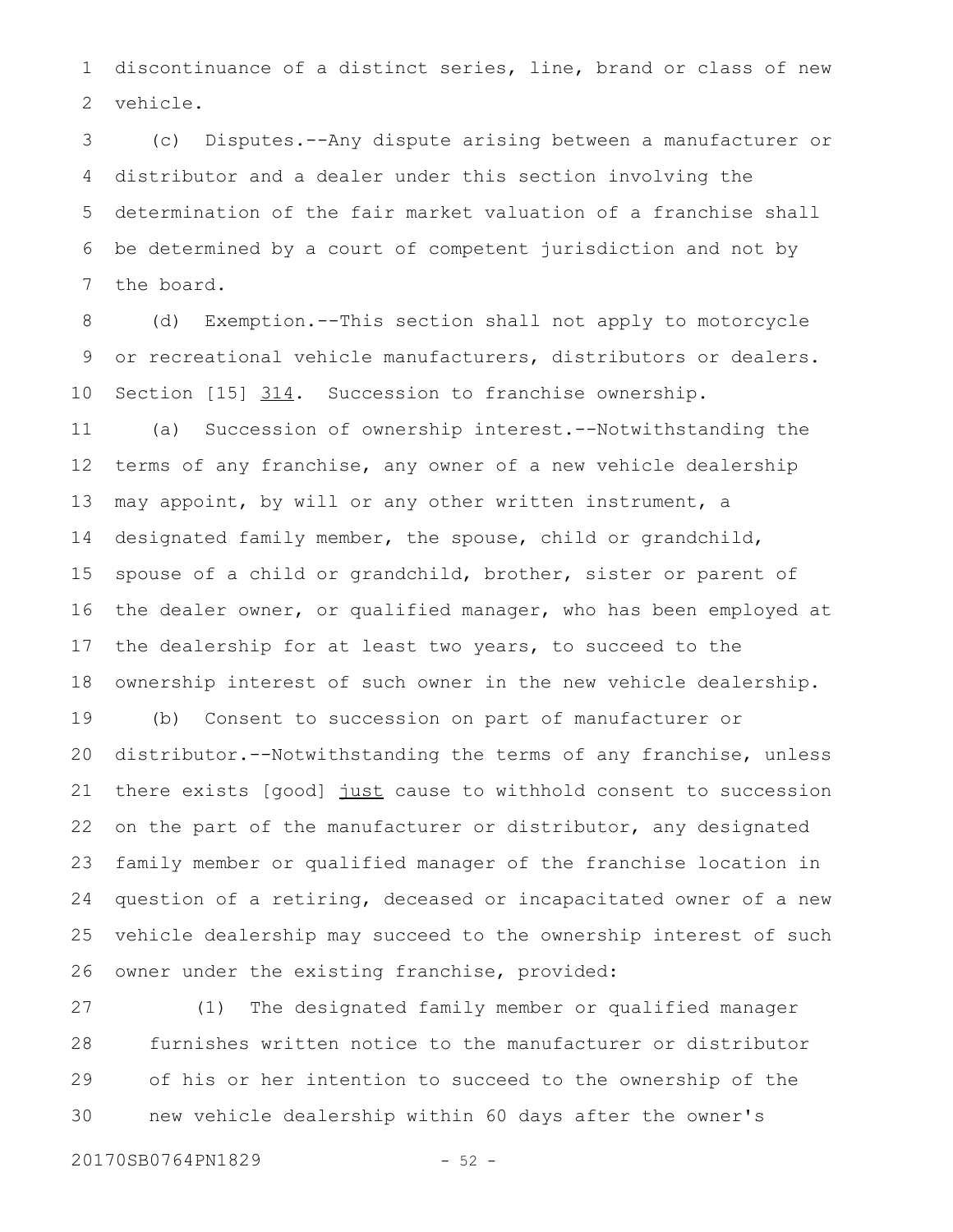discontinuance of a distinct series, line, brand or class of new vehicle.

(c) Disputes.--Any dispute arising between a manufacturer or distributor and a dealer under this section involving the determination of the fair market valuation of a franchise shall be determined by a court of competent jurisdiction and not by the board.

(d) Exemption.--This section shall not apply to motorcycle or recreational vehicle manufacturers, distributors or dealers.

Section [15] 314. Succession to franchise ownership.

(a) Succession of ownership interest.--Notwithstanding the terms of any franchise, any owner of a new vehicle dealership may appoint, by will or any other written instrument, a designated family member, the spouse, child or grandchild, spouse of a child or grandchild, brother, sister or parent of the dealer owner, or qualified manager, who has been employed at the dealership for at least two years, to succeed to the ownership interest of such owner in the new vehicle dealership.

(b) Consent to succession on part of manufacturer or distributor.--Notwithstanding the terms of any franchise, unless there exists [good] just cause to withhold consent to succession on the part of the manufacturer or distributor, any designated family member or qualified manager of the franchise location in question of a retiring, deceased or incapacitated owner of a new vehicle dealership may succeed to the ownership interest of such owner under the existing franchise, provided:

(1) The designated family member or qualified manager furnishes written notice to the manufacturer or distributor of his or her intention to succeed to the ownership of the new vehicle dealership within 60 days after the owner's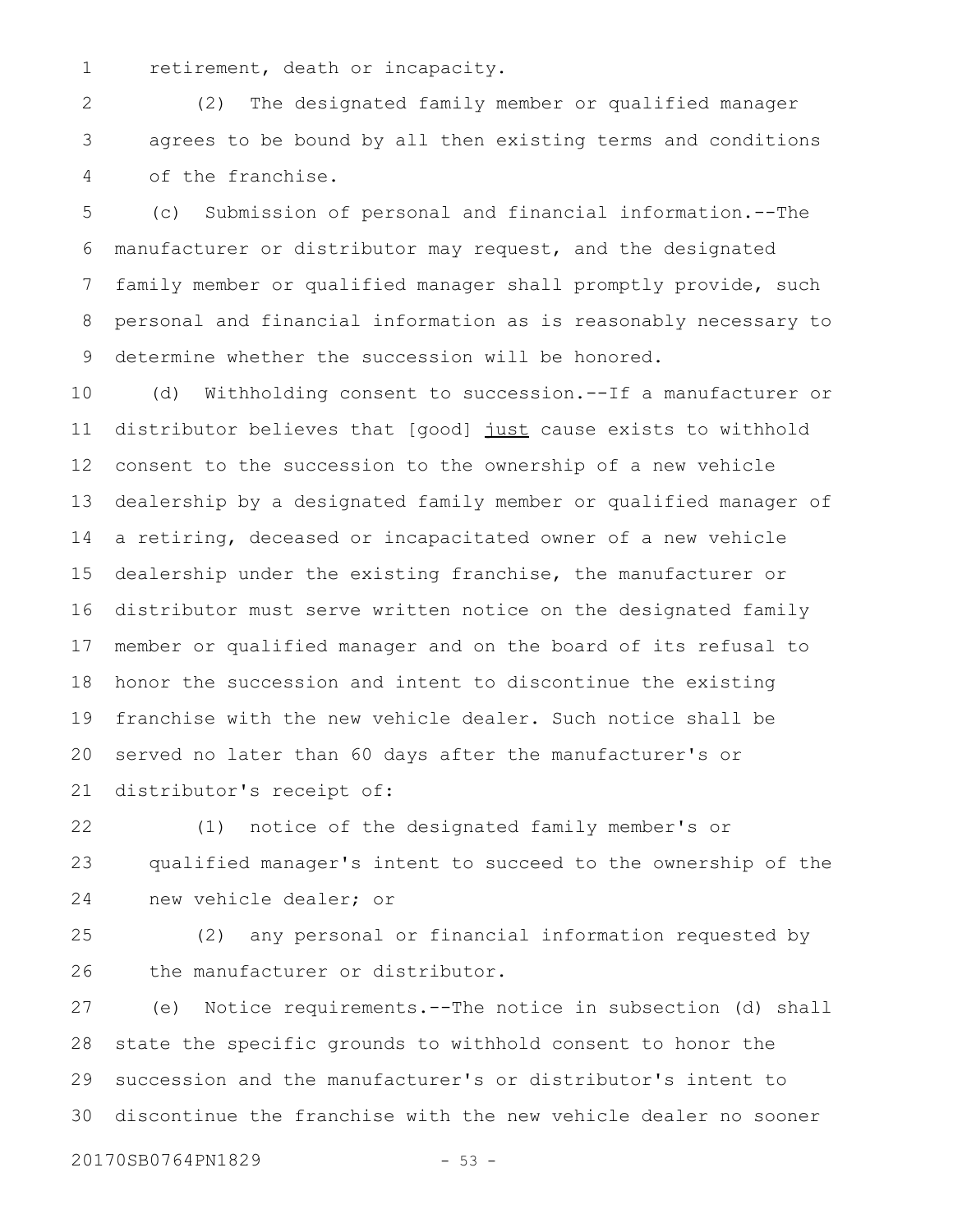retirement, death or incapacity.

(2) The designated family member or qualified manager agrees to be bound by all then existing terms and conditions of the franchise.

(c) Submission of personal and financial information.--The manufacturer or distributor may request, and the designated family member or qualified manager shall promptly provide, such personal and financial information as is reasonably necessary to determine whether the succession will be honored.

(d) Withholding consent to succession.--If a manufacturer or distributor believes that [good] <u>just</u> cause exists to withhold consent to the succession to the ownership of a new vehicle dealership by a designated family member or qualified manager of a retiring, deceased or incapacitated owner of a new vehicle dealership under the existing franchise, the manufacturer or distributor must serve written notice on the designated family member or qualified manager and on the board of its refusal to honor the succession and intent to discontinue the existing franchise with the new vehicle dealer. Such notice shall be served no later than 60 days after the manufacturer's or distributor's receipt of:

(1) notice of the designated family member's or qualified manager's intent to succeed to the ownership of the new vehicle dealer; or

(2) any personal or financial information requested by the manufacturer or distributor.

(e) Notice requirements.--The notice in subsection (d) shall state the specific grounds to withhold consent to honor the succession and the manufacturer's or distributor's intent to discontinue the franchise with the new vehicle dealer no sooner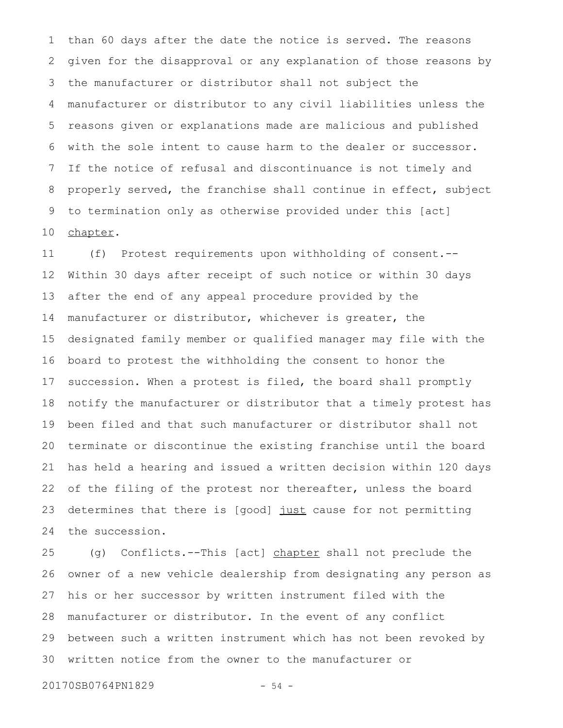than 60 days after the date the notice is served. The reasons given for the disapproval or any explanation of those reasons by the manufacturer or distributor shall not subject the manufacturer or distributor to any civil liabilities unless the reasons given or explanations made are malicious and published with the sole intent to cause harm to the dealer or successor. If the notice of refusal and discontinuance is not timely and properly served, the franchise shall continue in effect, subject to termination only as otherwise provided under this [act] chapter.

(f) Protest requirements upon withholding of consent.--Within 30 days after receipt of such notice or within 30 days after the end of any appeal procedure provided by the manufacturer or distributor, whichever is greater, the designated family member or qualified manager may file with the board to protest the withholding the consent to honor the succession. When a protest is filed, the board shall promptly notify the manufacturer or distributor that a timely protest has been filed and that such manufacturer or distributor shall not terminate or discontinue the existing franchise until the board has held a hearing and issued a written decision within 120 days of the filing of the protest nor thereafter, unless the board determines that there is [good] just cause for not permitting the succession.

(g) Conflicts.--This [act] chapter shall not preclude the owner of a new vehicle dealership from designating any person as his or her successor by written instrument filed with the manufacturer or distributor. In the event of any conflict between such a written instrument which has not been revoked by written notice from the owner to the manufacturer or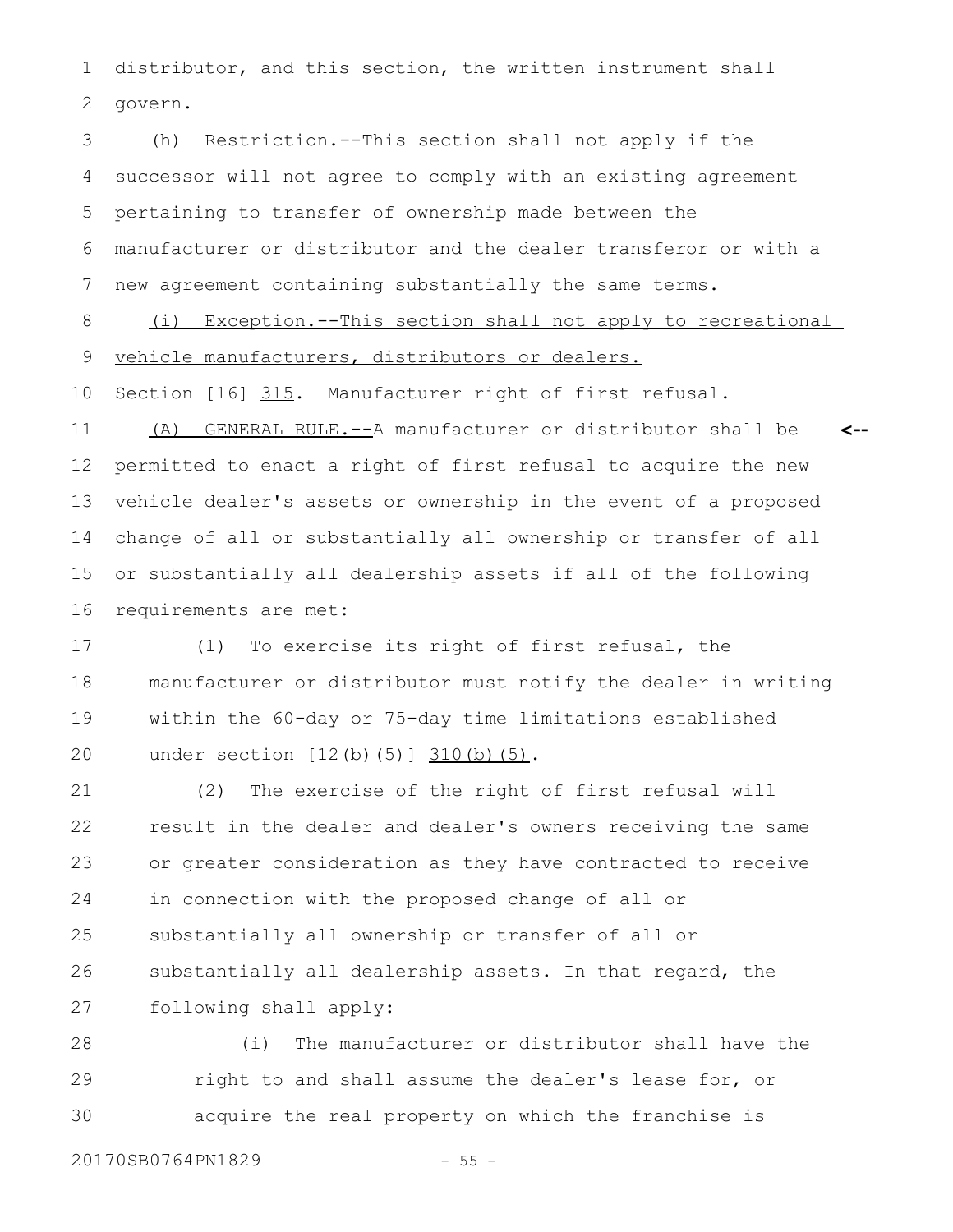distributor, and this section, the written instrument shall govern.

(h) Restriction.--This section shall not apply if the successor will not agree to comply with an existing agreement pertaining to transfer of ownership made between the manufacturer or distributor and the dealer transferor or with a new agreement containing substantially the same terms.

<u>(i) Exception.--This section shall not apply to recreational vehicle manufacturers, distributors or dealers.</u>

Section [16] <u>315</u>. Manufacturer right of first refusal.

<u>(A) GENERAL RULE.--</u>A manufacturer or distributor shall be permitted to enact a right of first refusal to acquire the new vehicle dealer's assets or ownership in the event of a proposed change of all or substantially all ownership or transfer of all or substantially all dealership assets if all of the following requirements are met:

(1) To exercise its right of first refusal, the manufacturer or distributor must notify the dealer in writing within the 60-day or 75-day time limitations established under section [12(b)(5)] <u>310(b)(5)</u>.

(2) The exercise of the right of first refusal will result in the dealer and dealer's owners receiving the same or greater consideration as they have contracted to receive in connection with the proposed change of all or substantially all ownership or transfer of all or substantially all dealership assets. In that regard, the following shall apply:

(i) The manufacturer or distributor shall have the right to and shall assume the dealer's lease for, or acquire the real property on which the franchise is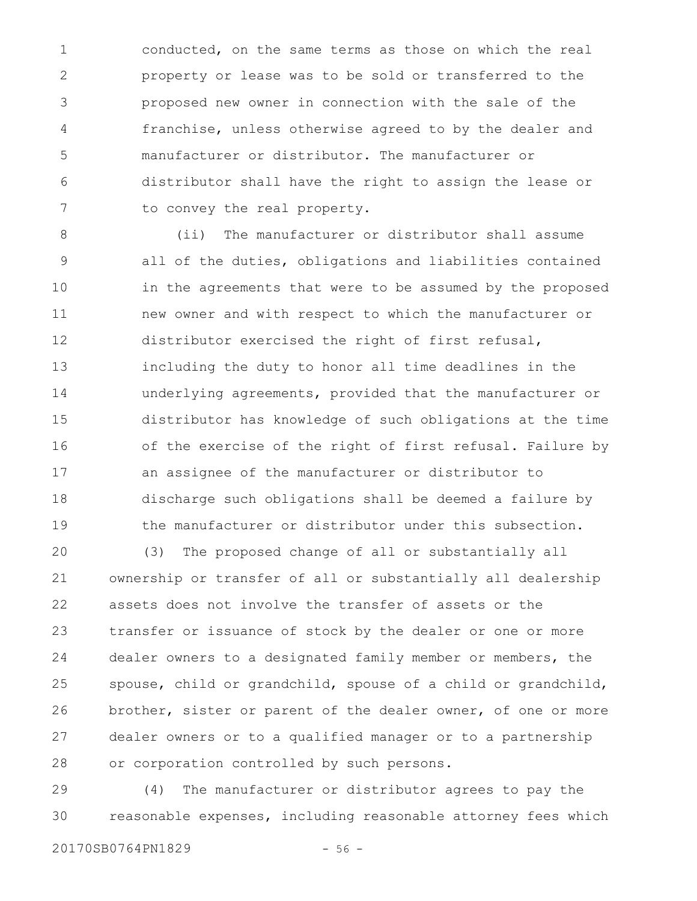conducted, on the same terms as those on which the real property or lease was to be sold or transferred to the proposed new owner in connection with the sale of the franchise, unless otherwise agreed to by the dealer and manufacturer or distributor. The manufacturer or distributor shall have the right to assign the lease or to convey the real property.

(ii) The manufacturer or distributor shall assume all of the duties, obligations and liabilities contained in the agreements that were to be assumed by the proposed new owner and with respect to which the manufacturer or distributor exercised the right of first refusal, including the duty to honor all time deadlines in the underlying agreements, provided that the manufacturer or distributor has knowledge of such obligations at the time of the exercise of the right of first refusal. Failure by an assignee of the manufacturer or distributor to discharge such obligations shall be deemed a failure by the manufacturer or distributor under this subsection.

(3) The proposed change of all or substantially all ownership or transfer of all or substantially all dealership assets does not involve the transfer of assets or the transfer or issuance of stock by the dealer or one or more dealer owners to a designated family member or members, the spouse, child or grandchild, spouse of a child or grandchild, brother, sister or parent of the dealer owner, of one or more dealer owners or to a qualified manager or to a partnership or corporation controlled by such persons.

(4) The manufacturer or distributor agrees to pay the reasonable expenses, including reasonable attorney fees which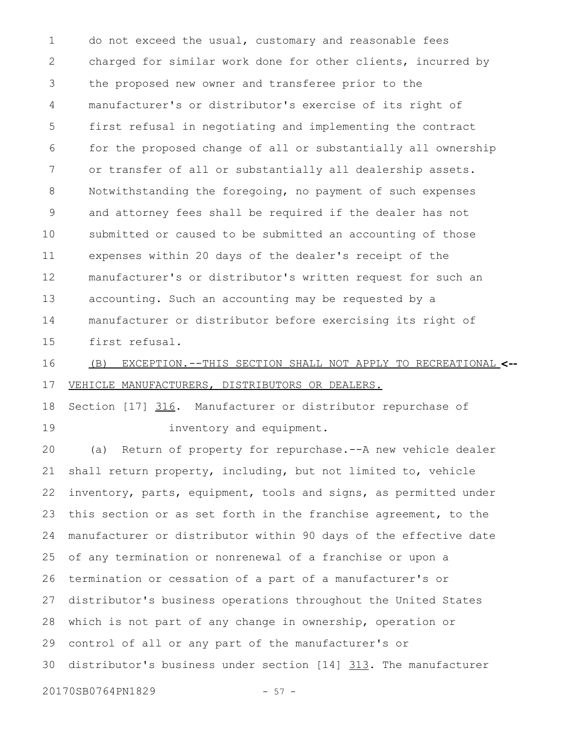do not exceed the usual, customary and reasonable fees charged for similar work done for other clients, incurred by the proposed new owner and transferee prior to the manufacturer's or distributor's exercise of its right of first refusal in negotiating and implementing the contract for the proposed change of all or substantially all ownership or transfer of all or substantially all dealership assets. Notwithstanding the foregoing, no payment of such expenses and attorney fees shall be required if the dealer has not submitted or caused to be submitted an accounting of those expenses within 20 days of the dealer's receipt of the manufacturer's or distributor's written request for such an accounting. Such an accounting may be requested by a manufacturer or distributor before exercising its right of first refusal.

(B) EXCEPTION.--THIS SECTION SHALL NOT APPLY TO RECREATIONAL VEHICLE MANUFACTURERS, DISTRIBUTORS OR DEALERS. <--

Section [17] 316. Manufacturer or distributor repurchase of inventory and equipment.

(a) Return of property for repurchase.--A new vehicle dealer shall return property, including, but not limited to, vehicle inventory, parts, equipment, tools and signs, as permitted under this section or as set forth in the franchise agreement, to the manufacturer or distributor within 90 days of the effective date of any termination or nonrenewal of a franchise or upon a termination or cessation of a part of a manufacturer's or distributor's business operations throughout the United States which is not part of any change in ownership, operation or control of all or any part of the manufacturer's or distributor's business under section [14] 313. The manufacturer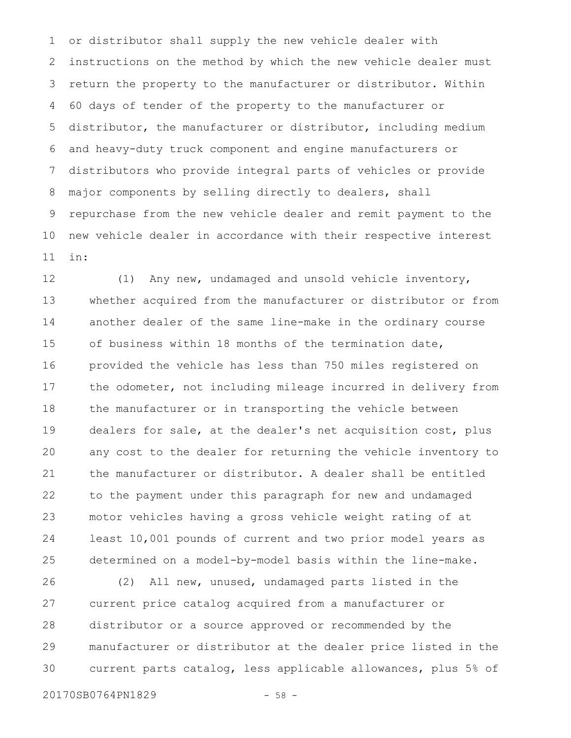or distributor shall supply the new vehicle dealer with instructions on the method by which the new vehicle dealer must return the property to the manufacturer or distributor. Within 60 days of tender of the property to the manufacturer or distributor, the manufacturer or distributor, including medium and heavy-duty truck component and engine manufacturers or distributors who provide integral parts of vehicles or provide major components by selling directly to dealers, shall repurchase from the new vehicle dealer and remit payment to the new vehicle dealer in accordance with their respective interest in:

(1) Any new, undamaged and unsold vehicle inventory, whether acquired from the manufacturer or distributor or from another dealer of the same line-make in the ordinary course of business within 18 months of the termination date, provided the vehicle has less than 750 miles registered on the odometer, not including mileage incurred in delivery from the manufacturer or in transporting the vehicle between dealers for sale, at the dealer's net acquisition cost, plus any cost to the dealer for returning the vehicle inventory to the manufacturer or distributor. A dealer shall be entitled to the payment under this paragraph for new and undamaged motor vehicles having a gross vehicle weight rating of at least 10,001 pounds of current and two prior model years as determined on a model-by-model basis within the line-make.

(2) All new, unused, undamaged parts listed in the current price catalog acquired from a manufacturer or distributor or a source approved or recommended by the manufacturer or distributor at the dealer price listed in the current parts catalog, less applicable allowances, plus 5% of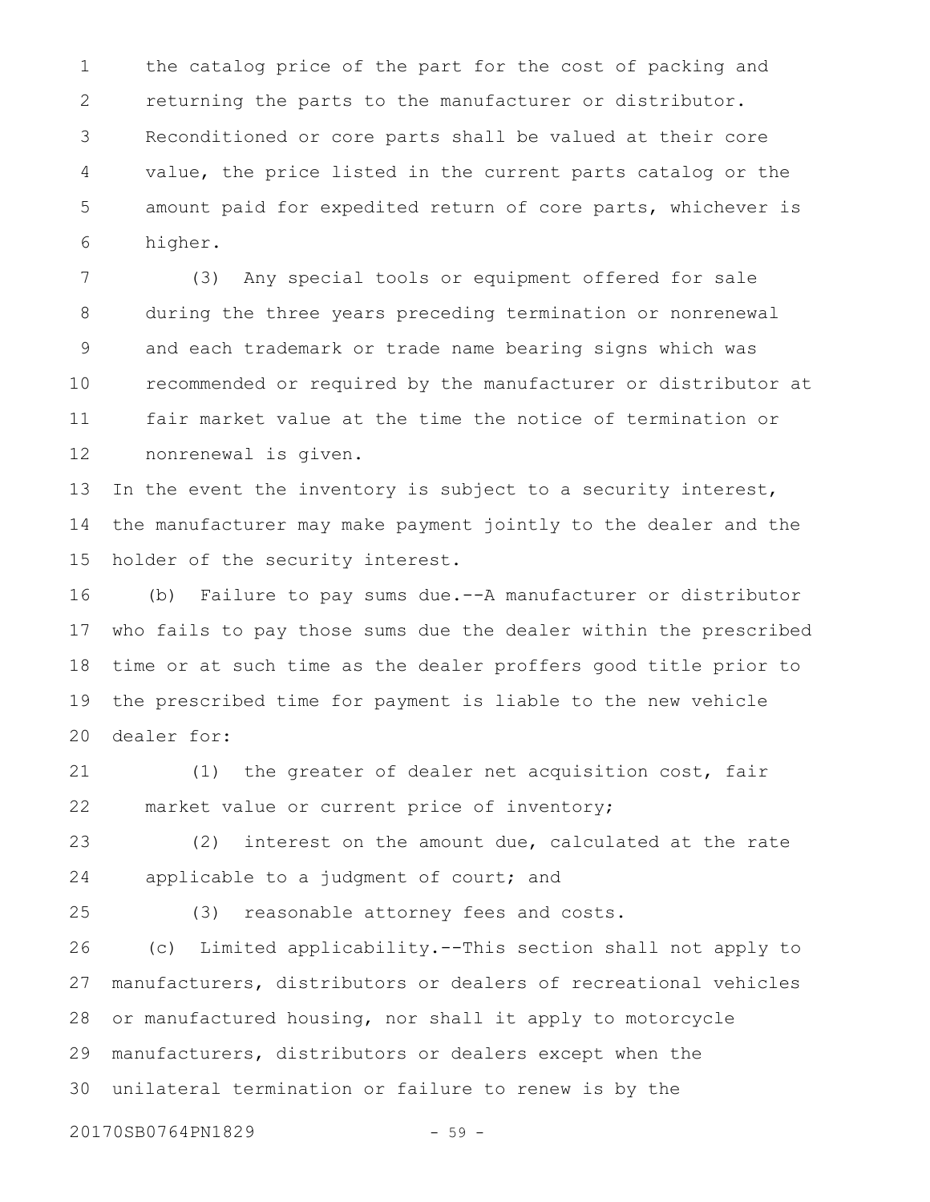the catalog price of the part for the cost of packing and returning the parts to the manufacturer or distributor. Reconditioned or core parts shall be valued at their core value, the price listed in the current parts catalog or the amount paid for expedited return of core parts, whichever is higher.

(3) Any special tools or equipment offered for sale during the three years preceding termination or nonrenewal and each trademark or trade name bearing signs which was recommended or required by the manufacturer or distributor at fair market value at the time the notice of termination or nonrenewal is given.

In the event the inventory is subject to a security interest, the manufacturer may make payment jointly to the dealer and the holder of the security interest.

(b) Failure to pay sums due.--A manufacturer or distributor who fails to pay those sums due the dealer within the prescribed time or at such time as the dealer proffers good title prior to the prescribed time for payment is liable to the new vehicle dealer for:

(1) the greater of dealer net acquisition cost, fair market value or current price of inventory;

(2) interest on the amount due, calculated at the rate applicable to a judgment of court; and

(3) reasonable attorney fees and costs.

(c) Limited applicability.--This section shall not apply to manufacturers, distributors or dealers of recreational vehicles or manufactured housing, nor shall it apply to motorcycle manufacturers, distributors or dealers except when the unilateral termination or failure to renew is by the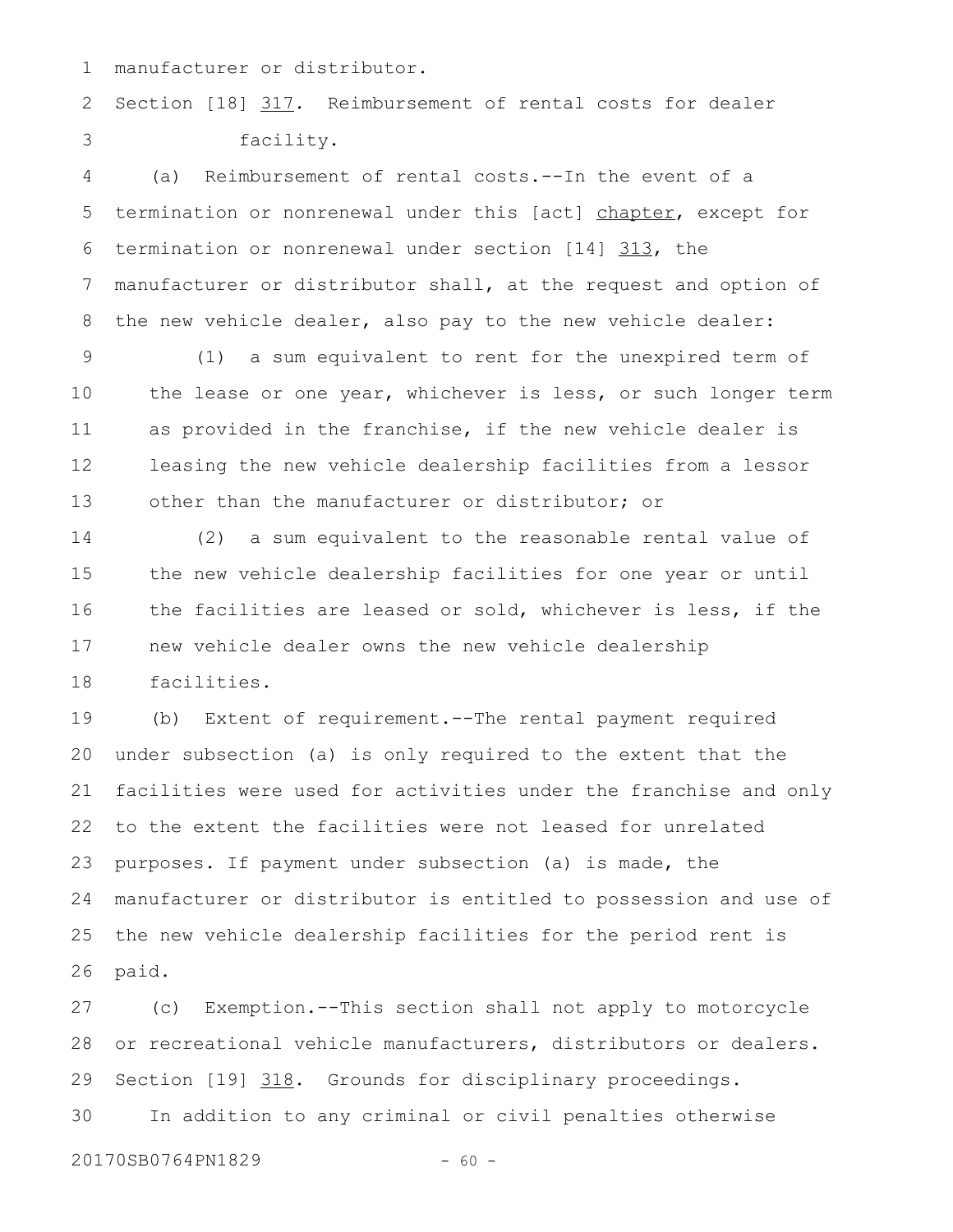manufacturer or distributor.

Section [18] 317. Reimbursement of rental costs for dealer facility.

(a) Reimbursement of rental costs.--In the event of a termination or nonrenewal under this [act] chapter, except for termination or nonrenewal under section [14] 313, the manufacturer or distributor shall, at the request and option of the new vehicle dealer, also pay to the new vehicle dealer:

(1) a sum equivalent to rent for the unexpired term of the lease or one year, whichever is less, or such longer term as provided in the franchise, if the new vehicle dealer is leasing the new vehicle dealership facilities from a lessor other than the manufacturer or distributor; or

(2) a sum equivalent to the reasonable rental value of the new vehicle dealership facilities for one year or until the facilities are leased or sold, whichever is less, if the new vehicle dealer owns the new vehicle dealership facilities.

(b) Extent of requirement.--The rental payment required under subsection (a) is only required to the extent that the facilities were used for activities under the franchise and only to the extent the facilities were not leased for unrelated purposes. If payment under subsection (a) is made, the manufacturer or distributor is entitled to possession and use of the new vehicle dealership facilities for the period rent is paid.

(c) Exemption.--This section shall not apply to motorcycle or recreational vehicle manufacturers, distributors or dealers.

Section [19] 318. Grounds for disciplinary proceedings.

In addition to any criminal or civil penalties otherwise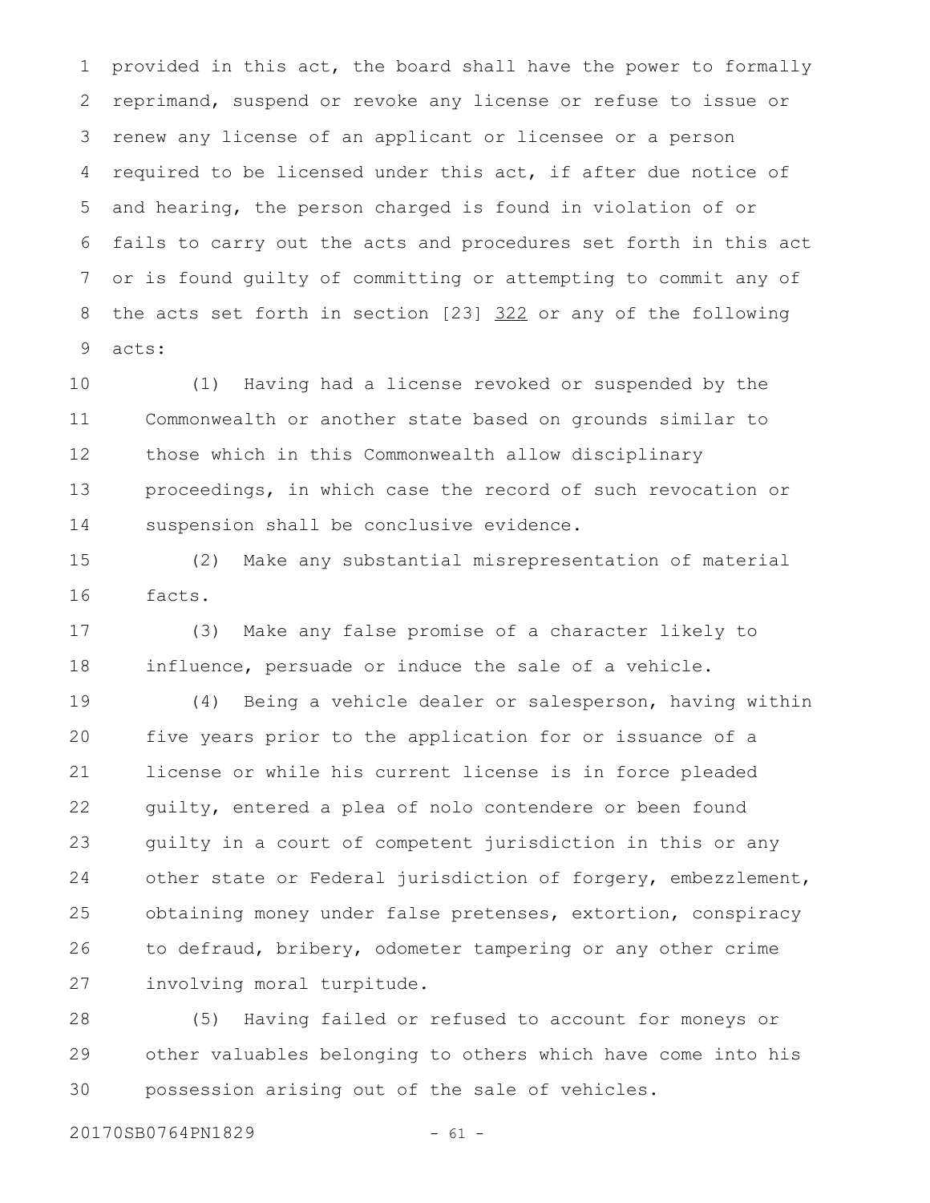provided in this act, the board shall have the power to formally reprimand, suspend or revoke any license or refuse to issue or renew any license of an applicant or licensee or a person required to be licensed under this act, if after due notice of and hearing, the person charged is found in violation of or fails to carry out the acts and procedures set forth in this act or is found guilty of committing or attempting to commit any of the acts set forth in section [23] <u>322</u> or any of the following acts:

(1) Having had a license revoked or suspended by the Commonwealth or another state based on grounds similar to those which in this Commonwealth allow disciplinary proceedings, in which case the record of such revocation or suspension shall be conclusive evidence.

(2) Make any substantial misrepresentation of material facts.

(3) Make any false promise of a character likely to influence, persuade or induce the sale of a vehicle.

(4) Being a vehicle dealer or salesperson, having within five years prior to the application for or issuance of a license or while his current license is in force pleaded guilty, entered a plea of nolo contendere or been found guilty in a court of competent jurisdiction in this or any other state or Federal jurisdiction of forgery, embezzlement, obtaining money under false pretenses, extortion, conspiracy to defraud, bribery, odometer tampering or any other crime involving moral turpitude.

(5) Having failed or refused to account for moneys or other valuables belonging to others which have come into his possession arising out of the sale of vehicles.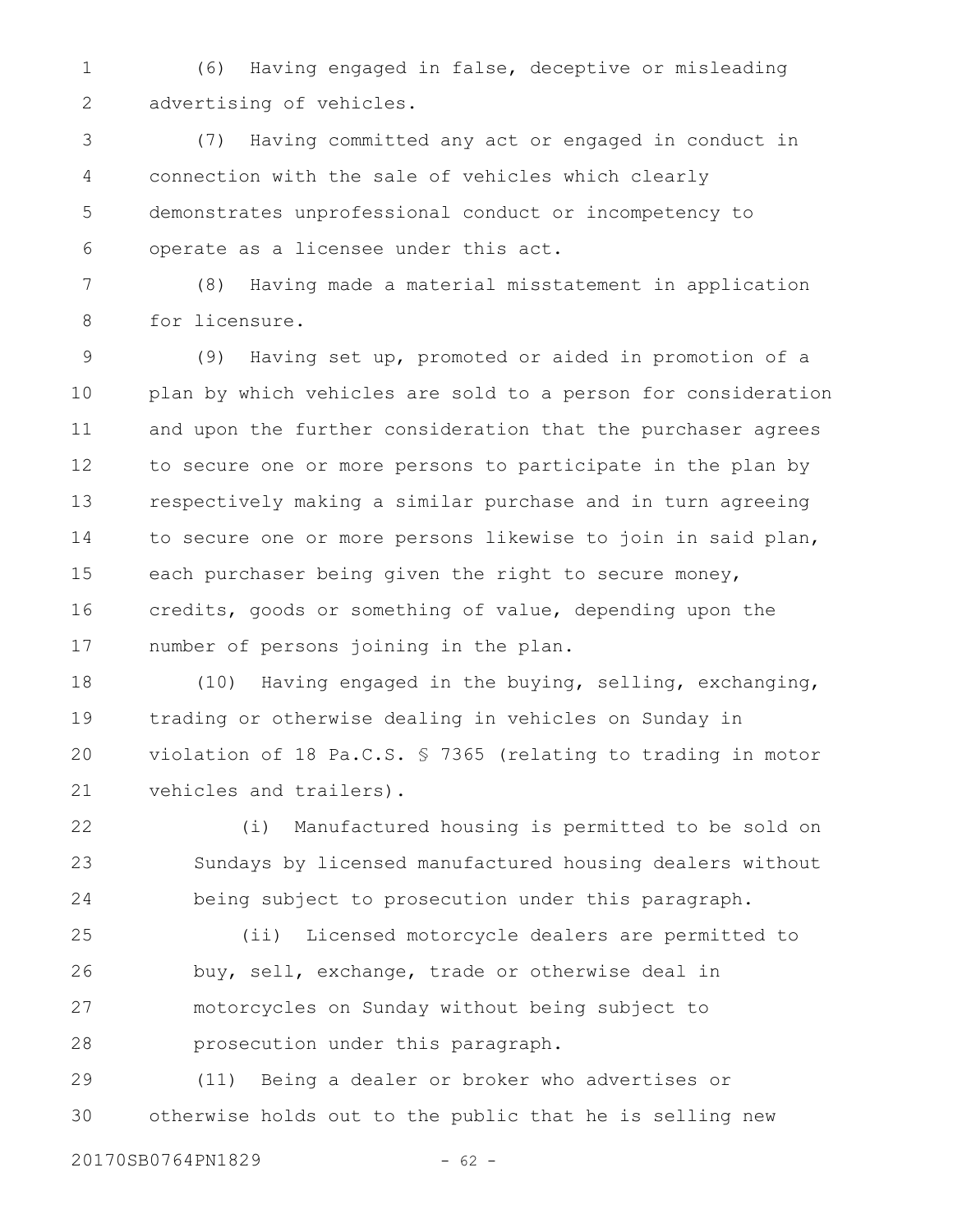(6) Having engaged in false, deceptive or misleading advertising of vehicles.

(7) Having committed any act or engaged in conduct in connection with the sale of vehicles which clearly demonstrates unprofessional conduct or incompetency to operate as a licensee under this act.

(8) Having made a material misstatement in application for licensure.

(9) Having set up, promoted or aided in promotion of a plan by which vehicles are sold to a person for consideration and upon the further consideration that the purchaser agrees to secure one or more persons to participate in the plan by respectively making a similar purchase and in turn agreeing to secure one or more persons likewise to join in said plan, each purchaser being given the right to secure money, credits, goods or something of value, depending upon the number of persons joining in the plan.

(10) Having engaged in the buying, selling, exchanging, trading or otherwise dealing in vehicles on Sunday in violation of 18 Pa.C.S. § 7365 (relating to trading in motor vehicles and trailers).

(i) Manufactured housing is permitted to be sold on Sundays by licensed manufactured housing dealers without being subject to prosecution under this paragraph.

(ii) Licensed motorcycle dealers are permitted to buy, sell, exchange, trade or otherwise deal in motorcycles on Sunday without being subject to prosecution under this paragraph.

(11) Being a dealer or broker who advertises or otherwise holds out to the public that he is selling new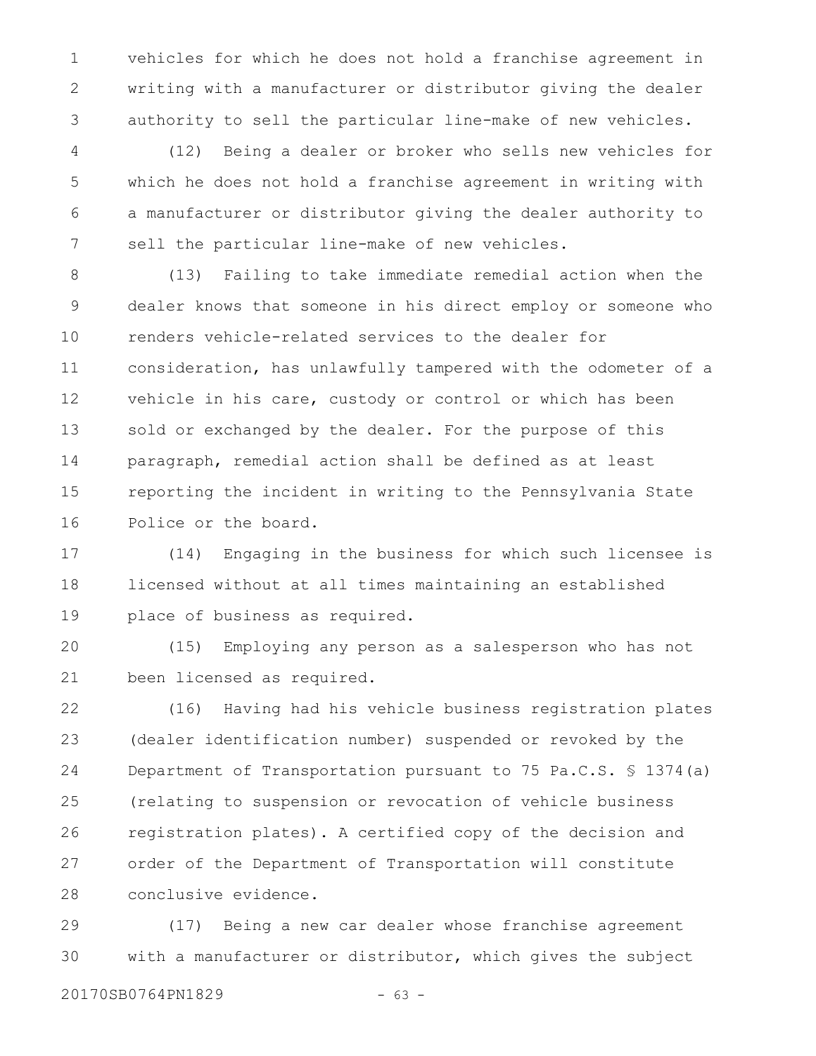vehicles for which he does not hold a franchise agreement in writing with a manufacturer or distributor giving the dealer authority to sell the particular line-make of new vehicles.

(12) Being a dealer or broker who sells new vehicles for which he does not hold a franchise agreement in writing with a manufacturer or distributor giving the dealer authority to sell the particular line-make of new vehicles.

(13) Failing to take immediate remedial action when the dealer knows that someone in his direct employ or someone who renders vehicle-related services to the dealer for consideration, has unlawfully tampered with the odometer of a vehicle in his care, custody or control or which has been sold or exchanged by the dealer. For the purpose of this paragraph, remedial action shall be defined as at least reporting the incident in writing to the Pennsylvania State Police or the board.

(14) Engaging in the business for which such licensee is licensed without at all times maintaining an established place of business as required.

(15) Employing any person as a salesperson who has not been licensed as required.

(16) Having had his vehicle business registration plates (dealer identification number) suspended or revoked by the Department of Transportation pursuant to 75 Pa.C.S. § 1374(a) (relating to suspension or revocation of vehicle business registration plates). A certified copy of the decision and order of the Department of Transportation will constitute conclusive evidence.

(17) Being a new car dealer whose franchise agreement with a manufacturer or distributor, which gives the subject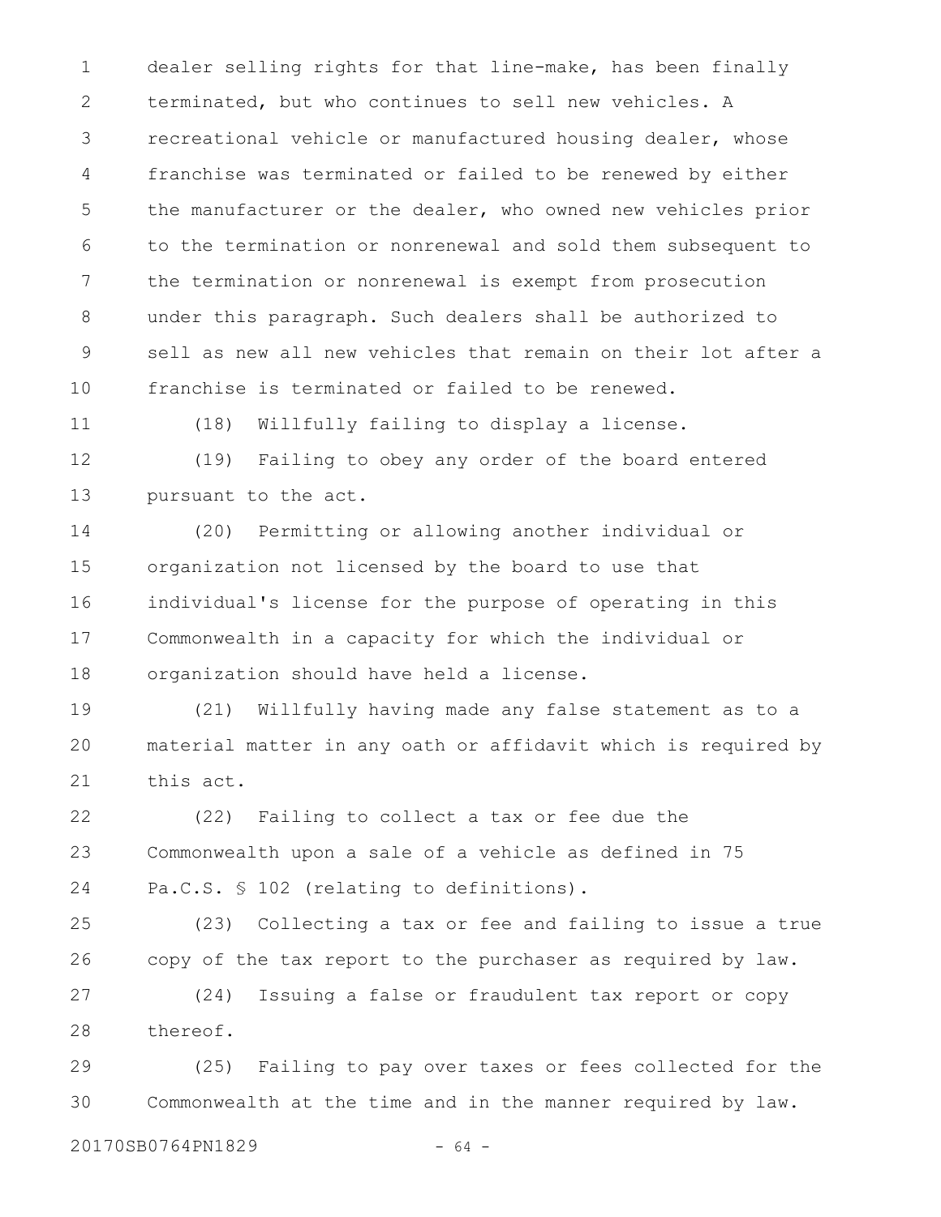dealer selling rights for that line-make, has been finally terminated, but who continues to sell new vehicles. A recreational vehicle or manufactured housing dealer, whose franchise was terminated or failed to be renewed by either the manufacturer or the dealer, who owned new vehicles prior to the termination or nonrenewal and sold them subsequent to the termination or nonrenewal is exempt from prosecution under this paragraph. Such dealers shall be authorized to sell as new all new vehicles that remain on their lot after a franchise is terminated or failed to be renewed.

(18) Willfully failing to display a license.

(19) Failing to obey any order of the board entered pursuant to the act.

(20) Permitting or allowing another individual or organization not licensed by the board to use that individual's license for the purpose of operating in this Commonwealth in a capacity for which the individual or organization should have held a license.

(21) Willfully having made any false statement as to a material matter in any oath or affidavit which is required by this act.

(22) Failing to collect a tax or fee due the Commonwealth upon a sale of a vehicle as defined in 75 Pa.C.S. § 102 (relating to definitions).

(23) Collecting a tax or fee and failing to issue a true copy of the tax report to the purchaser as required by law.

(24) Issuing a false or fraudulent tax report or copy thereof.

(25) Failing to pay over taxes or fees collected for the Commonwealth at the time and in the manner required by law.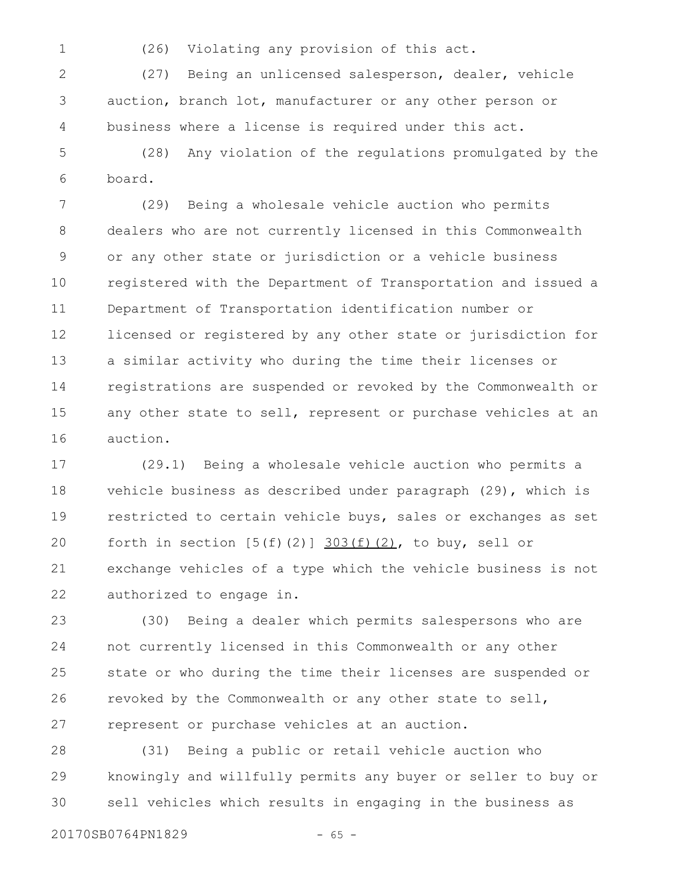(26) Violating any provision of this act.

(27) Being an unlicensed salesperson, dealer, vehicle auction, branch lot, manufacturer or any other person or business where a license is required under this act.

(28) Any violation of the regulations promulgated by the board.

(29) Being a wholesale vehicle auction who permits dealers who are not currently licensed in this Commonwealth or any other state or jurisdiction or a vehicle business registered with the Department of Transportation and issued a Department of Transportation identification number or licensed or registered by any other state or jurisdiction for a similar activity who during the time their licenses or registrations are suspended or revoked by the Commonwealth or any other state to sell, represent or purchase vehicles at an auction.

(29.1) Being a wholesale vehicle auction who permits a vehicle business as described under paragraph (29), which is restricted to certain vehicle buys, sales or exchanges as set forth in section [5(f)(2)] 303(f)(2), to buy, sell or exchange vehicles of a type which the vehicle business is not authorized to engage in.

(30) Being a dealer which permits salespersons who are not currently licensed in this Commonwealth or any other state or who during the time their licenses are suspended or revoked by the Commonwealth or any other state to sell, represent or purchase vehicles at an auction.

(31) Being a public or retail vehicle auction who knowingly and willfully permits any buyer or seller to buy or sell vehicles which results in engaging in the business as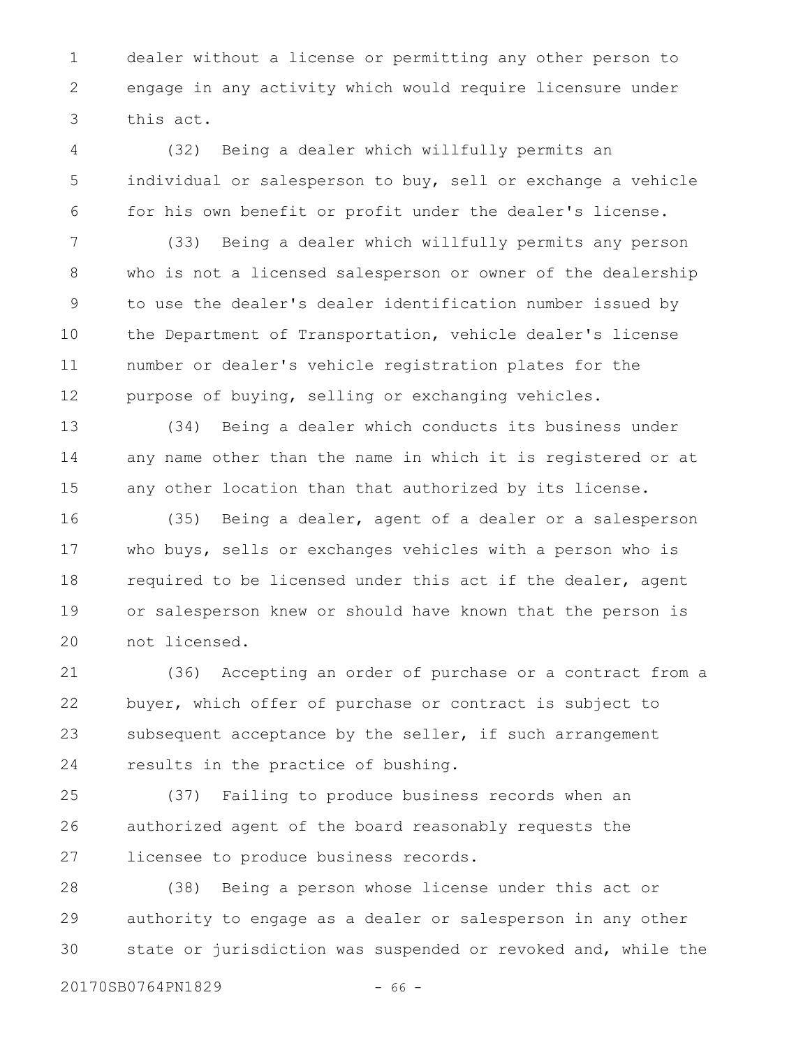dealer without a license or permitting any other person to engage in any activity which would require licensure under this act.

(32) Being a dealer which willfully permits an individual or salesperson to buy, sell or exchange a vehicle for his own benefit or profit under the dealer's license.

(33) Being a dealer which willfully permits any person who is not a licensed salesperson or owner of the dealership to use the dealer's dealer identification number issued by the Department of Transportation, vehicle dealer's license number or dealer's vehicle registration plates for the purpose of buying, selling or exchanging vehicles.

(34) Being a dealer which conducts its business under any name other than the name in which it is registered or at any other location than that authorized by its license.

(35) Being a dealer, agent of a dealer or a salesperson who buys, sells or exchanges vehicles with a person who is required to be licensed under this act if the dealer, agent or salesperson knew or should have known that the person is not licensed.

(36) Accepting an order of purchase or a contract from a buyer, which offer of purchase or contract is subject to subsequent acceptance by the seller, if such arrangement results in the practice of bushing.

(37) Failing to produce business records when an authorized agent of the board reasonably requests the licensee to produce business records.

(38) Being a person whose license under this act or authority to engage as a dealer or salesperson in any other state or jurisdiction was suspended or revoked and, while the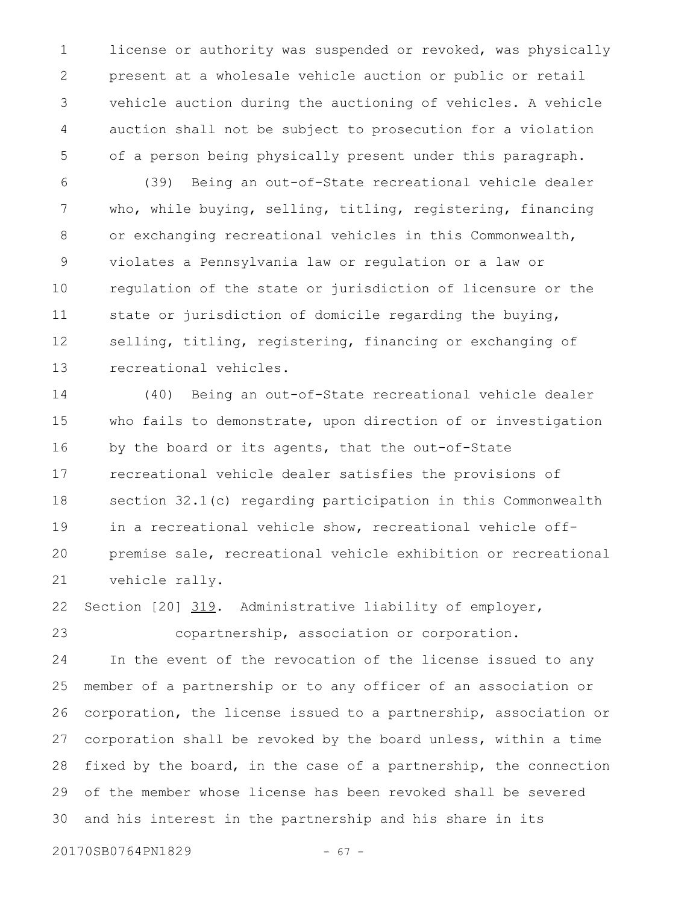license or authority was suspended or revoked, was physically present at a wholesale vehicle auction or public or retail vehicle auction during the auctioning of vehicles. A vehicle auction shall not be subject to prosecution for a violation of a person being physically present under this paragraph.

(39) Being an out-of-State recreational vehicle dealer who, while buying, selling, titling, registering, financing or exchanging recreational vehicles in this Commonwealth, violates a Pennsylvania law or regulation or a law or regulation of the state or jurisdiction of licensure or the state or jurisdiction of domicile regarding the buying, selling, titling, registering, financing or exchanging of recreational vehicles.

(40) Being an out-of-State recreational vehicle dealer who fails to demonstrate, upon direction of or investigation by the board or its agents, that the out-of-State recreational vehicle dealer satisfies the provisions of section 32.1(c) regarding participation in this Commonwealth in a recreational vehicle show, recreational vehicle off-premise sale, recreational vehicle exhibition or recreational vehicle rally.

Section [20] 319. Administrative liability of employer, copartnership, association or corporation.

In the event of the revocation of the license issued to any member of a partnership or to any officer of an association or corporation, the license issued to a partnership, association or corporation shall be revoked by the board unless, within a time fixed by the board, in the case of a partnership, the connection of the member whose license has been revoked shall be severed and his interest in the partnership and his share in its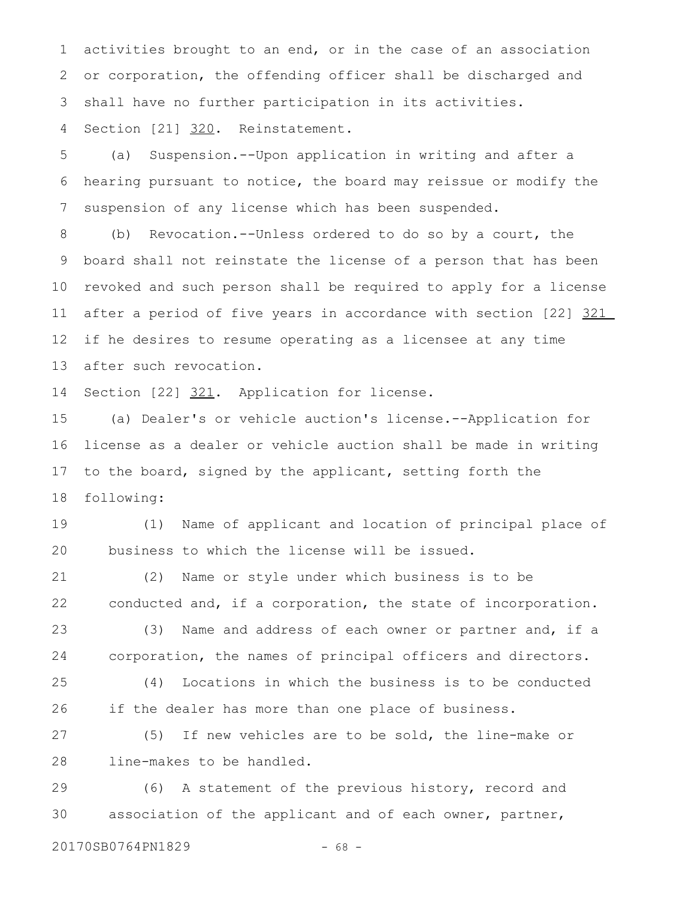activities brought to an end, or in the case of an association or corporation, the offending officer shall be discharged and shall have no further participation in its activities.

Section [21] <u>320</u>. Reinstatement.

(a) Suspension.--Upon application in writing and after a hearing pursuant to notice, the board may reissue or modify the suspension of any license which has been suspended.

(b) Revocation.--Unless ordered to do so by a court, the board shall not reinstate the license of a person that has been revoked and such person shall be required to apply for a license after a period of five years in accordance with section [22] <u>321</u> if he desires to resume operating as a licensee at any time after such revocation.

Section [22] <u>321</u>. Application for license.

(a) Dealer's or vehicle auction's license.--Application for license as a dealer or vehicle auction shall be made in writing to the board, signed by the applicant, setting forth the following:

(1) Name of applicant and location of principal place of business to which the license will be issued.

(2) Name or style under which business is to be conducted and, if a corporation, the state of incorporation.

(3) Name and address of each owner or partner and, if a corporation, the names of principal officers and directors.

(4) Locations in which the business is to be conducted if the dealer has more than one place of business.

(5) If new vehicles are to be sold, the line-make or line-makes to be handled.

(6) A statement of the previous history, record and association of the applicant and of each owner, partner,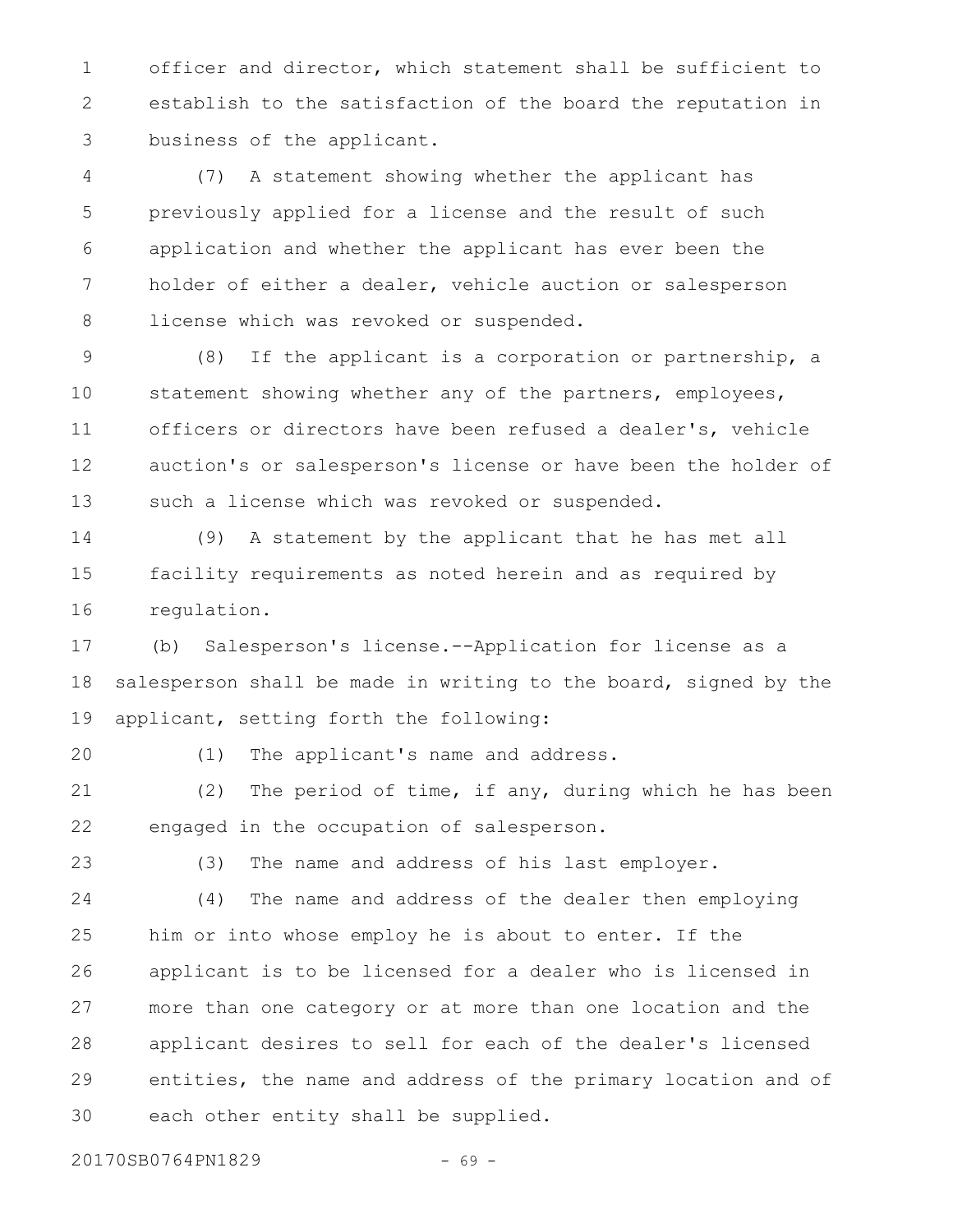officer and director, which statement shall be sufficient to establish to the satisfaction of the board the reputation in business of the applicant.

(7) A statement showing whether the applicant has previously applied for a license and the result of such application and whether the applicant has ever been the holder of either a dealer, vehicle auction or salesperson license which was revoked or suspended.

(8) If the applicant is a corporation or partnership, a statement showing whether any of the partners, employees, officers or directors have been refused a dealer's, vehicle auction's or salesperson's license or have been the holder of such a license which was revoked or suspended.

(9) A statement by the applicant that he has met all facility requirements as noted herein and as required by regulation.

(b) Salesperson's license.--Application for license as a salesperson shall be made in writing to the board, signed by the applicant, setting forth the following:

(1) The applicant's name and address.

(2) The period of time, if any, during which he has been engaged in the occupation of salesperson.

(3) The name and address of his last employer.

(4) The name and address of the dealer then employing him or into whose employ he is about to enter. If the applicant is to be licensed for a dealer who is licensed in more than one category or at more than one location and the applicant desires to sell for each of the dealer's licensed entities, the name and address of the primary location and of each other entity shall be supplied.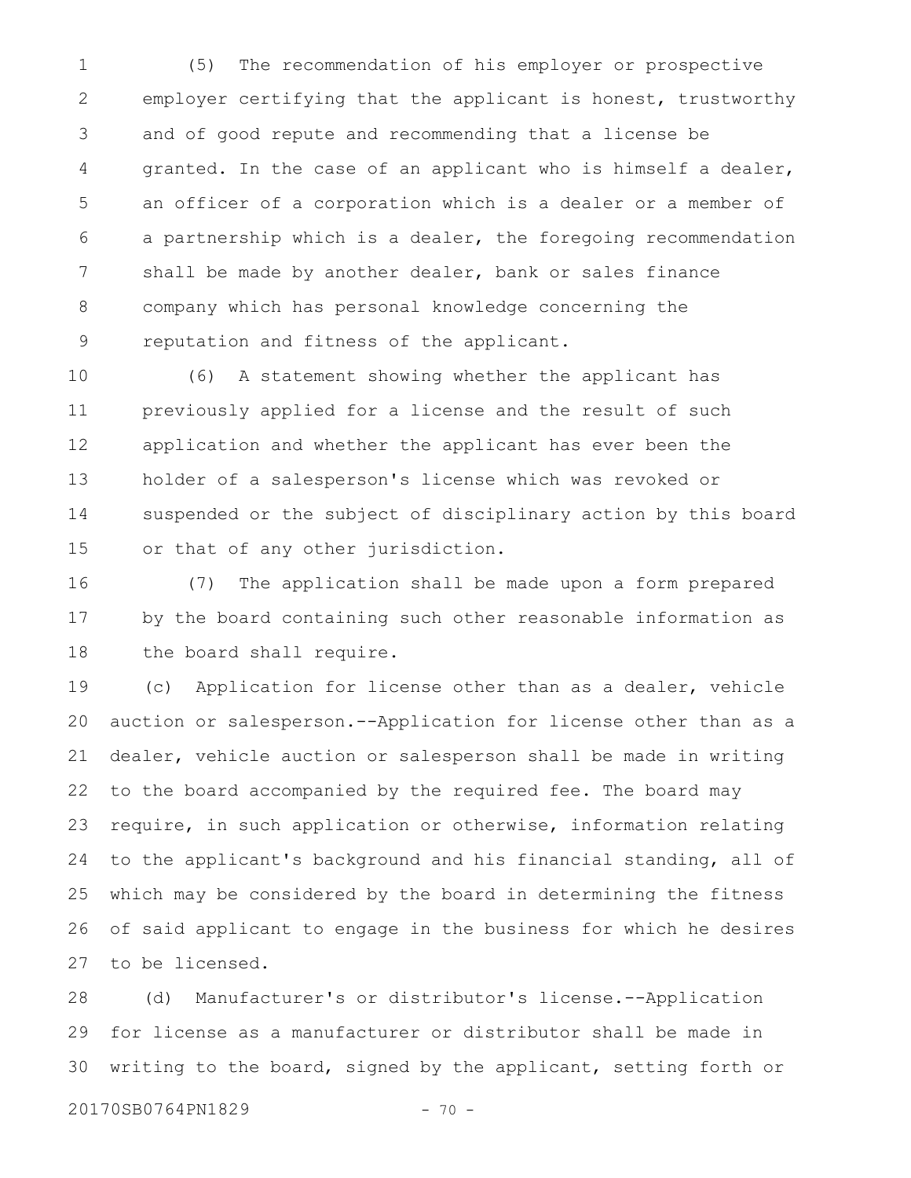(5) The recommendation of his employer or prospective employer certifying that the applicant is honest, trustworthy and of good repute and recommending that a license be granted. In the case of an applicant who is himself a dealer, an officer of a corporation which is a dealer or a member of a partnership which is a dealer, the foregoing recommendation shall be made by another dealer, bank or sales finance company which has personal knowledge concerning the reputation and fitness of the applicant.

(6) A statement showing whether the applicant has previously applied for a license and the result of such application and whether the applicant has ever been the holder of a salesperson's license which was revoked or suspended or the subject of disciplinary action by this board or that of any other jurisdiction.

(7) The application shall be made upon a form prepared by the board containing such other reasonable information as the board shall require.

(c) Application for license other than as a dealer, vehicle auction or salesperson.--Application for license other than as a dealer, vehicle auction or salesperson shall be made in writing to the board accompanied by the required fee. The board may require, in such application or otherwise, information relating to the applicant's background and his financial standing, all of which may be considered by the board in determining the fitness of said applicant to engage in the business for which he desires to be licensed.

(d) Manufacturer's or distributor's license.--Application for license as a manufacturer or distributor shall be made in writing to the board, signed by the applicant, setting forth or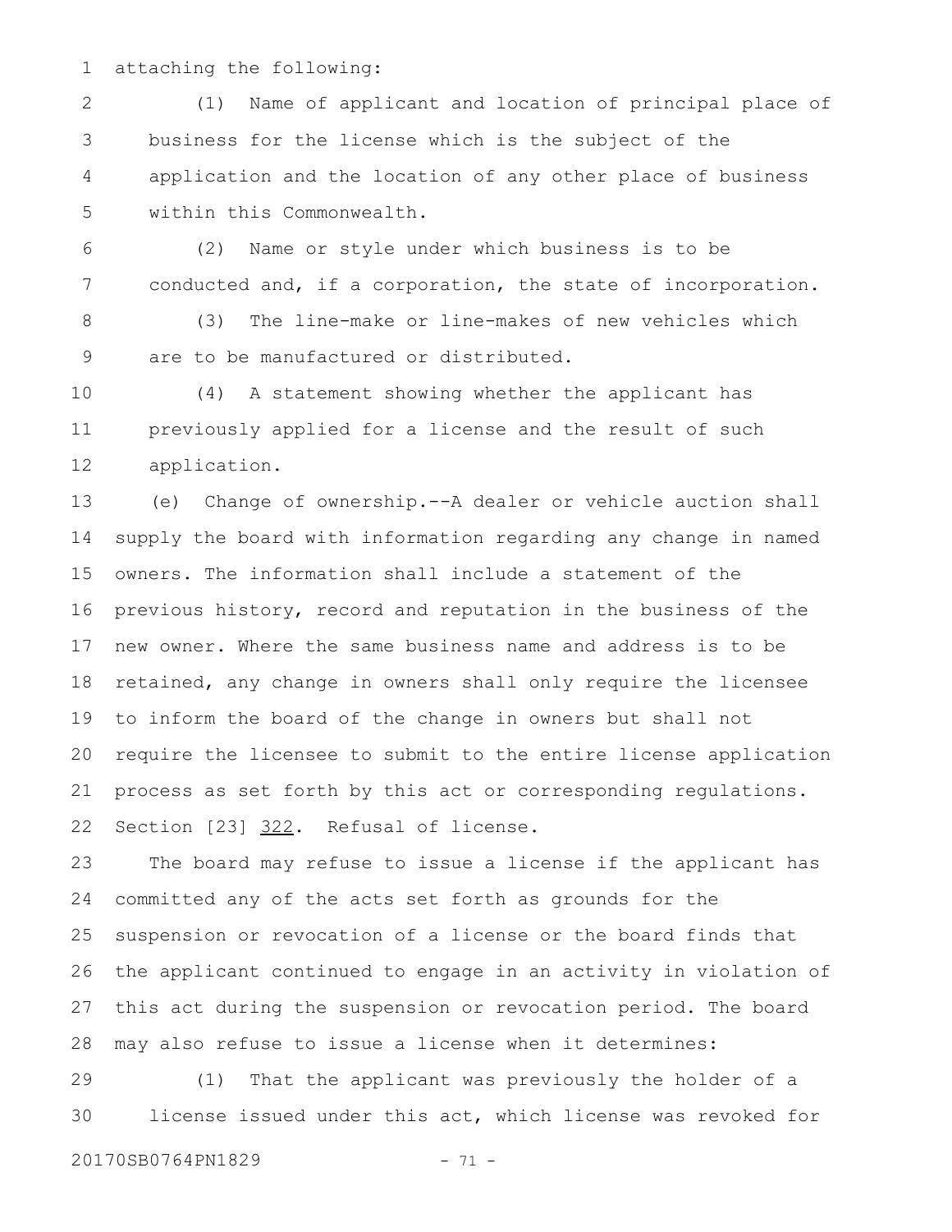attaching the following:

(1) Name of applicant and location of principal place of business for the license which is the subject of the application and the location of any other place of business within this Commonwealth.

(2) Name or style under which business is to be conducted and, if a corporation, the state of incorporation.

(3) The line-make or line-makes of new vehicles which are to be manufactured or distributed.

(4) A statement showing whether the applicant has previously applied for a license and the result of such application.

(e) Change of ownership.--A dealer or vehicle auction shall supply the board with information regarding any change in named owners. The information shall include a statement of the previous history, record and reputation in the business of the new owner. Where the same business name and address is to be retained, any change in owners shall only require the licensee to inform the board of the change in owners but shall not require the licensee to submit to the entire license application process as set forth by this act or corresponding regulations.

Section [23] <u>322</u>. Refusal of license.

The board may refuse to issue a license if the applicant has committed any of the acts set forth as grounds for the suspension or revocation of a license or the board finds that the applicant continued to engage in an activity in violation of this act during the suspension or revocation period. The board may also refuse to issue a license when it determines:

(1) That the applicant was previously the holder of a license issued under this act, which license was revoked for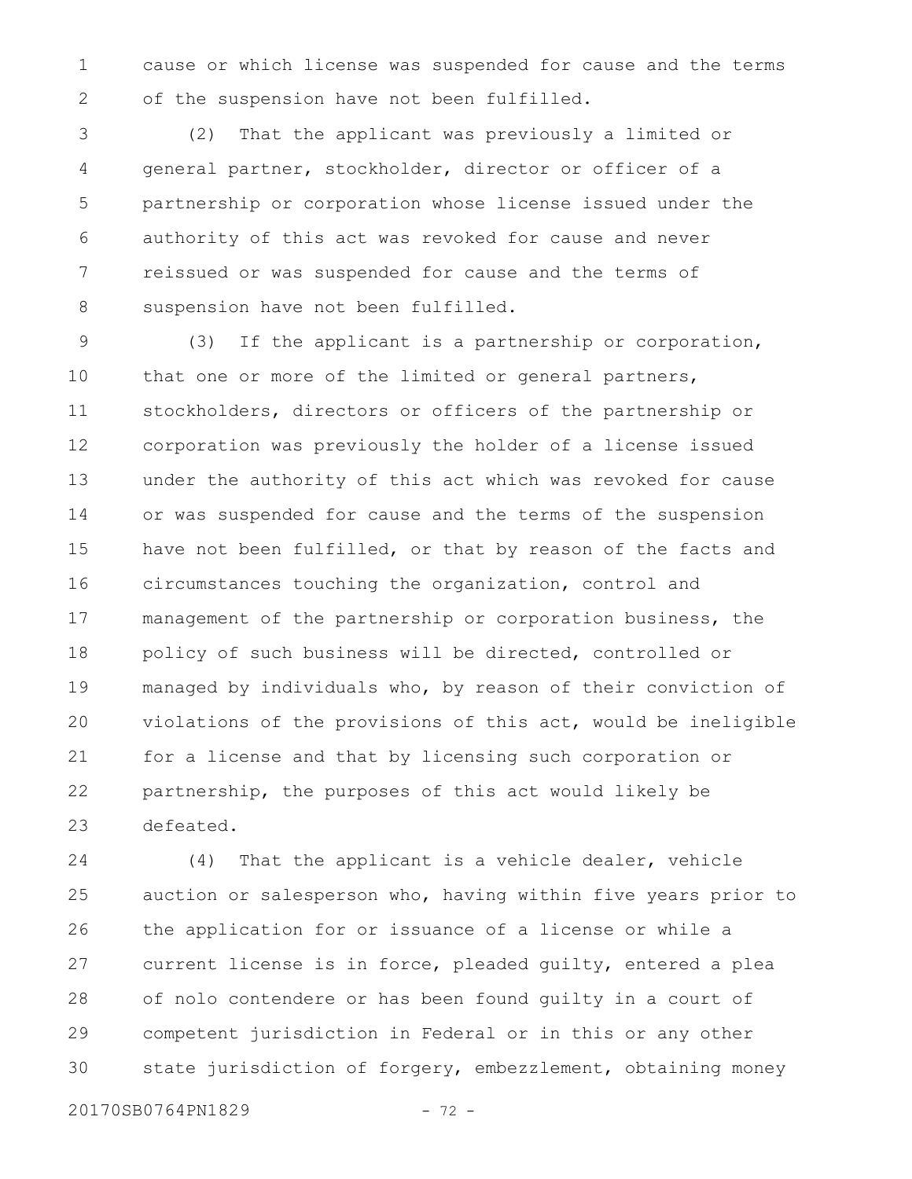cause or which license was suspended for cause and the terms of the suspension have not been fulfilled.

(2) That the applicant was previously a limited or general partner, stockholder, director or officer of a partnership or corporation whose license issued under the authority of this act was revoked for cause and never reissued or was suspended for cause and the terms of suspension have not been fulfilled.

(3) If the applicant is a partnership or corporation, that one or more of the limited or general partners, stockholders, directors or officers of the partnership or corporation was previously the holder of a license issued under the authority of this act which was revoked for cause or was suspended for cause and the terms of the suspension have not been fulfilled, or that by reason of the facts and circumstances touching the organization, control and management of the partnership or corporation business, the policy of such business will be directed, controlled or managed by individuals who, by reason of their conviction of violations of the provisions of this act, would be ineligible for a license and that by licensing such corporation or partnership, the purposes of this act would likely be defeated.

(4) That the applicant is a vehicle dealer, vehicle auction or salesperson who, having within five years prior to the application for or issuance of a license or while a current license is in force, pleaded guilty, entered a plea of nolo contendere or has been found guilty in a court of competent jurisdiction in Federal or in this or any other state jurisdiction of forgery, embezzlement, obtaining money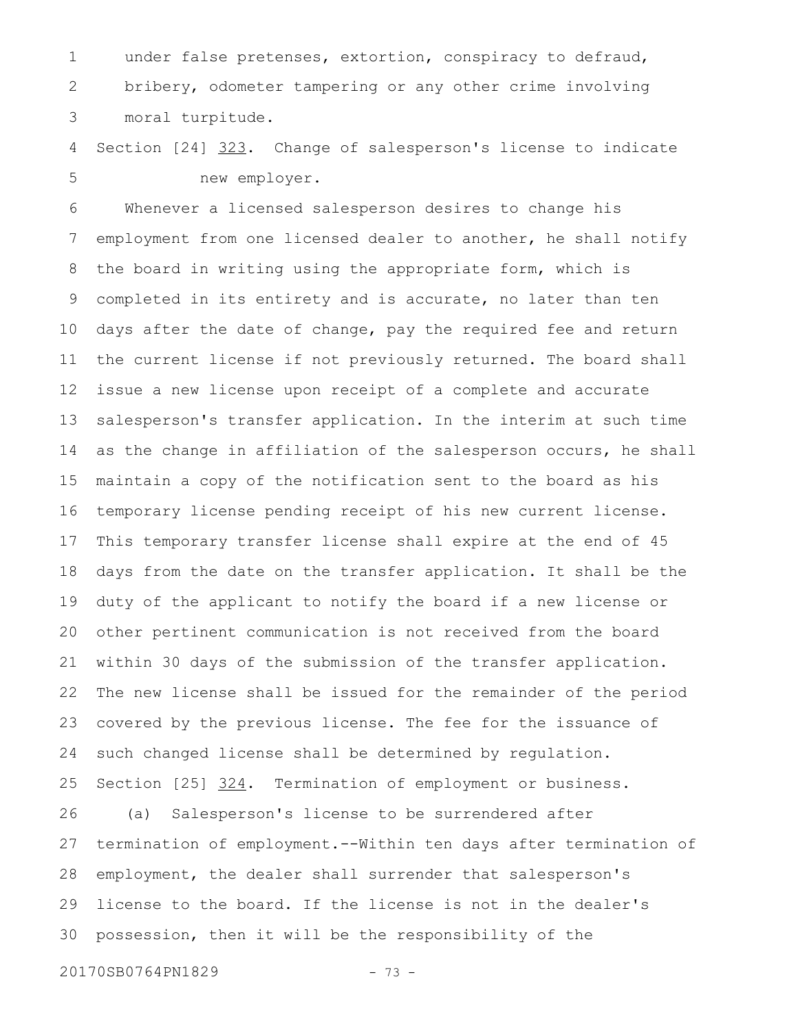under false pretenses, extortion, conspiracy to defraud, bribery, odometer tampering or any other crime involving moral turpitude.

Section [24] 323. Change of salesperson's license to indicate new employer.

Whenever a licensed salesperson desires to change his employment from one licensed dealer to another, he shall notify the board in writing using the appropriate form, which is completed in its entirety and is accurate, no later than ten days after the date of change, pay the required fee and return the current license if not previously returned. The board shall issue a new license upon receipt of a complete and accurate salesperson's transfer application. In the interim at such time as the change in affiliation of the salesperson occurs, he shall maintain a copy of the notification sent to the board as his temporary license pending receipt of his new current license. This temporary transfer license shall expire at the end of 45 days from the date on the transfer application. It shall be the duty of the applicant to notify the board if a new license or other pertinent communication is not received from the board within 30 days of the submission of the transfer application. The new license shall be issued for the remainder of the period covered by the previous license. The fee for the issuance of such changed license shall be determined by regulation.

Section [25] 324. Termination of employment or business.

(a) Salesperson's license to be surrendered after termination of employment.--Within ten days after termination of employment, the dealer shall surrender that salesperson's license to the board. If the license is not in the dealer's possession, then it will be the responsibility of the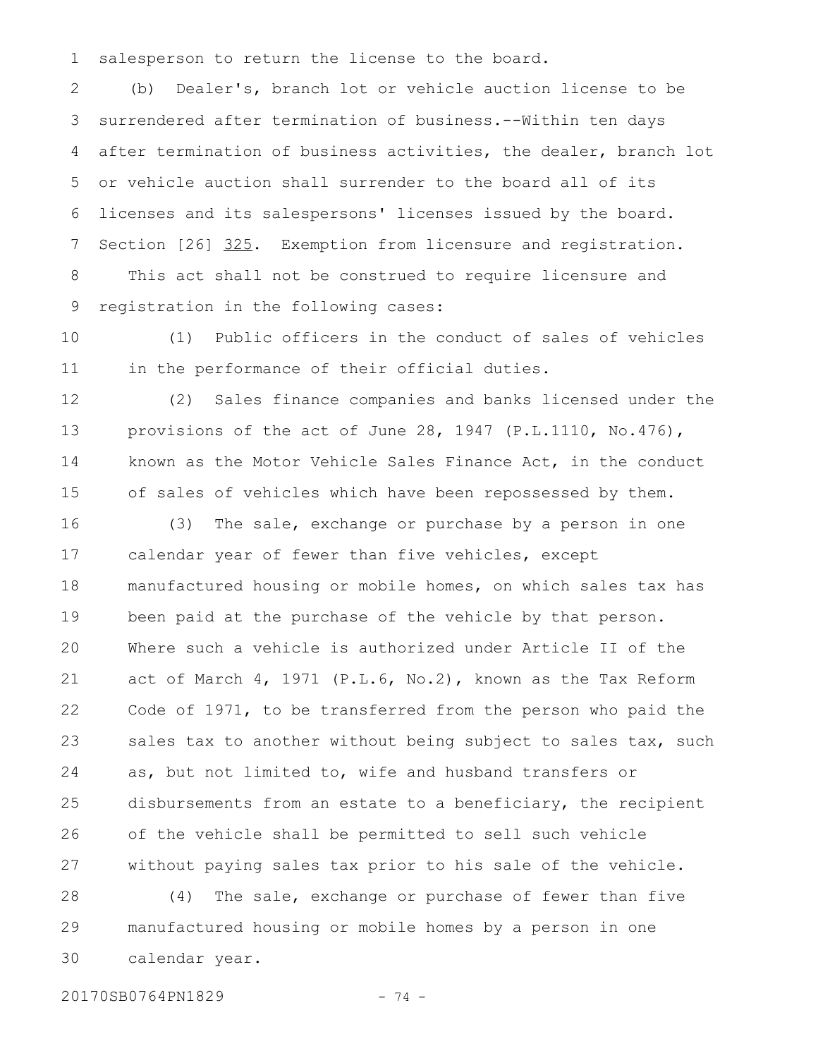salesperson to return the license to the board.

(b) Dealer's, branch lot or vehicle auction license to be surrendered after termination of business.--Within ten days after termination of business activities, the dealer, branch lot or vehicle auction shall surrender to the board all of its licenses and its salespersons' licenses issued by the board.

Section [26] 325. Exemption from licensure and registration.

This act shall not be construed to require licensure and registration in the following cases:

(1) Public officers in the conduct of sales of vehicles in the performance of their official duties.

(2) Sales finance companies and banks licensed under the provisions of the act of June 28, 1947 (P.L.1110, No.476), known as the Motor Vehicle Sales Finance Act, in the conduct of sales of vehicles which have been repossessed by them.

(3) The sale, exchange or purchase by a person in one calendar year of fewer than five vehicles, except manufactured housing or mobile homes, on which sales tax has been paid at the purchase of the vehicle by that person. Where such a vehicle is authorized under Article II of the act of March 4, 1971 (P.L.6, No.2), known as the Tax Reform Code of 1971, to be transferred from the person who paid the sales tax to another without being subject to sales tax, such as, but not limited to, wife and husband transfers or disbursements from an estate to a beneficiary, the recipient of the vehicle shall be permitted to sell such vehicle without paying sales tax prior to his sale of the vehicle.

(4) The sale, exchange or purchase of fewer than five manufactured housing or mobile homes by a person in one calendar year.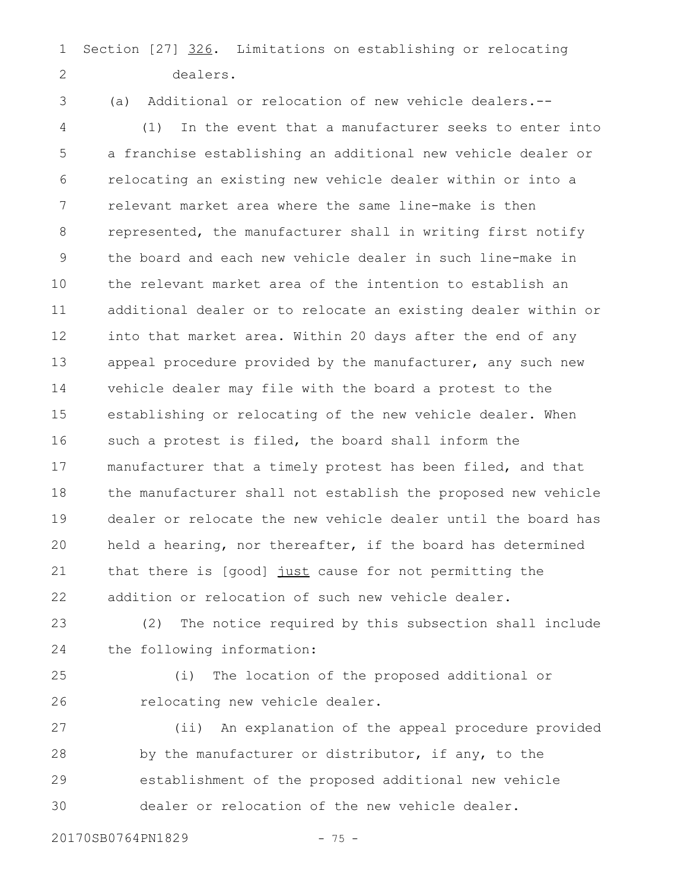Section [27] 326. Limitations on establishing or relocating dealers.

(a) Additional or relocation of new vehicle dealers.--

(1) In the event that a manufacturer seeks to enter into a franchise establishing an additional new vehicle dealer or relocating an existing new vehicle dealer within or into a relevant market area where the same line-make is then represented, the manufacturer shall in writing first notify the board and each new vehicle dealer in such line-make in the relevant market area of the intention to establish an additional dealer or to relocate an existing dealer within or into that market area. Within 20 days after the end of any appeal procedure provided by the manufacturer, any such new vehicle dealer may file with the board a protest to the establishing or relocating of the new vehicle dealer. When such a protest is filed, the board shall inform the manufacturer that a timely protest has been filed, and that the manufacturer shall not establish the proposed new vehicle dealer or relocate the new vehicle dealer until the board has held a hearing, nor thereafter, if the board has determined that there is [good] just cause for not permitting the addition or relocation of such new vehicle dealer.

(2) The notice required by this subsection shall include the following information:

(i) The location of the proposed additional or relocating new vehicle dealer.

(ii) An explanation of the appeal procedure provided by the manufacturer or distributor, if any, to the establishment of the proposed additional new vehicle dealer or relocation of the new vehicle dealer.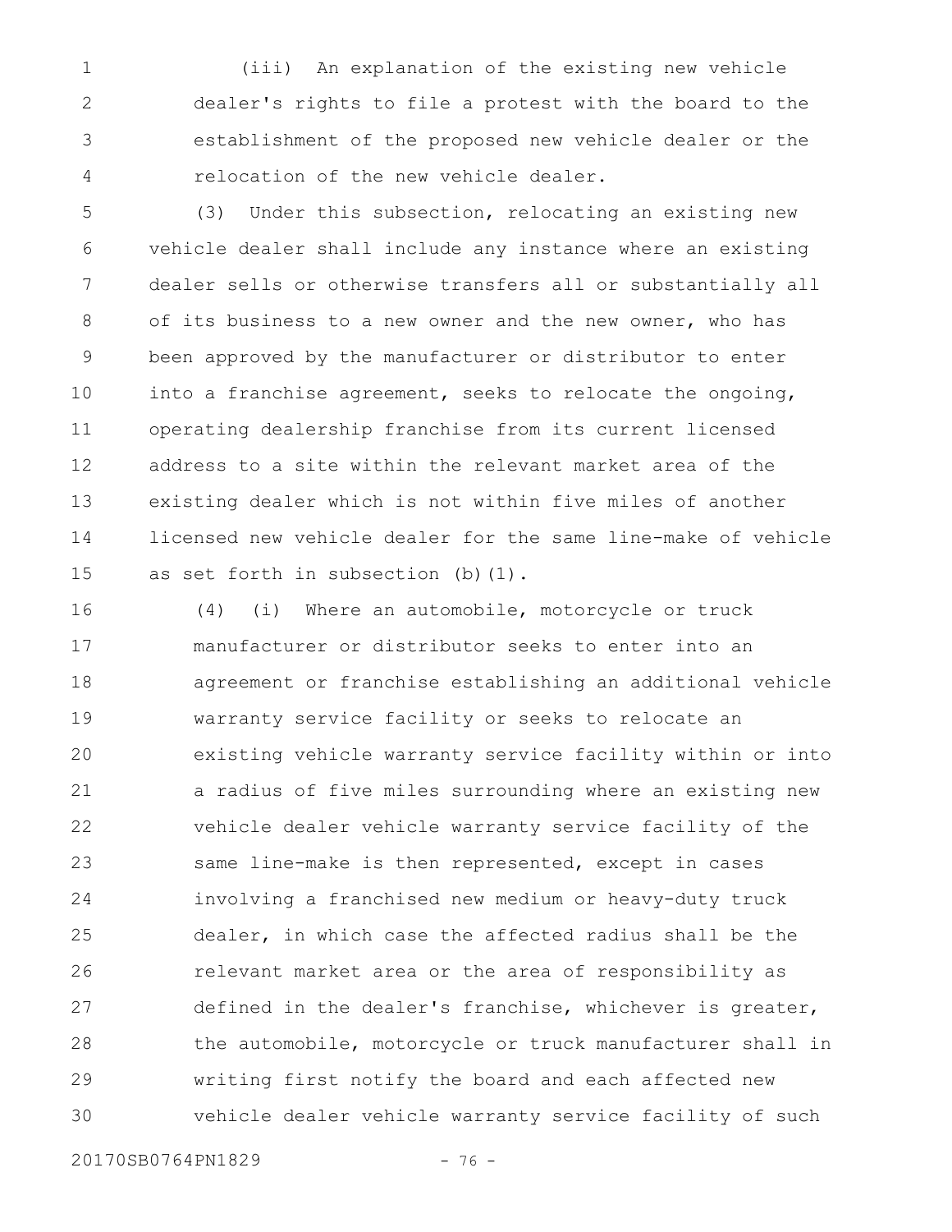(iii) An explanation of the existing new vehicle dealer's rights to file a protest with the board to the establishment of the proposed new vehicle dealer or the relocation of the new vehicle dealer.

(3) Under this subsection, relocating an existing new vehicle dealer shall include any instance where an existing dealer sells or otherwise transfers all or substantially all of its business to a new owner and the new owner, who has been approved by the manufacturer or distributor to enter into a franchise agreement, seeks to relocate the ongoing, operating dealership franchise from its current licensed address to a site within the relevant market area of the existing dealer which is not within five miles of another licensed new vehicle dealer for the same line-make of vehicle as set forth in subsection (b)(1).

(4) (i) Where an automobile, motorcycle or truck manufacturer or distributor seeks to enter into an agreement or franchise establishing an additional vehicle warranty service facility or seeks to relocate an existing vehicle warranty service facility within or into a radius of five miles surrounding where an existing new vehicle dealer vehicle warranty service facility of the same line-make is then represented, except in cases involving a franchised new medium or heavy-duty truck dealer, in which case the affected radius shall be the relevant market area or the area of responsibility as defined in the dealer's franchise, whichever is greater, the automobile, motorcycle or truck manufacturer shall in writing first notify the board and each affected new vehicle dealer vehicle warranty service facility of such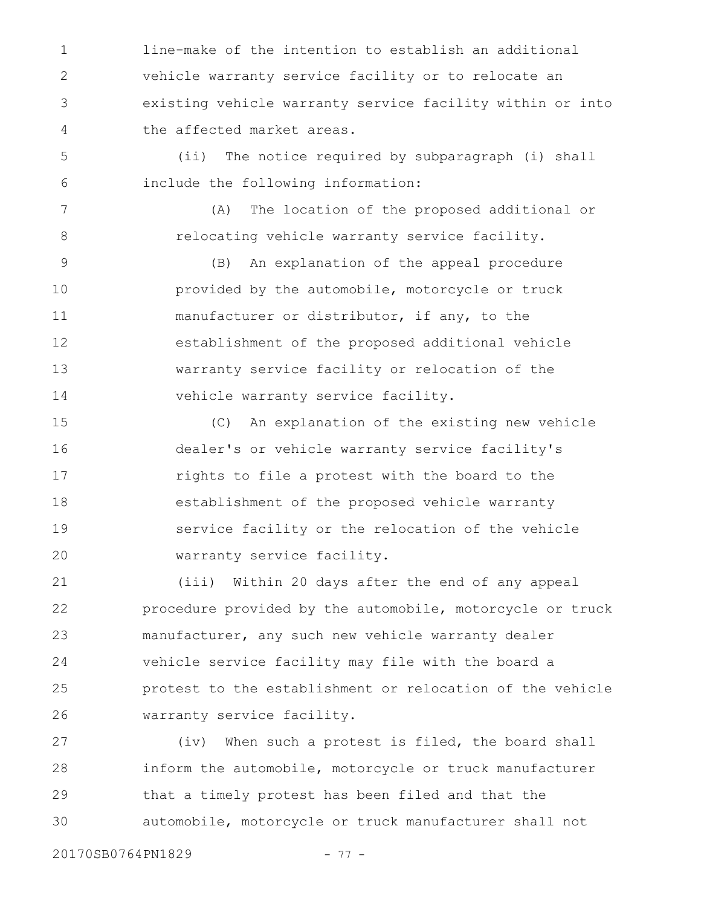line-make of the intention to establish an additional vehicle warranty service facility or to relocate an existing vehicle warranty service facility within or into the affected market areas.

(ii) The notice required by subparagraph (i) shall include the following information:

(A) The location of the proposed additional or relocating vehicle warranty service facility.

(B) An explanation of the appeal procedure provided by the automobile, motorcycle or truck manufacturer or distributor, if any, to the establishment of the proposed additional vehicle warranty service facility or relocation of the vehicle warranty service facility.

(C) An explanation of the existing new vehicle dealer's or vehicle warranty service facility's rights to file a protest with the board to the establishment of the proposed vehicle warranty service facility or the relocation of the vehicle warranty service facility.

(iii) Within 20 days after the end of any appeal procedure provided by the automobile, motorcycle or truck manufacturer, any such new vehicle warranty dealer vehicle service facility may file with the board a protest to the establishment or relocation of the vehicle warranty service facility.

(iv) When such a protest is filed, the board shall inform the automobile, motorcycle or truck manufacturer that a timely protest has been filed and that the automobile, motorcycle or truck manufacturer shall not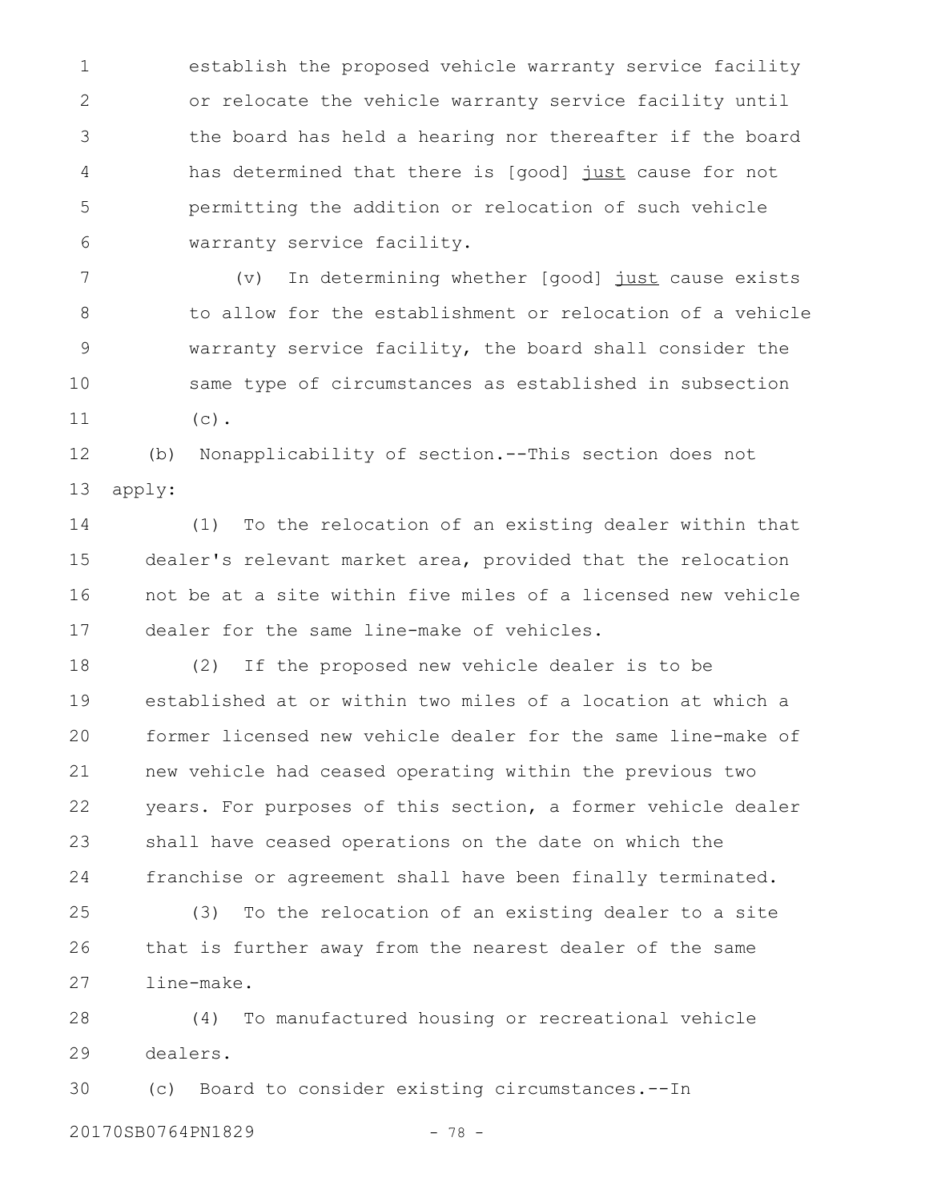establish the proposed vehicle warranty service facility or relocate the vehicle warranty service facility until the board has held a hearing nor thereafter if the board has determined that there is [good] <u>just</u> cause for not permitting the addition or relocation of such vehicle warranty service facility.

(v) In determining whether [good] <u>just</u> cause exists to allow for the establishment or relocation of a vehicle warranty service facility, the board shall consider the same type of circumstances as established in subsection (c).

(b) Nonapplicability of section.--This section does not apply:

(1) To the relocation of an existing dealer within that dealer's relevant market area, provided that the relocation not be at a site within five miles of a licensed new vehicle dealer for the same line-make of vehicles.

(2) If the proposed new vehicle dealer is to be established at or within two miles of a location at which a former licensed new vehicle dealer for the same line-make of new vehicle had ceased operating within the previous two years. For purposes of this section, a former vehicle dealer shall have ceased operations on the date on which the franchise or agreement shall have been finally terminated.

(3) To the relocation of an existing dealer to a site that is further away from the nearest dealer of the same line-make.

(4) To manufactured housing or recreational vehicle dealers.

(c) Board to consider existing circumstances.--In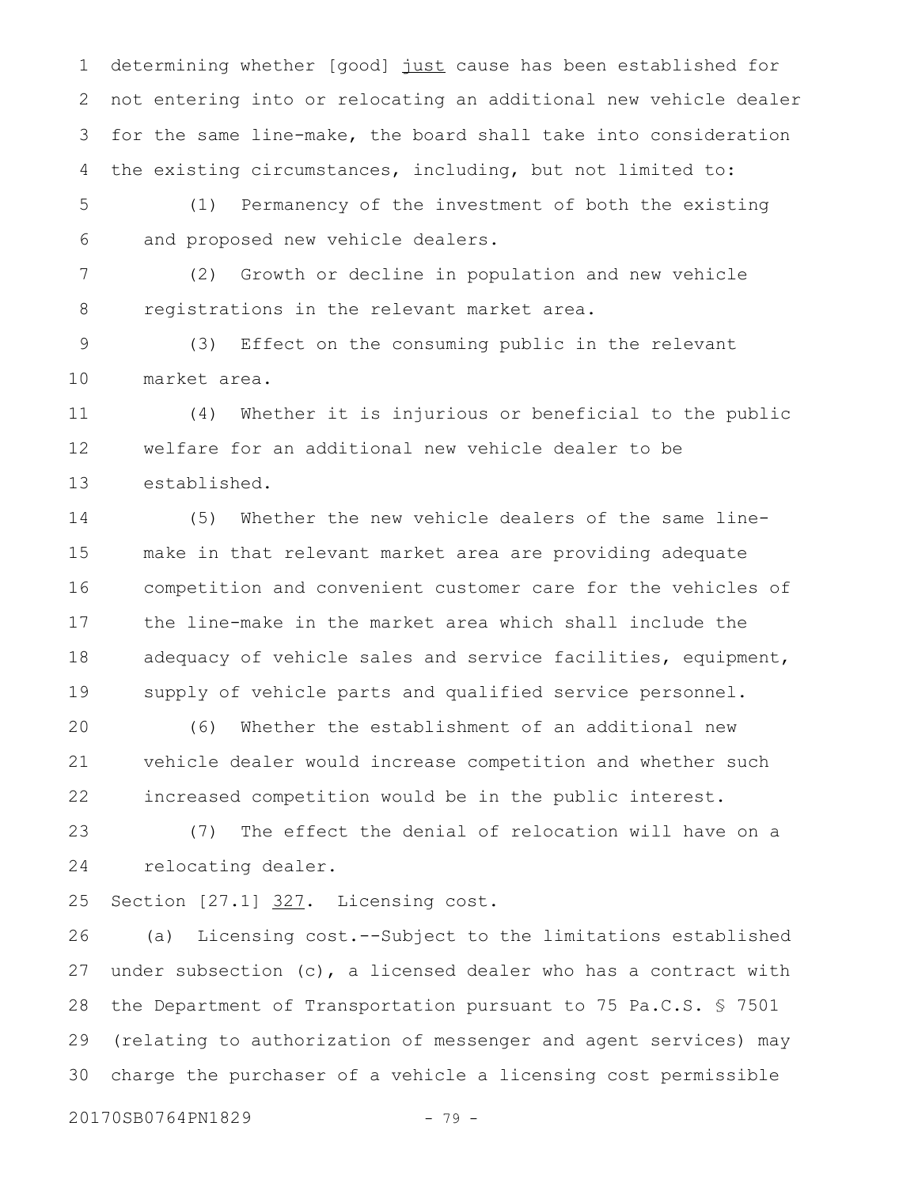determining whether [good] <u>just</u> cause has been established for not entering into or relocating an additional new vehicle dealer for the same line-make, the board shall take into consideration the existing circumstances, including, but not limited to:

(1) Permanency of the investment of both the existing and proposed new vehicle dealers.

(2) Growth or decline in population and new vehicle registrations in the relevant market area.

(3) Effect on the consuming public in the relevant market area.

(4) Whether it is injurious or beneficial to the public welfare for an additional new vehicle dealer to be established.

(5) Whether the new vehicle dealers of the same line-make in that relevant market area are providing adequate competition and convenient customer care for the vehicles of the line-make in the market area which shall include the adequacy of vehicle sales and service facilities, equipment, supply of vehicle parts and qualified service personnel.

(6) Whether the establishment of an additional new vehicle dealer would increase competition and whether such increased competition would be in the public interest.

(7) The effect the denial of relocation will have on a relocating dealer.

Section [27.1] <u>327</u>. Licensing cost.

(a) Licensing cost.--Subject to the limitations established under subsection (c), a licensed dealer who has a contract with the Department of Transportation pursuant to 75 Pa.C.S. § 7501 (relating to authorization of messenger and agent services) may charge the purchaser of a vehicle a licensing cost permissible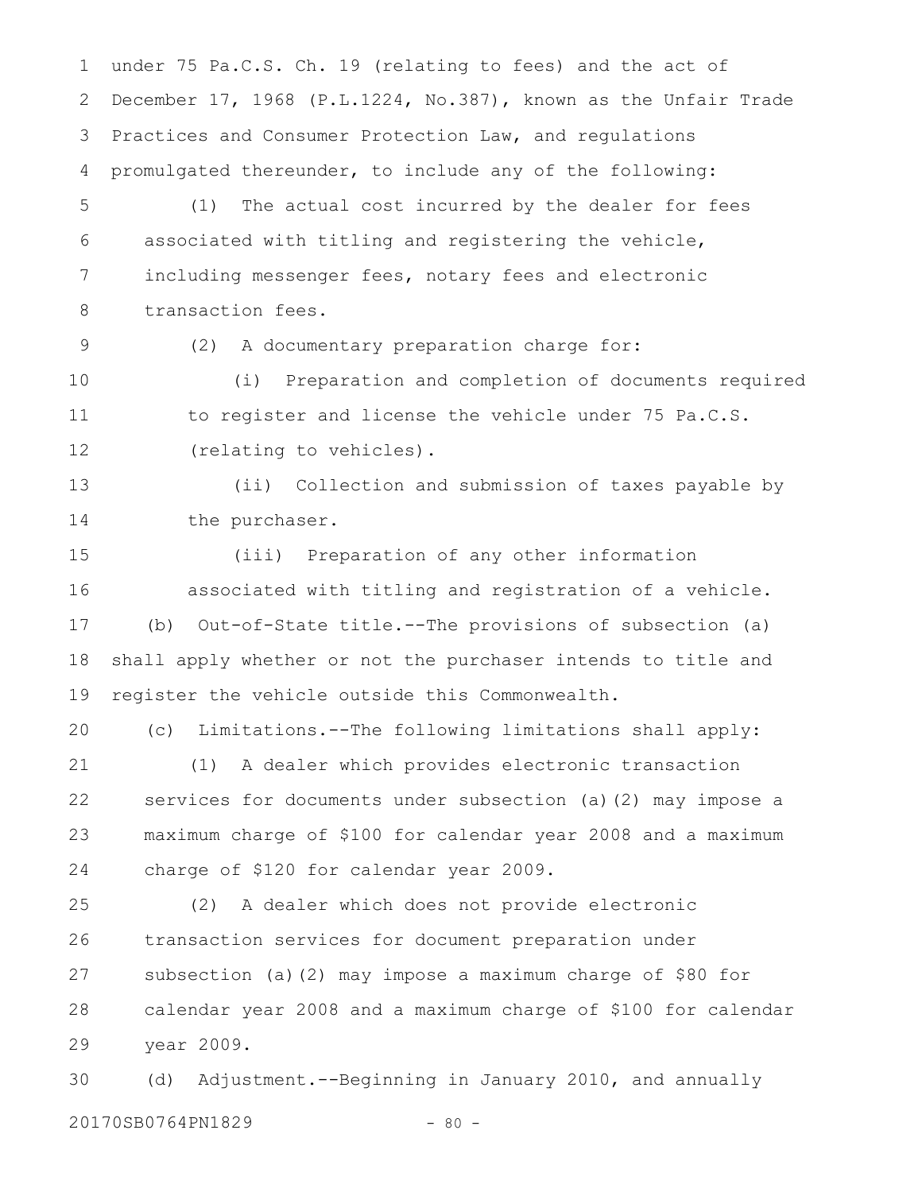under 75 Pa.C.S. Ch. 19 (relating to fees) and the act of December 17, 1968 (P.L.1224, No.387), known as the Unfair Trade Practices and Consumer Protection Law, and regulations promulgated thereunder, to include any of the following:

(1) The actual cost incurred by the dealer for fees associated with titling and registering the vehicle, including messenger fees, notary fees and electronic transaction fees.

(2) A documentary preparation charge for:

(i) Preparation and completion of documents required to register and license the vehicle under 75 Pa.C.S. (relating to vehicles).

(ii) Collection and submission of taxes payable by the purchaser.

(iii) Preparation of any other information associated with titling and registration of a vehicle.

(b) Out-of-State title.--The provisions of subsection (a) shall apply whether or not the purchaser intends to title and register the vehicle outside this Commonwealth.

(c) Limitations.--The following limitations shall apply:

(1) A dealer which provides electronic transaction services for documents under subsection (a)(2) may impose a maximum charge of $100 for calendar year 2008 and a maximum charge of $120 for calendar year 2009.

(2) A dealer which does not provide electronic transaction services for document preparation under subsection (a)(2) may impose a maximum charge of $80 for calendar year 2008 and a maximum charge of $100 for calendar year 2009.

(d) Adjustment.--Beginning in January 2010, and annually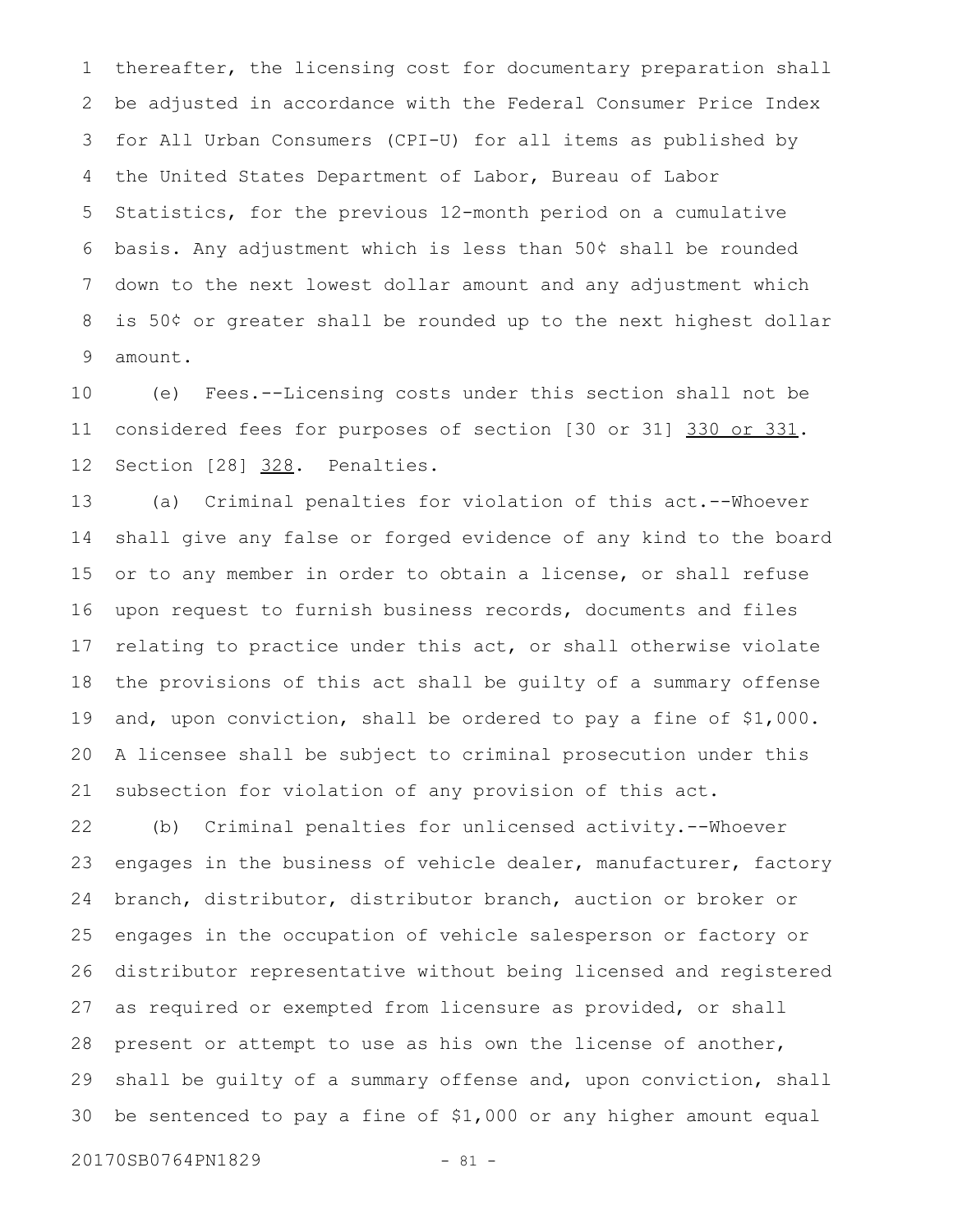thereafter, the licensing cost for documentary preparation shall be adjusted in accordance with the Federal Consumer Price Index for All Urban Consumers (CPI-U) for all items as published by the United States Department of Labor, Bureau of Labor Statistics, for the previous 12-month period on a cumulative basis. Any adjustment which is less than 50¢ shall be rounded down to the next lowest dollar amount and any adjustment which is 50¢ or greater shall be rounded up to the next highest dollar amount.

(e) Fees.--Licensing costs under this section shall not be considered fees for purposes of section [30 or 31] 330 or 331.

Section [28] 328. Penalties.

(a) Criminal penalties for violation of this act.--Whoever shall give any false or forged evidence of any kind to the board or to any member in order to obtain a license, or shall refuse upon request to furnish business records, documents and files relating to practice under this act, or shall otherwise violate the provisions of this act shall be guilty of a summary offense and, upon conviction, shall be ordered to pay a fine of $1,000. A licensee shall be subject to criminal prosecution under this subsection for violation of any provision of this act.

(b) Criminal penalties for unlicensed activity.--Whoever engages in the business of vehicle dealer, manufacturer, factory branch, distributor, distributor branch, auction or broker or engages in the occupation of vehicle salesperson or factory or distributor representative without being licensed and registered as required or exempted from licensure as provided, or shall present or attempt to use as his own the license of another, shall be guilty of a summary offense and, upon conviction, shall be sentenced to pay a fine of $1,000 or any higher amount equal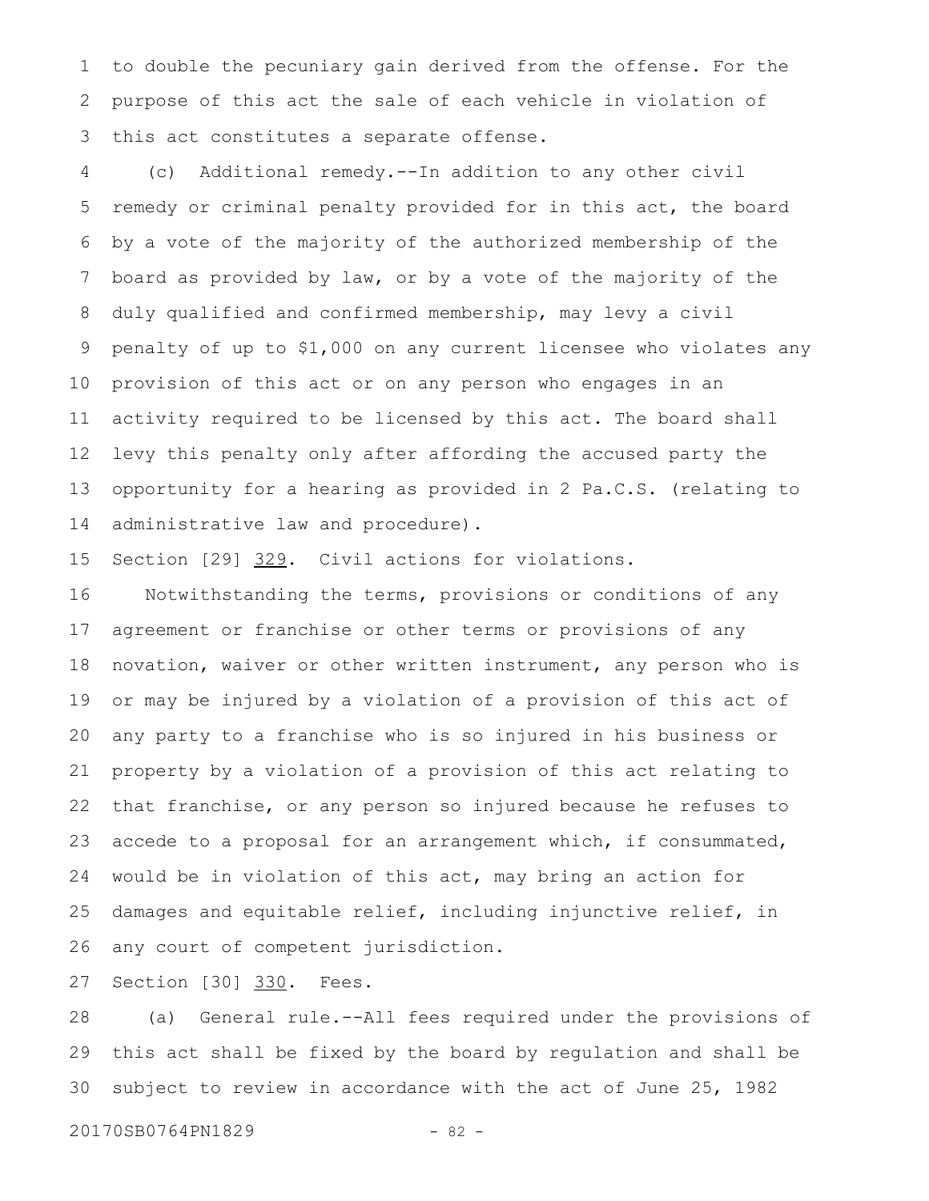to double the pecuniary gain derived from the offense. For the purpose of this act the sale of each vehicle in violation of this act constitutes a separate offense.

(c) Additional remedy.--In addition to any other civil remedy or criminal penalty provided for in this act, the board by a vote of the majority of the authorized membership of the board as provided by law, or by a vote of the majority of the duly qualified and confirmed membership, may levy a civil penalty of up to $1,000 on any current licensee who violates any provision of this act or on any person who engages in an activity required to be licensed by this act. The board shall levy this penalty only after affording the accused party the opportunity for a hearing as provided in 2 Pa.C.S. (relating to administrative law and procedure).

Section [29] 329. Civil actions for violations.

Notwithstanding the terms, provisions or conditions of any agreement or franchise or other terms or provisions of any novation, waiver or other written instrument, any person who is or may be injured by a violation of a provision of this act of any party to a franchise who is so injured in his business or property by a violation of a provision of this act relating to that franchise, or any person so injured because he refuses to accede to a proposal for an arrangement which, if consummated, would be in violation of this act, may bring an action for damages and equitable relief, including injunctive relief, in any court of competent jurisdiction.

Section [30] 330. Fees.

(a) General rule.--All fees required under the provisions of this act shall be fixed by the board by regulation and shall be subject to review in accordance with the act of June 25, 1982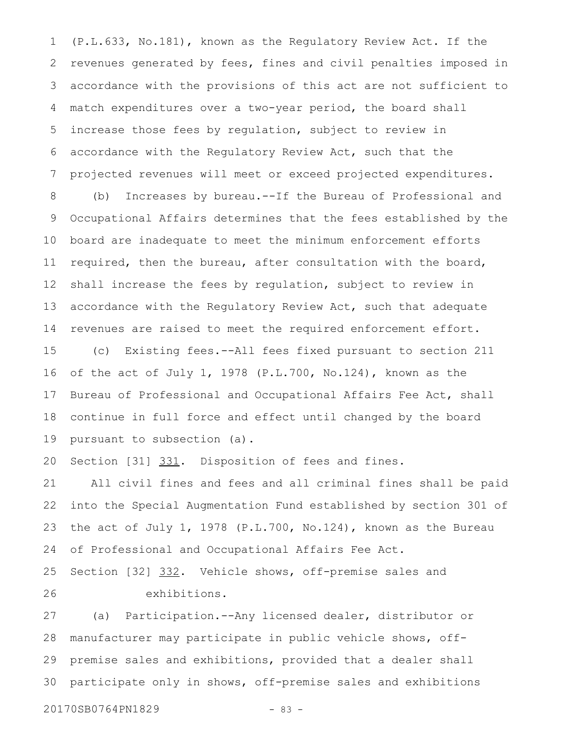(P.L.633, No.181), known as the Regulatory Review Act. If the revenues generated by fees, fines and civil penalties imposed in accordance with the provisions of this act are not sufficient to match expenditures over a two-year period, the board shall increase those fees by regulation, subject to review in accordance with the Regulatory Review Act, such that the projected revenues will meet or exceed projected expenditures.

(b) Increases by bureau.--If the Bureau of Professional and Occupational Affairs determines that the fees established by the board are inadequate to meet the minimum enforcement efforts required, then the bureau, after consultation with the board, shall increase the fees by regulation, subject to review in accordance with the Regulatory Review Act, such that adequate revenues are raised to meet the required enforcement effort.

(c) Existing fees.--All fees fixed pursuant to section 211 of the act of July 1, 1978 (P.L.700, No.124), known as the Bureau of Professional and Occupational Affairs Fee Act, shall continue in full force and effect until changed by the board pursuant to subsection (a).

Section [31] <u>331</u>. Disposition of fees and fines.

All civil fines and fees and all criminal fines shall be paid into the Special Augmentation Fund established by section 301 of the act of July 1, 1978 (P.L.700, No.124), known as the Bureau of Professional and Occupational Affairs Fee Act.

Section [32] <u>332</u>. Vehicle shows, off-premise sales and exhibitions.

(a) Participation.--Any licensed dealer, distributor or manufacturer may participate in public vehicle shows, off-premise sales and exhibitions, provided that a dealer shall participate only in shows, off-premise sales and exhibitions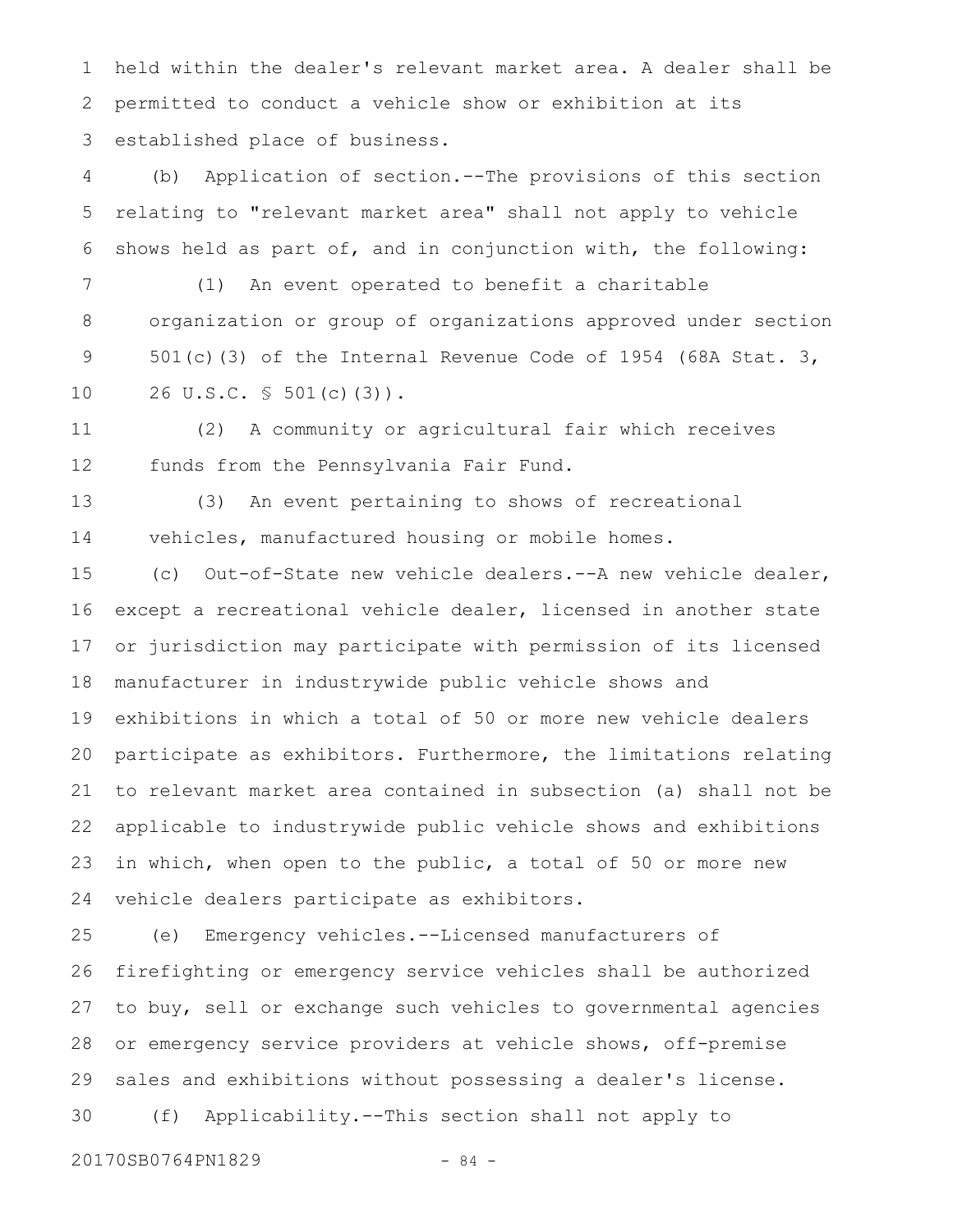held within the dealer's relevant market area. A dealer shall be permitted to conduct a vehicle show or exhibition at its established place of business.

(b) Application of section.--The provisions of this section relating to "relevant market area" shall not apply to vehicle shows held as part of, and in conjunction with, the following:

(1) An event operated to benefit a charitable organization or group of organizations approved under section 501(c)(3) of the Internal Revenue Code of 1954 (68A Stat. 3, 26 U.S.C. § 501(c)(3)).

(2) A community or agricultural fair which receives funds from the Pennsylvania Fair Fund.

(3) An event pertaining to shows of recreational vehicles, manufactured housing or mobile homes.

(c) Out-of-State new vehicle dealers.--A new vehicle dealer, except a recreational vehicle dealer, licensed in another state or jurisdiction may participate with permission of its licensed manufacturer in industrywide public vehicle shows and exhibitions in which a total of 50 or more new vehicle dealers participate as exhibitors. Furthermore, the limitations relating to relevant market area contained in subsection (a) shall not be applicable to industrywide public vehicle shows and exhibitions in which, when open to the public, a total of 50 or more new vehicle dealers participate as exhibitors.

(e) Emergency vehicles.--Licensed manufacturers of firefighting or emergency service vehicles shall be authorized to buy, sell or exchange such vehicles to governmental agencies or emergency service providers at vehicle shows, off-premise sales and exhibitions without possessing a dealer's license.

(f) Applicability.--This section shall not apply to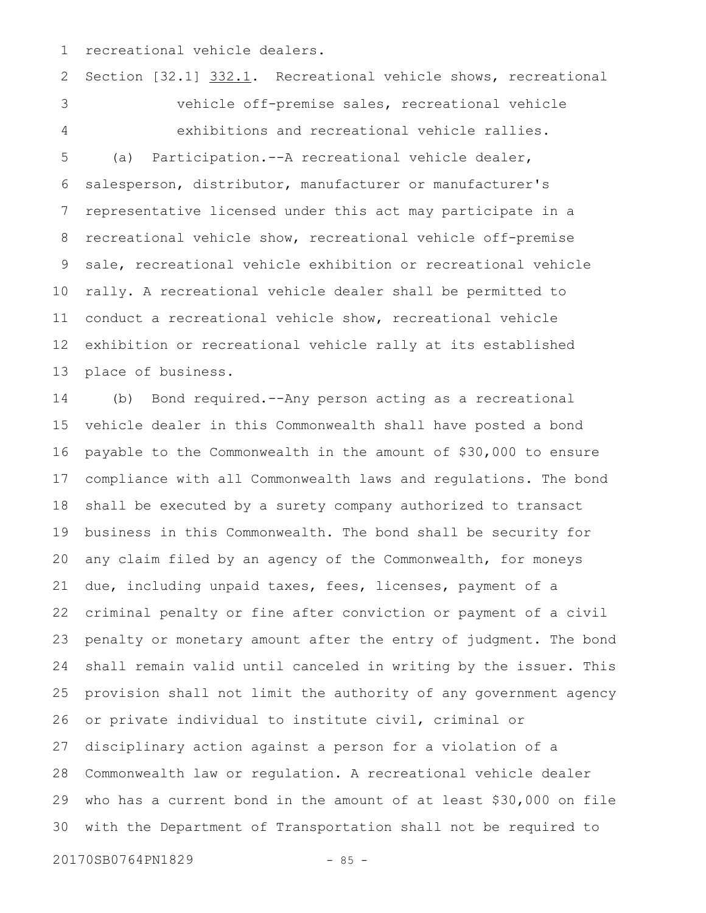recreational vehicle dealers.

Section [32.1] 332.1. Recreational vehicle shows, recreational vehicle off-premise sales, recreational vehicle exhibitions and recreational vehicle rallies.

(a) Participation.--A recreational vehicle dealer, salesperson, distributor, manufacturer or manufacturer's representative licensed under this act may participate in a recreational vehicle show, recreational vehicle off-premise sale, recreational vehicle exhibition or recreational vehicle rally. A recreational vehicle dealer shall be permitted to conduct a recreational vehicle show, recreational vehicle exhibition or recreational vehicle rally at its established place of business.

(b) Bond required.--Any person acting as a recreational vehicle dealer in this Commonwealth shall have posted a bond payable to the Commonwealth in the amount of $30,000 to ensure compliance with all Commonwealth laws and regulations. The bond shall be executed by a surety company authorized to transact business in this Commonwealth. The bond shall be security for any claim filed by an agency of the Commonwealth, for moneys due, including unpaid taxes, fees, licenses, payment of a criminal penalty or fine after conviction or payment of a civil penalty or monetary amount after the entry of judgment. The bond shall remain valid until canceled in writing by the issuer. This provision shall not limit the authority of any government agency or private individual to institute civil, criminal or disciplinary action against a person for a violation of a Commonwealth law or regulation. A recreational vehicle dealer who has a current bond in the amount of at least $30,000 on file with the Department of Transportation shall not be required to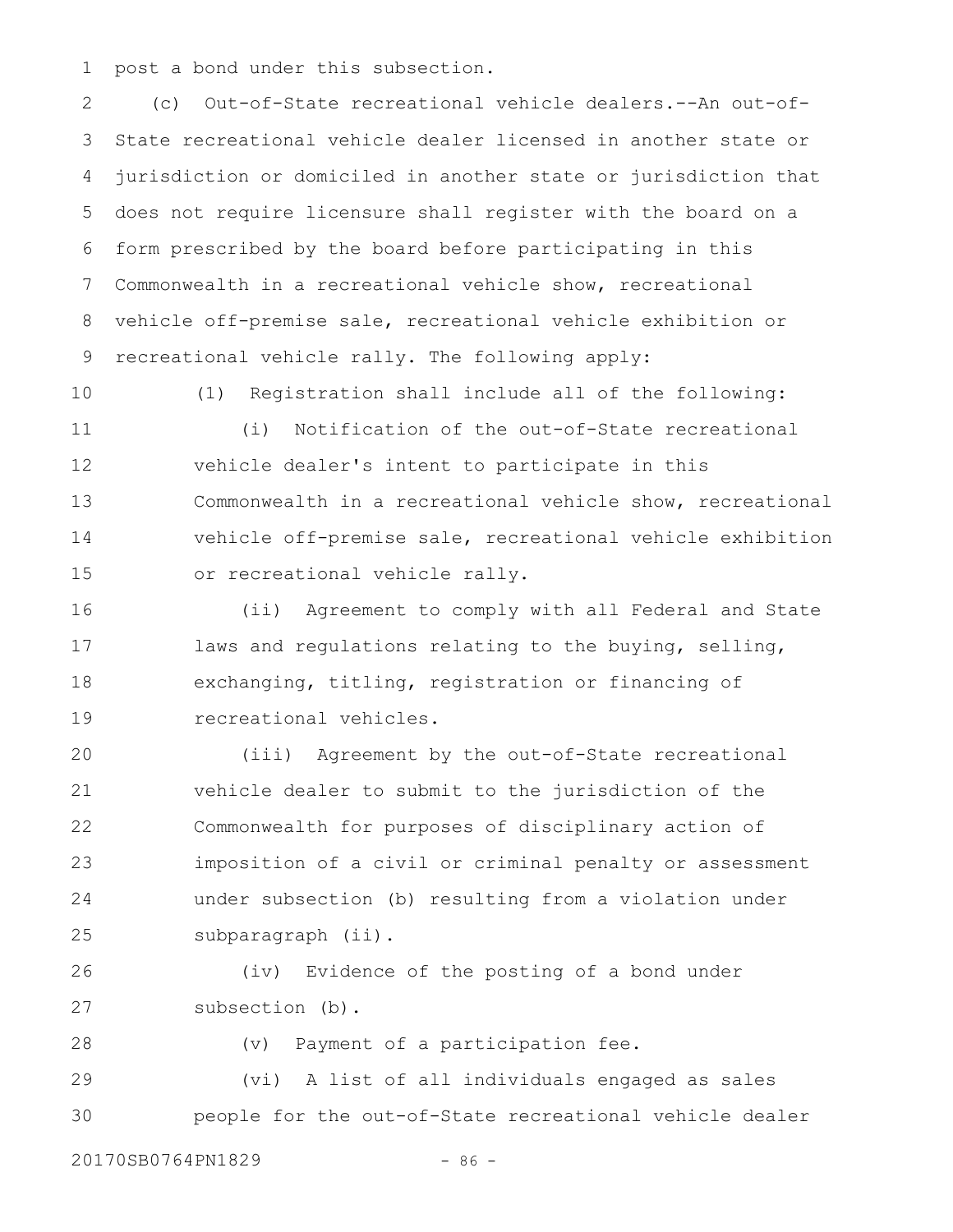post a bond under this subsection.

(c) Out-of-State recreational vehicle dealers.--An out-of-State recreational vehicle dealer licensed in another state or jurisdiction or domiciled in another state or jurisdiction that does not require licensure shall register with the board on a form prescribed by the board before participating in this Commonwealth in a recreational vehicle show, recreational vehicle off-premise sale, recreational vehicle exhibition or recreational vehicle rally. The following apply:

(1) Registration shall include all of the following:

(i) Notification of the out-of-State recreational vehicle dealer's intent to participate in this Commonwealth in a recreational vehicle show, recreational vehicle off-premise sale, recreational vehicle exhibition or recreational vehicle rally.

(ii) Agreement to comply with all Federal and State laws and regulations relating to the buying, selling, exchanging, titling, registration or financing of recreational vehicles.

(iii) Agreement by the out-of-State recreational vehicle dealer to submit to the jurisdiction of the Commonwealth for purposes of disciplinary action of imposition of a civil or criminal penalty or assessment under subsection (b) resulting from a violation under subparagraph (ii).

(iv) Evidence of the posting of a bond under subsection (b).

(v) Payment of a participation fee.

(vi) A list of all individuals engaged as sales people for the out-of-State recreational vehicle dealer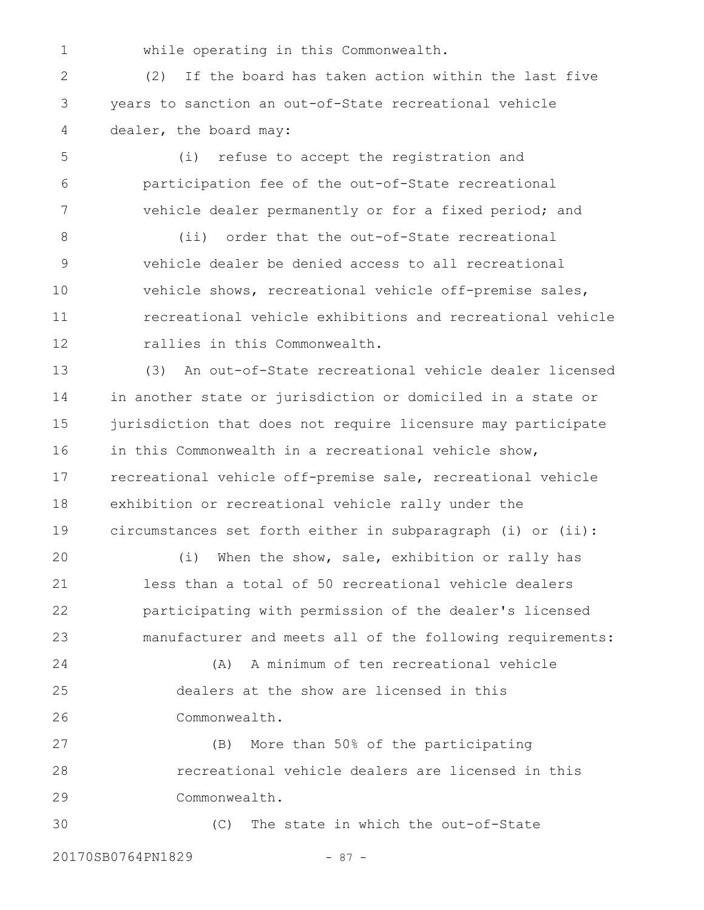while operating in this Commonwealth.

(2) If the board has taken action within the last five years to sanction an out-of-State recreational vehicle dealer, the board may:

(i) refuse to accept the registration and participation fee of the out-of-State recreational vehicle dealer permanently or for a fixed period; and

(ii) order that the out-of-State recreational vehicle dealer be denied access to all recreational vehicle shows, recreational vehicle off-premise sales, recreational vehicle exhibitions and recreational vehicle rallies in this Commonwealth.

(3) An out-of-State recreational vehicle dealer licensed in another state or jurisdiction or domiciled in a state or jurisdiction that does not require licensure may participate in this Commonwealth in a recreational vehicle show, recreational vehicle off-premise sale, recreational vehicle exhibition or recreational vehicle rally under the circumstances set forth either in subparagraph (i) or (ii):

(i) When the show, sale, exhibition or rally has less than a total of 50 recreational vehicle dealers participating with permission of the dealer's licensed manufacturer and meets all of the following requirements:

(A) A minimum of ten recreational vehicle dealers at the show are licensed in this Commonwealth.

(B) More than 50% of the participating recreational vehicle dealers are licensed in this Commonwealth.

(C) The state in which the out-of-State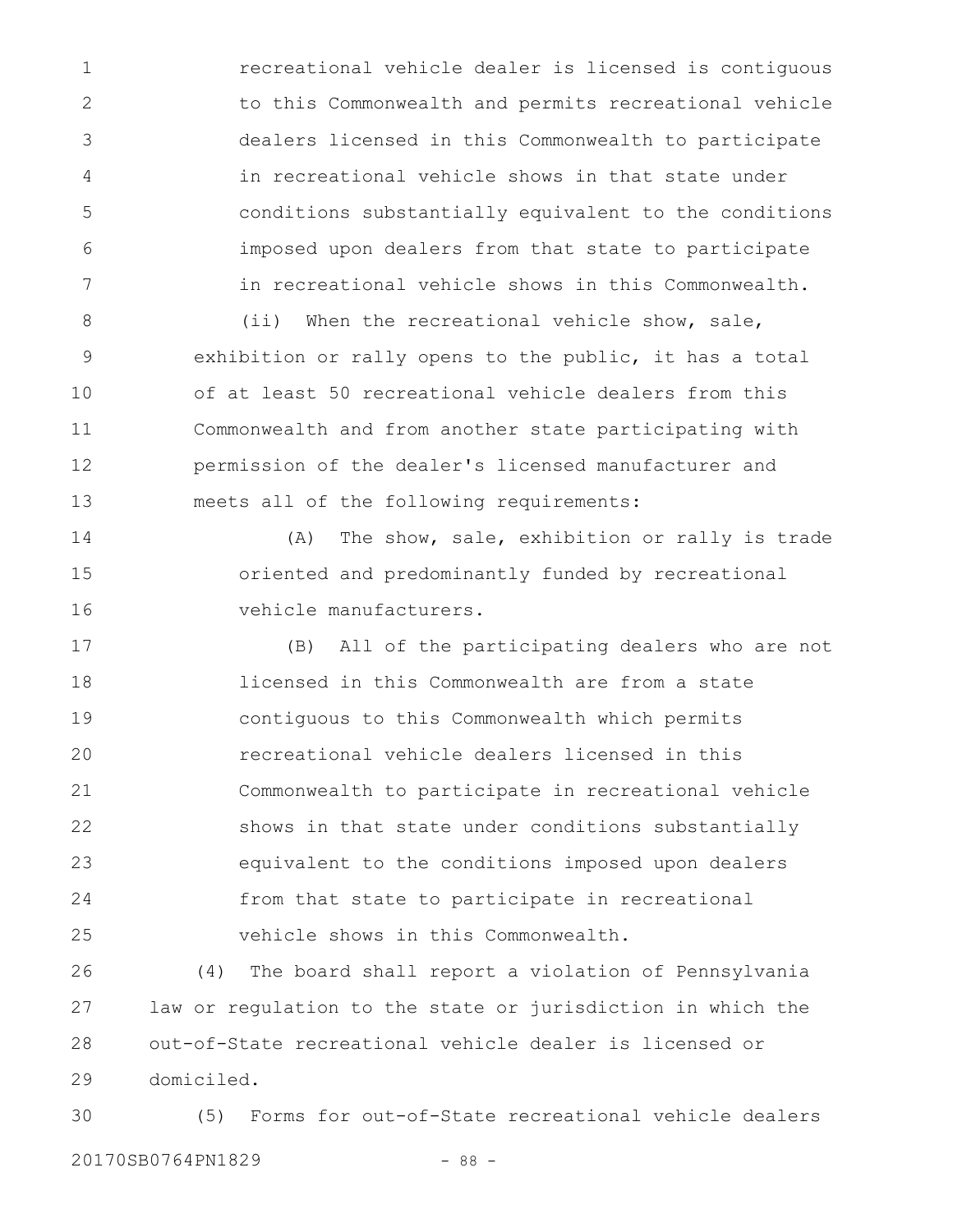recreational vehicle dealer is licensed is contiguous to this Commonwealth and permits recreational vehicle dealers licensed in this Commonwealth to participate in recreational vehicle shows in that state under conditions substantially equivalent to the conditions imposed upon dealers from that state to participate in recreational vehicle shows in this Commonwealth.

(ii) When the recreational vehicle show, sale, exhibition or rally opens to the public, it has a total of at least 50 recreational vehicle dealers from this Commonwealth and from another state participating with permission of the dealer's licensed manufacturer and meets all of the following requirements:

(A) The show, sale, exhibition or rally is trade oriented and predominantly funded by recreational vehicle manufacturers.

(B) All of the participating dealers who are not licensed in this Commonwealth are from a state contiguous to this Commonwealth which permits recreational vehicle dealers licensed in this Commonwealth to participate in recreational vehicle shows in that state under conditions substantially equivalent to the conditions imposed upon dealers from that state to participate in recreational vehicle shows in this Commonwealth.

(4) The board shall report a violation of Pennsylvania law or regulation to the state or jurisdiction in which the out-of-State recreational vehicle dealer is licensed or domiciled.

(5) Forms for out-of-State recreational vehicle dealers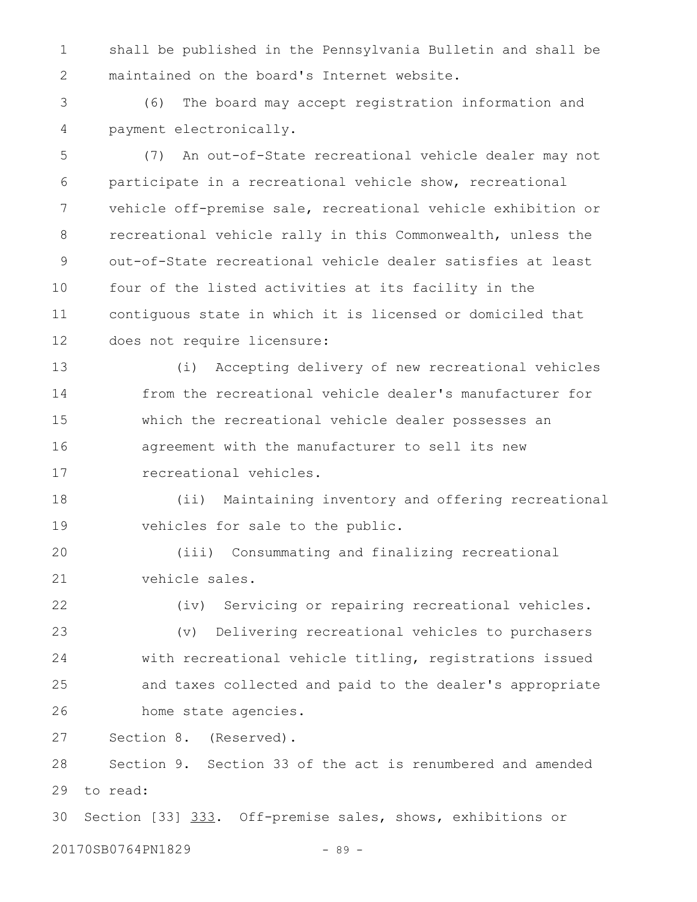shall be published in the Pennsylvania Bulletin and shall be maintained on the board's Internet website.

(6) The board may accept registration information and payment electronically.

(7) An out-of-State recreational vehicle dealer may not participate in a recreational vehicle show, recreational vehicle off-premise sale, recreational vehicle exhibition or recreational vehicle rally in this Commonwealth, unless the out-of-State recreational vehicle dealer satisfies at least four of the listed activities at its facility in the contiguous state in which it is licensed or domiciled that does not require licensure:

(i) Accepting delivery of new recreational vehicles from the recreational vehicle dealer's manufacturer for which the recreational vehicle dealer possesses an agreement with the manufacturer to sell its new recreational vehicles.

(ii) Maintaining inventory and offering recreational vehicles for sale to the public.

(iii) Consummating and finalizing recreational vehicle sales.

(iv) Servicing or repairing recreational vehicles.

(v) Delivering recreational vehicles to purchasers with recreational vehicle titling, registrations issued and taxes collected and paid to the dealer's appropriate home state agencies.

Section 8. (Reserved).

Section 9. Section 33 of the act is renumbered and amended to read:

Section [33] <u>333</u>. Off-premise sales, shows, exhibitions or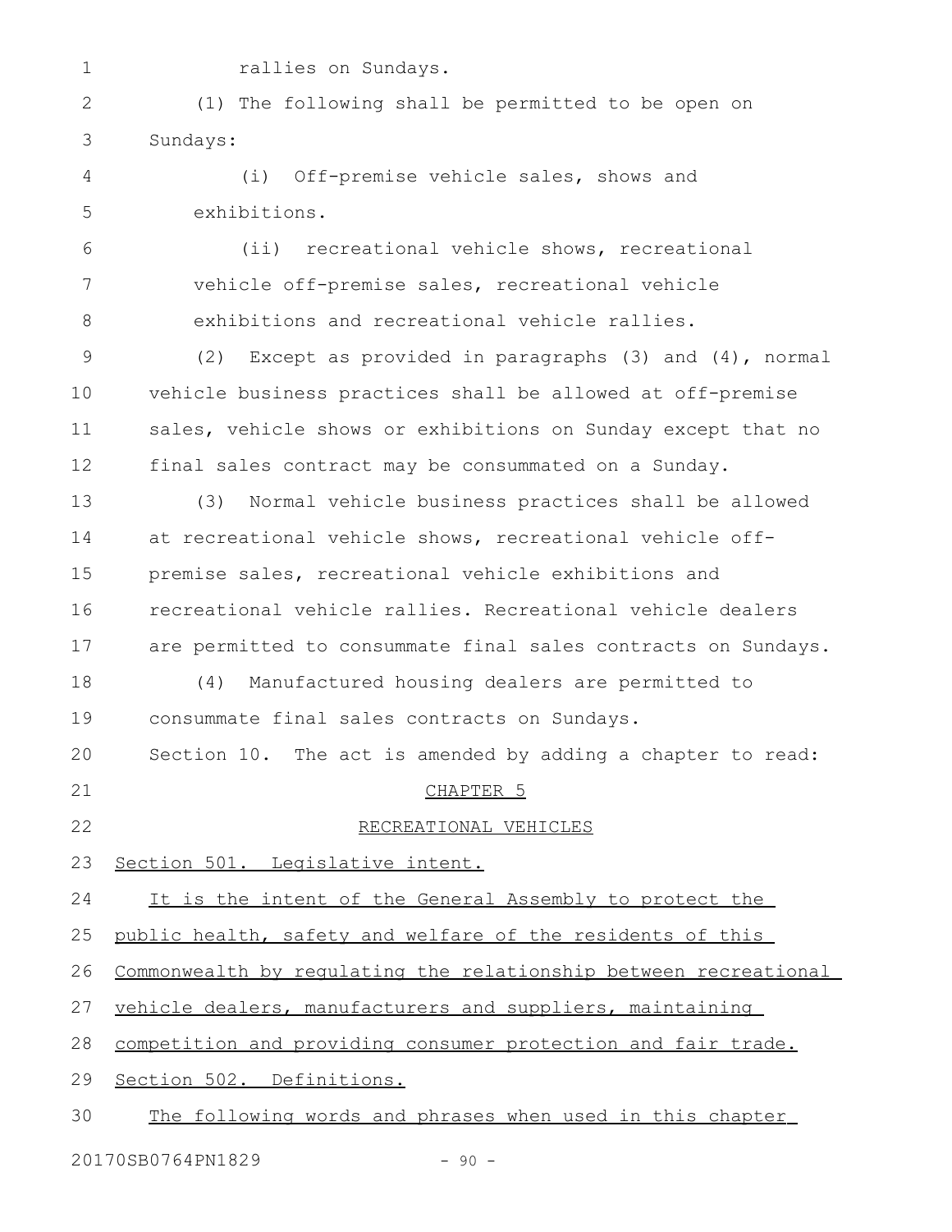rallies on Sundays.

(1) The following shall be permitted to be open on Sundays:

(i) Off-premise vehicle sales, shows and exhibitions.

(ii) recreational vehicle shows, recreational vehicle off-premise sales, recreational vehicle exhibitions and recreational vehicle rallies.

(2) Except as provided in paragraphs (3) and (4), normal vehicle business practices shall be allowed at off-premise sales, vehicle shows or exhibitions on Sunday except that no final sales contract may be consummated on a Sunday.

(3) Normal vehicle business practices shall be allowed at recreational vehicle shows, recreational vehicle off-premise sales, recreational vehicle exhibitions and recreational vehicle rallies. Recreational vehicle dealers are permitted to consummate final sales contracts on Sundays.

(4) Manufactured housing dealers are permitted to consummate final sales contracts on Sundays.

Section 10. The act is amended by adding a chapter to read:

CHAPTER 5

RECREATIONAL VEHICLES

Section 501. Legislative intent.

It is the intent of the General Assembly to protect the public health, safety and welfare of the residents of this Commonwealth by regulating the relationship between recreational vehicle dealers, manufacturers and suppliers, maintaining competition and providing consumer protection and fair trade.

Section 502. Definitions.

The following words and phrases when used in this chapter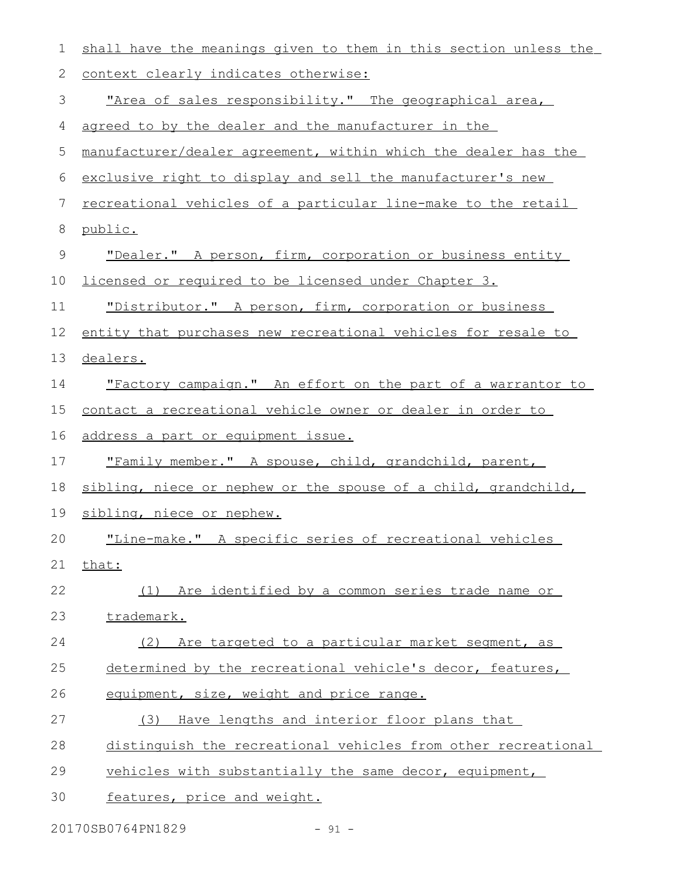shall have the meanings given to them in this section unless the context clearly indicates otherwise:

"Area of sales responsibility." The geographical area, agreed to by the dealer and the manufacturer in the manufacturer/dealer agreement, within which the dealer has the exclusive right to display and sell the manufacturer's new recreational vehicles of a particular line-make to the retail public.

"Dealer." A person, firm, corporation or business entity licensed or required to be licensed under Chapter 3.

"Distributor." A person, firm, corporation or business entity that purchases new recreational vehicles for resale to dealers.

"Factory campaign." An effort on the part of a warrantor to contact a recreational vehicle owner or dealer in order to address a part or equipment issue.

"Family member." A spouse, child, grandchild, parent, sibling, niece or nephew or the spouse of a child, grandchild, sibling, niece or nephew.

"Line-make." A specific series of recreational vehicles that:

(1) Are identified by a common series trade name or trademark.

(2) Are targeted to a particular market segment, as determined by the recreational vehicle's decor, features, equipment, size, weight and price range.

(3) Have lengths and interior floor plans that distinguish the recreational vehicles from other recreational vehicles with substantially the same decor, equipment, features, price and weight.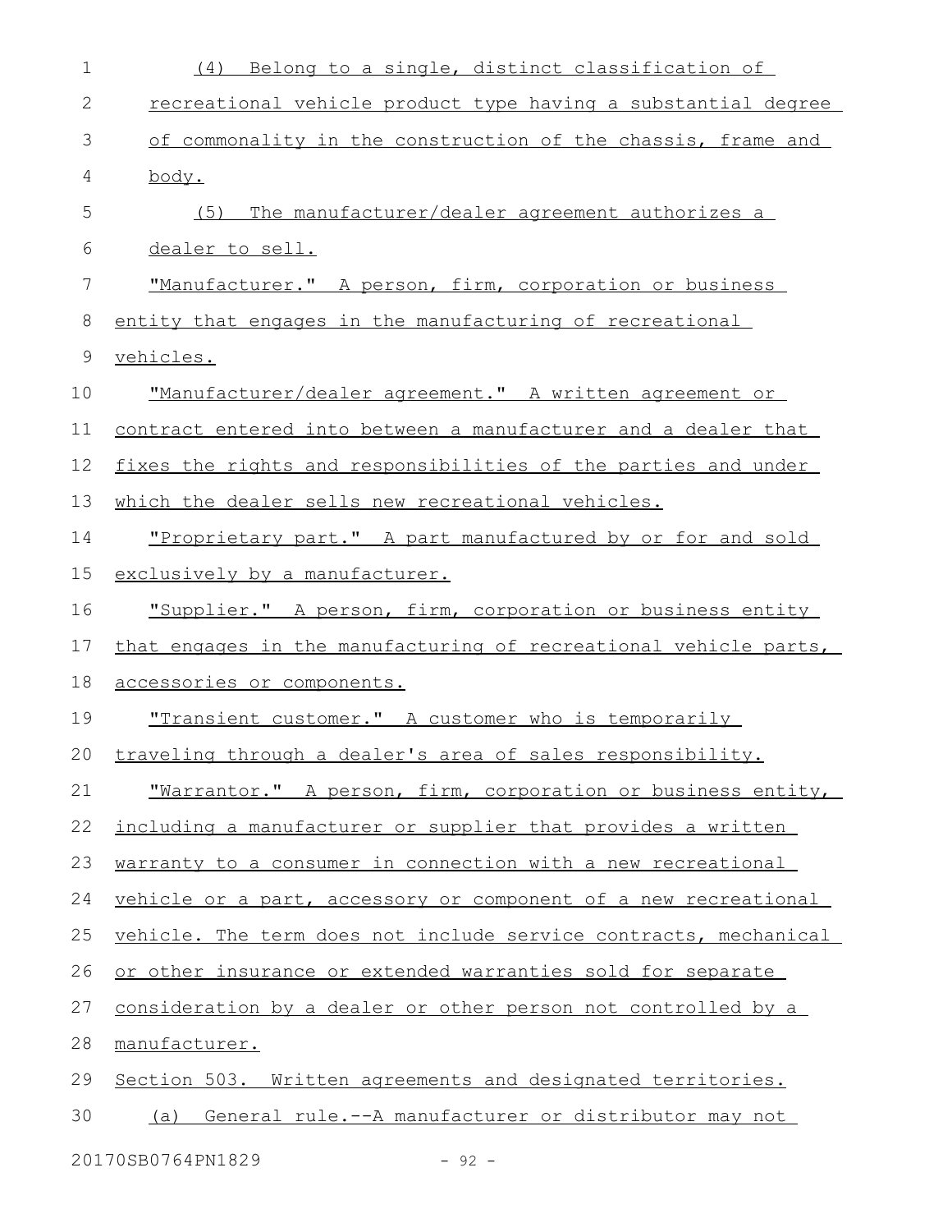(4) Belong to a single, distinct classification of recreational vehicle product type having a substantial degree of commonality in the construction of the chassis, frame and body.

(5) The manufacturer/dealer agreement authorizes a dealer to sell.

"Manufacturer." A person, firm, corporation or business entity that engages in the manufacturing of recreational vehicles.

"Manufacturer/dealer agreement." A written agreement or contract entered into between a manufacturer and a dealer that fixes the rights and responsibilities of the parties and under which the dealer sells new recreational vehicles.

"Proprietary part." A part manufactured by or for and sold exclusively by a manufacturer.

"Supplier." A person, firm, corporation or business entity that engages in the manufacturing of recreational vehicle parts, accessories or components.

"Transient customer." A customer who is temporarily traveling through a dealer's area of sales responsibility.

"Warrantor." A person, firm, corporation or business entity, including a manufacturer or supplier that provides a written warranty to a consumer in connection with a new recreational vehicle or a part, accessory or component of a new recreational vehicle. The term does not include service contracts, mechanical or other insurance or extended warranties sold for separate consideration by a dealer or other person not controlled by a manufacturer.

Section 503. Written agreements and designated territories.

(a) General rule.--A manufacturer or distributor may not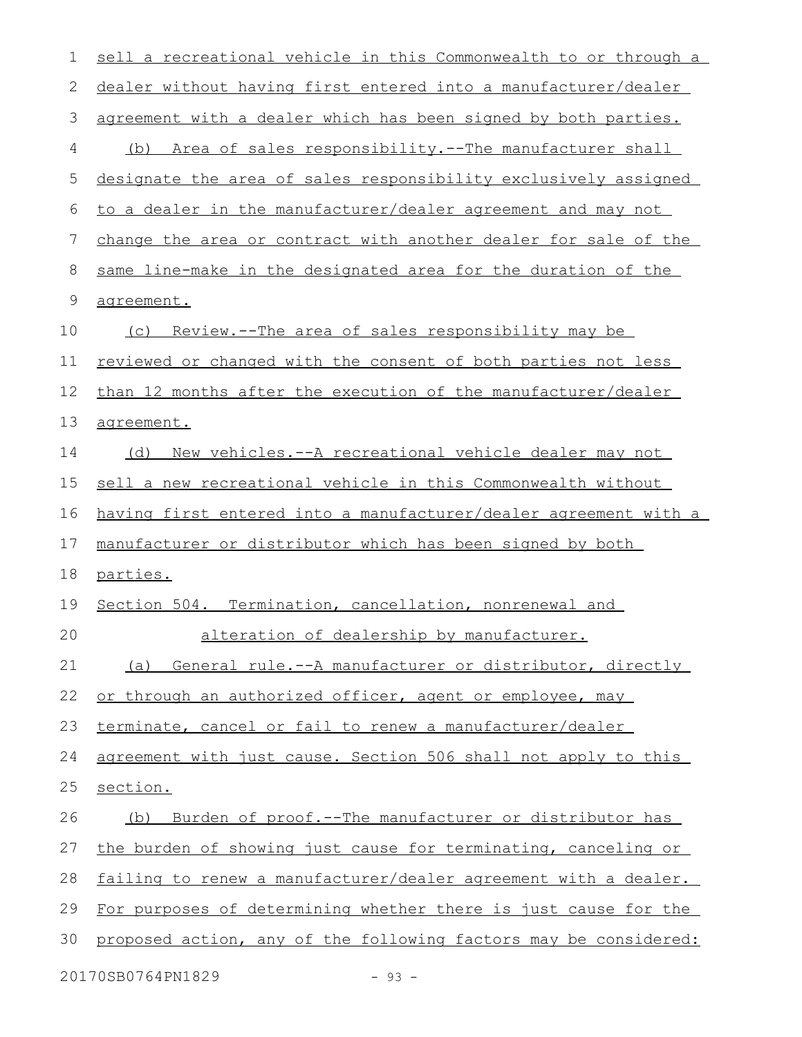sell a recreational vehicle in this Commonwealth to or through a dealer without having first entered into a manufacturer/dealer agreement with a dealer which has been signed by both parties.

(b) Area of sales responsibility.--The manufacturer shall designate the area of sales responsibility exclusively assigned to a dealer in the manufacturer/dealer agreement and may not change the area or contract with another dealer for sale of the same line-make in the designated area for the duration of the agreement.

(c) Review.--The area of sales responsibility may be reviewed or changed with the consent of both parties not less than 12 months after the execution of the manufacturer/dealer agreement.

(d) New vehicles.--A recreational vehicle dealer may not sell a new recreational vehicle in this Commonwealth without having first entered into a manufacturer/dealer agreement with a manufacturer or distributor which has been signed by both parties.

Section 504. Termination, cancellation, nonrenewal and alteration of dealership by manufacturer.

(a) General rule.--A manufacturer or distributor, directly or through an authorized officer, agent or employee, may terminate, cancel or fail to renew a manufacturer/dealer agreement with just cause. Section 506 shall not apply to this section.

(b) Burden of proof.--The manufacturer or distributor has the burden of showing just cause for terminating, canceling or failing to renew a manufacturer/dealer agreement with a dealer. For purposes of determining whether there is just cause for the proposed action, any of the following factors may be considered: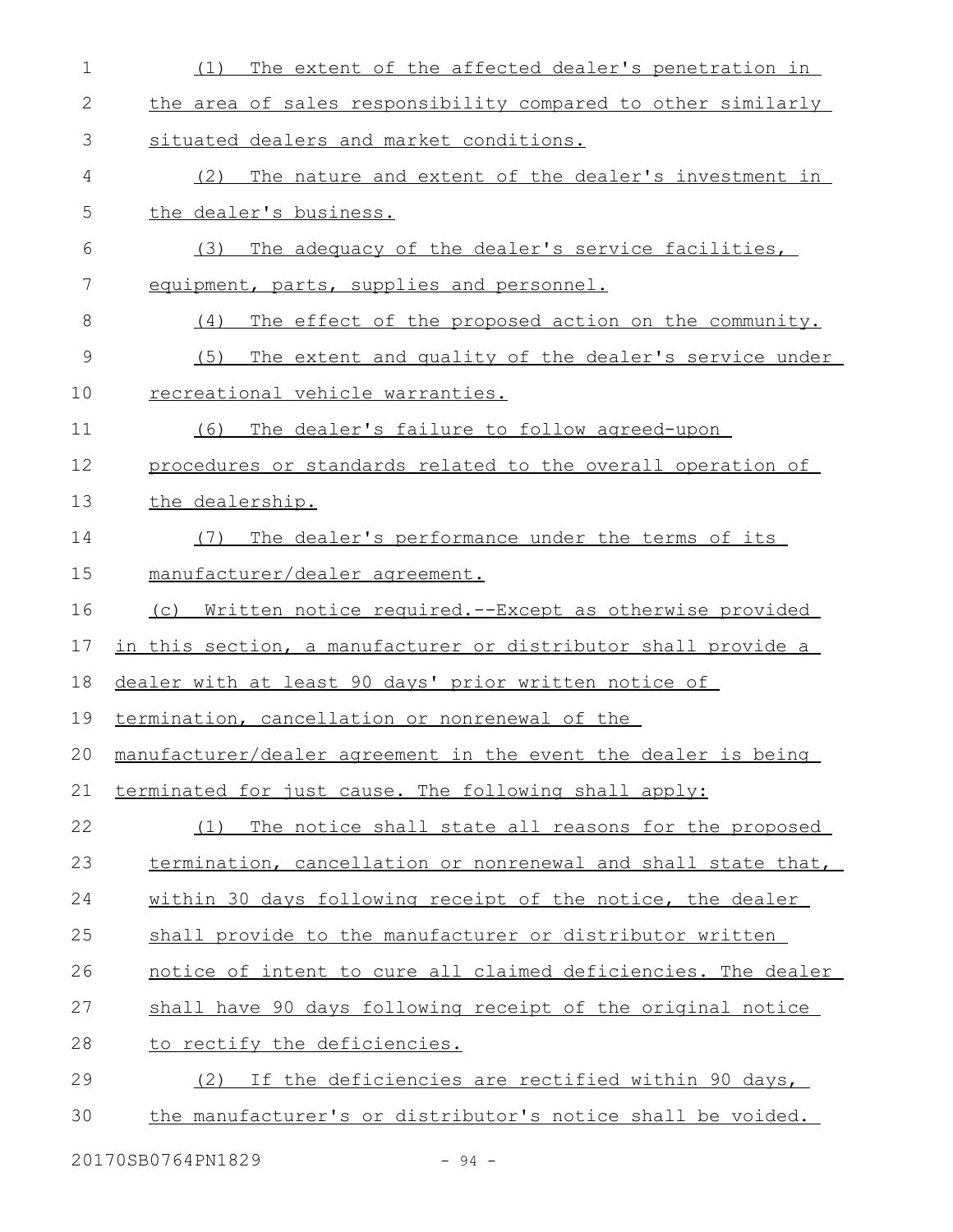(1) The extent of the affected dealer's penetration in the area of sales responsibility compared to other similarly situated dealers and market conditions.

(2) The nature and extent of the dealer's investment in the dealer's business.

(3) The adequacy of the dealer's service facilities, equipment, parts, supplies and personnel.

(4) The effect of the proposed action on the community.

(5) The extent and quality of the dealer's service under recreational vehicle warranties.

(6) The dealer's failure to follow agreed-upon procedures or standards related to the overall operation of the dealership.

(7) The dealer's performance under the terms of its manufacturer/dealer agreement.

(c) Written notice required.--Except as otherwise provided in this section, a manufacturer or distributor shall provide a dealer with at least 90 days' prior written notice of termination, cancellation or nonrenewal of the manufacturer/dealer agreement in the event the dealer is being terminated for just cause. The following shall apply:

(1) The notice shall state all reasons for the proposed termination, cancellation or nonrenewal and shall state that, within 30 days following receipt of the notice, the dealer shall provide to the manufacturer or distributor written notice of intent to cure all claimed deficiencies. The dealer shall have 90 days following receipt of the original notice to rectify the deficiencies.

(2) If the deficiencies are rectified within 90 days, the manufacturer's or distributor's notice shall be voided.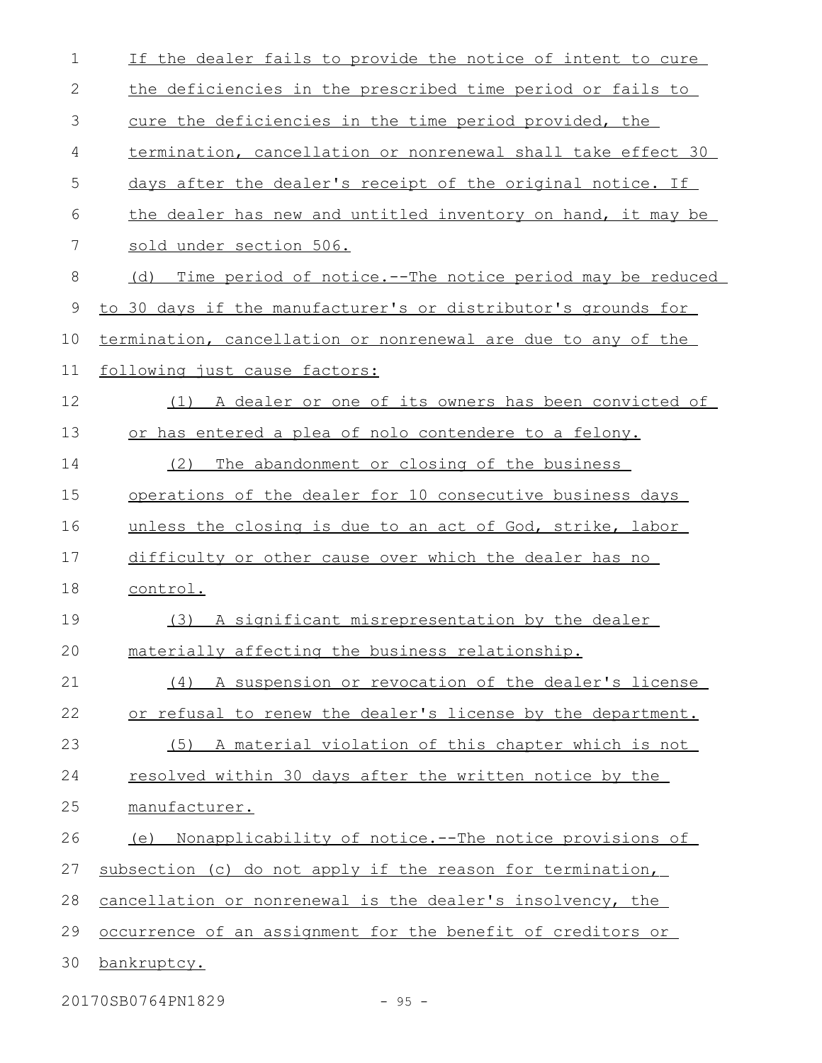If the dealer fails to provide the notice of intent to cure the deficiencies in the prescribed time period or fails to cure the deficiencies in the time period provided, the termination, cancellation or nonrenewal shall take effect 30 days after the dealer's receipt of the original notice. If the dealer has new and untitled inventory on hand, it may be sold under section 506.

(d) Time period of notice.--The notice period may be reduced to 30 days if the manufacturer's or distributor's grounds for termination, cancellation or nonrenewal are due to any of the following just cause factors:

(1) A dealer or one of its owners has been convicted of or has entered a plea of nolo contendere to a felony.

(2) The abandonment or closing of the business operations of the dealer for 10 consecutive business days unless the closing is due to an act of God, strike, labor difficulty or other cause over which the dealer has no control.

(3) A significant misrepresentation by the dealer materially affecting the business relationship.

(4) A suspension or revocation of the dealer's license or refusal to renew the dealer's license by the department.

(5) A material violation of this chapter which is not resolved within 30 days after the written notice by the manufacturer.

(e) Nonapplicability of notice.--The notice provisions of subsection (c) do not apply if the reason for termination, cancellation or nonrenewal is the dealer's insolvency, the occurrence of an assignment for the benefit of creditors or bankruptcy.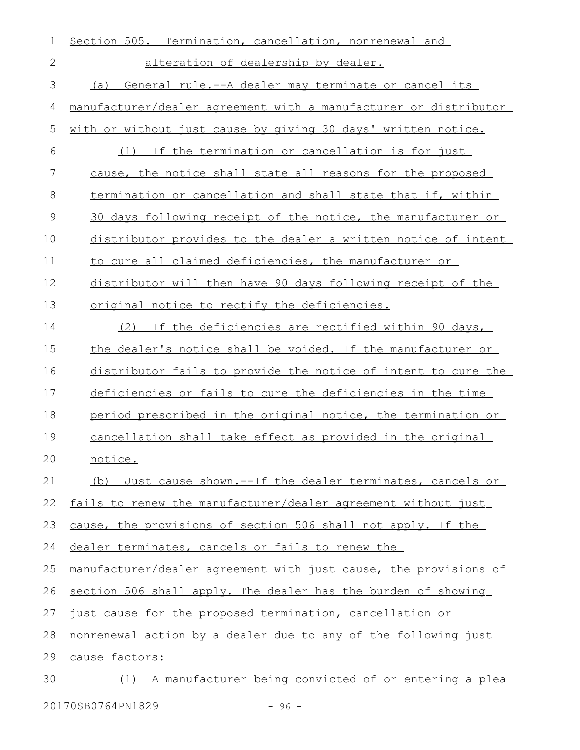Section 505. Termination, cancellation, nonrenewal and alteration of dealership by dealer.

(a) General rule.--A dealer may terminate or cancel its manufacturer/dealer agreement with a manufacturer or distributor with or without just cause by giving 30 days' written notice.

(1) If the termination or cancellation is for just cause, the notice shall state all reasons for the proposed termination or cancellation and shall state that if, within 30 days following receipt of the notice, the manufacturer or distributor provides to the dealer a written notice of intent to cure all claimed deficiencies, the manufacturer or distributor will then have 90 days following receipt of the original notice to rectify the deficiencies.

(2) If the deficiencies are rectified within 90 days, the dealer's notice shall be voided. If the manufacturer or distributor fails to provide the notice of intent to cure the deficiencies or fails to cure the deficiencies in the time period prescribed in the original notice, the termination or cancellation shall take effect as provided in the original notice.

(b) Just cause shown.--If the dealer terminates, cancels or fails to renew the manufacturer/dealer agreement without just cause, the provisions of section 506 shall not apply. If the dealer terminates, cancels or fails to renew the manufacturer/dealer agreement with just cause, the provisions of section 506 shall apply. The dealer has the burden of showing just cause for the proposed termination, cancellation or nonrenewal action by a dealer due to any of the following just cause factors:

(1) A manufacturer being convicted of or entering a plea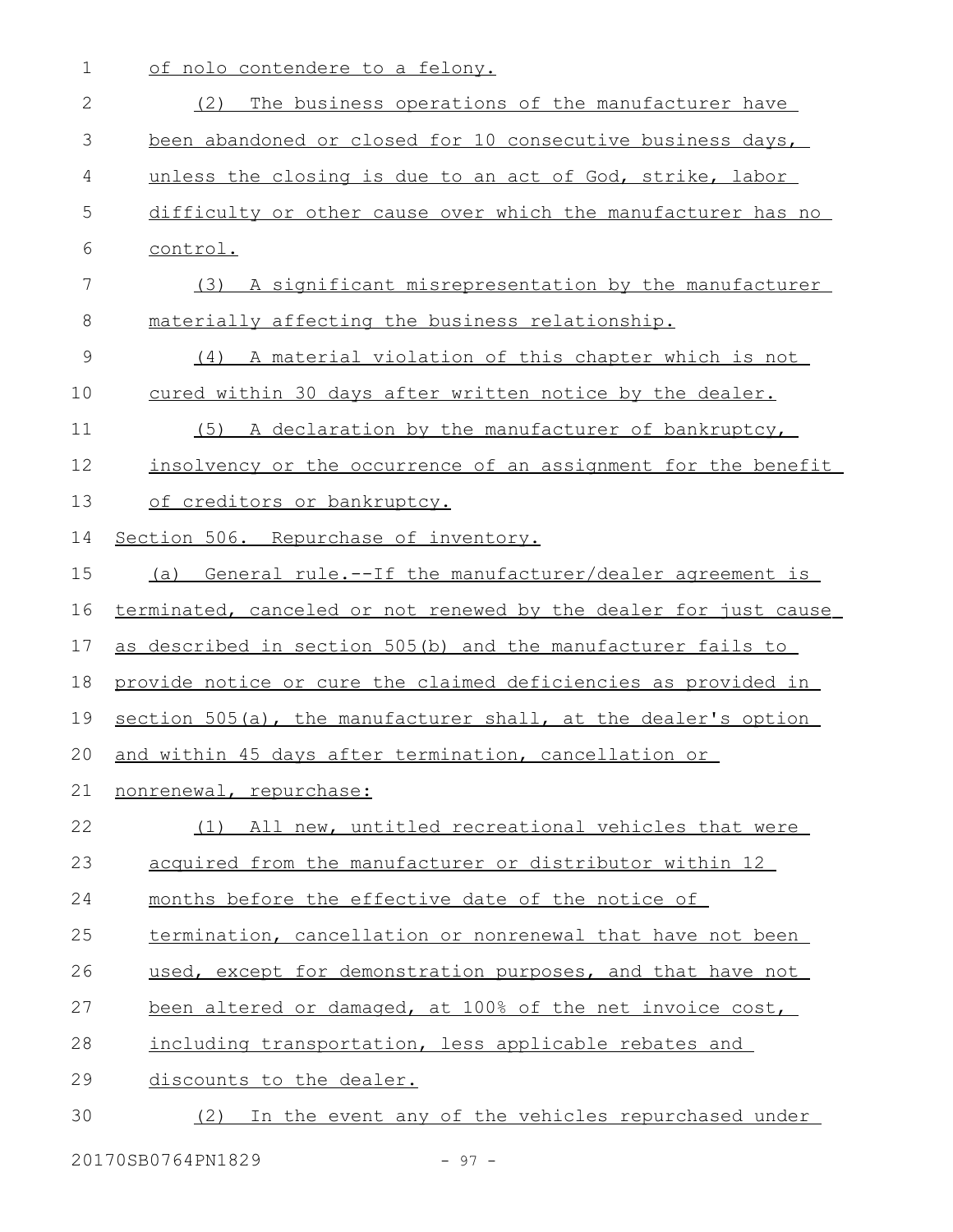of nolo contendere to a felony.

(2) The business operations of the manufacturer have been abandoned or closed for 10 consecutive business days, unless the closing is due to an act of God, strike, labor difficulty or other cause over which the manufacturer has no control.

(3) A significant misrepresentation by the manufacturer materially affecting the business relationship.

(4) A material violation of this chapter which is not cured within 30 days after written notice by the dealer.

(5) A declaration by the manufacturer of bankruptcy, insolvency or the occurrence of an assignment for the benefit of creditors or bankruptcy.

Section 506. Repurchase of inventory.

(a) General rule.--If the manufacturer/dealer agreement is terminated, canceled or not renewed by the dealer for just cause as described in section 505(b) and the manufacturer fails to provide notice or cure the claimed deficiencies as provided in section 505(a), the manufacturer shall, at the dealer's option and within 45 days after termination, cancellation or nonrenewal, repurchase:

(1) All new, untitled recreational vehicles that were acquired from the manufacturer or distributor within 12 months before the effective date of the notice of termination, cancellation or nonrenewal that have not been used, except for demonstration purposes, and that have not been altered or damaged, at 100% of the net invoice cost, including transportation, less applicable rebates and discounts to the dealer.

(2) In the event any of the vehicles repurchased under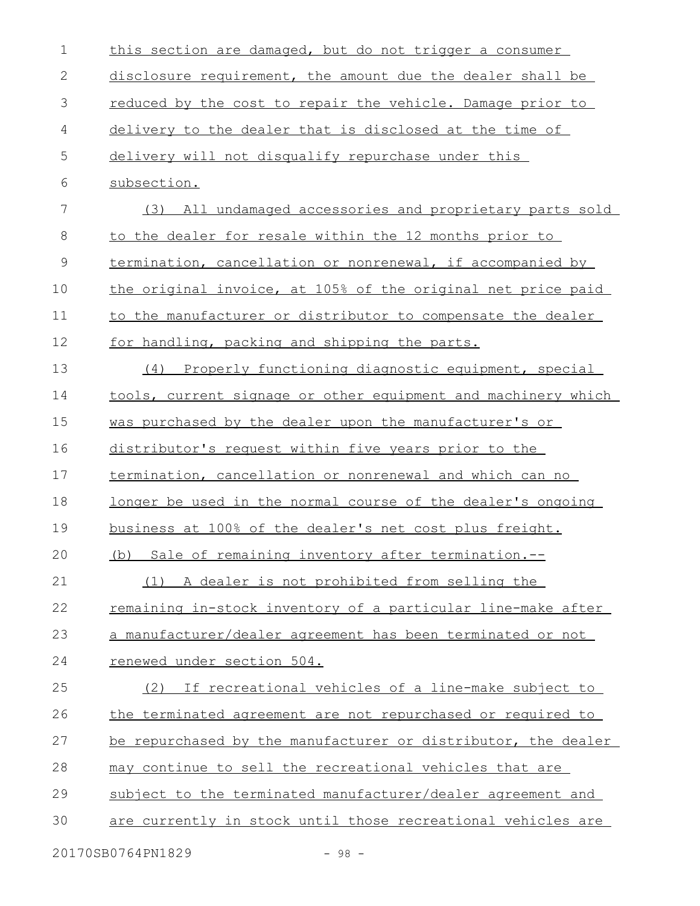this section are damaged, but do not trigger a consumer disclosure requirement, the amount due the dealer shall be reduced by the cost to repair the vehicle. Damage prior to delivery to the dealer that is disclosed at the time of delivery will not disqualify repurchase under this subsection.

(3) All undamaged accessories and proprietary parts sold to the dealer for resale within the 12 months prior to termination, cancellation or nonrenewal, if accompanied by the original invoice, at 105% of the original net price paid to the manufacturer or distributor to compensate the dealer for handling, packing and shipping the parts.

(4) Properly functioning diagnostic equipment, special tools, current signage or other equipment and machinery which was purchased by the dealer upon the manufacturer's or distributor's request within five years prior to the termination, cancellation or nonrenewal and which can no longer be used in the normal course of the dealer's ongoing business at 100% of the dealer's net cost plus freight.

(b) Sale of remaining inventory after termination.--

(1) A dealer is not prohibited from selling the remaining in-stock inventory of a particular line-make after a manufacturer/dealer agreement has been terminated or not renewed under section 504.

(2) If recreational vehicles of a line-make subject to the terminated agreement are not repurchased or required to be repurchased by the manufacturer or distributor, the dealer may continue to sell the recreational vehicles that are subject to the terminated manufacturer/dealer agreement and are currently in stock until those recreational vehicles are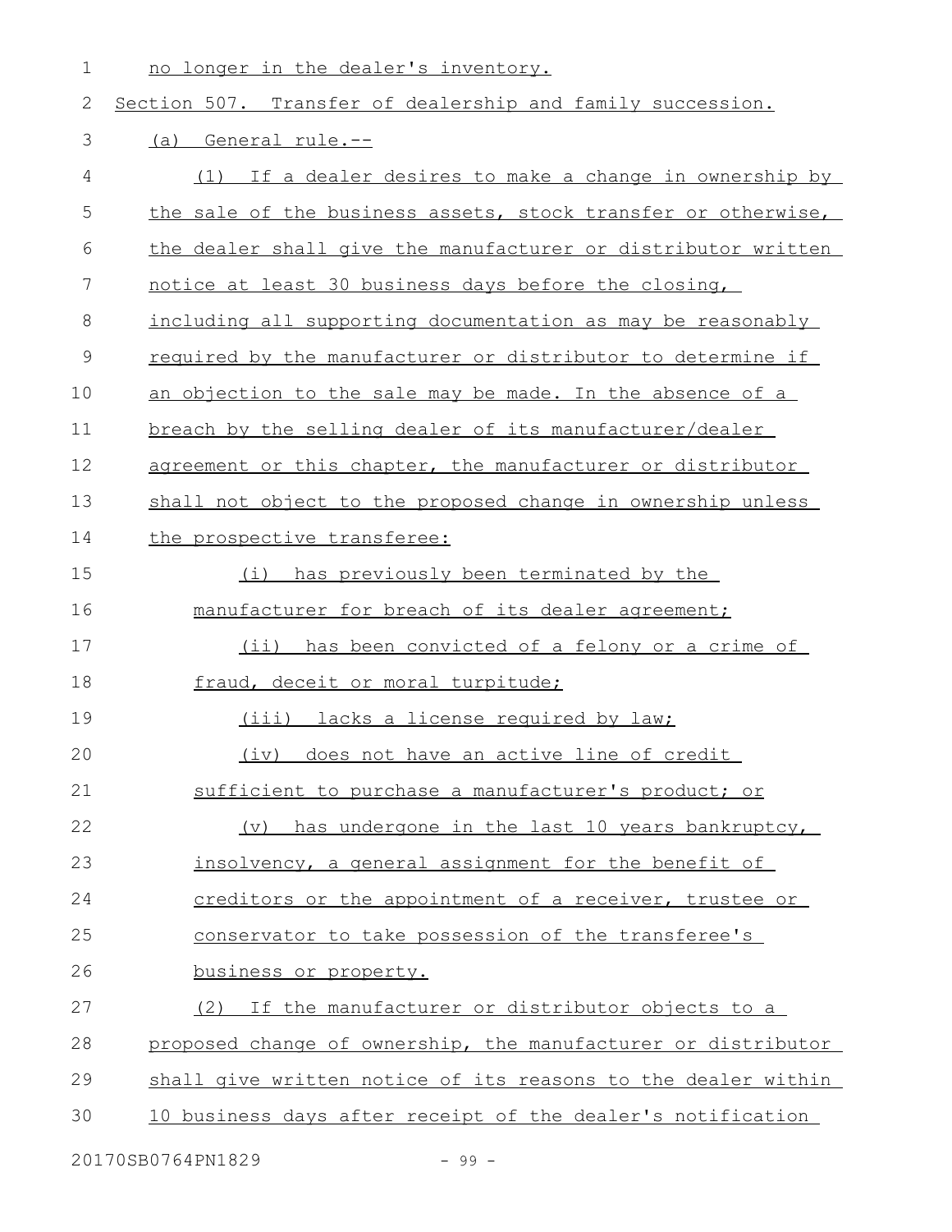no longer in the dealer's inventory.

Section 507. Transfer of dealership and family succession.

(a) General rule.--

(1) If a dealer desires to make a change in ownership by the sale of the business assets, stock transfer or otherwise, the dealer shall give the manufacturer or distributor written notice at least 30 business days before the closing, including all supporting documentation as may be reasonably required by the manufacturer or distributor to determine if an objection to the sale may be made. In the absence of a breach by the selling dealer of its manufacturer/dealer agreement or this chapter, the manufacturer or distributor shall not object to the proposed change in ownership unless the prospective transferee:

(i) has previously been terminated by the manufacturer for breach of its dealer agreement;

(ii) has been convicted of a felony or a crime of fraud, deceit or moral turpitude;

(iii) lacks a license required by law;

(iv) does not have an active line of credit sufficient to purchase a manufacturer's product; or

(v) has undergone in the last 10 years bankruptcy, insolvency, a general assignment for the benefit of creditors or the appointment of a receiver, trustee or conservator to take possession of the transferee's business or property.

(2) If the manufacturer or distributor objects to a proposed change of ownership, the manufacturer or distributor shall give written notice of its reasons to the dealer within 10 business days after receipt of the dealer's notification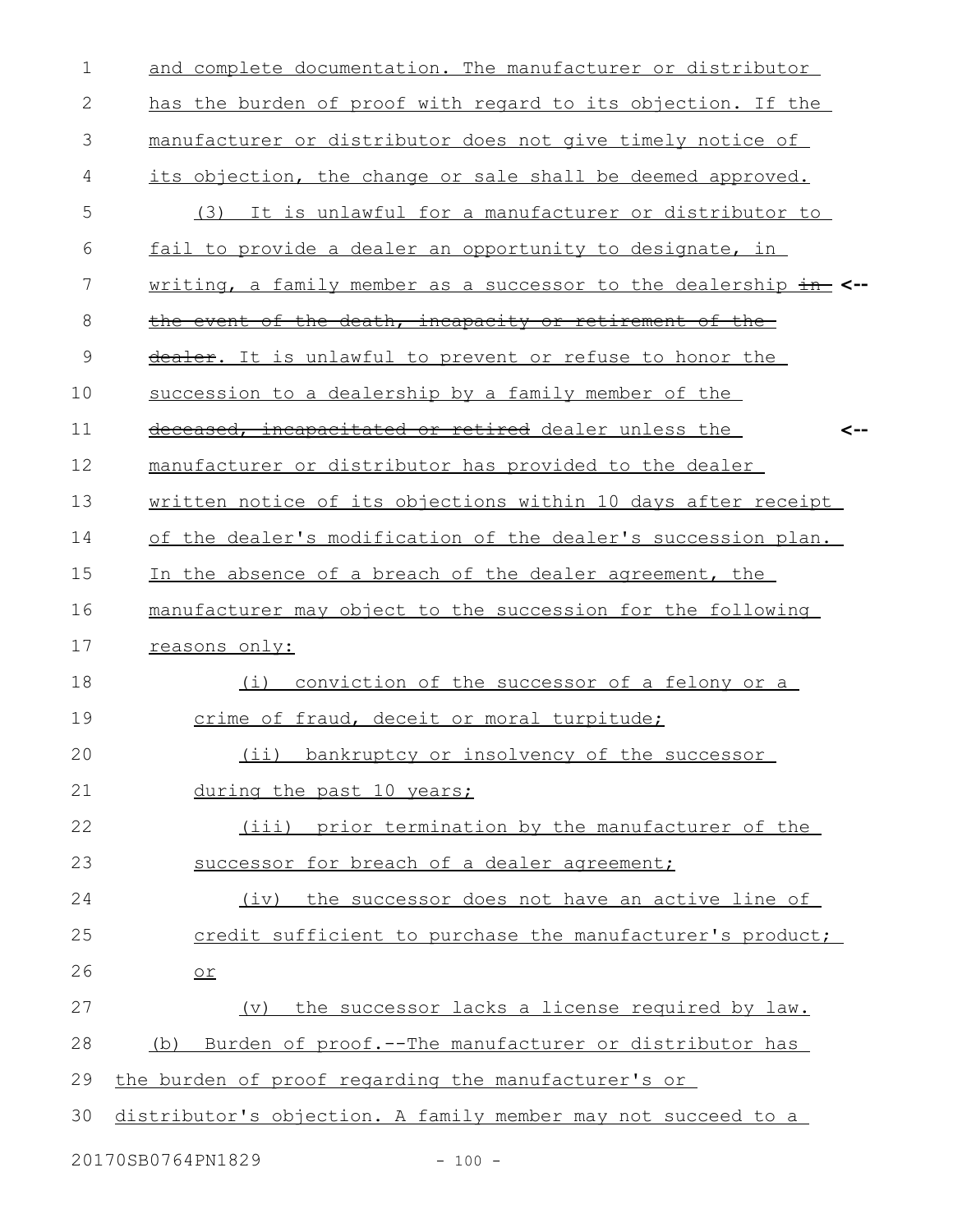and complete documentation. The manufacturer or distributor has the burden of proof with regard to its objection. If the manufacturer or distributor does not give timely notice of its objection, the change or sale shall be deemed approved.

(3) It is unlawful for a manufacturer or distributor to fail to provide a dealer an opportunity to designate, in writing, a family member as a successor to the dealership ~~in the event of the death, incapacity or retirement of the dealer~~. It is unlawful to prevent or refuse to honor the succession to a dealership by a family member of the ~~deceased, incapacitated or retired~~ dealer unless the manufacturer or distributor has provided to the dealer written notice of its objections within 10 days after receipt of the dealer's modification of the dealer's succession plan. In the absence of a breach of the dealer agreement, the manufacturer may object to the succession for the following reasons only:

(i) conviction of the successor of a felony or a crime of fraud, deceit or moral turpitude;

(ii) bankruptcy or insolvency of the successor during the past 10 years;

(iii) prior termination by the manufacturer of the successor for breach of a dealer agreement;

(iv) the successor does not have an active line of credit sufficient to purchase the manufacturer's product; or

(v) the successor lacks a license required by law.

(b) Burden of proof.--The manufacturer or distributor has the burden of proof regarding the manufacturer's or distributor's objection. A family member may not succeed to a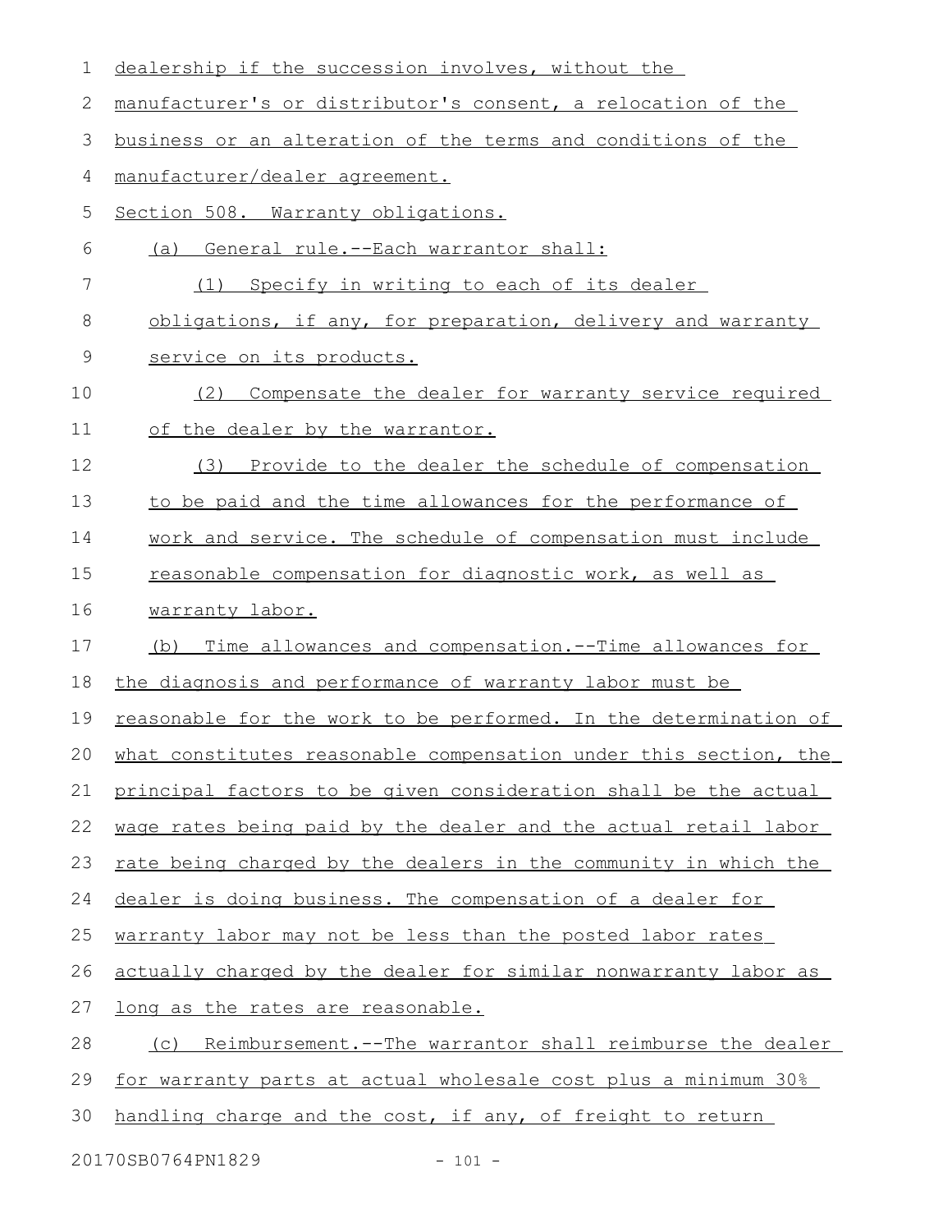dealership if the succession involves, without the manufacturer's or distributor's consent, a relocation of the business or an alteration of the terms and conditions of the manufacturer/dealer agreement.

Section 508. Warranty obligations.

(a) General rule.--Each warrantor shall:

(1) Specify in writing to each of its dealer obligations, if any, for preparation, delivery and warranty service on its products.

(2) Compensate the dealer for warranty service required of the dealer by the warrantor.

(3) Provide to the dealer the schedule of compensation to be paid and the time allowances for the performance of work and service. The schedule of compensation must include reasonable compensation for diagnostic work, as well as warranty labor.

(b) Time allowances and compensation.--Time allowances for the diagnosis and performance of warranty labor must be reasonable for the work to be performed. In the determination of what constitutes reasonable compensation under this section, the principal factors to be given consideration shall be the actual wage rates being paid by the dealer and the actual retail labor rate being charged by the dealers in the community in which the dealer is doing business. The compensation of a dealer for warranty labor may not be less than the posted labor rates actually charged by the dealer for similar nonwarranty labor as long as the rates are reasonable.

(c) Reimbursement.--The warrantor shall reimburse the dealer for warranty parts at actual wholesale cost plus a minimum 30% handling charge and the cost, if any, of freight to return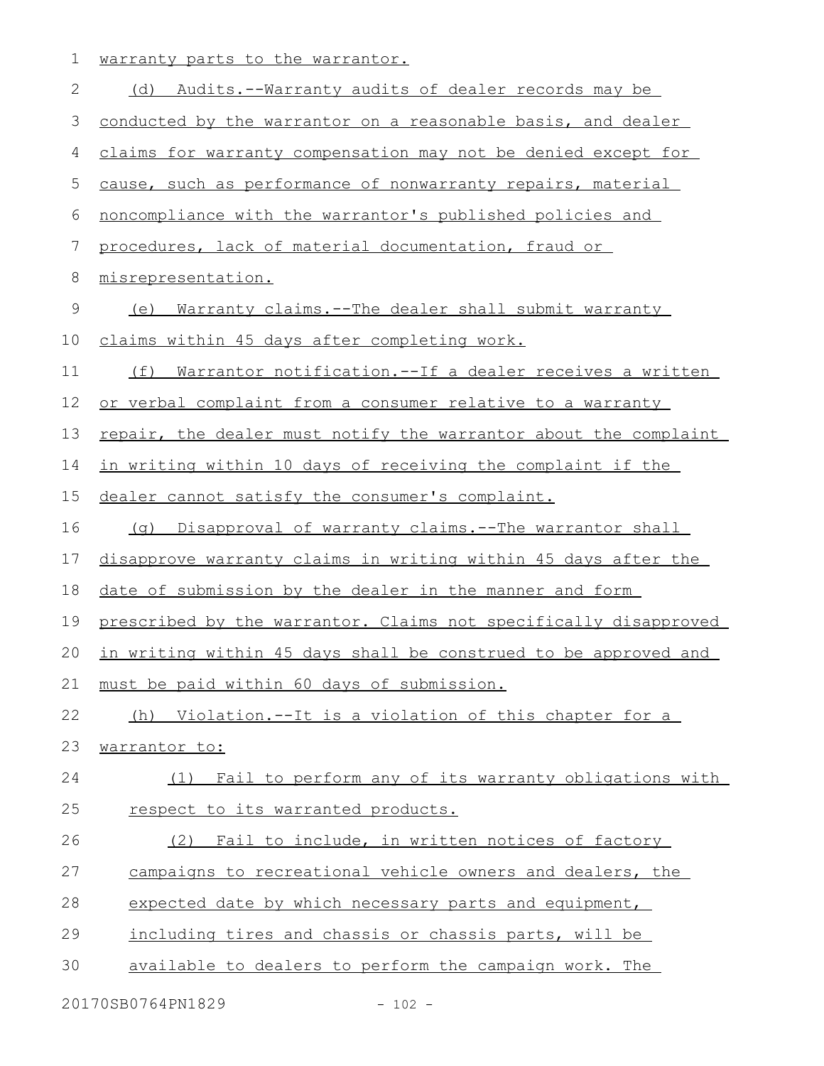warranty parts to the warrantor.

(d) Audits.--Warranty audits of dealer records may be conducted by the warrantor on a reasonable basis, and dealer claims for warranty compensation may not be denied except for cause, such as performance of nonwarranty repairs, material noncompliance with the warrantor's published policies and procedures, lack of material documentation, fraud or misrepresentation.

(e) Warranty claims.--The dealer shall submit warranty claims within 45 days after completing work.

(f) Warrantor notification.--If a dealer receives a written or verbal complaint from a consumer relative to a warranty repair, the dealer must notify the warrantor about the complaint in writing within 10 days of receiving the complaint if the dealer cannot satisfy the consumer's complaint.

(g) Disapproval of warranty claims.--The warrantor shall disapprove warranty claims in writing within 45 days after the date of submission by the dealer in the manner and form prescribed by the warrantor. Claims not specifically disapproved in writing within 45 days shall be construed to be approved and must be paid within 60 days of submission.

(h) Violation.--It is a violation of this chapter for a warrantor to:

(1) Fail to perform any of its warranty obligations with respect to its warranted products.

(2) Fail to include, in written notices of factory campaigns to recreational vehicle owners and dealers, the expected date by which necessary parts and equipment, including tires and chassis or chassis parts, will be available to dealers to perform the campaign work. The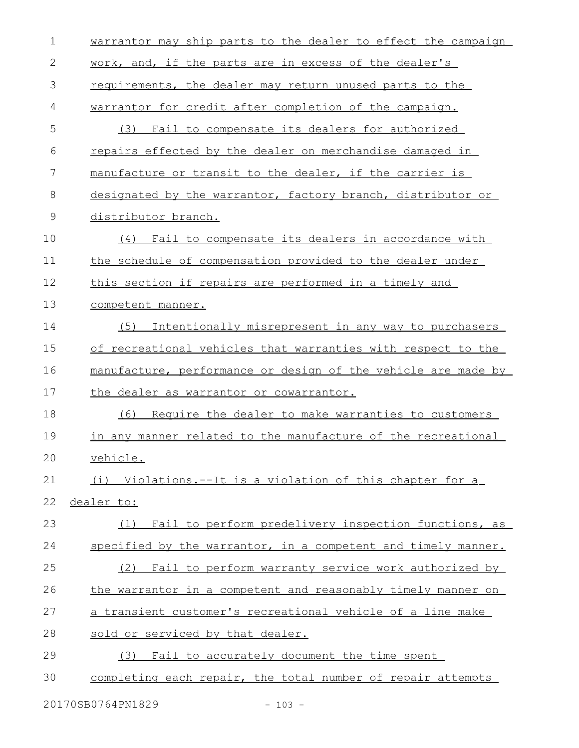warrantor may ship parts to the dealer to effect the campaign work, and, if the parts are in excess of the dealer's requirements, the dealer may return unused parts to the warrantor for credit after completion of the campaign.

(3) Fail to compensate its dealers for authorized repairs effected by the dealer on merchandise damaged in manufacture or transit to the dealer, if the carrier is designated by the warrantor, factory branch, distributor or distributor branch.

(4) Fail to compensate its dealers in accordance with the schedule of compensation provided to the dealer under this section if repairs are performed in a timely and competent manner.

(5) Intentionally misrepresent in any way to purchasers of recreational vehicles that warranties with respect to the manufacture, performance or design of the vehicle are made by the dealer as warrantor or cowarrantor.

(6) Require the dealer to make warranties to customers in any manner related to the manufacture of the recreational vehicle.

(i) Violations.--It is a violation of this chapter for a dealer to:

(1) Fail to perform predelivery inspection functions, as specified by the warrantor, in a competent and timely manner.

(2) Fail to perform warranty service work authorized by the warrantor in a competent and reasonably timely manner on a transient customer's recreational vehicle of a line make sold or serviced by that dealer.

(3) Fail to accurately document the time spent completing each repair, the total number of repair attempts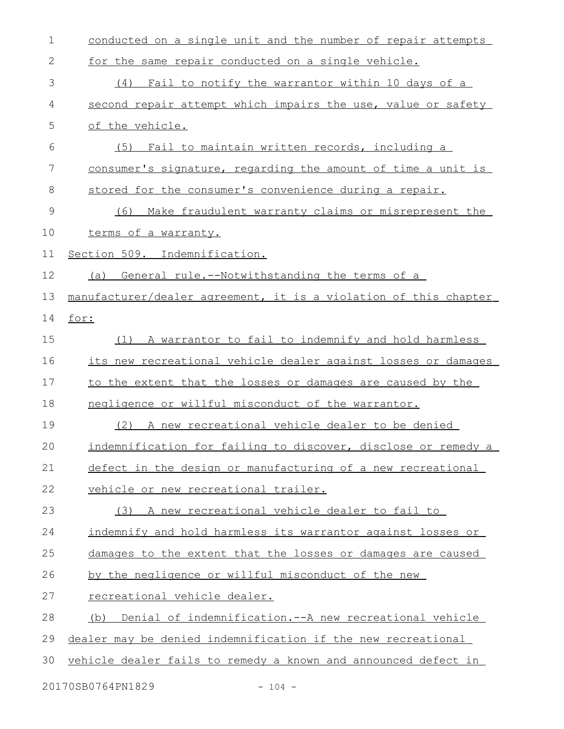conducted on a single unit and the number of repair attempts for the same repair conducted on a single vehicle.

(4) Fail to notify the warrantor within 10 days of a second repair attempt which impairs the use, value or safety of the vehicle.

(5) Fail to maintain written records, including a consumer's signature, regarding the amount of time a unit is stored for the consumer's convenience during a repair.

(6) Make fraudulent warranty claims or misrepresent the terms of a warranty.

Section 509. Indemnification.

(a) General rule.--Notwithstanding the terms of a manufacturer/dealer agreement, it is a violation of this chapter for:

(1) A warrantor to fail to indemnify and hold harmless its new recreational vehicle dealer against losses or damages to the extent that the losses or damages are caused by the negligence or willful misconduct of the warrantor.

(2) A new recreational vehicle dealer to be denied indemnification for failing to discover, disclose or remedy a defect in the design or manufacturing of a new recreational vehicle or new recreational trailer.

(3) A new recreational vehicle dealer to fail to indemnify and hold harmless its warrantor against losses or damages to the extent that the losses or damages are caused by the negligence or willful misconduct of the new recreational vehicle dealer.

(b) Denial of indemnification.--A new recreational vehicle dealer may be denied indemnification if the new recreational vehicle dealer fails to remedy a known and announced defect in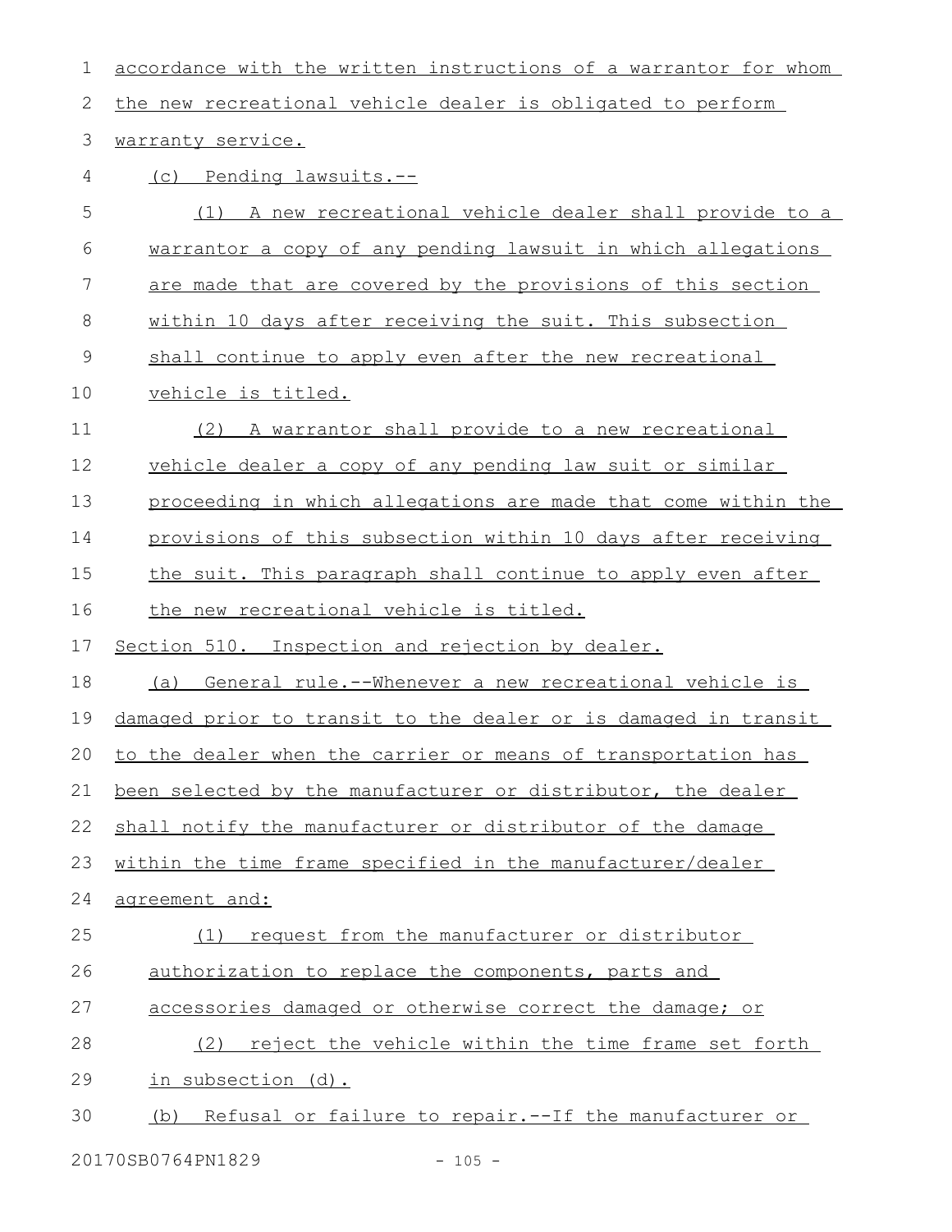accordance with the written instructions of a warrantor for whom the new recreational vehicle dealer is obligated to perform warranty service.

(c) Pending lawsuits.--

(1) A new recreational vehicle dealer shall provide to a warrantor a copy of any pending lawsuit in which allegations are made that are covered by the provisions of this section within 10 days after receiving the suit. This subsection shall continue to apply even after the new recreational vehicle is titled.

(2) A warrantor shall provide to a new recreational vehicle dealer a copy of any pending law suit or similar proceeding in which allegations are made that come within the provisions of this subsection within 10 days after receiving the suit. This paragraph shall continue to apply even after the new recreational vehicle is titled.

Section 510. Inspection and rejection by dealer.

(a) General rule.--Whenever a new recreational vehicle is damaged prior to transit to the dealer or is damaged in transit to the dealer when the carrier or means of transportation has been selected by the manufacturer or distributor, the dealer shall notify the manufacturer or distributor of the damage within the time frame specified in the manufacturer/dealer agreement and:

(1) request from the manufacturer or distributor authorization to replace the components, parts and accessories damaged or otherwise correct the damage; or

(2) reject the vehicle within the time frame set forth in subsection (d).

(b) Refusal or failure to repair.--If the manufacturer or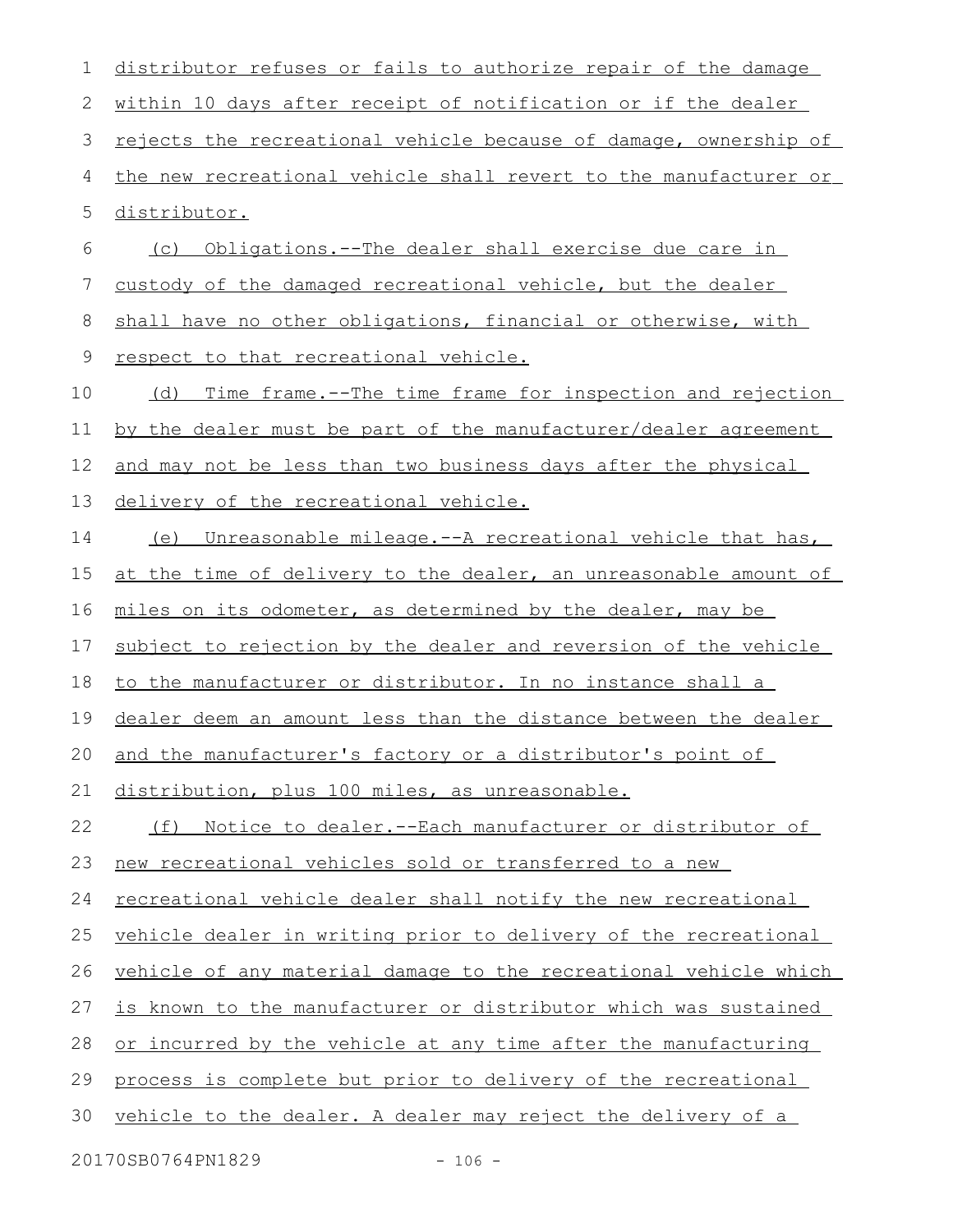distributor refuses or fails to authorize repair of the damage within 10 days after receipt of notification or if the dealer rejects the recreational vehicle because of damage, ownership of the new recreational vehicle shall revert to the manufacturer or distributor.

(c) Obligations.--The dealer shall exercise due care in custody of the damaged recreational vehicle, but the dealer shall have no other obligations, financial or otherwise, with respect to that recreational vehicle.

(d) Time frame.--The time frame for inspection and rejection by the dealer must be part of the manufacturer/dealer agreement and may not be less than two business days after the physical delivery of the recreational vehicle.

(e) Unreasonable mileage.--A recreational vehicle that has, at the time of delivery to the dealer, an unreasonable amount of miles on its odometer, as determined by the dealer, may be subject to rejection by the dealer and reversion of the vehicle to the manufacturer or distributor. In no instance shall a dealer deem an amount less than the distance between the dealer and the manufacturer's factory or a distributor's point of distribution, plus 100 miles, as unreasonable.

(f) Notice to dealer.--Each manufacturer or distributor of new recreational vehicles sold or transferred to a new recreational vehicle dealer shall notify the new recreational vehicle dealer in writing prior to delivery of the recreational vehicle of any material damage to the recreational vehicle which is known to the manufacturer or distributor which was sustained or incurred by the vehicle at any time after the manufacturing process is complete but prior to delivery of the recreational vehicle to the dealer. A dealer may reject the delivery of a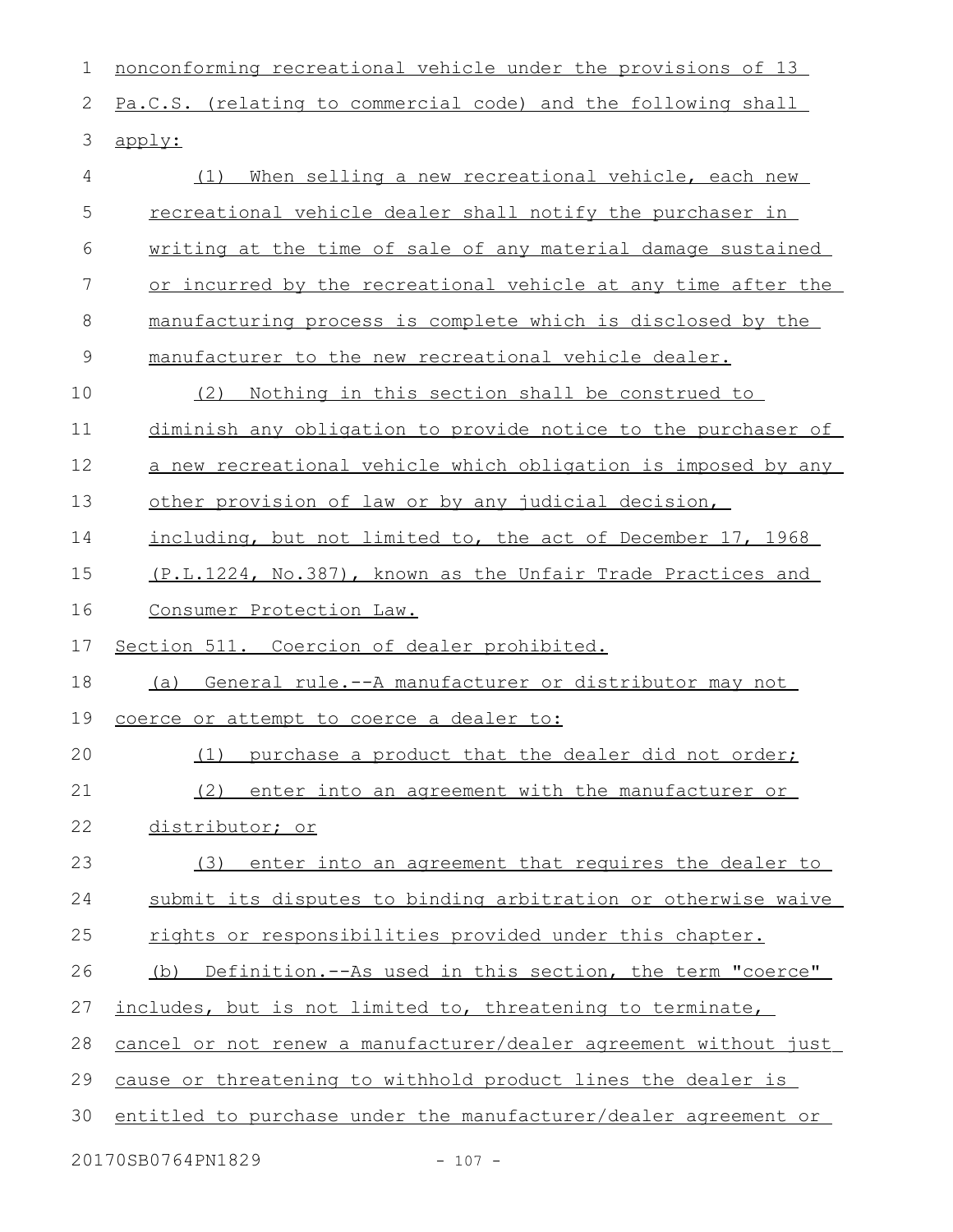nonconforming recreational vehicle under the provisions of 13 Pa.C.S. (relating to commercial code) and the following shall apply:

(1) When selling a new recreational vehicle, each new recreational vehicle dealer shall notify the purchaser in writing at the time of sale of any material damage sustained or incurred by the recreational vehicle at any time after the manufacturing process is complete which is disclosed by the manufacturer to the new recreational vehicle dealer.

(2) Nothing in this section shall be construed to diminish any obligation to provide notice to the purchaser of a new recreational vehicle which obligation is imposed by any other provision of law or by any judicial decision, including, but not limited to, the act of December 17, 1968 (P.L.1224, No.387), known as the Unfair Trade Practices and Consumer Protection Law.

Section 511. Coercion of dealer prohibited.

(a) General rule.--A manufacturer or distributor may not coerce or attempt to coerce a dealer to:

(1) purchase a product that the dealer did not order;

(2) enter into an agreement with the manufacturer or distributor; or

(3) enter into an agreement that requires the dealer to submit its disputes to binding arbitration or otherwise waive rights or responsibilities provided under this chapter.

(b) Definition.--As used in this section, the term "coerce" includes, but is not limited to, threatening to terminate, cancel or not renew a manufacturer/dealer agreement without just cause or threatening to withhold product lines the dealer is entitled to purchase under the manufacturer/dealer agreement or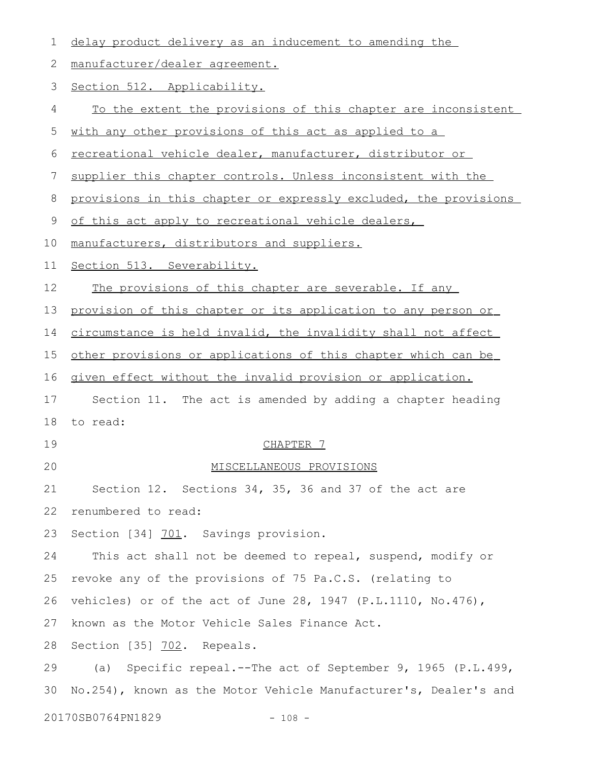delay product delivery as an inducement to amending the manufacturer/dealer agreement.

Section 512. Applicability.

To the extent the provisions of this chapter are inconsistent with any other provisions of this act as applied to a recreational vehicle dealer, manufacturer, distributor or supplier this chapter controls. Unless inconsistent with the provisions in this chapter or expressly excluded, the provisions of this act apply to recreational vehicle dealers, manufacturers, distributors and suppliers.

Section 513. Severability.

The provisions of this chapter are severable. If any provision of this chapter or its application to any person or circumstance is held invalid, the invalidity shall not affect other provisions or applications of this chapter which can be given effect without the invalid provision or application.

Section 11. The act is amended by adding a chapter heading to read:

CHAPTER 7

MISCELLANEOUS PROVISIONS

Section 12. Sections 34, 35, 36 and 37 of the act are renumbered to read:

Section [34] 701. Savings provision.

This act shall not be deemed to repeal, suspend, modify or revoke any of the provisions of 75 Pa.C.S. (relating to vehicles) or of the act of June 28, 1947 (P.L.1110, No.476), known as the Motor Vehicle Sales Finance Act.

Section [35] 702. Repeals.

(a) Specific repeal.--The act of September 9, 1965 (P.L.499, No.254), known as the Motor Vehicle Manufacturer's, Dealer's and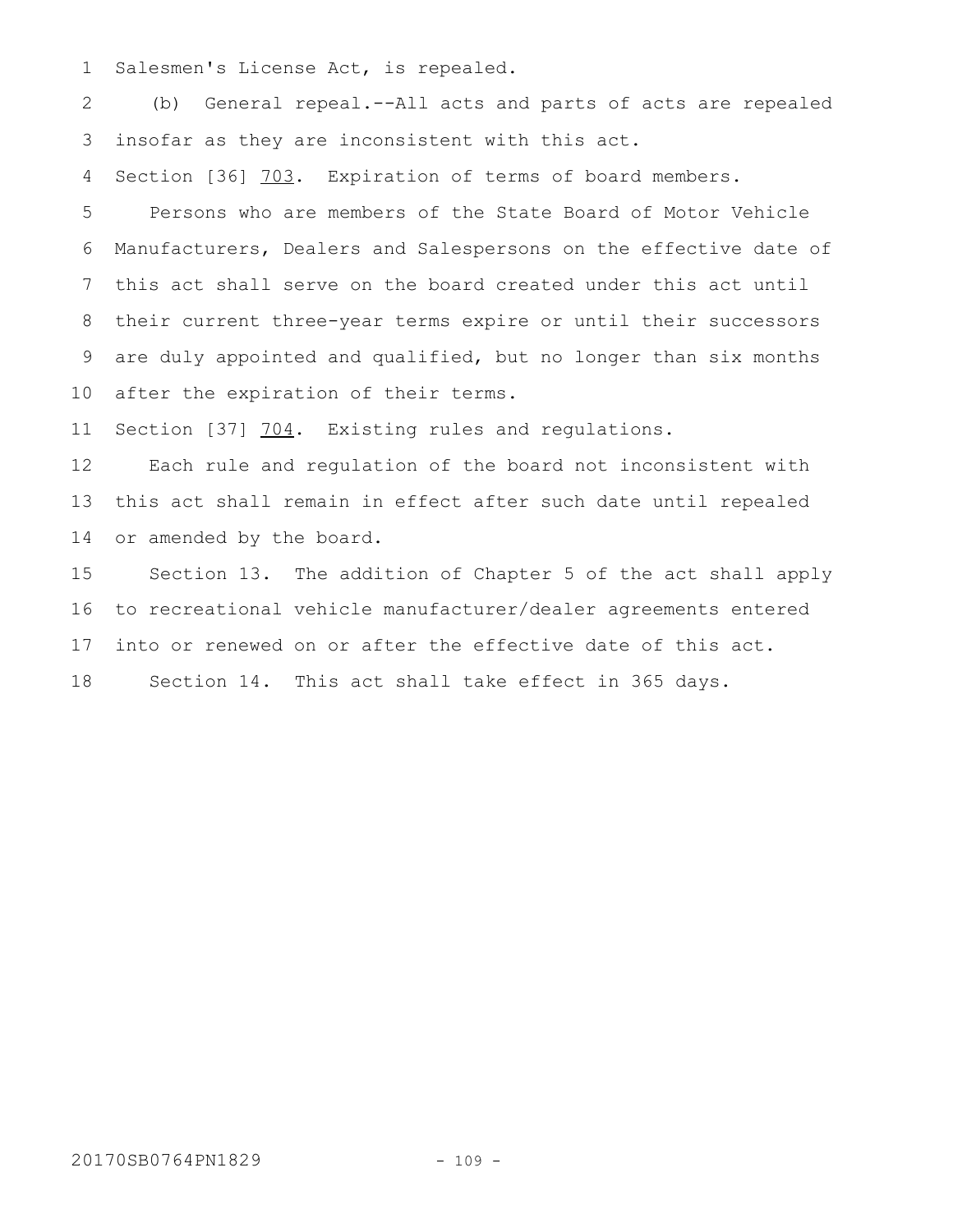Salesmen's License Act, is repealed.

(b) General repeal.--All acts and parts of acts are repealed insofar as they are inconsistent with this act.

Section [36] 703. Expiration of terms of board members.

Persons who are members of the State Board of Motor Vehicle Manufacturers, Dealers and Salespersons on the effective date of this act shall serve on the board created under this act until their current three-year terms expire or until their successors are duly appointed and qualified, but no longer than six months after the expiration of their terms.

Section [37] 704. Existing rules and regulations.

Each rule and regulation of the board not inconsistent with this act shall remain in effect after such date until repealed or amended by the board.

Section 13. The addition of Chapter 5 of the act shall apply to recreational vehicle manufacturer/dealer agreements entered into or renewed on or after the effective date of this act.

Section 14. This act shall take effect in 365 days.